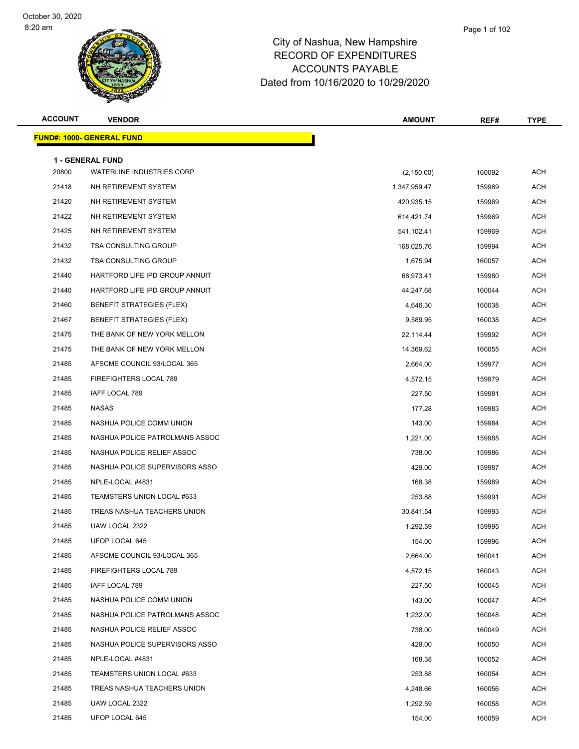October 30, 2020
8:20 am

# City of Nashua, New Hampshire
## RECORD OF EXPENDITURES
## ACCOUNTS PAYABLE
### Dated from 10/16/2020 to 10/29/2020

| ACCOUNT | VENDOR | AMOUNT | REF# | TYPE |
|---|---|---|---|---|
| **FUND#: 1000- GENERAL FUND** | | | | |
| **1 - GENERAL FUND** | | | | |
| 20800 | WATERLINE INDUSTRIES CORP | (2,150.00) | 160092 | ACH |
| 21418 | NH RETIREMENT SYSTEM | 1,347,959.47 | 159969 | ACH |
| 21420 | NH RETIREMENT SYSTEM | 420,935.15 | 159969 | ACH |
| 21422 | NH RETIREMENT SYSTEM | 614,421.74 | 159969 | ACH |
| 21425 | NH RETIREMENT SYSTEM | 541,102.41 | 159969 | ACH |
| 21432 | TSA CONSULTING GROUP | 168,025.76 | 159994 | ACH |
| 21432 | TSA CONSULTING GROUP | 1,675.94 | 160057 | ACH |
| 21440 | HARTFORD LIFE IPD GROUP ANNUIT | 68,973.41 | 159980 | ACH |
| 21440 | HARTFORD LIFE IPD GROUP ANNUIT | 44,247.68 | 160044 | ACH |
| 21460 | BENEFIT STRATEGIES (FLEX) | 4,646.30 | 160038 | ACH |
| 21467 | BENEFIT STRATEGIES (FLEX) | 9,589.95 | 160038 | ACH |
| 21475 | THE BANK OF NEW YORK MELLON | 22,114.44 | 159992 | ACH |
| 21475 | THE BANK OF NEW YORK MELLON | 14,369.62 | 160055 | ACH |
| 21485 | AFSCME COUNCIL 93/LOCAL 365 | 2,664.00 | 159977 | ACH |
| 21485 | FIREFIGHTERS LOCAL 789 | 4,572.15 | 159979 | ACH |
| 21485 | IAFF LOCAL 789 | 227.50 | 159981 | ACH |
| 21485 | NASAS | 177.28 | 159983 | ACH |
| 21485 | NASHUA POLICE COMM UNION | 143.00 | 159984 | ACH |
| 21485 | NASHUA POLICE PATROLMANS ASSOC | 1,221.00 | 159985 | ACH |
| 21485 | NASHUA POLICE RELIEF ASSOC | 738.00 | 159986 | ACH |
| 21485 | NASHUA POLICE SUPERVISORS ASSO | 429.00 | 159987 | ACH |
| 21485 | NPLE-LOCAL #4831 | 168.38 | 159989 | ACH |
| 21485 | TEAMSTERS UNION LOCAL #633 | 253.88 | 159991 | ACH |
| 21485 | TREAS NASHUA TEACHERS UNION | 30,841.54 | 159993 | ACH |
| 21485 | UAW LOCAL 2322 | 1,292.59 | 159995 | ACH |
| 21485 | UFOP LOCAL 645 | 154.00 | 159996 | ACH |
| 21485 | AFSCME COUNCIL 93/LOCAL 365 | 2,664.00 | 160041 | ACH |
| 21485 | FIREFIGHTERS LOCAL 789 | 4,572.15 | 160043 | ACH |
| 21485 | IAFF LOCAL 789 | 227.50 | 160045 | ACH |
| 21485 | NASHUA POLICE COMM UNION | 143.00 | 160047 | ACH |
| 21485 | NASHUA POLICE PATROLMANS ASSOC | 1,232.00 | 160048 | ACH |
| 21485 | NASHUA POLICE RELIEF ASSOC | 738.00 | 160049 | ACH |
| 21485 | NASHUA POLICE SUPERVISORS ASSO | 429.00 | 160050 | ACH |
| 21485 | NPLE-LOCAL #4831 | 168.38 | 160052 | ACH |
| 21485 | TEAMSTERS UNION LOCAL #633 | 253.88 | 160054 | ACH |
| 21485 | TREAS NASHUA TEACHERS UNION | 4,248.66 | 160056 | ACH |
| 21485 | UAW LOCAL 2322 | 1,292.59 | 160058 | ACH |
| 21485 | UFOP LOCAL 645 | 154.00 | 160059 | ACH |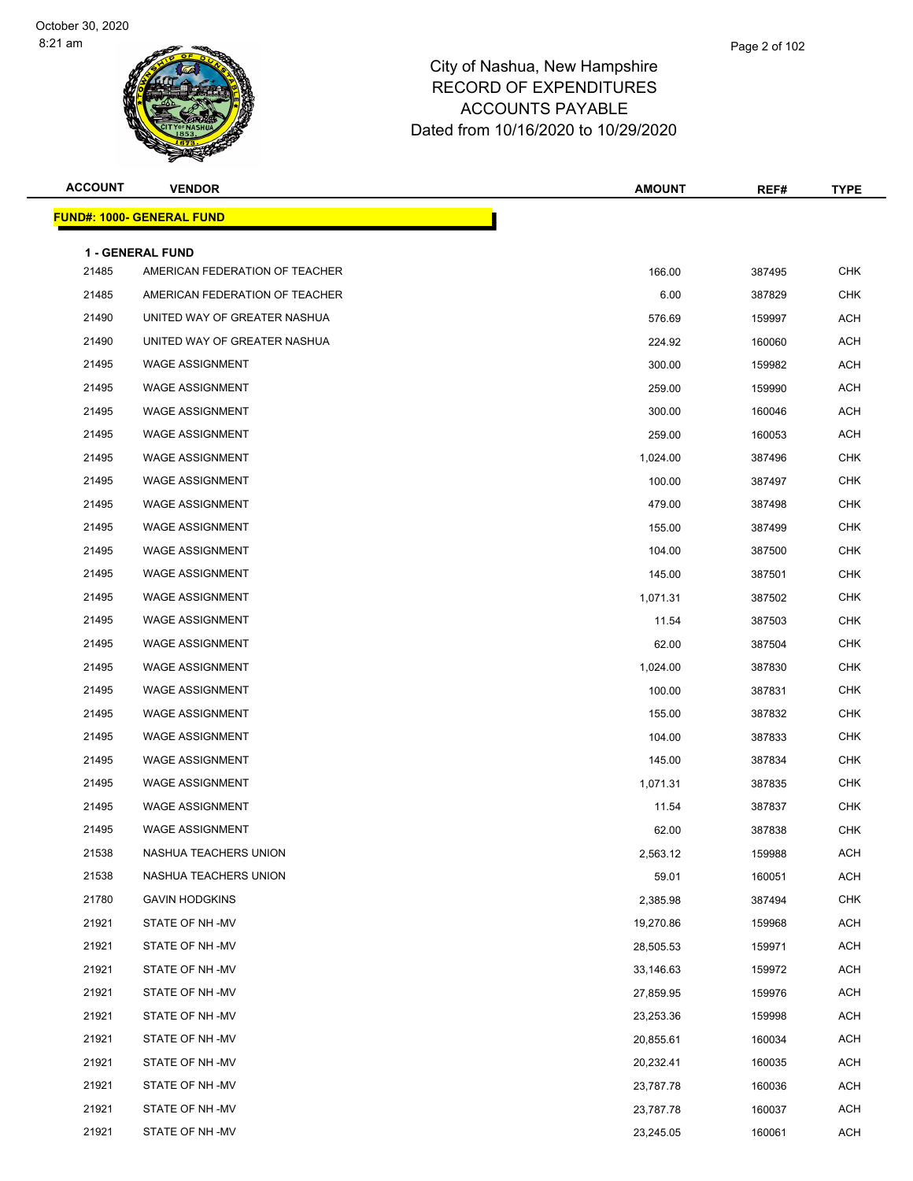City of Nashua, New Hampshire
RECORD OF EXPENDITURES
ACCOUNTS PAYABLE
Dated from 10/16/2020 to 10/29/2020

October 30, 2020
8:21 am

**FUND#: 1000- GENERAL FUND**

**1 - GENERAL FUND**

| ACCOUNT | VENDOR | AMOUNT | REF# | TYPE |
|---|---|---|---|---|
| 21485 | AMERICAN FEDERATION OF TEACHER | 166.00 | 387495 | CHK |
| 21485 | AMERICAN FEDERATION OF TEACHER | 6.00 | 387829 | CHK |
| 21490 | UNITED WAY OF GREATER NASHUA | 576.69 | 159997 | ACH |
| 21490 | UNITED WAY OF GREATER NASHUA | 224.92 | 160060 | ACH |
| 21495 | WAGE ASSIGNMENT | 300.00 | 159982 | ACH |
| 21495 | WAGE ASSIGNMENT | 259.00 | 159990 | ACH |
| 21495 | WAGE ASSIGNMENT | 300.00 | 160046 | ACH |
| 21495 | WAGE ASSIGNMENT | 259.00 | 160053 | ACH |
| 21495 | WAGE ASSIGNMENT | 1,024.00 | 387496 | CHK |
| 21495 | WAGE ASSIGNMENT | 100.00 | 387497 | CHK |
| 21495 | WAGE ASSIGNMENT | 479.00 | 387498 | CHK |
| 21495 | WAGE ASSIGNMENT | 155.00 | 387499 | CHK |
| 21495 | WAGE ASSIGNMENT | 104.00 | 387500 | CHK |
| 21495 | WAGE ASSIGNMENT | 145.00 | 387501 | CHK |
| 21495 | WAGE ASSIGNMENT | 1,071.31 | 387502 | CHK |
| 21495 | WAGE ASSIGNMENT | 11.54 | 387503 | CHK |
| 21495 | WAGE ASSIGNMENT | 62.00 | 387504 | CHK |
| 21495 | WAGE ASSIGNMENT | 1,024.00 | 387830 | CHK |
| 21495 | WAGE ASSIGNMENT | 100.00 | 387831 | CHK |
| 21495 | WAGE ASSIGNMENT | 155.00 | 387832 | CHK |
| 21495 | WAGE ASSIGNMENT | 104.00 | 387833 | CHK |
| 21495 | WAGE ASSIGNMENT | 145.00 | 387834 | CHK |
| 21495 | WAGE ASSIGNMENT | 1,071.31 | 387835 | CHK |
| 21495 | WAGE ASSIGNMENT | 11.54 | 387837 | CHK |
| 21495 | WAGE ASSIGNMENT | 62.00 | 387838 | CHK |
| 21538 | NASHUA TEACHERS UNION | 2,563.12 | 159988 | ACH |
| 21538 | NASHUA TEACHERS UNION | 59.01 | 160051 | ACH |
| 21780 | GAVIN HODGKINS | 2,385.98 | 387494 | CHK |
| 21921 | STATE OF NH -MV | 19,270.86 | 159968 | ACH |
| 21921 | STATE OF NH -MV | 28,505.53 | 159971 | ACH |
| 21921 | STATE OF NH -MV | 33,146.63 | 159972 | ACH |
| 21921 | STATE OF NH -MV | 27,859.95 | 159976 | ACH |
| 21921 | STATE OF NH -MV | 23,253.36 | 159998 | ACH |
| 21921 | STATE OF NH -MV | 20,855.61 | 160034 | ACH |
| 21921 | STATE OF NH -MV | 20,232.41 | 160035 | ACH |
| 21921 | STATE OF NH -MV | 23,787.78 | 160036 | ACH |
| 21921 | STATE OF NH -MV | 23,787.78 | 160037 | ACH |
| 21921 | STATE OF NH -MV | 23,245.05 | 160061 | ACH |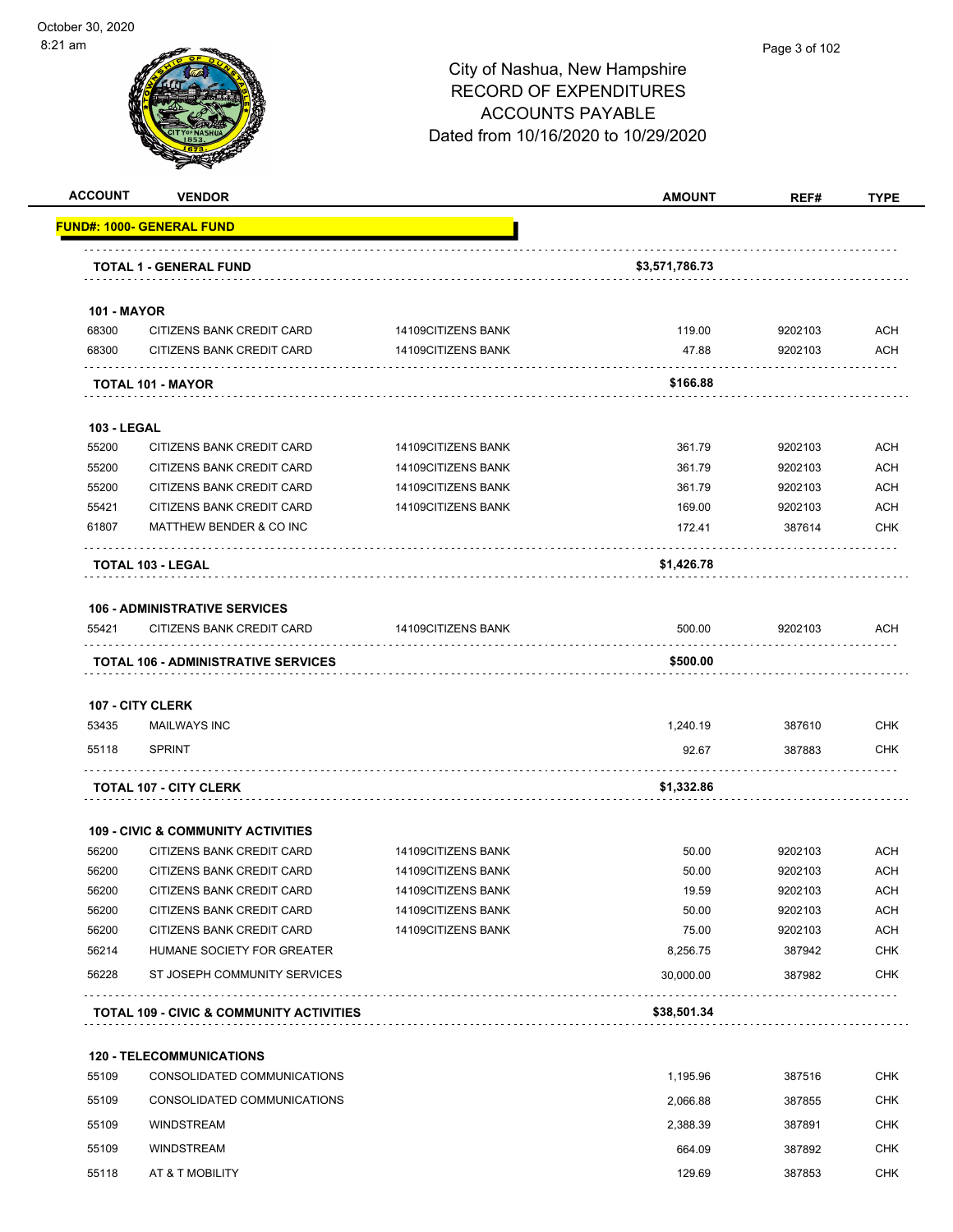City of Nashua, New Hampshire
RECORD OF EXPENDITURES
ACCOUNTS PAYABLE
Dated from 10/16/2020 to 10/29/2020

| ACCOUNT | VENDOR | | AMOUNT | REF# | TYPE |
|---|---|---|---|---|---|
| **FUND#: 1000- GENERAL FUND** | | | | | |
| | **TOTAL 1 - GENERAL FUND** | | **$3,571,786.73** | | |
| **101 - MAYOR** | | | | | |
| 68300 | CITIZENS BANK CREDIT CARD | 14109CITIZENS BANK | 119.00 | 9202103 | ACH |
| 68300 | CITIZENS BANK CREDIT CARD | 14109CITIZENS BANK | 47.88 | 9202103 | ACH |
| | **TOTAL 101 - MAYOR** | | **$166.88** | | |
| **103 - LEGAL** | | | | | |
| 55200 | CITIZENS BANK CREDIT CARD | 14109CITIZENS BANK | 361.79 | 9202103 | ACH |
| 55200 | CITIZENS BANK CREDIT CARD | 14109CITIZENS BANK | 361.79 | 9202103 | ACH |
| 55200 | CITIZENS BANK CREDIT CARD | 14109CITIZENS BANK | 361.79 | 9202103 | ACH |
| 55421 | CITIZENS BANK CREDIT CARD | 14109CITIZENS BANK | 169.00 | 9202103 | ACH |
| 61807 | MATTHEW BENDER & CO INC | | 172.41 | 387614 | CHK |
| | **TOTAL 103 - LEGAL** | | **$1,426.78** | | |
| **106 - ADMINISTRATIVE SERVICES** | | | | | |
| 55421 | CITIZENS BANK CREDIT CARD | 14109CITIZENS BANK | 500.00 | 9202103 | ACH |
| | **TOTAL 106 - ADMINISTRATIVE SERVICES** | | **$500.00** | | |
| **107 - CITY CLERK** | | | | | |
| 53435 | MAILWAYS INC | | 1,240.19 | 387610 | CHK |
| 55118 | SPRINT | | 92.67 | 387883 | CHK |
| | **TOTAL 107 - CITY CLERK** | | **$1,332.86** | | |
| **109 - CIVIC & COMMUNITY ACTIVITIES** | | | | | |
| 56200 | CITIZENS BANK CREDIT CARD | 14109CITIZENS BANK | 50.00 | 9202103 | ACH |
| 56200 | CITIZENS BANK CREDIT CARD | 14109CITIZENS BANK | 50.00 | 9202103 | ACH |
| 56200 | CITIZENS BANK CREDIT CARD | 14109CITIZENS BANK | 19.59 | 9202103 | ACH |
| 56200 | CITIZENS BANK CREDIT CARD | 14109CITIZENS BANK | 50.00 | 9202103 | ACH |
| 56200 | CITIZENS BANK CREDIT CARD | 14109CITIZENS BANK | 75.00 | 9202103 | ACH |
| 56214 | HUMANE SOCIETY FOR GREATER | | 8,256.75 | 387942 | CHK |
| 56228 | ST JOSEPH COMMUNITY SERVICES | | 30,000.00 | 387982 | CHK |
| | **TOTAL 109 - CIVIC & COMMUNITY ACTIVITIES** | | **$38,501.34** | | |
| **120 - TELECOMMUNICATIONS** | | | | | |
| 55109 | CONSOLIDATED COMMUNICATIONS | | 1,195.96 | 387516 | CHK |
| 55109 | CONSOLIDATED COMMUNICATIONS | | 2,066.88 | 387855 | CHK |
| 55109 | WINDSTREAM | | 2,388.39 | 387891 | CHK |
| 55109 | WINDSTREAM | | 664.09 | 387892 | CHK |
| 55118 | AT & T MOBILITY | | 129.69 | 387853 | CHK |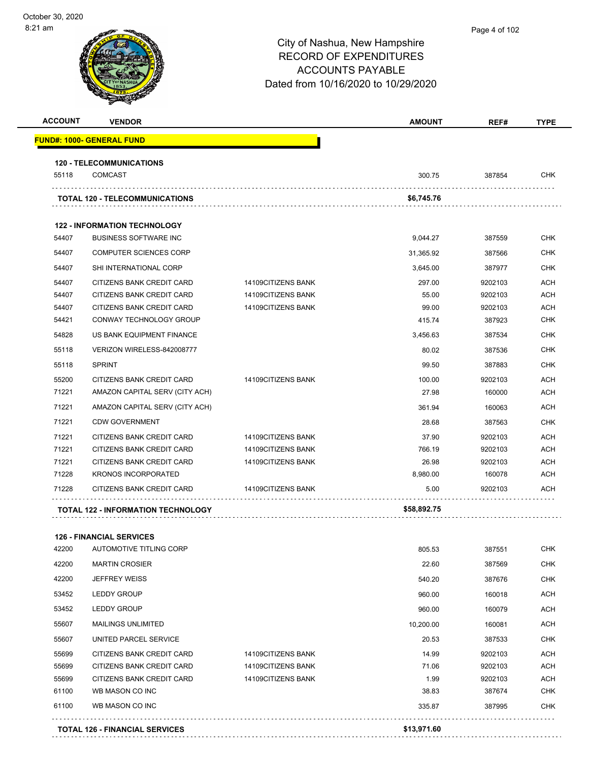City of Nashua, New Hampshire
RECORD OF EXPENDITURES
ACCOUNTS PAYABLE
Dated from 10/16/2020 to 10/29/2020

| ACCOUNT | VENDOR | | AMOUNT | REF# | TYPE |
|---|---|---|---|---|---|
| **FUND#: 1000- GENERAL FUND** | | | | | |
| **120 - TELECOMMUNICATIONS** | | | | | |
| 55118 | COMCAST | | 300.75 | 387854 | CHK |
| | **TOTAL 120 - TELECOMMUNICATIONS** | | **$6,745.76** | | |
| **122 - INFORMATION TECHNOLOGY** | | | | | |
| 54407 | BUSINESS SOFTWARE INC | | 9,044.27 | 387559 | CHK |
| 54407 | COMPUTER SCIENCES CORP | | 31,365.92 | 387566 | CHK |
| 54407 | SHI INTERNATIONAL CORP | | 3,645.00 | 387977 | CHK |
| 54407 | CITIZENS BANK CREDIT CARD | 14109CITIZENS BANK | 297.00 | 9202103 | ACH |
| 54407 | CITIZENS BANK CREDIT CARD | 14109CITIZENS BANK | 55.00 | 9202103 | ACH |
| 54407 | CITIZENS BANK CREDIT CARD | 14109CITIZENS BANK | 99.00 | 9202103 | ACH |
| 54421 | CONWAY TECHNOLOGY GROUP | | 415.74 | 387923 | CHK |
| 54828 | US BANK EQUIPMENT FINANCE | | 3,456.63 | 387534 | CHK |
| 55118 | VERIZON WIRELESS-842008777 | | 80.02 | 387536 | CHK |
| 55118 | SPRINT | | 99.50 | 387883 | CHK |
| 55200 | CITIZENS BANK CREDIT CARD | 14109CITIZENS BANK | 100.00 | 9202103 | ACH |
| 71221 | AMAZON CAPITAL SERV (CITY ACH) | | 27.98 | 160000 | ACH |
| 71221 | AMAZON CAPITAL SERV (CITY ACH) | | 361.94 | 160063 | ACH |
| 71221 | CDW GOVERNMENT | | 28.68 | 387563 | CHK |
| 71221 | CITIZENS BANK CREDIT CARD | 14109CITIZENS BANK | 37.90 | 9202103 | ACH |
| 71221 | CITIZENS BANK CREDIT CARD | 14109CITIZENS BANK | 766.19 | 9202103 | ACH |
| 71221 | CITIZENS BANK CREDIT CARD | 14109CITIZENS BANK | 26.98 | 9202103 | ACH |
| 71228 | KRONOS INCORPORATED | | 8,980.00 | 160078 | ACH |
| 71228 | CITIZENS BANK CREDIT CARD | 14109CITIZENS BANK | 5.00 | 9202103 | ACH |
| | **TOTAL 122 - INFORMATION TECHNOLOGY** | | **$58,892.75** | | |
| **126 - FINANCIAL SERVICES** | | | | | |
| 42200 | AUTOMOTIVE TITLING CORP | | 805.53 | 387551 | CHK |
| 42200 | MARTIN CROSIER | | 22.60 | 387569 | CHK |
| 42200 | JEFFREY WEISS | | 540.20 | 387676 | CHK |
| 53452 | LEDDY GROUP | | 960.00 | 160018 | ACH |
| 53452 | LEDDY GROUP | | 960.00 | 160079 | ACH |
| 55607 | MAILINGS UNLIMITED | | 10,200.00 | 160081 | ACH |
| 55607 | UNITED PARCEL SERVICE | | 20.53 | 387533 | CHK |
| 55699 | CITIZENS BANK CREDIT CARD | 14109CITIZENS BANK | 14.99 | 9202103 | ACH |
| 55699 | CITIZENS BANK CREDIT CARD | 14109CITIZENS BANK | 71.06 | 9202103 | ACH |
| 55699 | CITIZENS BANK CREDIT CARD | 14109CITIZENS BANK | 1.99 | 9202103 | ACH |
| 61100 | WB MASON CO INC | | 38.83 | 387674 | CHK |
| 61100 | WB MASON CO INC | | 335.87 | 387995 | CHK |
| | **TOTAL 126 - FINANCIAL SERVICES** | | **$13,971.60** | | |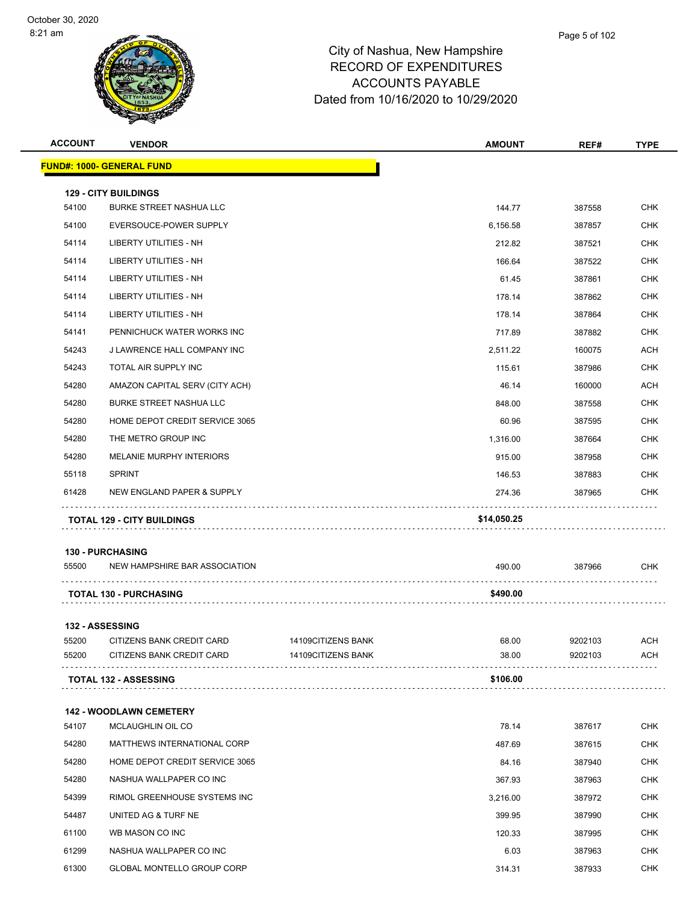City of Nashua, New Hampshire
RECORD OF EXPENDITURES
ACCOUNTS PAYABLE
Dated from 10/16/2020 to 10/29/2020

October 30, 2020
8:21 am

| ACCOUNT | VENDOR | | AMOUNT | REF# | TYPE |
|---|---|---|---|---|---|
| **FUND#: 1000- GENERAL FUND** | | | | | |
| **129 - CITY BUILDINGS** | | | | | |
| 54100 | BURKE STREET NASHUA LLC | | 144.77 | 387558 | CHK |
| 54100 | EVERSOUCE-POWER SUPPLY | | 6,156.58 | 387857 | CHK |
| 54114 | LIBERTY UTILITIES - NH | | 212.82 | 387521 | CHK |
| 54114 | LIBERTY UTILITIES - NH | | 166.64 | 387522 | CHK |
| 54114 | LIBERTY UTILITIES - NH | | 61.45 | 387861 | CHK |
| 54114 | LIBERTY UTILITIES - NH | | 178.14 | 387862 | CHK |
| 54114 | LIBERTY UTILITIES - NH | | 178.14 | 387864 | CHK |
| 54141 | PENNICHUCK WATER WORKS INC | | 717.89 | 387882 | CHK |
| 54243 | J LAWRENCE HALL COMPANY INC | | 2,511.22 | 160075 | ACH |
| 54243 | TOTAL AIR SUPPLY INC | | 115.61 | 387986 | CHK |
| 54280 | AMAZON CAPITAL SERV (CITY ACH) | | 46.14 | 160000 | ACH |
| 54280 | BURKE STREET NASHUA LLC | | 848.00 | 387558 | CHK |
| 54280 | HOME DEPOT CREDIT SERVICE 3065 | | 60.96 | 387595 | CHK |
| 54280 | THE METRO GROUP INC | | 1,316.00 | 387664 | CHK |
| 54280 | MELANIE MURPHY INTERIORS | | 915.00 | 387958 | CHK |
| 55118 | SPRINT | | 146.53 | 387883 | CHK |
| 61428 | NEW ENGLAND PAPER & SUPPLY | | 274.36 | 387965 | CHK |
| **TOTAL 129 - CITY BUILDINGS** | | | **$14,050.25** | | |
| **130 - PURCHASING** | | | | | |
| 55500 | NEW HAMPSHIRE BAR ASSOCIATION | | 490.00 | 387966 | CHK |
| **TOTAL 130 - PURCHASING** | | | **$490.00** | | |
| **132 - ASSESSING** | | | | | |
| 55200 | CITIZENS BANK CREDIT CARD | 14109CITIZENS BANK | 68.00 | 9202103 | ACH |
| 55200 | CITIZENS BANK CREDIT CARD | 14109CITIZENS BANK | 38.00 | 9202103 | ACH |
| **TOTAL 132 - ASSESSING** | | | **$106.00** | | |
| **142 - WOODLAWN CEMETERY** | | | | | |
| 54107 | MCLAUGHLIN OIL CO | | 78.14 | 387617 | CHK |
| 54280 | MATTHEWS INTERNATIONAL CORP | | 487.69 | 387615 | CHK |
| 54280 | HOME DEPOT CREDIT SERVICE 3065 | | 84.16 | 387940 | CHK |
| 54280 | NASHUA WALLPAPER CO INC | | 367.93 | 387963 | CHK |
| 54399 | RIMOL GREENHOUSE SYSTEMS INC | | 3,216.00 | 387972 | CHK |
| 54487 | UNITED AG & TURF NE | | 399.95 | 387990 | CHK |
| 61100 | WB MASON CO INC | | 120.33 | 387995 | CHK |
| 61299 | NASHUA WALLPAPER CO INC | | 6.03 | 387963 | CHK |
| 61300 | GLOBAL MONTELLO GROUP CORP | | 314.31 | 387933 | CHK |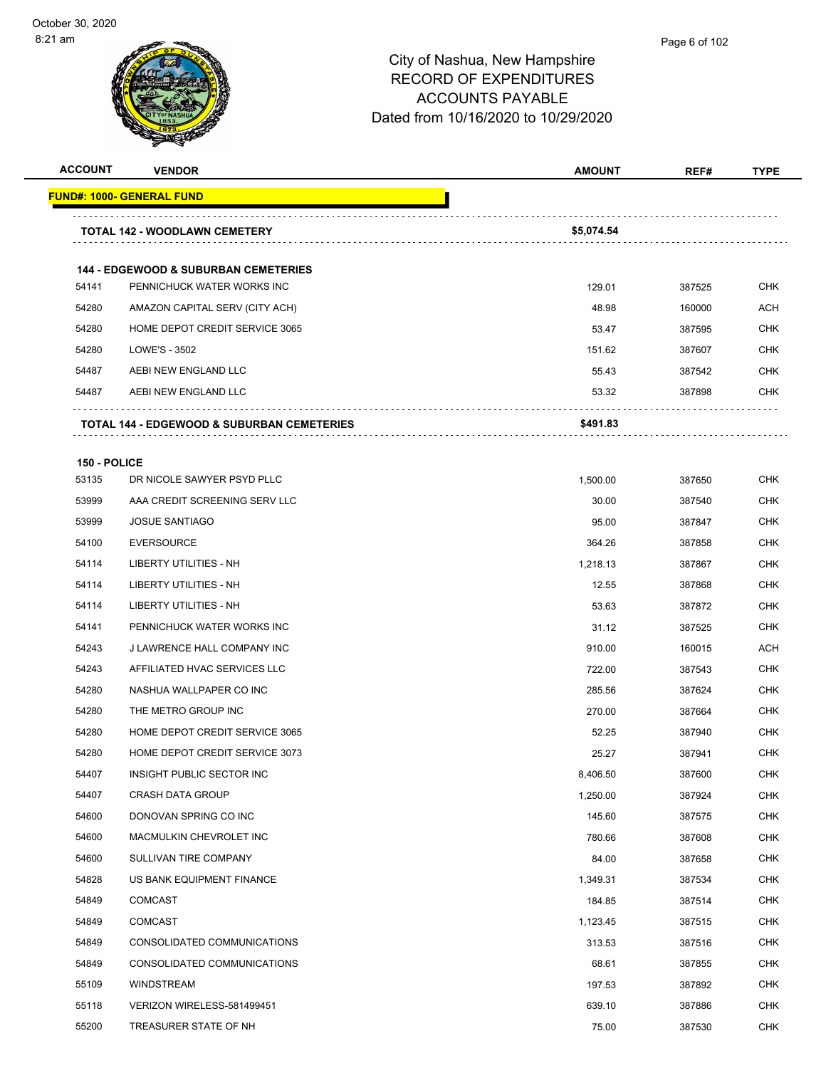City of Nashua, New Hampshire
RECORD OF EXPENDITURES
ACCOUNTS PAYABLE
Dated from 10/16/2020 to 10/29/2020

| ACCOUNT | VENDOR | AMOUNT | REF# | TYPE |
|---|---|---|---|---|
| **FUND#: 1000- GENERAL FUND** | | | | |
| | **TOTAL 142 - WOODLAWN CEMETERY** | **$5,074.54** | | |
| | **144 - EDGEWOOD & SUBURBAN CEMETERIES** | | | |
| 54141 | PENNICHUCK WATER WORKS INC | 129.01 | 387525 | CHK |
| 54280 | AMAZON CAPITAL SERV (CITY ACH) | 48.98 | 160000 | ACH |
| 54280 | HOME DEPOT CREDIT SERVICE 3065 | 53.47 | 387595 | CHK |
| 54280 | LOWE'S - 3502 | 151.62 | 387607 | CHK |
| 54487 | AEBI NEW ENGLAND LLC | 55.43 | 387542 | CHK |
| 54487 | AEBI NEW ENGLAND LLC | 53.32 | 387898 | CHK |
| | **TOTAL 144 - EDGEWOOD & SUBURBAN CEMETERIES** | **$491.83** | | |
| | **150 - POLICE** | | | |
| 53135 | DR NICOLE SAWYER PSYD PLLC | 1,500.00 | 387650 | CHK |
| 53999 | AAA CREDIT SCREENING SERV LLC | 30.00 | 387540 | CHK |
| 53999 | JOSUE SANTIAGO | 95.00 | 387847 | CHK |
| 54100 | EVERSOURCE | 364.26 | 387858 | CHK |
| 54114 | LIBERTY UTILITIES - NH | 1,218.13 | 387867 | CHK |
| 54114 | LIBERTY UTILITIES - NH | 12.55 | 387868 | CHK |
| 54114 | LIBERTY UTILITIES - NH | 53.63 | 387872 | CHK |
| 54141 | PENNICHUCK WATER WORKS INC | 31.12 | 387525 | CHK |
| 54243 | J LAWRENCE HALL COMPANY INC | 910.00 | 160015 | ACH |
| 54243 | AFFILIATED HVAC SERVICES LLC | 722.00 | 387543 | CHK |
| 54280 | NASHUA WALLPAPER CO INC | 285.56 | 387624 | CHK |
| 54280 | THE METRO GROUP INC | 270.00 | 387664 | CHK |
| 54280 | HOME DEPOT CREDIT SERVICE 3065 | 52.25 | 387940 | CHK |
| 54280 | HOME DEPOT CREDIT SERVICE 3073 | 25.27 | 387941 | CHK |
| 54407 | INSIGHT PUBLIC SECTOR INC | 8,406.50 | 387600 | CHK |
| 54407 | CRASH DATA GROUP | 1,250.00 | 387924 | CHK |
| 54600 | DONOVAN SPRING CO INC | 145.60 | 387575 | CHK |
| 54600 | MACMULKIN CHEVROLET INC | 780.66 | 387608 | CHK |
| 54600 | SULLIVAN TIRE COMPANY | 84.00 | 387658 | CHK |
| 54828 | US BANK EQUIPMENT FINANCE | 1,349.31 | 387534 | CHK |
| 54849 | COMCAST | 184.85 | 387514 | CHK |
| 54849 | COMCAST | 1,123.45 | 387515 | CHK |
| 54849 | CONSOLIDATED COMMUNICATIONS | 313.53 | 387516 | CHK |
| 54849 | CONSOLIDATED COMMUNICATIONS | 68.61 | 387855 | CHK |
| 55109 | WINDSTREAM | 197.53 | 387892 | CHK |
| 55118 | VERIZON WIRELESS-581499451 | 639.10 | 387886 | CHK |
| 55200 | TREASURER STATE OF NH | 75.00 | 387530 | CHK |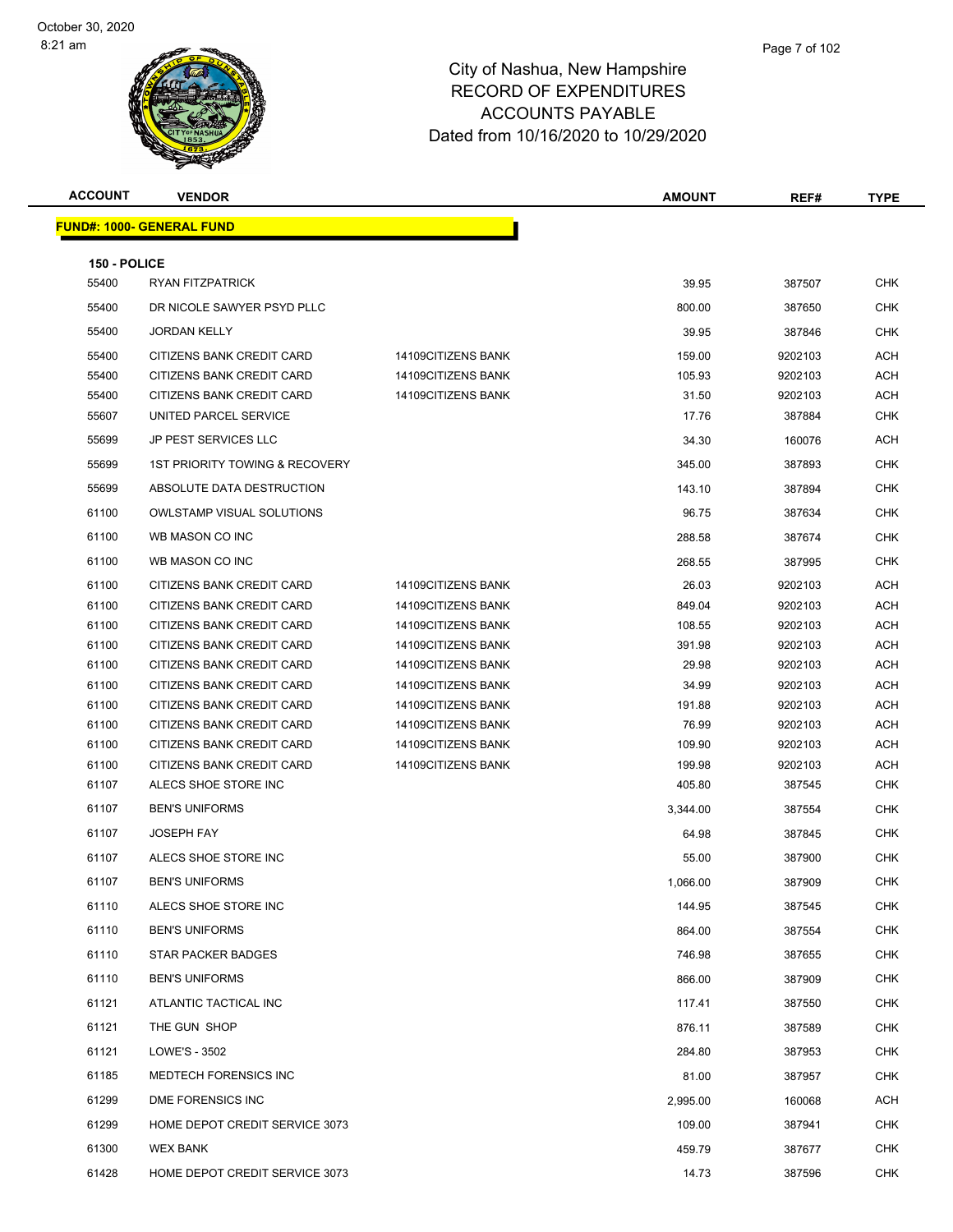# City of Nashua, New Hampshire
## RECORD OF EXPENDITURES
## ACCOUNTS PAYABLE
## Dated from 10/16/2020 to 10/29/2020

October 30, 2020
8:21 am

| ACCOUNT | VENDOR | | AMOUNT | REF# | TYPE |
|---|---|---|---|---|---|
| **FUND#: 1000- GENERAL FUND** | | | | | |
| **150 - POLICE** | | | | | |
| 55400 | RYAN FITZPATRICK | | 39.95 | 387507 | CHK |
| 55400 | DR NICOLE SAWYER PSYD PLLC | | 800.00 | 387650 | CHK |
| 55400 | JORDAN KELLY | | 39.95 | 387846 | CHK |
| 55400 | CITIZENS BANK CREDIT CARD | 14109CITIZENS BANK | 159.00 | 9202103 | ACH |
| 55400 | CITIZENS BANK CREDIT CARD | 14109CITIZENS BANK | 105.93 | 9202103 | ACH |
| 55400 | CITIZENS BANK CREDIT CARD | 14109CITIZENS BANK | 31.50 | 9202103 | ACH |
| 55607 | UNITED PARCEL SERVICE | | 17.76 | 387884 | CHK |
| 55699 | JP PEST SERVICES LLC | | 34.30 | 160076 | ACH |
| 55699 | 1ST PRIORITY TOWING & RECOVERY | | 345.00 | 387893 | CHK |
| 55699 | ABSOLUTE DATA DESTRUCTION | | 143.10 | 387894 | CHK |
| 61100 | OWLSTAMP VISUAL SOLUTIONS | | 96.75 | 387634 | CHK |
| 61100 | WB MASON CO INC | | 288.58 | 387674 | CHK |
| 61100 | WB MASON CO INC | | 268.55 | 387995 | CHK |
| 61100 | CITIZENS BANK CREDIT CARD | 14109CITIZENS BANK | 26.03 | 9202103 | ACH |
| 61100 | CITIZENS BANK CREDIT CARD | 14109CITIZENS BANK | 849.04 | 9202103 | ACH |
| 61100 | CITIZENS BANK CREDIT CARD | 14109CITIZENS BANK | 108.55 | 9202103 | ACH |
| 61100 | CITIZENS BANK CREDIT CARD | 14109CITIZENS BANK | 391.98 | 9202103 | ACH |
| 61100 | CITIZENS BANK CREDIT CARD | 14109CITIZENS BANK | 29.98 | 9202103 | ACH |
| 61100 | CITIZENS BANK CREDIT CARD | 14109CITIZENS BANK | 34.99 | 9202103 | ACH |
| 61100 | CITIZENS BANK CREDIT CARD | 14109CITIZENS BANK | 191.88 | 9202103 | ACH |
| 61100 | CITIZENS BANK CREDIT CARD | 14109CITIZENS BANK | 76.99 | 9202103 | ACH |
| 61100 | CITIZENS BANK CREDIT CARD | 14109CITIZENS BANK | 109.90 | 9202103 | ACH |
| 61100 | CITIZENS BANK CREDIT CARD | 14109CITIZENS BANK | 199.98 | 9202103 | ACH |
| 61107 | ALECS SHOE STORE INC | | 405.80 | 387545 | CHK |
| 61107 | BEN'S UNIFORMS | | 3,344.00 | 387554 | CHK |
| 61107 | JOSEPH FAY | | 64.98 | 387845 | CHK |
| 61107 | ALECS SHOE STORE INC | | 55.00 | 387900 | CHK |
| 61107 | BEN'S UNIFORMS | | 1,066.00 | 387909 | CHK |
| 61110 | ALECS SHOE STORE INC | | 144.95 | 387545 | CHK |
| 61110 | BEN'S UNIFORMS | | 864.00 | 387554 | CHK |
| 61110 | STAR PACKER BADGES | | 746.98 | 387655 | CHK |
| 61110 | BEN'S UNIFORMS | | 866.00 | 387909 | CHK |
| 61121 | ATLANTIC TACTICAL INC | | 117.41 | 387550 | CHK |
| 61121 | THE GUN SHOP | | 876.11 | 387589 | CHK |
| 61121 | LOWE'S - 3502 | | 284.80 | 387953 | CHK |
| 61185 | MEDTECH FORENSICS INC | | 81.00 | 387957 | CHK |
| 61299 | DME FORENSICS INC | | 2,995.00 | 160068 | ACH |
| 61299 | HOME DEPOT CREDIT SERVICE 3073 | | 109.00 | 387941 | CHK |
| 61300 | WEX BANK | | 459.79 | 387677 | CHK |
| 61428 | HOME DEPOT CREDIT SERVICE 3073 | | 14.73 | 387596 | CHK |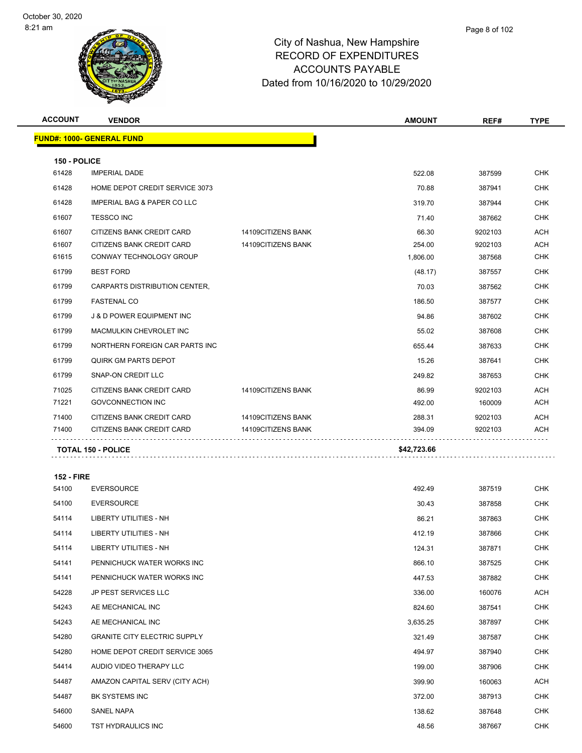City of Nashua, New Hampshire
RECORD OF EXPENDITURES
ACCOUNTS PAYABLE
Dated from 10/16/2020 to 10/29/2020

| ACCOUNT | VENDOR | | AMOUNT | REF# | TYPE |
|---|---|---|---|---|---|
| **FUND#: 1000- GENERAL FUND** | | | | | |
| **150 - POLICE** | | | | | |
| 61428 | IMPERIAL DADE | | 522.08 | 387599 | CHK |
| 61428 | HOME DEPOT CREDIT SERVICE 3073 | | 70.88 | 387941 | CHK |
| 61428 | IMPERIAL BAG & PAPER CO LLC | | 319.70 | 387944 | CHK |
| 61607 | TESSCO INC | | 71.40 | 387662 | CHK |
| 61607 | CITIZENS BANK CREDIT CARD | 14109CITIZENS BANK | 66.30 | 9202103 | ACH |
| 61607 | CITIZENS BANK CREDIT CARD | 14109CITIZENS BANK | 254.00 | 9202103 | ACH |
| 61615 | CONWAY TECHNOLOGY GROUP | | 1,806.00 | 387568 | CHK |
| 61799 | BEST FORD | | (48.17) | 387557 | CHK |
| 61799 | CARPARTS DISTRIBUTION CENTER, | | 70.03 | 387562 | CHK |
| 61799 | FASTENAL CO | | 186.50 | 387577 | CHK |
| 61799 | J & D POWER EQUIPMENT INC | | 94.86 | 387602 | CHK |
| 61799 | MACMULKIN CHEVROLET INC | | 55.02 | 387608 | CHK |
| 61799 | NORTHERN FOREIGN CAR PARTS INC | | 655.44 | 387633 | CHK |
| 61799 | QUIRK GM PARTS DEPOT | | 15.26 | 387641 | CHK |
| 61799 | SNAP-ON CREDIT LLC | | 249.82 | 387653 | CHK |
| 71025 | CITIZENS BANK CREDIT CARD | 14109CITIZENS BANK | 86.99 | 9202103 | ACH |
| 71221 | GOVCONNECTION INC | | 492.00 | 160009 | ACH |
| 71400 | CITIZENS BANK CREDIT CARD | 14109CITIZENS BANK | 288.31 | 9202103 | ACH |
| 71400 | CITIZENS BANK CREDIT CARD | 14109CITIZENS BANK | 394.09 | 9202103 | ACH |
| **TOTAL 150 - POLICE** | | | **$42,723.66** | | |
| **152 - FIRE** | | | | | |
| 54100 | EVERSOURCE | | 492.49 | 387519 | CHK |
| 54100 | EVERSOURCE | | 30.43 | 387858 | CHK |
| 54114 | LIBERTY UTILITIES - NH | | 86.21 | 387863 | CHK |
| 54114 | LIBERTY UTILITIES - NH | | 412.19 | 387866 | CHK |
| 54114 | LIBERTY UTILITIES - NH | | 124.31 | 387871 | CHK |
| 54141 | PENNICHUCK WATER WORKS INC | | 866.10 | 387525 | CHK |
| 54141 | PENNICHUCK WATER WORKS INC | | 447.53 | 387882 | CHK |
| 54228 | JP PEST SERVICES LLC | | 336.00 | 160076 | ACH |
| 54243 | AE MECHANICAL INC | | 824.60 | 387541 | CHK |
| 54243 | AE MECHANICAL INC | | 3,635.25 | 387897 | CHK |
| 54280 | GRANITE CITY ELECTRIC SUPPLY | | 321.49 | 387587 | CHK |
| 54280 | HOME DEPOT CREDIT SERVICE 3065 | | 494.97 | 387940 | CHK |
| 54414 | AUDIO VIDEO THERAPY LLC | | 199.00 | 387906 | CHK |
| 54487 | AMAZON CAPITAL SERV (CITY ACH) | | 399.90 | 160063 | ACH |
| 54487 | BK SYSTEMS INC | | 372.00 | 387913 | CHK |
| 54600 | SANEL NAPA | | 138.62 | 387648 | CHK |
| 54600 | TST HYDRAULICS INC | | 48.56 | 387667 | CHK |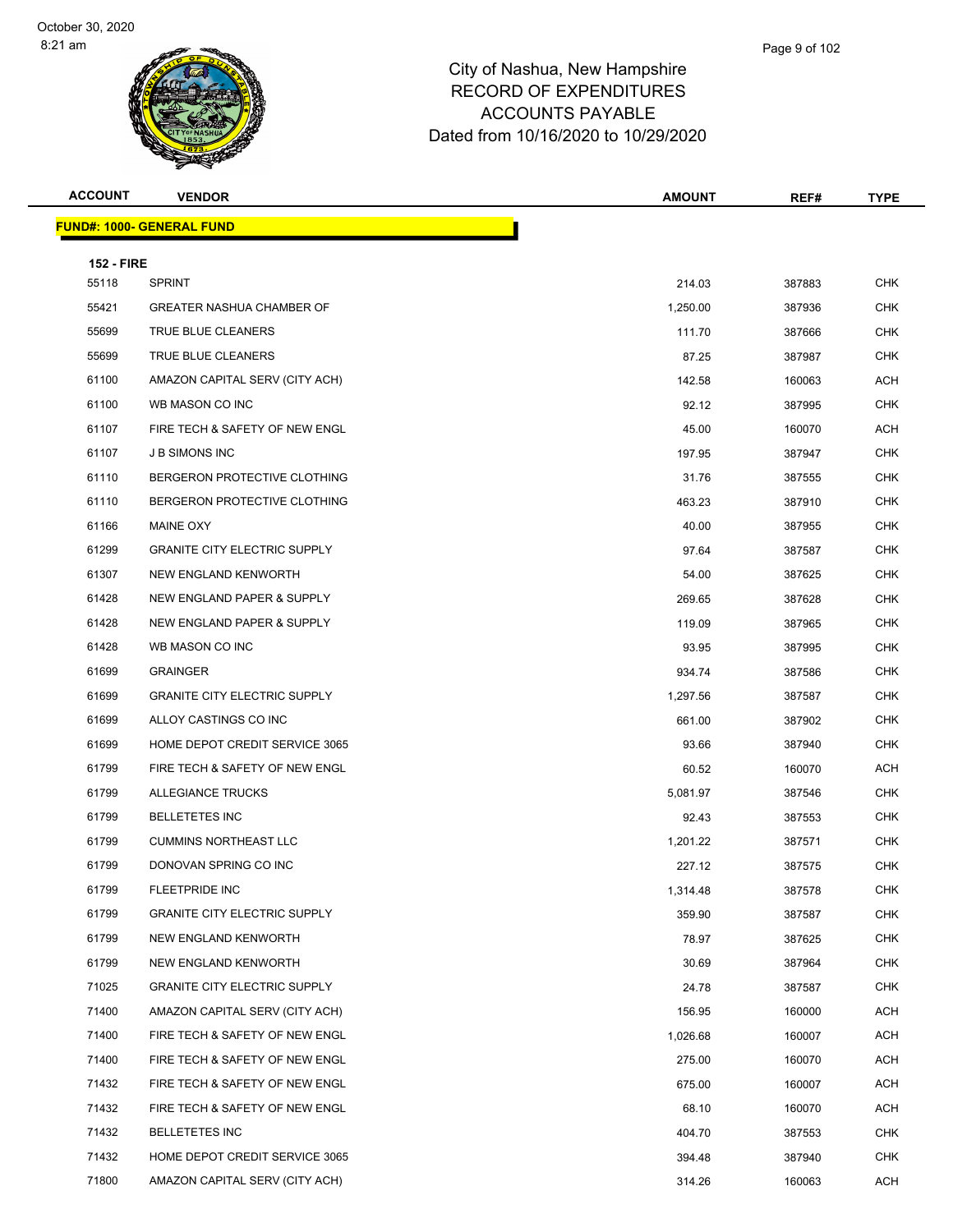City of Nashua, New Hampshire
RECORD OF EXPENDITURES
ACCOUNTS PAYABLE
Dated from 10/16/2020 to 10/29/2020

| ACCOUNT | VENDOR | AMOUNT | REF# | TYPE |
|---|---|---|---|---|

**FUND#: 1000- GENERAL FUND**

**152 - FIRE**

| ACCOUNT | VENDOR | AMOUNT | REF# | TYPE |
|---|---|---|---|---|
| 55118 | SPRINT | 214.03 | 387883 | CHK |
| 55421 | GREATER NASHUA CHAMBER OF | 1,250.00 | 387936 | CHK |
| 55699 | TRUE BLUE CLEANERS | 111.70 | 387666 | CHK |
| 55699 | TRUE BLUE CLEANERS | 87.25 | 387987 | CHK |
| 61100 | AMAZON CAPITAL SERV (CITY ACH) | 142.58 | 160063 | ACH |
| 61100 | WB MASON CO INC | 92.12 | 387995 | CHK |
| 61107 | FIRE TECH & SAFETY OF NEW ENGL | 45.00 | 160070 | ACH |
| 61107 | J B SIMONS INC | 197.95 | 387947 | CHK |
| 61110 | BERGERON PROTECTIVE CLOTHING | 31.76 | 387555 | CHK |
| 61110 | BERGERON PROTECTIVE CLOTHING | 463.23 | 387910 | CHK |
| 61166 | MAINE OXY | 40.00 | 387955 | CHK |
| 61299 | GRANITE CITY ELECTRIC SUPPLY | 97.64 | 387587 | CHK |
| 61307 | NEW ENGLAND KENWORTH | 54.00 | 387625 | CHK |
| 61428 | NEW ENGLAND PAPER & SUPPLY | 269.65 | 387628 | CHK |
| 61428 | NEW ENGLAND PAPER & SUPPLY | 119.09 | 387965 | CHK |
| 61428 | WB MASON CO INC | 93.95 | 387995 | CHK |
| 61699 | GRAINGER | 934.74 | 387586 | CHK |
| 61699 | GRANITE CITY ELECTRIC SUPPLY | 1,297.56 | 387587 | CHK |
| 61699 | ALLOY CASTINGS CO INC | 661.00 | 387902 | CHK |
| 61699 | HOME DEPOT CREDIT SERVICE 3065 | 93.66 | 387940 | CHK |
| 61799 | FIRE TECH & SAFETY OF NEW ENGL | 60.52 | 160070 | ACH |
| 61799 | ALLEGIANCE TRUCKS | 5,081.97 | 387546 | CHK |
| 61799 | BELLETETES INC | 92.43 | 387553 | CHK |
| 61799 | CUMMINS NORTHEAST LLC | 1,201.22 | 387571 | CHK |
| 61799 | DONOVAN SPRING CO INC | 227.12 | 387575 | CHK |
| 61799 | FLEETPRIDE INC | 1,314.48 | 387578 | CHK |
| 61799 | GRANITE CITY ELECTRIC SUPPLY | 359.90 | 387587 | CHK |
| 61799 | NEW ENGLAND KENWORTH | 78.97 | 387625 | CHK |
| 61799 | NEW ENGLAND KENWORTH | 30.69 | 387964 | CHK |
| 71025 | GRANITE CITY ELECTRIC SUPPLY | 24.78 | 387587 | CHK |
| 71400 | AMAZON CAPITAL SERV (CITY ACH) | 156.95 | 160000 | ACH |
| 71400 | FIRE TECH & SAFETY OF NEW ENGL | 1,026.68 | 160007 | ACH |
| 71400 | FIRE TECH & SAFETY OF NEW ENGL | 275.00 | 160070 | ACH |
| 71432 | FIRE TECH & SAFETY OF NEW ENGL | 675.00 | 160007 | ACH |
| 71432 | FIRE TECH & SAFETY OF NEW ENGL | 68.10 | 160070 | ACH |
| 71432 | BELLETETES INC | 404.70 | 387553 | CHK |
| 71432 | HOME DEPOT CREDIT SERVICE 3065 | 394.48 | 387940 | CHK |
| 71800 | AMAZON CAPITAL SERV (CITY ACH) | 314.26 | 160063 | ACH |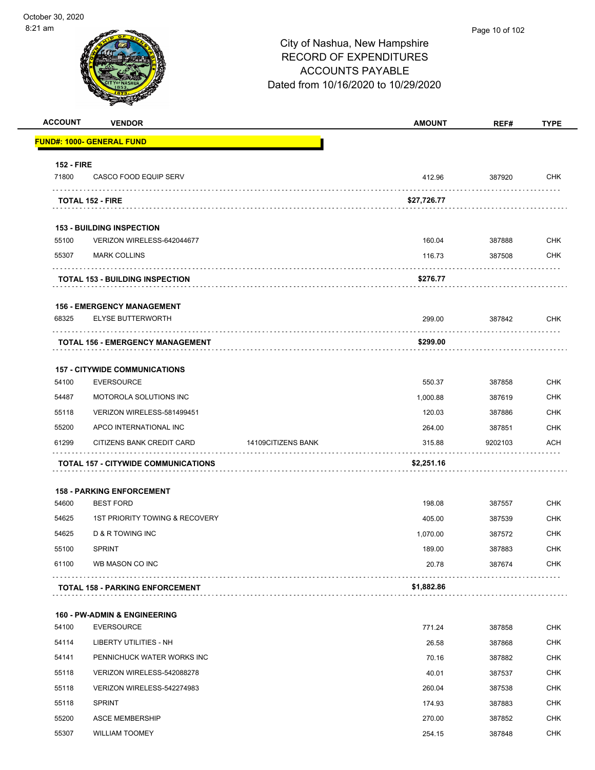# City of Nashua, New Hampshire
## RECORD OF EXPENDITURES
## ACCOUNTS PAYABLE
### Dated from 10/16/2020 to 10/29/2020

| ACCOUNT | VENDOR | | AMOUNT | REF# | TYPE |
|---|---|---|---|---|---|
| **FUND#: 1000- GENERAL FUND** | | | | | |
| **152 - FIRE** | | | | | |
| 71800 | CASCO FOOD EQUIP SERV | | 412.96 | 387920 | CHK |
| | **TOTAL 152 - FIRE** | | **$27,726.77** | | |
| **153 - BUILDING INSPECTION** | | | | | |
| 55100 | VERIZON WIRELESS-642044677 | | 160.04 | 387888 | CHK |
| 55307 | MARK COLLINS | | 116.73 | 387508 | CHK |
| | **TOTAL 153 - BUILDING INSPECTION** | | **$276.77** | | |
| **156 - EMERGENCY MANAGEMENT** | | | | | |
| 68325 | ELYSE BUTTERWORTH | | 299.00 | 387842 | CHK |
| | **TOTAL 156 - EMERGENCY MANAGEMENT** | | **$299.00** | | |
| **157 - CITYWIDE COMMUNICATIONS** | | | | | |
| 54100 | EVERSOURCE | | 550.37 | 387858 | CHK |
| 54487 | MOTOROLA SOLUTIONS INC | | 1,000.88 | 387619 | CHK |
| 55118 | VERIZON WIRELESS-581499451 | | 120.03 | 387886 | CHK |
| 55200 | APCO INTERNATIONAL INC | | 264.00 | 387851 | CHK |
| 61299 | CITIZENS BANK CREDIT CARD | 14109CITIZENS BANK | 315.88 | 9202103 | ACH |
| | **TOTAL 157 - CITYWIDE COMMUNICATIONS** | | **$2,251.16** | | |
| **158 - PARKING ENFORCEMENT** | | | | | |
| 54600 | BEST FORD | | 198.08 | 387557 | CHK |
| 54625 | 1ST PRIORITY TOWING & RECOVERY | | 405.00 | 387539 | CHK |
| 54625 | D & R TOWING INC | | 1,070.00 | 387572 | CHK |
| 55100 | SPRINT | | 189.00 | 387883 | CHK |
| 61100 | WB MASON CO INC | | 20.78 | 387674 | CHK |
| | **TOTAL 158 - PARKING ENFORCEMENT** | | **$1,882.86** | | |
| **160 - PW-ADMIN & ENGINEERING** | | | | | |
| 54100 | EVERSOURCE | | 771.24 | 387858 | CHK |
| 54114 | LIBERTY UTILITIES - NH | | 26.58 | 387868 | CHK |
| 54141 | PENNICHUCK WATER WORKS INC | | 70.16 | 387882 | CHK |
| 55118 | VERIZON WIRELESS-542088278 | | 40.01 | 387537 | CHK |
| 55118 | VERIZON WIRELESS-542274983 | | 260.04 | 387538 | CHK |
| 55118 | SPRINT | | 174.93 | 387883 | CHK |
| 55200 | ASCE MEMBERSHIP | | 270.00 | 387852 | CHK |
| 55307 | WILLIAM TOOMEY | | 254.15 | 387848 | CHK |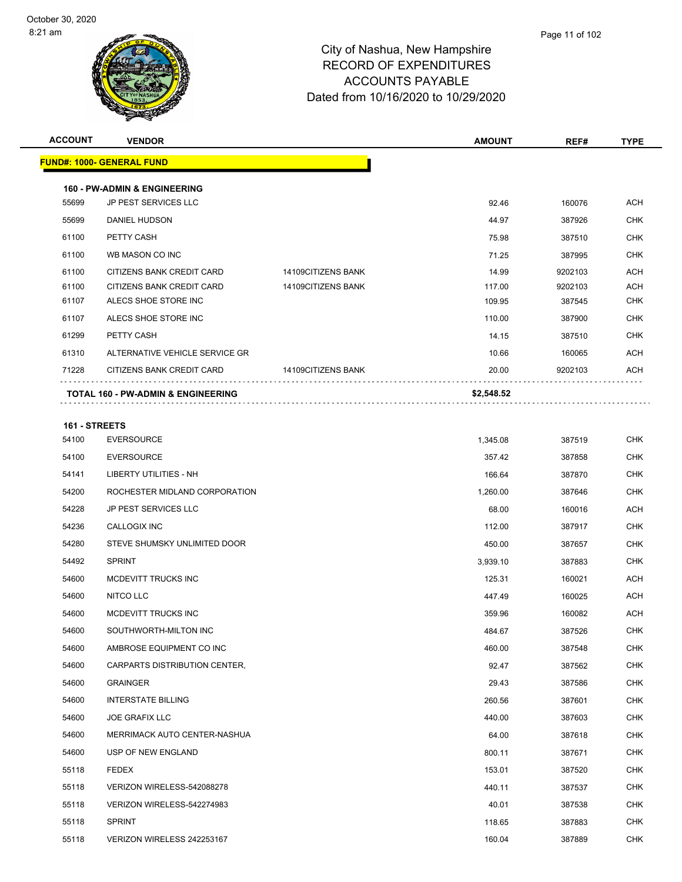City of Nashua, New Hampshire
RECORD OF EXPENDITURES
ACCOUNTS PAYABLE
Dated from 10/16/2020 to 10/29/2020

| ACCOUNT | VENDOR | | AMOUNT | REF# | TYPE |
|---|---|---|---|---|---|
| **FUND#: 1000- GENERAL FUND** | | | | | |
| **160 - PW-ADMIN & ENGINEERING** | | | | | |
| 55699 | JP PEST SERVICES LLC | | 92.46 | 160076 | ACH |
| 55699 | DANIEL HUDSON | | 44.97 | 387926 | CHK |
| 61100 | PETTY CASH | | 75.98 | 387510 | CHK |
| 61100 | WB MASON CO INC | | 71.25 | 387995 | CHK |
| 61100 | CITIZENS BANK CREDIT CARD | 14109CITIZENS BANK | 14.99 | 9202103 | ACH |
| 61100 | CITIZENS BANK CREDIT CARD | 14109CITIZENS BANK | 117.00 | 9202103 | ACH |
| 61107 | ALECS SHOE STORE INC | | 109.95 | 387545 | CHK |
| 61107 | ALECS SHOE STORE INC | | 110.00 | 387900 | CHK |
| 61299 | PETTY CASH | | 14.15 | 387510 | CHK |
| 61310 | ALTERNATIVE VEHICLE SERVICE GR | | 10.66 | 160065 | ACH |
| 71228 | CITIZENS BANK CREDIT CARD | 14109CITIZENS BANK | 20.00 | 9202103 | ACH |
| **TOTAL 160 - PW-ADMIN & ENGINEERING** | | | **$2,548.52** | | |
| **161 - STREETS** | | | | | |
| 54100 | EVERSOURCE | | 1,345.08 | 387519 | CHK |
| 54100 | EVERSOURCE | | 357.42 | 387858 | CHK |
| 54141 | LIBERTY UTILITIES - NH | | 166.64 | 387870 | CHK |
| 54200 | ROCHESTER MIDLAND CORPORATION | | 1,260.00 | 387646 | CHK |
| 54228 | JP PEST SERVICES LLC | | 68.00 | 160016 | ACH |
| 54236 | CALLOGIX INC | | 112.00 | 387917 | CHK |
| 54280 | STEVE SHUMSKY UNLIMITED DOOR | | 450.00 | 387657 | CHK |
| 54492 | SPRINT | | 3,939.10 | 387883 | CHK |
| 54600 | MCDEVITT TRUCKS INC | | 125.31 | 160021 | ACH |
| 54600 | NITCO LLC | | 447.49 | 160025 | ACH |
| 54600 | MCDEVITT TRUCKS INC | | 359.96 | 160082 | ACH |
| 54600 | SOUTHWORTH-MILTON INC | | 484.67 | 387526 | CHK |
| 54600 | AMBROSE EQUIPMENT CO INC | | 460.00 | 387548 | CHK |
| 54600 | CARPARTS DISTRIBUTION CENTER, | | 92.47 | 387562 | CHK |
| 54600 | GRAINGER | | 29.43 | 387586 | CHK |
| 54600 | INTERSTATE BILLING | | 260.56 | 387601 | CHK |
| 54600 | JOE GRAFIX LLC | | 440.00 | 387603 | CHK |
| 54600 | MERRIMACK AUTO CENTER-NASHUA | | 64.00 | 387618 | CHK |
| 54600 | USP OF NEW ENGLAND | | 800.11 | 387671 | CHK |
| 55118 | FEDEX | | 153.01 | 387520 | CHK |
| 55118 | VERIZON WIRELESS-542088278 | | 440.11 | 387537 | CHK |
| 55118 | VERIZON WIRELESS-542274983 | | 40.01 | 387538 | CHK |
| 55118 | SPRINT | | 118.65 | 387883 | CHK |
| 55118 | VERIZON WIRELESS 242253167 | | 160.04 | 387889 | CHK |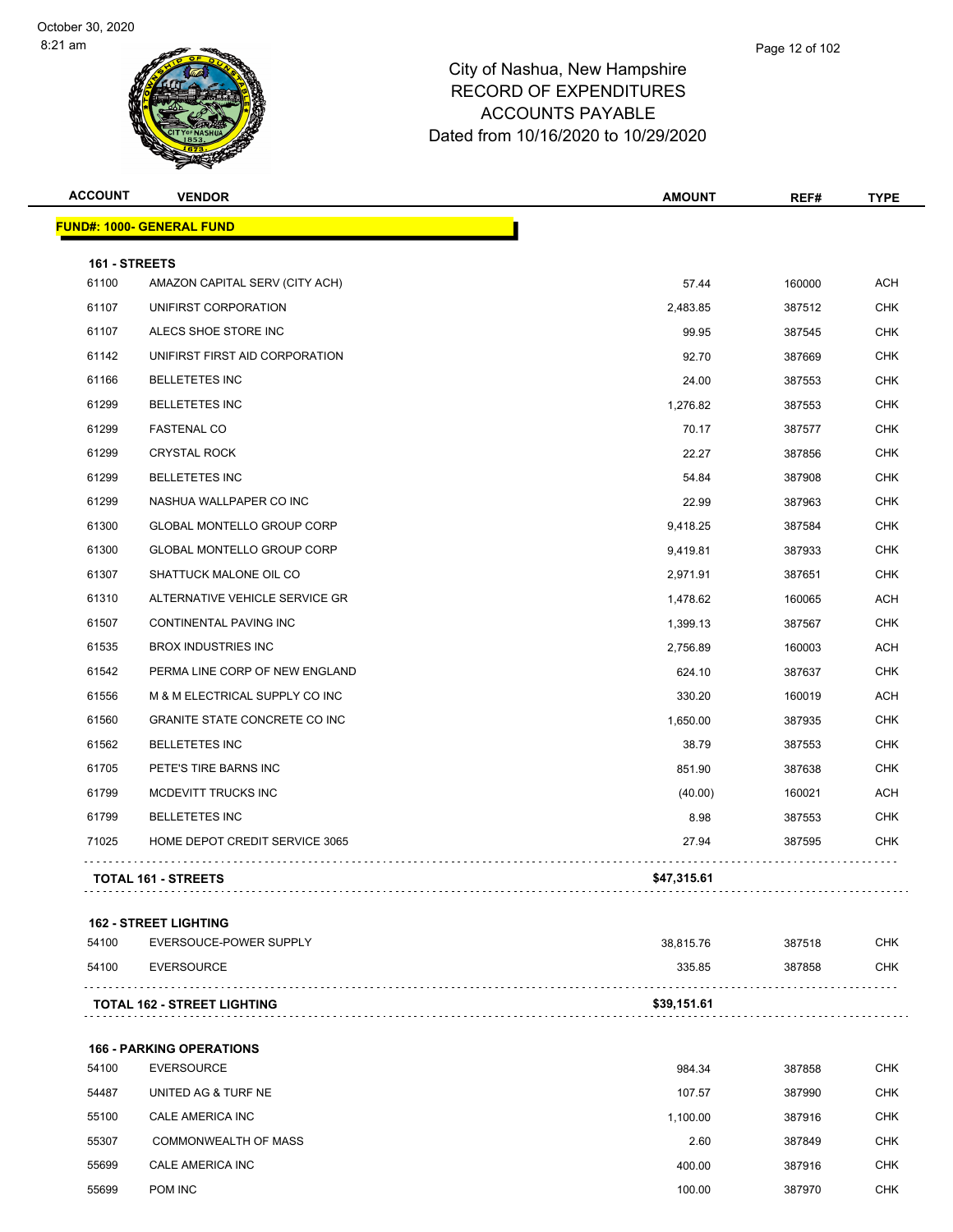City of Nashua, New Hampshire
RECORD OF EXPENDITURES
ACCOUNTS PAYABLE
Dated from 10/16/2020 to 10/29/2020

| ACCOUNT | VENDOR | AMOUNT | REF# | TYPE |
|---|---|---|---|---|
| **FUND#: 1000- GENERAL FUND** | | | | |
| **161 - STREETS** | | | | |
| 61100 | AMAZON CAPITAL SERV (CITY ACH) | 57.44 | 160000 | ACH |
| 61107 | UNIFIRST CORPORATION | 2,483.85 | 387512 | CHK |
| 61107 | ALECS SHOE STORE INC | 99.95 | 387545 | CHK |
| 61142 | UNIFIRST FIRST AID CORPORATION | 92.70 | 387669 | CHK |
| 61166 | BELLETETES INC | 24.00 | 387553 | CHK |
| 61299 | BELLETETES INC | 1,276.82 | 387553 | CHK |
| 61299 | FASTENAL CO | 70.17 | 387577 | CHK |
| 61299 | CRYSTAL ROCK | 22.27 | 387856 | CHK |
| 61299 | BELLETETES INC | 54.84 | 387908 | CHK |
| 61299 | NASHUA WALLPAPER CO INC | 22.99 | 387963 | CHK |
| 61300 | GLOBAL MONTELLO GROUP CORP | 9,418.25 | 387584 | CHK |
| 61300 | GLOBAL MONTELLO GROUP CORP | 9,419.81 | 387933 | CHK |
| 61307 | SHATTUCK MALONE OIL CO | 2,971.91 | 387651 | CHK |
| 61310 | ALTERNATIVE VEHICLE SERVICE GR | 1,478.62 | 160065 | ACH |
| 61507 | CONTINENTAL PAVING INC | 1,399.13 | 387567 | CHK |
| 61535 | BROX INDUSTRIES INC | 2,756.89 | 160003 | ACH |
| 61542 | PERMA LINE CORP OF NEW ENGLAND | 624.10 | 387637 | CHK |
| 61556 | M & M ELECTRICAL SUPPLY CO INC | 330.20 | 160019 | ACH |
| 61560 | GRANITE STATE CONCRETE CO INC | 1,650.00 | 387935 | CHK |
| 61562 | BELLETETES INC | 38.79 | 387553 | CHK |
| 61705 | PETE'S TIRE BARNS INC | 851.90 | 387638 | CHK |
| 61799 | MCDEVITT TRUCKS INC | (40.00) | 160021 | ACH |
| 61799 | BELLETETES INC | 8.98 | 387553 | CHK |
| 71025 | HOME DEPOT CREDIT SERVICE 3065 | 27.94 | 387595 | CHK |
| **TOTAL 161 - STREETS** | | **$47,315.61** | | |
| **162 - STREET LIGHTING** | | | | |
| 54100 | EVERSOUCE-POWER SUPPLY | 38,815.76 | 387518 | CHK |
| 54100 | EVERSOURCE | 335.85 | 387858 | CHK |
| **TOTAL 162 - STREET LIGHTING** | | **$39,151.61** | | |
| **166 - PARKING OPERATIONS** | | | | |
| 54100 | EVERSOURCE | 984.34 | 387858 | CHK |
| 54487 | UNITED AG & TURF NE | 107.57 | 387990 | CHK |
| 55100 | CALE AMERICA INC | 1,100.00 | 387916 | CHK |
| 55307 | COMMONWEALTH OF MASS | 2.60 | 387849 | CHK |
| 55699 | CALE AMERICA INC | 400.00 | 387916 | CHK |
| 55699 | POM INC | 100.00 | 387970 | CHK |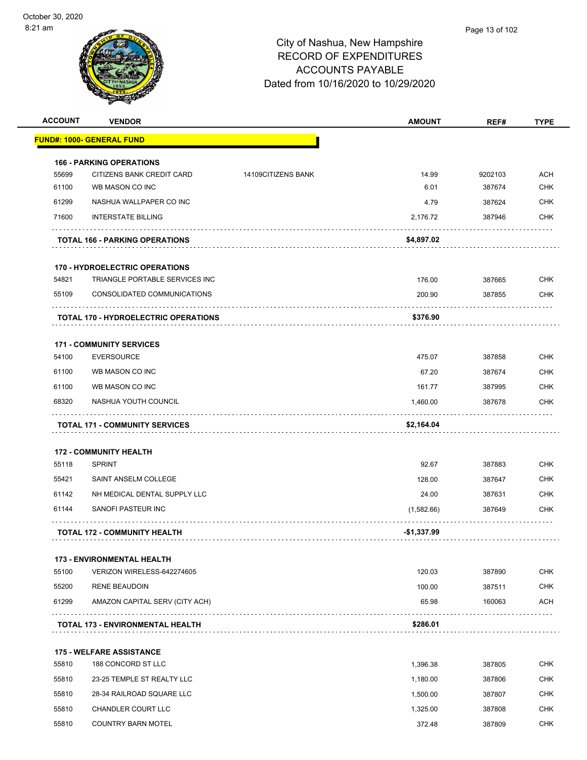# City of Nashua, New Hampshire
## RECORD OF EXPENDITURES
## ACCOUNTS PAYABLE
## Dated from 10/16/2020 to 10/29/2020

| ACCOUNT | VENDOR | | AMOUNT | REF# | TYPE |
|---|---|---|---|---|---|
| **FUND#: 1000- GENERAL FUND** | | | | | |
| **166 - PARKING OPERATIONS** | | | | | |
| 55699 | CITIZENS BANK CREDIT CARD | 14109CITIZENS BANK | 14.99 | 9202103 | ACH |
| 61100 | WB MASON CO INC | | 6.01 | 387674 | CHK |
| 61299 | NASHUA WALLPAPER CO INC | | 4.79 | 387624 | CHK |
| 71600 | INTERSTATE BILLING | | 2,176.72 | 387946 | CHK |
| **TOTAL 166 - PARKING OPERATIONS** | | | **$4,897.02** | | |
| **170 - HYDROELECTRIC OPERATIONS** | | | | | |
| 54821 | TRIANGLE PORTABLE SERVICES INC | | 176.00 | 387665 | CHK |
| 55109 | CONSOLIDATED COMMUNICATIONS | | 200.90 | 387855 | CHK |
| **TOTAL 170 - HYDROELECTRIC OPERATIONS** | | | **$376.90** | | |
| **171 - COMMUNITY SERVICES** | | | | | |
| 54100 | EVERSOURCE | | 475.07 | 387858 | CHK |
| 61100 | WB MASON CO INC | | 67.20 | 387674 | CHK |
| 61100 | WB MASON CO INC | | 161.77 | 387995 | CHK |
| 68320 | NASHUA YOUTH COUNCIL | | 1,460.00 | 387678 | CHK |
| **TOTAL 171 - COMMUNITY SERVICES** | | | **$2,164.04** | | |
| **172 - COMMUNITY HEALTH** | | | | | |
| 55118 | SPRINT | | 92.67 | 387883 | CHK |
| 55421 | SAINT ANSELM COLLEGE | | 128.00 | 387647 | CHK |
| 61142 | NH MEDICAL DENTAL SUPPLY LLC | | 24.00 | 387631 | CHK |
| 61144 | SANOFI PASTEUR INC | | (1,582.66) | 387649 | CHK |
| **TOTAL 172 - COMMUNITY HEALTH** | | | **-$1,337.99** | | |
| **173 - ENVIRONMENTAL HEALTH** | | | | | |
| 55100 | VERIZON WIRELESS-642274605 | | 120.03 | 387890 | CHK |
| 55200 | RENE BEAUDOIN | | 100.00 | 387511 | CHK |
| 61299 | AMAZON CAPITAL SERV (CITY ACH) | | 65.98 | 160063 | ACH |
| **TOTAL 173 - ENVIRONMENTAL HEALTH** | | | **$286.01** | | |
| **175 - WELFARE ASSISTANCE** | | | | | |
| 55810 | 188 CONCORD ST LLC | | 1,396.38 | 387805 | CHK |
| 55810 | 23-25 TEMPLE ST REALTY LLC | | 1,180.00 | 387806 | CHK |
| 55810 | 28-34 RAILROAD SQUARE LLC | | 1,500.00 | 387807 | CHK |
| 55810 | CHANDLER COURT LLC | | 1,325.00 | 387808 | CHK |
| 55810 | COUNTRY BARN MOTEL | | 372.48 | 387809 | CHK |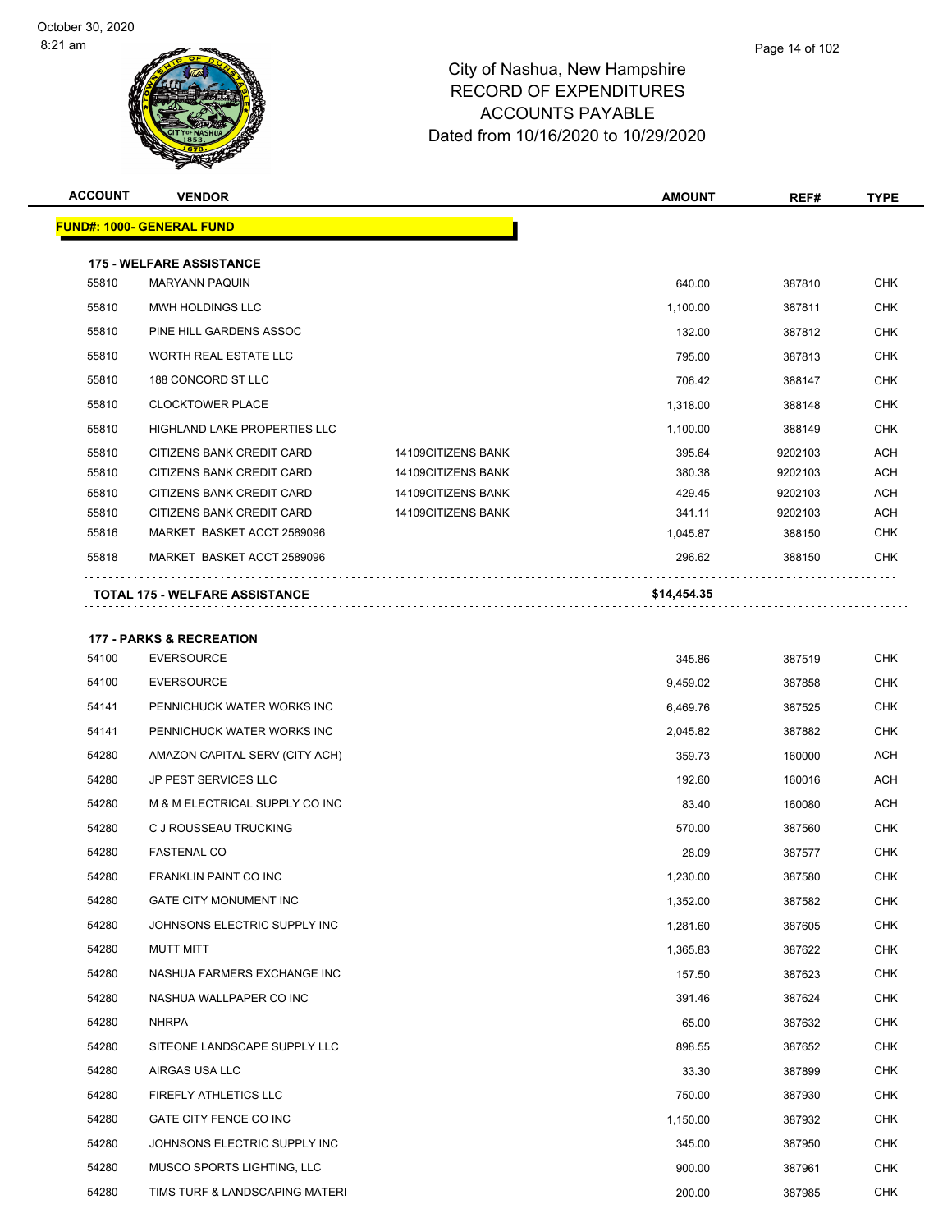City of Nashua, New Hampshire
RECORD OF EXPENDITURES
ACCOUNTS PAYABLE
Dated from 10/16/2020 to 10/29/2020

| ACCOUNT | VENDOR | | AMOUNT | REF# | TYPE |
|---|---|---|---|---|---|
| **FUND#: 1000- GENERAL FUND** | | | | | |
| **175 - WELFARE ASSISTANCE** | | | | | |
| 55810 | MARYANN PAQUIN | | 640.00 | 387810 | CHK |
| 55810 | MWH HOLDINGS LLC | | 1,100.00 | 387811 | CHK |
| 55810 | PINE HILL GARDENS ASSOC | | 132.00 | 387812 | CHK |
| 55810 | WORTH REAL ESTATE LLC | | 795.00 | 387813 | CHK |
| 55810 | 188 CONCORD ST LLC | | 706.42 | 388147 | CHK |
| 55810 | CLOCKTOWER PLACE | | 1,318.00 | 388148 | CHK |
| 55810 | HIGHLAND LAKE PROPERTIES LLC | | 1,100.00 | 388149 | CHK |
| 55810 | CITIZENS BANK CREDIT CARD | 14109CITIZENS BANK | 395.64 | 9202103 | ACH |
| 55810 | CITIZENS BANK CREDIT CARD | 14109CITIZENS BANK | 380.38 | 9202103 | ACH |
| 55810 | CITIZENS BANK CREDIT CARD | 14109CITIZENS BANK | 429.45 | 9202103 | ACH |
| 55810 | CITIZENS BANK CREDIT CARD | 14109CITIZENS BANK | 341.11 | 9202103 | ACH |
| 55816 | MARKET BASKET ACCT 2589096 | | 1,045.87 | 388150 | CHK |
| 55818 | MARKET BASKET ACCT 2589096 | | 296.62 | 388150 | CHK |
| **TOTAL 175 - WELFARE ASSISTANCE** | | | **$14,454.35** | | |
| **177 - PARKS & RECREATION** | | | | | |
| 54100 | EVERSOURCE | | 345.86 | 387519 | CHK |
| 54100 | EVERSOURCE | | 9,459.02 | 387858 | CHK |
| 54141 | PENNICHUCK WATER WORKS INC | | 6,469.76 | 387525 | CHK |
| 54141 | PENNICHUCK WATER WORKS INC | | 2,045.82 | 387882 | CHK |
| 54280 | AMAZON CAPITAL SERV (CITY ACH) | | 359.73 | 160000 | ACH |
| 54280 | JP PEST SERVICES LLC | | 192.60 | 160016 | ACH |
| 54280 | M & M ELECTRICAL SUPPLY CO INC | | 83.40 | 160080 | ACH |
| 54280 | C J ROUSSEAU TRUCKING | | 570.00 | 387560 | CHK |
| 54280 | FASTENAL CO | | 28.09 | 387577 | CHK |
| 54280 | FRANKLIN PAINT CO INC | | 1,230.00 | 387580 | CHK |
| 54280 | GATE CITY MONUMENT INC | | 1,352.00 | 387582 | CHK |
| 54280 | JOHNSONS ELECTRIC SUPPLY INC | | 1,281.60 | 387605 | CHK |
| 54280 | MUTT MITT | | 1,365.83 | 387622 | CHK |
| 54280 | NASHUA FARMERS EXCHANGE INC | | 157.50 | 387623 | CHK |
| 54280 | NASHUA WALLPAPER CO INC | | 391.46 | 387624 | CHK |
| 54280 | NHRPA | | 65.00 | 387632 | CHK |
| 54280 | SITEONE LANDSCAPE SUPPLY LLC | | 898.55 | 387652 | CHK |
| 54280 | AIRGAS USA LLC | | 33.30 | 387899 | CHK |
| 54280 | FIREFLY ATHLETICS LLC | | 750.00 | 387930 | CHK |
| 54280 | GATE CITY FENCE CO INC | | 1,150.00 | 387932 | CHK |
| 54280 | JOHNSONS ELECTRIC SUPPLY INC | | 345.00 | 387950 | CHK |
| 54280 | MUSCO SPORTS LIGHTING, LLC | | 900.00 | 387961 | CHK |
| 54280 | TIMS TURF & LANDSCAPING MATERI | | 200.00 | 387985 | CHK |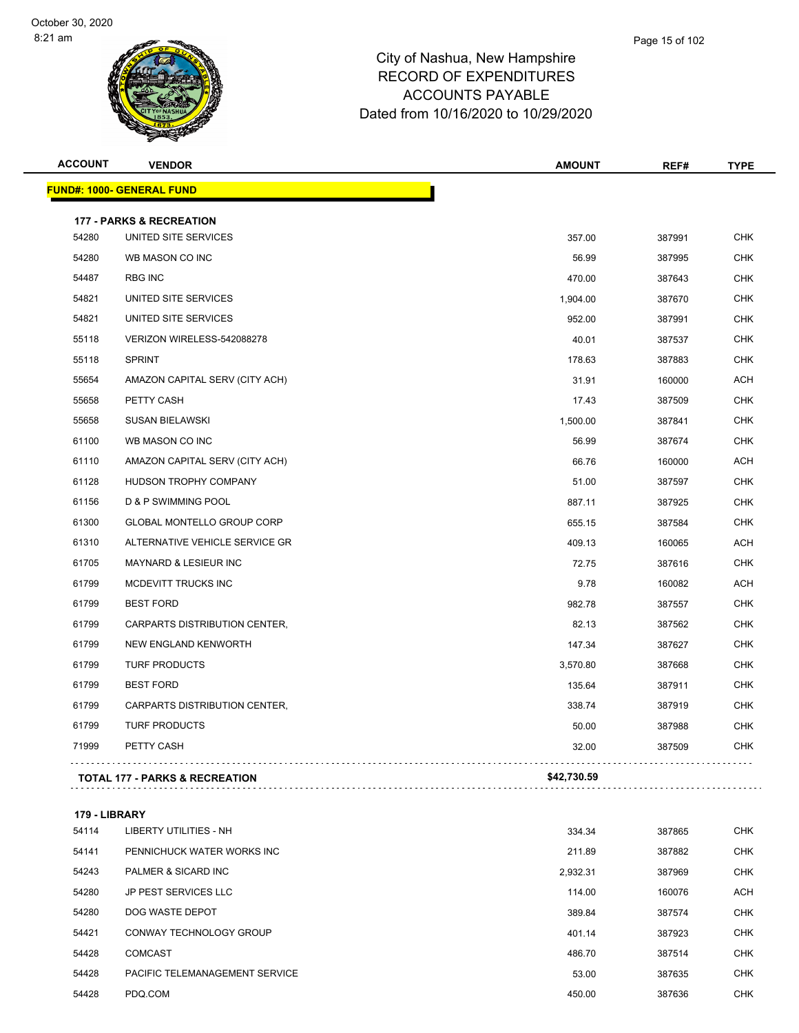# City of Nashua, New Hampshire
## RECORD OF EXPENDITURES
## ACCOUNTS PAYABLE
## Dated from 10/16/2020 to 10/29/2020

| ACCOUNT | VENDOR | AMOUNT | REF# | TYPE |
|---|---|---|---|---|
| **FUND#: 1000- GENERAL FUND** | | | | |
| **177 - PARKS & RECREATION** | | | | |
| 54280 | UNITED SITE SERVICES | 357.00 | 387991 | CHK |
| 54280 | WB MASON CO INC | 56.99 | 387995 | CHK |
| 54487 | RBG INC | 470.00 | 387643 | CHK |
| 54821 | UNITED SITE SERVICES | 1,904.00 | 387670 | CHK |
| 54821 | UNITED SITE SERVICES | 952.00 | 387991 | CHK |
| 55118 | VERIZON WIRELESS-542088278 | 40.01 | 387537 | CHK |
| 55118 | SPRINT | 178.63 | 387883 | CHK |
| 55654 | AMAZON CAPITAL SERV (CITY ACH) | 31.91 | 160000 | ACH |
| 55658 | PETTY CASH | 17.43 | 387509 | CHK |
| 55658 | SUSAN BIELAWSKI | 1,500.00 | 387841 | CHK |
| 61100 | WB MASON CO INC | 56.99 | 387674 | CHK |
| 61110 | AMAZON CAPITAL SERV (CITY ACH) | 66.76 | 160000 | ACH |
| 61128 | HUDSON TROPHY COMPANY | 51.00 | 387597 | CHK |
| 61156 | D & P SWIMMING POOL | 887.11 | 387925 | CHK |
| 61300 | GLOBAL MONTELLO GROUP CORP | 655.15 | 387584 | CHK |
| 61310 | ALTERNATIVE VEHICLE SERVICE GR | 409.13 | 160065 | ACH |
| 61705 | MAYNARD & LESIEUR INC | 72.75 | 387616 | CHK |
| 61799 | MCDEVITT TRUCKS INC | 9.78 | 160082 | ACH |
| 61799 | BEST FORD | 982.78 | 387557 | CHK |
| 61799 | CARPARTS DISTRIBUTION CENTER, | 82.13 | 387562 | CHK |
| 61799 | NEW ENGLAND KENWORTH | 147.34 | 387627 | CHK |
| 61799 | TURF PRODUCTS | 3,570.80 | 387668 | CHK |
| 61799 | BEST FORD | 135.64 | 387911 | CHK |
| 61799 | CARPARTS DISTRIBUTION CENTER, | 338.74 | 387919 | CHK |
| 61799 | TURF PRODUCTS | 50.00 | 387988 | CHK |
| 71999 | PETTY CASH | 32.00 | 387509 | CHK |
| **TOTAL 177 - PARKS & RECREATION** | | **$42,730.59** | | |
| **179 - LIBRARY** | | | | |
| 54114 | LIBERTY UTILITIES - NH | 334.34 | 387865 | CHK |
| 54141 | PENNICHUCK WATER WORKS INC | 211.89 | 387882 | CHK |
| 54243 | PALMER & SICARD INC | 2,932.31 | 387969 | CHK |
| 54280 | JP PEST SERVICES LLC | 114.00 | 160076 | ACH |
| 54280 | DOG WASTE DEPOT | 389.84 | 387574 | CHK |
| 54421 | CONWAY TECHNOLOGY GROUP | 401.14 | 387923 | CHK |
| 54428 | COMCAST | 486.70 | 387514 | CHK |
| 54428 | PACIFIC TELEMANAGEMENT SERVICE | 53.00 | 387635 | CHK |
| 54428 | PDQ.COM | 450.00 | 387636 | CHK |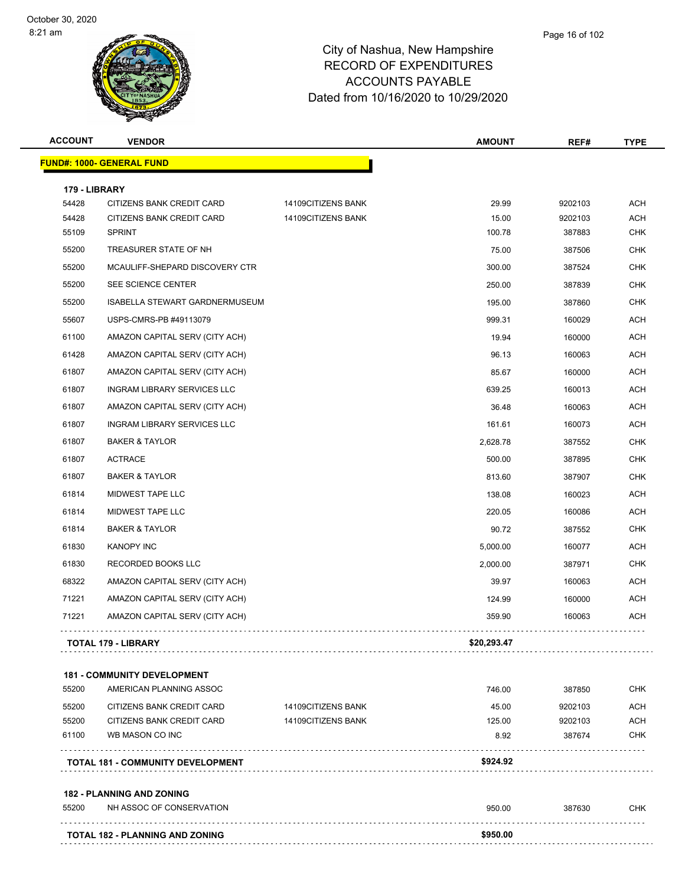City of Nashua, New Hampshire
RECORD OF EXPENDITURES
ACCOUNTS PAYABLE
Dated from 10/16/2020 to 10/29/2020

| ACCOUNT | VENDOR | | AMOUNT | REF# | TYPE |
|---|---|---|---|---|---|
| **FUND#: 1000- GENERAL FUND** | | | | | |
| **179 - LIBRARY** | | | | | |
| 54428 | CITIZENS BANK CREDIT CARD | 14109CITIZENS BANK | 29.99 | 9202103 | ACH |
| 54428 | CITIZENS BANK CREDIT CARD | 14109CITIZENS BANK | 15.00 | 9202103 | ACH |
| 55109 | SPRINT | | 100.78 | 387883 | CHK |
| 55200 | TREASURER STATE OF NH | | 75.00 | 387506 | CHK |
| 55200 | MCAULIFF-SHEPARD DISCOVERY CTR | | 300.00 | 387524 | CHK |
| 55200 | SEE SCIENCE CENTER | | 250.00 | 387839 | CHK |
| 55200 | ISABELLA STEWART GARDNERMUSEUM | | 195.00 | 387860 | CHK |
| 55607 | USPS-CMRS-PB #49113079 | | 999.31 | 160029 | ACH |
| 61100 | AMAZON CAPITAL SERV (CITY ACH) | | 19.94 | 160000 | ACH |
| 61428 | AMAZON CAPITAL SERV (CITY ACH) | | 96.13 | 160063 | ACH |
| 61807 | AMAZON CAPITAL SERV (CITY ACH) | | 85.67 | 160000 | ACH |
| 61807 | INGRAM LIBRARY SERVICES LLC | | 639.25 | 160013 | ACH |
| 61807 | AMAZON CAPITAL SERV (CITY ACH) | | 36.48 | 160063 | ACH |
| 61807 | INGRAM LIBRARY SERVICES LLC | | 161.61 | 160073 | ACH |
| 61807 | BAKER & TAYLOR | | 2,628.78 | 387552 | CHK |
| 61807 | ACTRACE | | 500.00 | 387895 | CHK |
| 61807 | BAKER & TAYLOR | | 813.60 | 387907 | CHK |
| 61814 | MIDWEST TAPE LLC | | 138.08 | 160023 | ACH |
| 61814 | MIDWEST TAPE LLC | | 220.05 | 160086 | ACH |
| 61814 | BAKER & TAYLOR | | 90.72 | 387552 | CHK |
| 61830 | KANOPY INC | | 5,000.00 | 160077 | ACH |
| 61830 | RECORDED BOOKS LLC | | 2,000.00 | 387971 | CHK |
| 68322 | AMAZON CAPITAL SERV (CITY ACH) | | 39.97 | 160063 | ACH |
| 71221 | AMAZON CAPITAL SERV (CITY ACH) | | 124.99 | 160000 | ACH |
| 71221 | AMAZON CAPITAL SERV (CITY ACH) | | 359.90 | 160063 | ACH |
| **TOTAL 179 - LIBRARY** | | | **$20,293.47** | | |
| **181 - COMMUNITY DEVELOPMENT** | | | | | |
| 55200 | AMERICAN PLANNING ASSOC | | 746.00 | 387850 | CHK |
| 55200 | CITIZENS BANK CREDIT CARD | 14109CITIZENS BANK | 45.00 | 9202103 | ACH |
| 55200 | CITIZENS BANK CREDIT CARD | 14109CITIZENS BANK | 125.00 | 9202103 | ACH |
| 61100 | WB MASON CO INC | | 8.92 | 387674 | CHK |
| **TOTAL 181 - COMMUNITY DEVELOPMENT** | | | **$924.92** | | |
| **182 - PLANNING AND ZONING** | | | | | |
| 55200 | NH ASSOC OF CONSERVATION | | 950.00 | 387630 | CHK |
| **TOTAL 182 - PLANNING AND ZONING** | | | **$950.00** | | |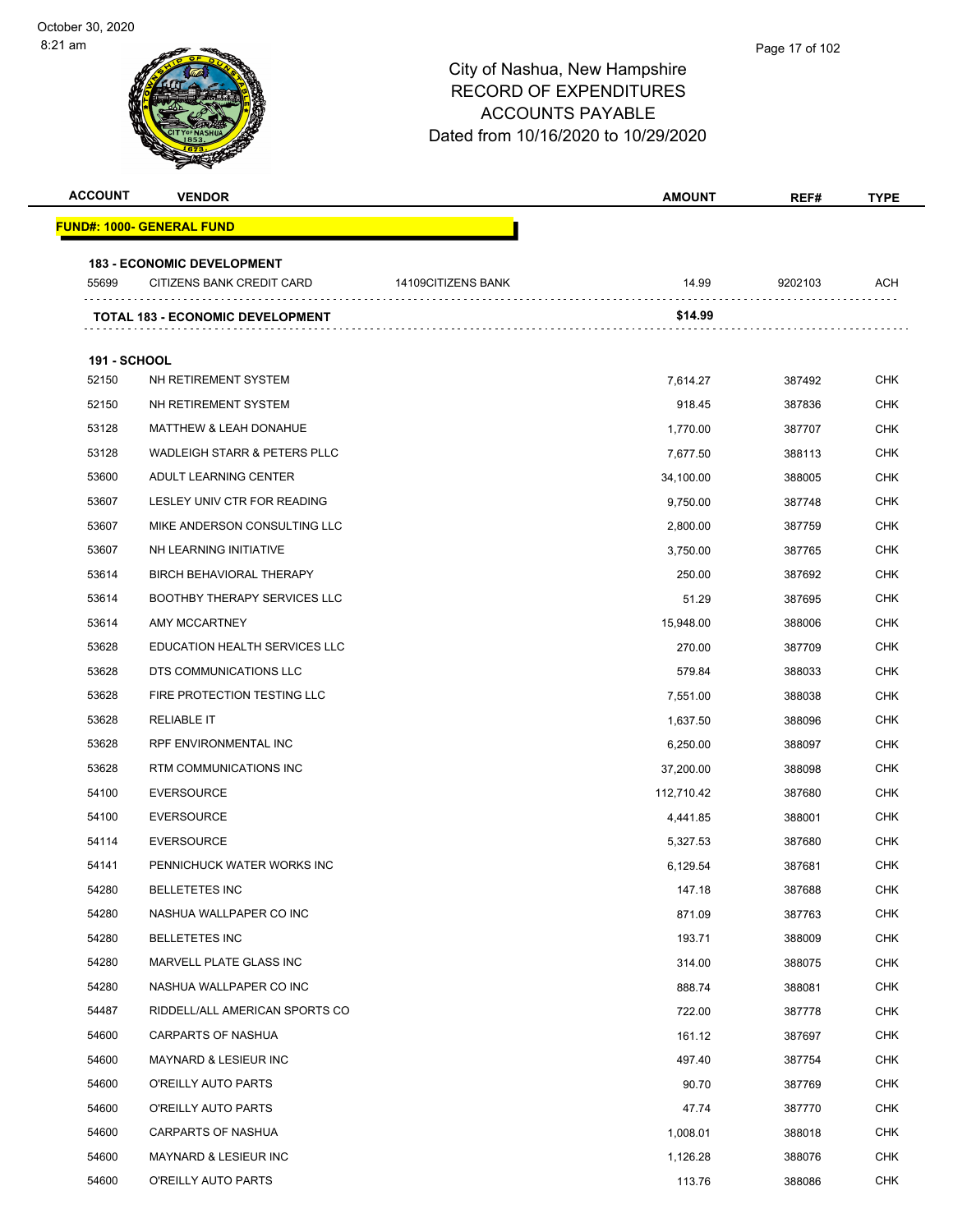# City of Nashua, New Hampshire
# RECORD OF EXPENDITURES
# ACCOUNTS PAYABLE
# Dated from 10/16/2020 to 10/29/2020

| ACCOUNT | VENDOR | | AMOUNT | REF# | TYPE |
|---|---|---|---|---|---|
| **FUND#: 1000- GENERAL FUND** | | | | | |
| **183 - ECONOMIC DEVELOPMENT** | | | | | |
| 55699 | CITIZENS BANK CREDIT CARD | 14109CITIZENS BANK | 14.99 | 9202103 | ACH |
| **TOTAL 183 - ECONOMIC DEVELOPMENT** | | | **$14.99** | | |
| **191 - SCHOOL** | | | | | |
| 52150 | NH RETIREMENT SYSTEM | | 7,614.27 | 387492 | CHK |
| 52150 | NH RETIREMENT SYSTEM | | 918.45 | 387836 | CHK |
| 53128 | MATTHEW & LEAH DONAHUE | | 1,770.00 | 387707 | CHK |
| 53128 | WADLEIGH STARR & PETERS PLLC | | 7,677.50 | 388113 | CHK |
| 53600 | ADULT LEARNING CENTER | | 34,100.00 | 388005 | CHK |
| 53607 | LESLEY UNIV CTR FOR READING | | 9,750.00 | 387748 | CHK |
| 53607 | MIKE ANDERSON CONSULTING LLC | | 2,800.00 | 387759 | CHK |
| 53607 | NH LEARNING INITIATIVE | | 3,750.00 | 387765 | CHK |
| 53614 | BIRCH BEHAVIORAL THERAPY | | 250.00 | 387692 | CHK |
| 53614 | BOOTHBY THERAPY SERVICES LLC | | 51.29 | 387695 | CHK |
| 53614 | AMY MCCARTNEY | | 15,948.00 | 388006 | CHK |
| 53628 | EDUCATION HEALTH SERVICES LLC | | 270.00 | 387709 | CHK |
| 53628 | DTS COMMUNICATIONS LLC | | 579.84 | 388033 | CHK |
| 53628 | FIRE PROTECTION TESTING LLC | | 7,551.00 | 388038 | CHK |
| 53628 | RELIABLE IT | | 1,637.50 | 388096 | CHK |
| 53628 | RPF ENVIRONMENTAL INC | | 6,250.00 | 388097 | CHK |
| 53628 | RTM COMMUNICATIONS INC | | 37,200.00 | 388098 | CHK |
| 54100 | EVERSOURCE | | 112,710.42 | 387680 | CHK |
| 54100 | EVERSOURCE | | 4,441.85 | 388001 | CHK |
| 54114 | EVERSOURCE | | 5,327.53 | 387680 | CHK |
| 54141 | PENNICHUCK WATER WORKS INC | | 6,129.54 | 387681 | CHK |
| 54280 | BELLETETES INC | | 147.18 | 387688 | CHK |
| 54280 | NASHUA WALLPAPER CO INC | | 871.09 | 387763 | CHK |
| 54280 | BELLETETES INC | | 193.71 | 388009 | CHK |
| 54280 | MARVELL PLATE GLASS INC | | 314.00 | 388075 | CHK |
| 54280 | NASHUA WALLPAPER CO INC | | 888.74 | 388081 | CHK |
| 54487 | RIDDELL/ALL AMERICAN SPORTS CO | | 722.00 | 387778 | CHK |
| 54600 | CARPARTS OF NASHUA | | 161.12 | 387697 | CHK |
| 54600 | MAYNARD & LESIEUR INC | | 497.40 | 387754 | CHK |
| 54600 | O'REILLY AUTO PARTS | | 90.70 | 387769 | CHK |
| 54600 | O'REILLY AUTO PARTS | | 47.74 | 387770 | CHK |
| 54600 | CARPARTS OF NASHUA | | 1,008.01 | 388018 | CHK |
| 54600 | MAYNARD & LESIEUR INC | | 1,126.28 | 388076 | CHK |
| 54600 | O'REILLY AUTO PARTS | | 113.76 | 388086 | CHK |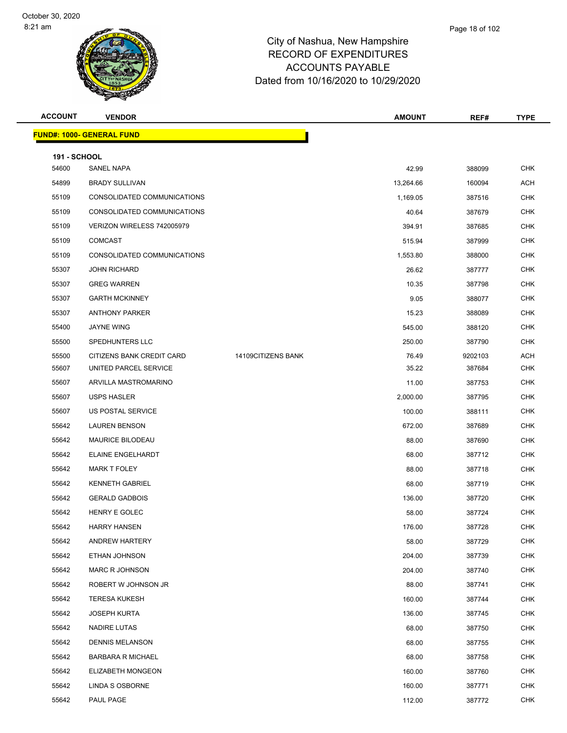# City of Nashua, New Hampshire
## RECORD OF EXPENDITURES
## ACCOUNTS PAYABLE
### Dated from 10/16/2020 to 10/29/2020

October 30, 2020
8:21 am

| ACCOUNT | VENDOR | | AMOUNT | REF# | TYPE |
|---|---|---|---|---|---|
| **FUND#: 1000- GENERAL FUND** | | | | | |
| **191 - SCHOOL** | | | | | |
| 54600 | SANEL NAPA | | 42.99 | 388099 | CHK |
| 54899 | BRADY SULLIVAN | | 13,264.66 | 160094 | ACH |
| 55109 | CONSOLIDATED COMMUNICATIONS | | 1,169.05 | 387516 | CHK |
| 55109 | CONSOLIDATED COMMUNICATIONS | | 40.64 | 387679 | CHK |
| 55109 | VERIZON WIRELESS 742005979 | | 394.91 | 387685 | CHK |
| 55109 | COMCAST | | 515.94 | 387999 | CHK |
| 55109 | CONSOLIDATED COMMUNICATIONS | | 1,553.80 | 388000 | CHK |
| 55307 | JOHN RICHARD | | 26.62 | 387777 | CHK |
| 55307 | GREG WARREN | | 10.35 | 387798 | CHK |
| 55307 | GARTH MCKINNEY | | 9.05 | 388077 | CHK |
| 55307 | ANTHONY PARKER | | 15.23 | 388089 | CHK |
| 55400 | JAYNE WING | | 545.00 | 388120 | CHK |
| 55500 | SPEDHUNTERS LLC | | 250.00 | 387790 | CHK |
| 55500 | CITIZENS BANK CREDIT CARD | 14109CITIZENS BANK | 76.49 | 9202103 | ACH |
| 55607 | UNITED PARCEL SERVICE | | 35.22 | 387684 | CHK |
| 55607 | ARVILLA MASTROMARINO | | 11.00 | 387753 | CHK |
| 55607 | USPS HASLER | | 2,000.00 | 387795 | CHK |
| 55607 | US POSTAL SERVICE | | 100.00 | 388111 | CHK |
| 55642 | LAUREN BENSON | | 672.00 | 387689 | CHK |
| 55642 | MAURICE BILODEAU | | 88.00 | 387690 | CHK |
| 55642 | ELAINE ENGELHARDT | | 68.00 | 387712 | CHK |
| 55642 | MARK T FOLEY | | 88.00 | 387718 | CHK |
| 55642 | KENNETH GABRIEL | | 68.00 | 387719 | CHK |
| 55642 | GERALD GADBOIS | | 136.00 | 387720 | CHK |
| 55642 | HENRY E GOLEC | | 58.00 | 387724 | CHK |
| 55642 | HARRY HANSEN | | 176.00 | 387728 | CHK |
| 55642 | ANDREW HARTERY | | 58.00 | 387729 | CHK |
| 55642 | ETHAN JOHNSON | | 204.00 | 387739 | CHK |
| 55642 | MARC R JOHNSON | | 204.00 | 387740 | CHK |
| 55642 | ROBERT W JOHNSON JR | | 88.00 | 387741 | CHK |
| 55642 | TERESA KUKESH | | 160.00 | 387744 | CHK |
| 55642 | JOSEPH KURTA | | 136.00 | 387745 | CHK |
| 55642 | NADIRE LUTAS | | 68.00 | 387750 | CHK |
| 55642 | DENNIS MELANSON | | 68.00 | 387755 | CHK |
| 55642 | BARBARA R MICHAEL | | 68.00 | 387758 | CHK |
| 55642 | ELIZABETH MONGEON | | 160.00 | 387760 | CHK |
| 55642 | LINDA S OSBORNE | | 160.00 | 387771 | CHK |
| 55642 | PAUL PAGE | | 112.00 | 387772 | CHK |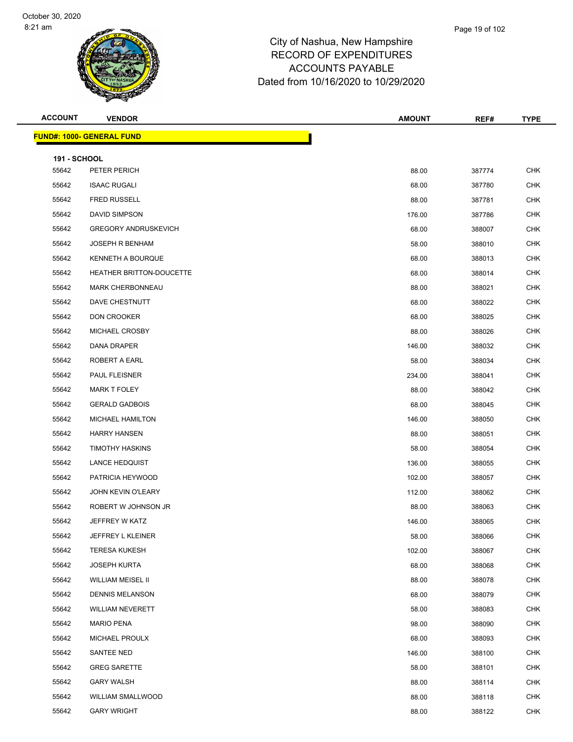City of Nashua, New Hampshire
RECORD OF EXPENDITURES
ACCOUNTS PAYABLE
Dated from 10/16/2020 to 10/29/2020

| ACCOUNT | VENDOR | AMOUNT | REF# | TYPE |
|---|---|---|---|---|
| **FUND#: 1000- GENERAL FUND** | | | | |
| **191 - SCHOOL** | | | | |
| 55642 | PETER PERICH | 88.00 | 387774 | CHK |
| 55642 | ISAAC RUGALI | 68.00 | 387780 | CHK |
| 55642 | FRED RUSSELL | 88.00 | 387781 | CHK |
| 55642 | DAVID SIMPSON | 176.00 | 387786 | CHK |
| 55642 | GREGORY ANDRUSKEVICH | 68.00 | 388007 | CHK |
| 55642 | JOSEPH R BENHAM | 58.00 | 388010 | CHK |
| 55642 | KENNETH A BOURQUE | 68.00 | 388013 | CHK |
| 55642 | HEATHER BRITTON-DOUCETTE | 68.00 | 388014 | CHK |
| 55642 | MARK CHERBONNEAU | 88.00 | 388021 | CHK |
| 55642 | DAVE CHESTNUTT | 68.00 | 388022 | CHK |
| 55642 | DON CROOKER | 68.00 | 388025 | CHK |
| 55642 | MICHAEL CROSBY | 88.00 | 388026 | CHK |
| 55642 | DANA DRAPER | 146.00 | 388032 | CHK |
| 55642 | ROBERT A EARL | 58.00 | 388034 | CHK |
| 55642 | PAUL FLEISNER | 234.00 | 388041 | CHK |
| 55642 | MARK T FOLEY | 88.00 | 388042 | CHK |
| 55642 | GERALD GADBOIS | 68.00 | 388045 | CHK |
| 55642 | MICHAEL HAMILTON | 146.00 | 388050 | CHK |
| 55642 | HARRY HANSEN | 88.00 | 388051 | CHK |
| 55642 | TIMOTHY HASKINS | 58.00 | 388054 | CHK |
| 55642 | LANCE HEDQUIST | 136.00 | 388055 | CHK |
| 55642 | PATRICIA HEYWOOD | 102.00 | 388057 | CHK |
| 55642 | JOHN KEVIN O'LEARY | 112.00 | 388062 | CHK |
| 55642 | ROBERT W JOHNSON JR | 88.00 | 388063 | CHK |
| 55642 | JEFFREY W KATZ | 146.00 | 388065 | CHK |
| 55642 | JEFFREY L KLEINER | 58.00 | 388066 | CHK |
| 55642 | TERESA KUKESH | 102.00 | 388067 | CHK |
| 55642 | JOSEPH KURTA | 68.00 | 388068 | CHK |
| 55642 | WILLIAM MEISEL II | 88.00 | 388078 | CHK |
| 55642 | DENNIS MELANSON | 68.00 | 388079 | CHK |
| 55642 | WILLIAM NEVERETT | 58.00 | 388083 | CHK |
| 55642 | MARIO PENA | 98.00 | 388090 | CHK |
| 55642 | MICHAEL PROULX | 68.00 | 388093 | CHK |
| 55642 | SANTEE NED | 146.00 | 388100 | CHK |
| 55642 | GREG SARETTE | 58.00 | 388101 | CHK |
| 55642 | GARY WALSH | 88.00 | 388114 | CHK |
| 55642 | WILLIAM SMALLWOOD | 88.00 | 388118 | CHK |
| 55642 | GARY WRIGHT | 88.00 | 388122 | CHK |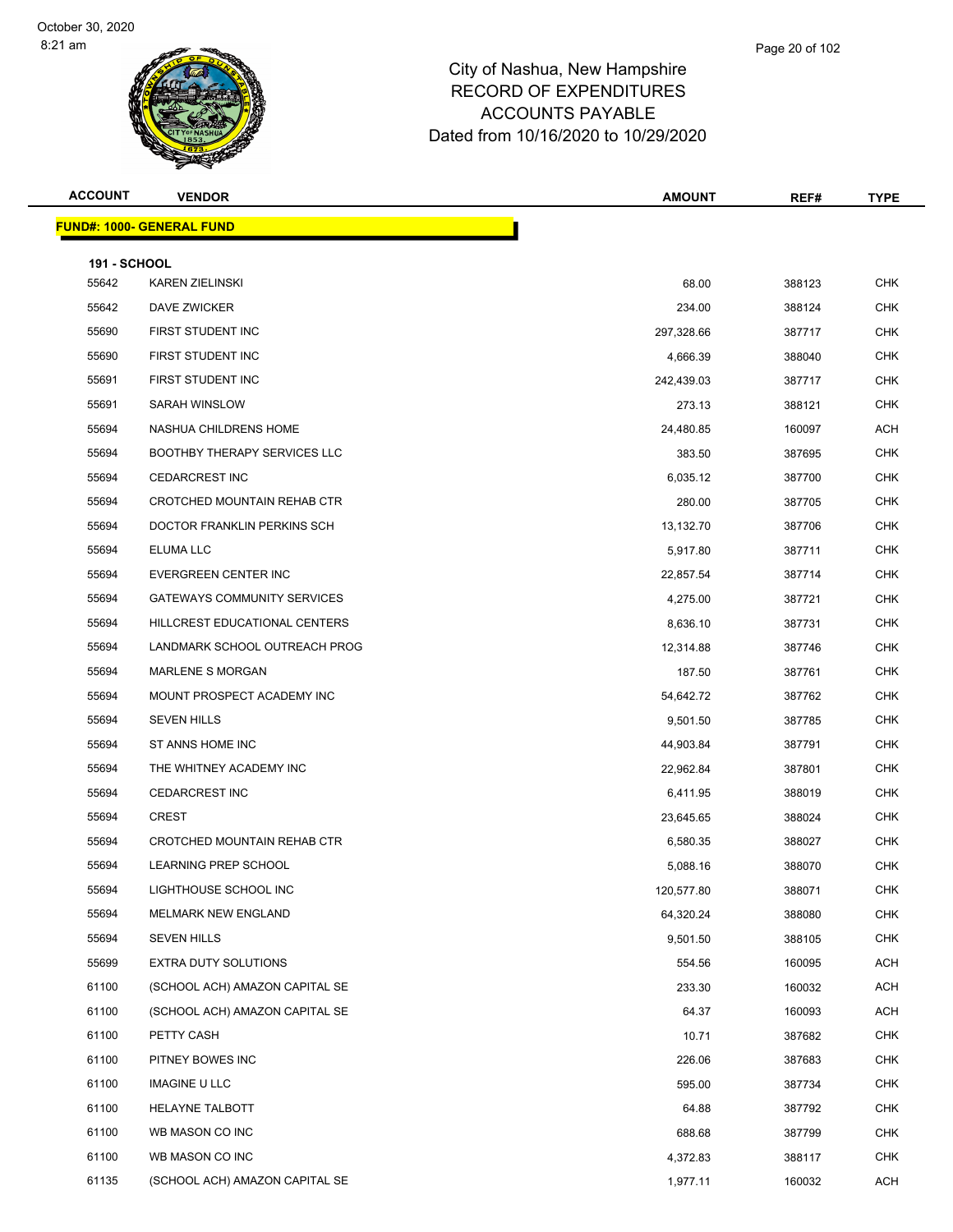# City of Nashua, New Hampshire
# RECORD OF EXPENDITURES
# ACCOUNTS PAYABLE
# Dated from 10/16/2020 to 10/29/2020

| ACCOUNT | VENDOR | AMOUNT | REF# | TYPE |
|---|---|---|---|---|
| **FUND#: 1000- GENERAL FUND** | | | | |
| **191 - SCHOOL** | | | | |
| 55642 | KAREN ZIELINSKI | 68.00 | 388123 | CHK |
| 55642 | DAVE ZWICKER | 234.00 | 388124 | CHK |
| 55690 | FIRST STUDENT INC | 297,328.66 | 387717 | CHK |
| 55690 | FIRST STUDENT INC | 4,666.39 | 388040 | CHK |
| 55691 | FIRST STUDENT INC | 242,439.03 | 387717 | CHK |
| 55691 | SARAH WINSLOW | 273.13 | 388121 | CHK |
| 55694 | NASHUA CHILDRENS HOME | 24,480.85 | 160097 | ACH |
| 55694 | BOOTHBY THERAPY SERVICES LLC | 383.50 | 387695 | CHK |
| 55694 | CEDARCREST INC | 6,035.12 | 387700 | CHK |
| 55694 | CROTCHED MOUNTAIN REHAB CTR | 280.00 | 387705 | CHK |
| 55694 | DOCTOR FRANKLIN PERKINS SCH | 13,132.70 | 387706 | CHK |
| 55694 | ELUMA LLC | 5,917.80 | 387711 | CHK |
| 55694 | EVERGREEN CENTER INC | 22,857.54 | 387714 | CHK |
| 55694 | GATEWAYS COMMUNITY SERVICES | 4,275.00 | 387721 | CHK |
| 55694 | HILLCREST EDUCATIONAL CENTERS | 8,636.10 | 387731 | CHK |
| 55694 | LANDMARK SCHOOL OUTREACH PROG | 12,314.88 | 387746 | CHK |
| 55694 | MARLENE S MORGAN | 187.50 | 387761 | CHK |
| 55694 | MOUNT PROSPECT ACADEMY INC | 54,642.72 | 387762 | CHK |
| 55694 | SEVEN HILLS | 9,501.50 | 387785 | CHK |
| 55694 | ST ANNS HOME INC | 44,903.84 | 387791 | CHK |
| 55694 | THE WHITNEY ACADEMY INC | 22,962.84 | 387801 | CHK |
| 55694 | CEDARCREST INC | 6,411.95 | 388019 | CHK |
| 55694 | CREST | 23,645.65 | 388024 | CHK |
| 55694 | CROTCHED MOUNTAIN REHAB CTR | 6,580.35 | 388027 | CHK |
| 55694 | LEARNING PREP SCHOOL | 5,088.16 | 388070 | CHK |
| 55694 | LIGHTHOUSE SCHOOL INC | 120,577.80 | 388071 | CHK |
| 55694 | MELMARK NEW ENGLAND | 64,320.24 | 388080 | CHK |
| 55694 | SEVEN HILLS | 9,501.50 | 388105 | CHK |
| 55699 | EXTRA DUTY SOLUTIONS | 554.56 | 160095 | ACH |
| 61100 | (SCHOOL ACH) AMAZON CAPITAL SE | 233.30 | 160032 | ACH |
| 61100 | (SCHOOL ACH) AMAZON CAPITAL SE | 64.37 | 160093 | ACH |
| 61100 | PETTY CASH | 10.71 | 387682 | CHK |
| 61100 | PITNEY BOWES INC | 226.06 | 387683 | CHK |
| 61100 | IMAGINE U LLC | 595.00 | 387734 | CHK |
| 61100 | HELAYNE TALBOTT | 64.88 | 387792 | CHK |
| 61100 | WB MASON CO INC | 688.68 | 387799 | CHK |
| 61100 | WB MASON CO INC | 4,372.83 | 388117 | CHK |
| 61135 | (SCHOOL ACH) AMAZON CAPITAL SE | 1,977.11 | 160032 | ACH |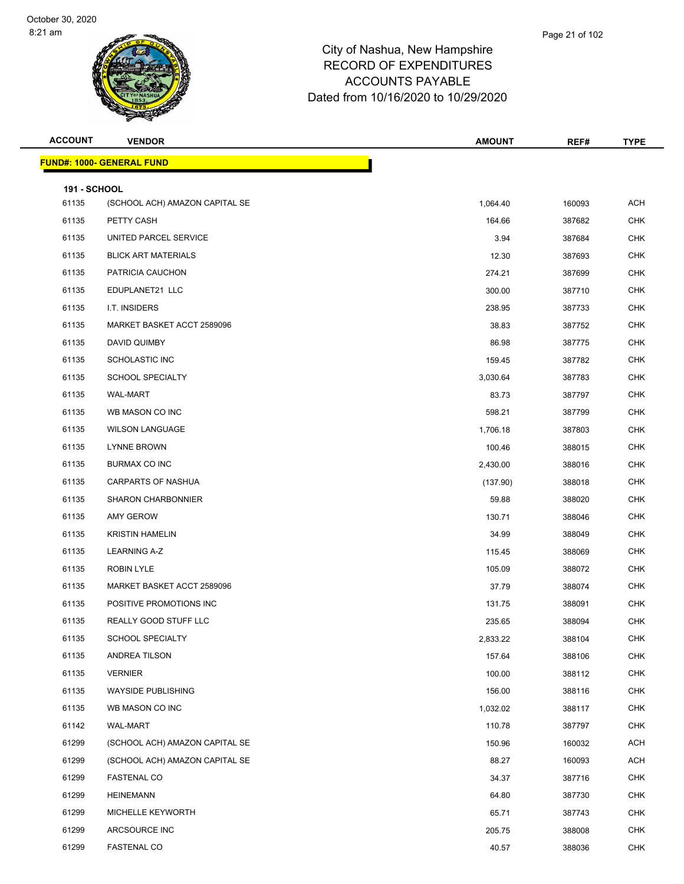# City of Nashua, New Hampshire
# RECORD OF EXPENDITURES
# ACCOUNTS PAYABLE
# Dated from 10/16/2020 to 10/29/2020

| ACCOUNT | VENDOR | AMOUNT | REF# | TYPE |
|---|---|---|---|---|

**FUND#: 1000- GENERAL FUND**

**191 - SCHOOL**

| ACCOUNT | VENDOR | AMOUNT | REF# | TYPE |
|---|---|---|---|---|
| 61135 | (SCHOOL ACH) AMAZON CAPITAL SE | 1,064.40 | 160093 | ACH |
| 61135 | PETTY CASH | 164.66 | 387682 | CHK |
| 61135 | UNITED PARCEL SERVICE | 3.94 | 387684 | CHK |
| 61135 | BLICK ART MATERIALS | 12.30 | 387693 | CHK |
| 61135 | PATRICIA CAUCHON | 274.21 | 387699 | CHK |
| 61135 | EDUPLANET21 LLC | 300.00 | 387710 | CHK |
| 61135 | I.T. INSIDERS | 238.95 | 387733 | CHK |
| 61135 | MARKET BASKET ACCT 2589096 | 38.83 | 387752 | CHK |
| 61135 | DAVID QUIMBY | 86.98 | 387775 | CHK |
| 61135 | SCHOLASTIC INC | 159.45 | 387782 | CHK |
| 61135 | SCHOOL SPECIALTY | 3,030.64 | 387783 | CHK |
| 61135 | WAL-MART | 83.73 | 387797 | CHK |
| 61135 | WB MASON CO INC | 598.21 | 387799 | CHK |
| 61135 | WILSON LANGUAGE | 1,706.18 | 387803 | CHK |
| 61135 | LYNNE BROWN | 100.46 | 388015 | CHK |
| 61135 | BURMAX CO INC | 2,430.00 | 388016 | CHK |
| 61135 | CARPARTS OF NASHUA | (137.90) | 388018 | CHK |
| 61135 | SHARON CHARBONNIER | 59.88 | 388020 | CHK |
| 61135 | AMY GEROW | 130.71 | 388046 | CHK |
| 61135 | KRISTIN HAMELIN | 34.99 | 388049 | CHK |
| 61135 | LEARNING A-Z | 115.45 | 388069 | CHK |
| 61135 | ROBIN LYLE | 105.09 | 388072 | CHK |
| 61135 | MARKET BASKET ACCT 2589096 | 37.79 | 388074 | CHK |
| 61135 | POSITIVE PROMOTIONS INC | 131.75 | 388091 | CHK |
| 61135 | REALLY GOOD STUFF LLC | 235.65 | 388094 | CHK |
| 61135 | SCHOOL SPECIALTY | 2,833.22 | 388104 | CHK |
| 61135 | ANDREA TILSON | 157.64 | 388106 | CHK |
| 61135 | VERNIER | 100.00 | 388112 | CHK |
| 61135 | WAYSIDE PUBLISHING | 156.00 | 388116 | CHK |
| 61135 | WB MASON CO INC | 1,032.02 | 388117 | CHK |
| 61142 | WAL-MART | 110.78 | 387797 | CHK |
| 61299 | (SCHOOL ACH) AMAZON CAPITAL SE | 150.96 | 160032 | ACH |
| 61299 | (SCHOOL ACH) AMAZON CAPITAL SE | 88.27 | 160093 | ACH |
| 61299 | FASTENAL CO | 34.37 | 387716 | CHK |
| 61299 | HEINEMANN | 64.80 | 387730 | CHK |
| 61299 | MICHELLE KEYWORTH | 65.71 | 387743 | CHK |
| 61299 | ARCSOURCE INC | 205.75 | 388008 | CHK |
| 61299 | FASTENAL CO | 40.57 | 388036 | CHK |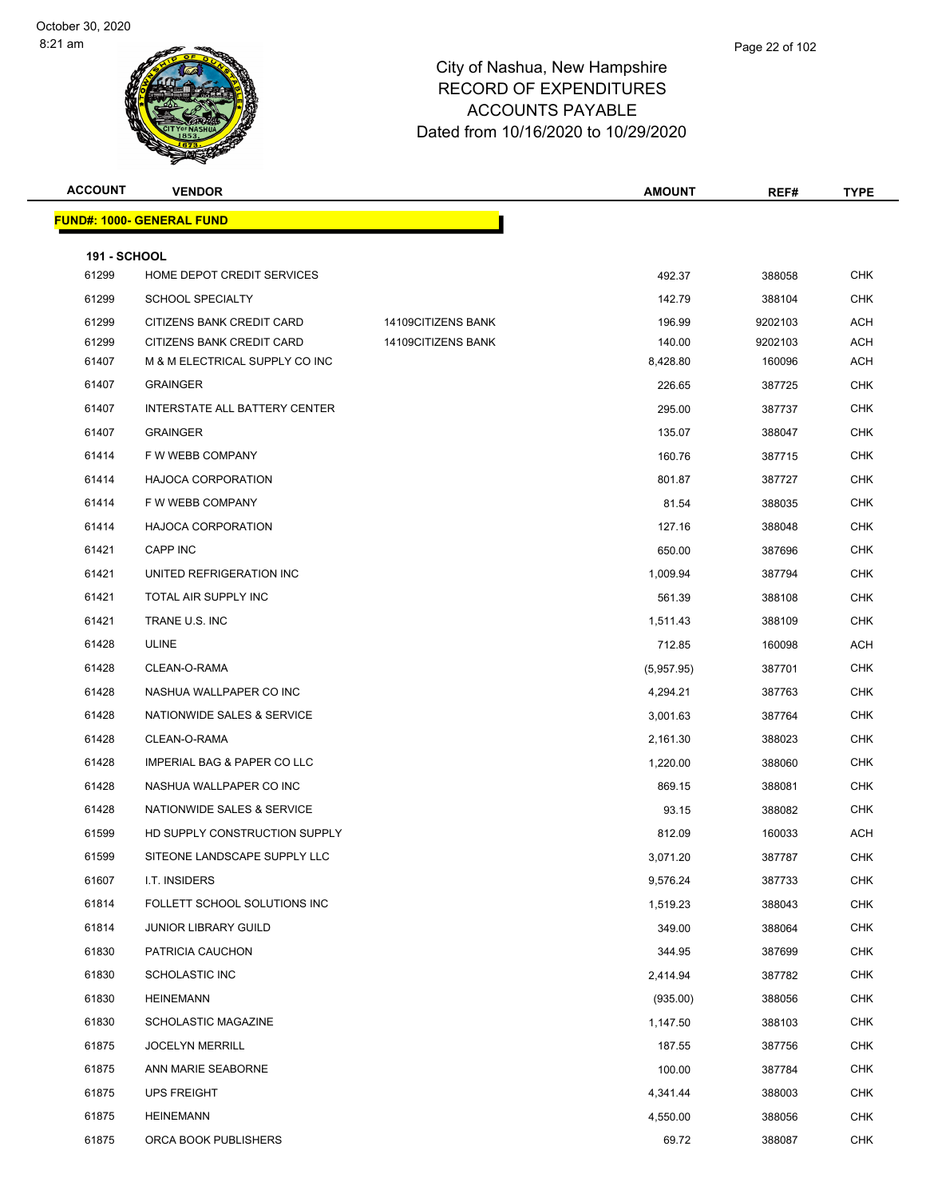City of Nashua, New Hampshire
RECORD OF EXPENDITURES
ACCOUNTS PAYABLE
Dated from 10/16/2020 to 10/29/2020

| ACCOUNT | VENDOR | | AMOUNT | REF# | TYPE |
|---|---|---|---|---|---|
| **FUND#: 1000- GENERAL FUND** | | | | | |
| **191 - SCHOOL** | | | | | |
| 61299 | HOME DEPOT CREDIT SERVICES | | 492.37 | 388058 | CHK |
| 61299 | SCHOOL SPECIALTY | | 142.79 | 388104 | CHK |
| 61299 | CITIZENS BANK CREDIT CARD | 14109CITIZENS BANK | 196.99 | 9202103 | ACH |
| 61299 | CITIZENS BANK CREDIT CARD | 14109CITIZENS BANK | 140.00 | 9202103 | ACH |
| 61407 | M & M ELECTRICAL SUPPLY CO INC | | 8,428.80 | 160096 | ACH |
| 61407 | GRAINGER | | 226.65 | 387725 | CHK |
| 61407 | INTERSTATE ALL BATTERY CENTER | | 295.00 | 387737 | CHK |
| 61407 | GRAINGER | | 135.07 | 388047 | CHK |
| 61414 | F W WEBB COMPANY | | 160.76 | 387715 | CHK |
| 61414 | HAJOCA CORPORATION | | 801.87 | 387727 | CHK |
| 61414 | F W WEBB COMPANY | | 81.54 | 388035 | CHK |
| 61414 | HAJOCA CORPORATION | | 127.16 | 388048 | CHK |
| 61421 | CAPP INC | | 650.00 | 387696 | CHK |
| 61421 | UNITED REFRIGERATION INC | | 1,009.94 | 387794 | CHK |
| 61421 | TOTAL AIR SUPPLY INC | | 561.39 | 388108 | CHK |
| 61421 | TRANE U.S. INC | | 1,511.43 | 388109 | CHK |
| 61428 | ULINE | | 712.85 | 160098 | ACH |
| 61428 | CLEAN-O-RAMA | | (5,957.95) | 387701 | CHK |
| 61428 | NASHUA WALLPAPER CO INC | | 4,294.21 | 387763 | CHK |
| 61428 | NATIONWIDE SALES & SERVICE | | 3,001.63 | 387764 | CHK |
| 61428 | CLEAN-O-RAMA | | 2,161.30 | 388023 | CHK |
| 61428 | IMPERIAL BAG & PAPER CO LLC | | 1,220.00 | 388060 | CHK |
| 61428 | NASHUA WALLPAPER CO INC | | 869.15 | 388081 | CHK |
| 61428 | NATIONWIDE SALES & SERVICE | | 93.15 | 388082 | CHK |
| 61599 | HD SUPPLY CONSTRUCTION SUPPLY | | 812.09 | 160033 | ACH |
| 61599 | SITEONE LANDSCAPE SUPPLY LLC | | 3,071.20 | 387787 | CHK |
| 61607 | I.T. INSIDERS | | 9,576.24 | 387733 | CHK |
| 61814 | FOLLETT SCHOOL SOLUTIONS INC | | 1,519.23 | 388043 | CHK |
| 61814 | JUNIOR LIBRARY GUILD | | 349.00 | 388064 | CHK |
| 61830 | PATRICIA CAUCHON | | 344.95 | 387699 | CHK |
| 61830 | SCHOLASTIC INC | | 2,414.94 | 387782 | CHK |
| 61830 | HEINEMANN | | (935.00) | 388056 | CHK |
| 61830 | SCHOLASTIC MAGAZINE | | 1,147.50 | 388103 | CHK |
| 61875 | JOCELYN MERRILL | | 187.55 | 387756 | CHK |
| 61875 | ANN MARIE SEABORNE | | 100.00 | 387784 | CHK |
| 61875 | UPS FREIGHT | | 4,341.44 | 388003 | CHK |
| 61875 | HEINEMANN | | 4,550.00 | 388056 | CHK |
| 61875 | ORCA BOOK PUBLISHERS | | 69.72 | 388087 | CHK |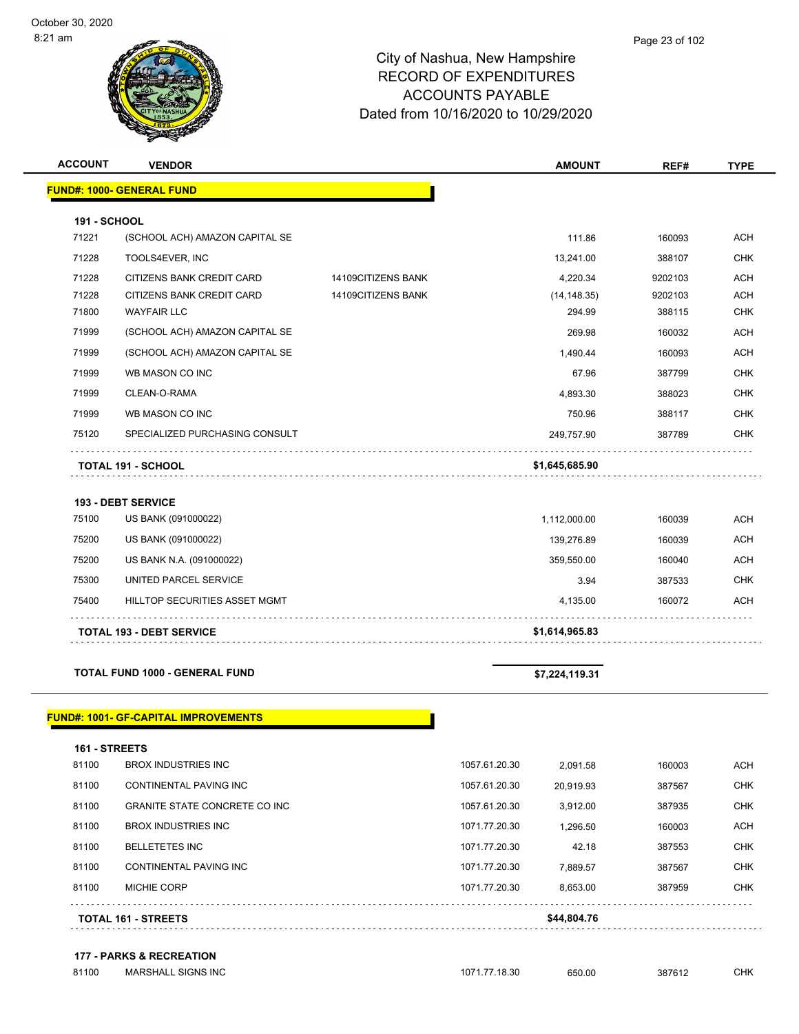# City of Nashua, New Hampshire
## RECORD OF EXPENDITURES
## ACCOUNTS PAYABLE
## Dated from 10/16/2020 to 10/29/2020

| ACCOUNT | VENDOR | | AMOUNT | REF# | TYPE |
|---|---|---|---|---|---|
| **FUND#: 1000- GENERAL FUND** | | | | | |
| **191 - SCHOOL** | | | | | |
| 71221 | (SCHOOL ACH) AMAZON CAPITAL SE | | 111.86 | 160093 | ACH |
| 71228 | TOOLS4EVER, INC | | 13,241.00 | 388107 | CHK |
| 71228 | CITIZENS BANK CREDIT CARD | 14109CITIZENS BANK | 4,220.34 | 9202103 | ACH |
| 71228 | CITIZENS BANK CREDIT CARD | 14109CITIZENS BANK | (14,148.35) | 9202103 | ACH |
| 71800 | WAYFAIR LLC | | 294.99 | 388115 | CHK |
| 71999 | (SCHOOL ACH) AMAZON CAPITAL SE | | 269.98 | 160032 | ACH |
| 71999 | (SCHOOL ACH) AMAZON CAPITAL SE | | 1,490.44 | 160093 | ACH |
| 71999 | WB MASON CO INC | | 67.96 | 387799 | CHK |
| 71999 | CLEAN-O-RAMA | | 4,893.30 | 388023 | CHK |
| 71999 | WB MASON CO INC | | 750.96 | 388117 | CHK |
| 75120 | SPECIALIZED PURCHASING CONSULT | | 249,757.90 | 387789 | CHK |
| **TOTAL 191 - SCHOOL** | | | **$1,645,685.90** | | |
| **193 - DEBT SERVICE** | | | | | |
| 75100 | US BANK (091000022) | | 1,112,000.00 | 160039 | ACH |
| 75200 | US BANK (091000022) | | 139,276.89 | 160039 | ACH |
| 75200 | US BANK N.A. (091000022) | | 359,550.00 | 160040 | ACH |
| 75300 | UNITED PARCEL SERVICE | | 3.94 | 387533 | CHK |
| 75400 | HILLTOP SECURITIES ASSET MGMT | | 4,135.00 | 160072 | ACH |
| **TOTAL 193 - DEBT SERVICE** | | | **$1,614,965.83** | | |
| **TOTAL FUND 1000 - GENERAL FUND** | | | **$7,224,119.31** | | |
| **FUND#: 1001- GF-CAPITAL IMPROVEMENTS** | | | | | |
| **161 - STREETS** | | | | | |
| 81100 | BROX INDUSTRIES INC | 1057.61.20.30 | 2,091.58 | 160003 | ACH |
| 81100 | CONTINENTAL PAVING INC | 1057.61.20.30 | 20,919.93 | 387567 | CHK |
| 81100 | GRANITE STATE CONCRETE CO INC | 1057.61.20.30 | 3,912.00 | 387935 | CHK |
| 81100 | BROX INDUSTRIES INC | 1071.77.20.30 | 1,296.50 | 160003 | ACH |
| 81100 | BELLETETES INC | 1071.77.20.30 | 42.18 | 387553 | CHK |
| 81100 | CONTINENTAL PAVING INC | 1071.77.20.30 | 7,889.57 | 387567 | CHK |
| 81100 | MICHIE CORP | 1071.77.20.30 | 8,653.00 | 387959 | CHK |
| **TOTAL 161 - STREETS** | | | **$44,804.76** | | |
| **177 - PARKS & RECREATION** | | | | | |
| 81100 | MARSHALL SIGNS INC | 1071.77.18.30 | 650.00 | 387612 | CHK |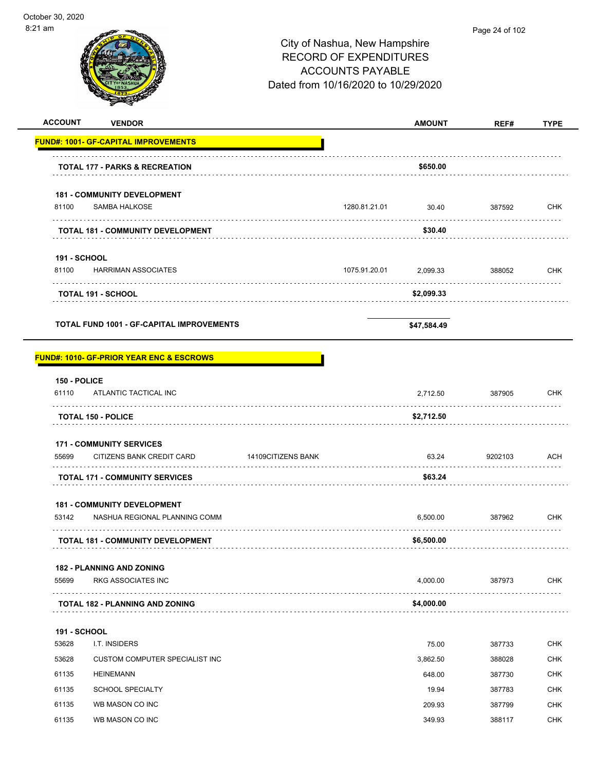City of Nashua, New Hampshire
RECORD OF EXPENDITURES
ACCOUNTS PAYABLE
Dated from 10/16/2020 to 10/29/2020

| ACCOUNT | VENDOR | | AMOUNT | REF# | TYPE |
|---|---|---|---|---|---|
| **FUND#: 1001- GF-CAPITAL IMPROVEMENTS** | | | | | |
| **TOTAL 177 - PARKS & RECREATION** | | | **$650.00** | | |
| **181 - COMMUNITY DEVELOPMENT** | | | | | |
| 81100 | SAMBA HALKOSE | 1280.81.21.01 | 30.40 | 387592 | CHK |
| **TOTAL 181 - COMMUNITY DEVELOPMENT** | | | **$30.40** | | |
| **191 - SCHOOL** | | | | | |
| 81100 | HARRIMAN ASSOCIATES | 1075.91.20.01 | 2,099.33 | 388052 | CHK |
| **TOTAL 191 - SCHOOL** | | | **$2,099.33** | | |
| **TOTAL FUND 1001 - GF-CAPITAL IMPROVEMENTS** | | | **$47,584.49** | | |
| **FUND#: 1010- GF-PRIOR YEAR ENC & ESCROWS** | | | | | |
| **150 - POLICE** | | | | | |
| 61110 | ATLANTIC TACTICAL INC | | 2,712.50 | 387905 | CHK |
| **TOTAL 150 - POLICE** | | | **$2,712.50** | | |
| **171 - COMMUNITY SERVICES** | | | | | |
| 55699 | CITIZENS BANK CREDIT CARD | 14109CITIZENS BANK | 63.24 | 9202103 | ACH |
| **TOTAL 171 - COMMUNITY SERVICES** | | | **$63.24** | | |
| **181 - COMMUNITY DEVELOPMENT** | | | | | |
| 53142 | NASHUA REGIONAL PLANNING COMM | | 6,500.00 | 387962 | CHK |
| **TOTAL 181 - COMMUNITY DEVELOPMENT** | | | **$6,500.00** | | |
| **182 - PLANNING AND ZONING** | | | | | |
| 55699 | RKG ASSOCIATES INC | | 4,000.00 | 387973 | CHK |
| **TOTAL 182 - PLANNING AND ZONING** | | | **$4,000.00** | | |
| **191 - SCHOOL** | | | | | |
| 53628 | I.T. INSIDERS | | 75.00 | 387733 | CHK |
| 53628 | CUSTOM COMPUTER SPECIALIST INC | | 3,862.50 | 388028 | CHK |
| 61135 | HEINEMANN | | 648.00 | 387730 | CHK |
| 61135 | SCHOOL SPECIALTY | | 19.94 | 387783 | CHK |
| 61135 | WB MASON CO INC | | 209.93 | 387799 | CHK |
| 61135 | WB MASON CO INC | | 349.93 | 388117 | CHK |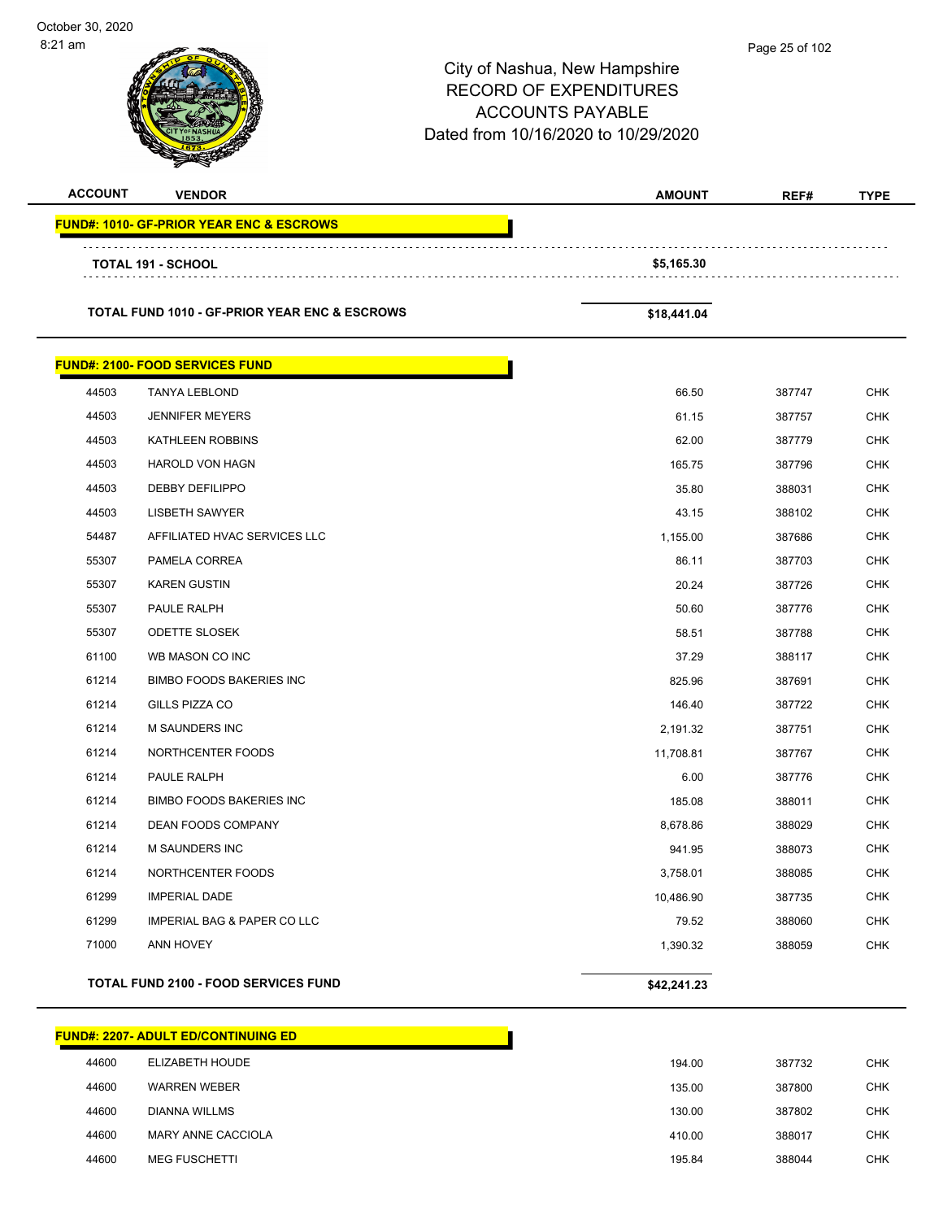City of Nashua, New Hampshire
RECORD OF EXPENDITURES
ACCOUNTS PAYABLE
Dated from 10/16/2020 to 10/29/2020

| ACCOUNT | VENDOR | AMOUNT | REF# | TYPE |
|---|---|---|---|---|
| **FUND#: 1010- GF-PRIOR YEAR ENC & ESCROWS** | | | | |
| | **TOTAL 191 - SCHOOL** | **$5,165.30** | | |
| | **TOTAL FUND 1010 - GF-PRIOR YEAR ENC & ESCROWS** | **$18,441.04** | | |
| **FUND#: 2100- FOOD SERVICES FUND** | | | | |
| 44503 | TANYA LEBLOND | 66.50 | 387747 | CHK |
| 44503 | JENNIFER MEYERS | 61.15 | 387757 | CHK |
| 44503 | KATHLEEN ROBBINS | 62.00 | 387779 | CHK |
| 44503 | HAROLD VON HAGN | 165.75 | 387796 | CHK |
| 44503 | DEBBY DEFILIPPO | 35.80 | 388031 | CHK |
| 44503 | LISBETH SAWYER | 43.15 | 388102 | CHK |
| 54487 | AFFILIATED HVAC SERVICES LLC | 1,155.00 | 387686 | CHK |
| 55307 | PAMELA CORREA | 86.11 | 387703 | CHK |
| 55307 | KAREN GUSTIN | 20.24 | 387726 | CHK |
| 55307 | PAULE RALPH | 50.60 | 387776 | CHK |
| 55307 | ODETTE SLOSEK | 58.51 | 387788 | CHK |
| 61100 | WB MASON CO INC | 37.29 | 388117 | CHK |
| 61214 | BIMBO FOODS BAKERIES INC | 825.96 | 387691 | CHK |
| 61214 | GILLS PIZZA CO | 146.40 | 387722 | CHK |
| 61214 | M SAUNDERS INC | 2,191.32 | 387751 | CHK |
| 61214 | NORTHCENTER FOODS | 11,708.81 | 387767 | CHK |
| 61214 | PAULE RALPH | 6.00 | 387776 | CHK |
| 61214 | BIMBO FOODS BAKERIES INC | 185.08 | 388011 | CHK |
| 61214 | DEAN FOODS COMPANY | 8,678.86 | 388029 | CHK |
| 61214 | M SAUNDERS INC | 941.95 | 388073 | CHK |
| 61214 | NORTHCENTER FOODS | 3,758.01 | 388085 | CHK |
| 61299 | IMPERIAL DADE | 10,486.90 | 387735 | CHK |
| 61299 | IMPERIAL BAG & PAPER CO LLC | 79.52 | 388060 | CHK |
| 71000 | ANN HOVEY | 1,390.32 | 388059 | CHK |
| | **TOTAL FUND 2100 - FOOD SERVICES FUND** | **$42,241.23** | | |
| **FUND#: 2207- ADULT ED/CONTINUING ED** | | | | |
| 44600 | ELIZABETH HOUDE | 194.00 | 387732 | CHK |
| 44600 | WARREN WEBER | 135.00 | 387800 | CHK |
| 44600 | DIANNA WILLMS | 130.00 | 387802 | CHK |
| 44600 | MARY ANNE CACCIOLA | 410.00 | 388017 | CHK |
| 44600 | MEG FUSCHETTI | 195.84 | 388044 | CHK |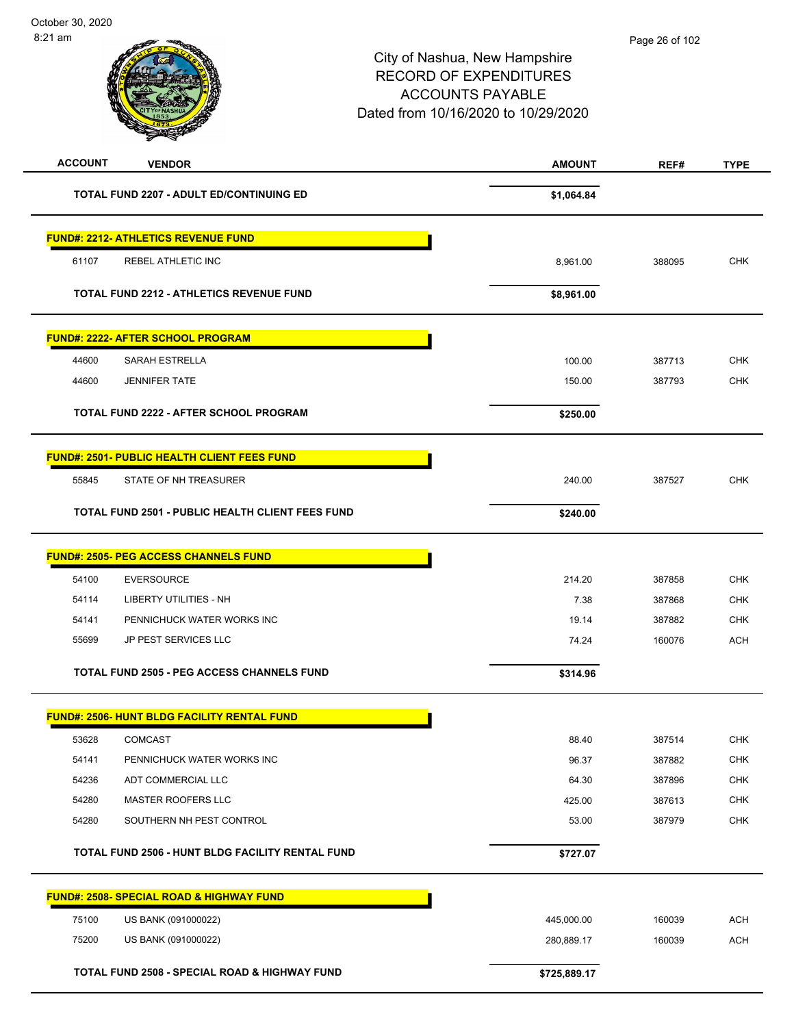# City of Nashua, New Hampshire
## RECORD OF EXPENDITURES
## ACCOUNTS PAYABLE
## Dated from 10/16/2020 to 10/29/2020

October 30, 2020
8:21 am

| ACCOUNT | VENDOR | AMOUNT | REF# | TYPE |
|---|---|---|---|---|
| | **TOTAL FUND 2207 - ADULT ED/CONTINUING ED** | **$1,064.84** | | |
| | **FUND#: 2212- ATHLETICS REVENUE FUND** | | | |
| 61107 | REBEL ATHLETIC INC | 8,961.00 | 388095 | CHK |
| | **TOTAL FUND 2212 - ATHLETICS REVENUE FUND** | **$8,961.00** | | |
| | **FUND#: 2222- AFTER SCHOOL PROGRAM** | | | |
| 44600 | SARAH ESTRELLA | 100.00 | 387713 | CHK |
| 44600 | JENNIFER TATE | 150.00 | 387793 | CHK |
| | **TOTAL FUND 2222 - AFTER SCHOOL PROGRAM** | **$250.00** | | |
| | **FUND#: 2501- PUBLIC HEALTH CLIENT FEES FUND** | | | |
| 55845 | STATE OF NH TREASURER | 240.00 | 387527 | CHK |
| | **TOTAL FUND 2501 - PUBLIC HEALTH CLIENT FEES FUND** | **$240.00** | | |
| | **FUND#: 2505- PEG ACCESS CHANNELS FUND** | | | |
| 54100 | EVERSOURCE | 214.20 | 387858 | CHK |
| 54114 | LIBERTY UTILITIES - NH | 7.38 | 387868 | CHK |
| 54141 | PENNICHUCK WATER WORKS INC | 19.14 | 387882 | CHK |
| 55699 | JP PEST SERVICES LLC | 74.24 | 160076 | ACH |
| | **TOTAL FUND 2505 - PEG ACCESS CHANNELS FUND** | **$314.96** | | |
| | **FUND#: 2506- HUNT BLDG FACILITY RENTAL FUND** | | | |
| 53628 | COMCAST | 88.40 | 387514 | CHK |
| 54141 | PENNICHUCK WATER WORKS INC | 96.37 | 387882 | CHK |
| 54236 | ADT COMMERCIAL LLC | 64.30 | 387896 | CHK |
| 54280 | MASTER ROOFERS LLC | 425.00 | 387613 | CHK |
| 54280 | SOUTHERN NH PEST CONTROL | 53.00 | 387979 | CHK |
| | **TOTAL FUND 2506 - HUNT BLDG FACILITY RENTAL FUND** | **$727.07** | | |
| | **FUND#: 2508- SPECIAL ROAD & HIGHWAY FUND** | | | |
| 75100 | US BANK (091000022) | 445,000.00 | 160039 | ACH |
| 75200 | US BANK (091000022) | 280,889.17 | 160039 | ACH |
| | **TOTAL FUND 2508 - SPECIAL ROAD & HIGHWAY FUND** | **$725,889.17** | | |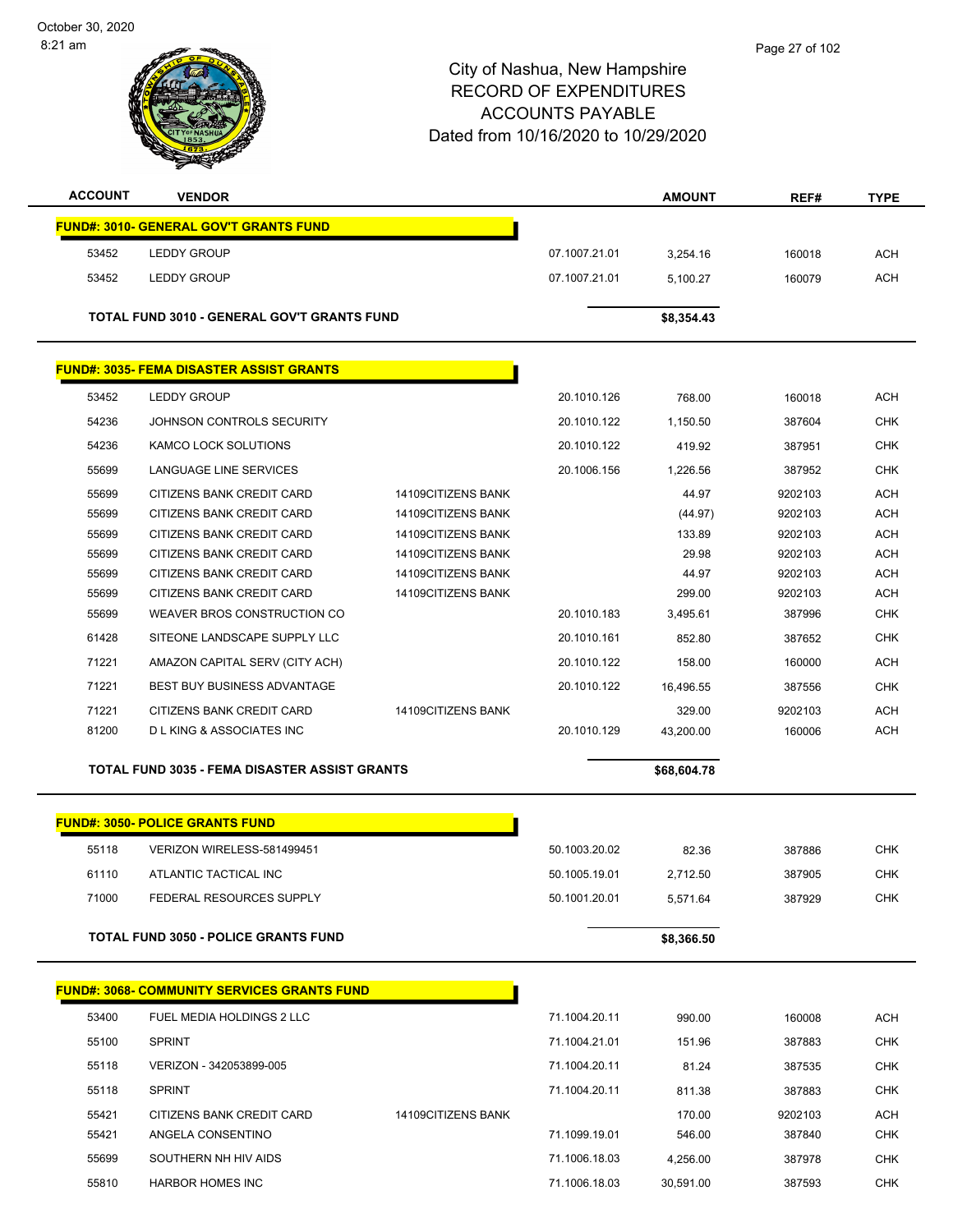City of Nashua, New Hampshire
RECORD OF EXPENDITURES
ACCOUNTS PAYABLE
Dated from 10/16/2020 to 10/29/2020

October 30, 2020
8:21 am

| ACCOUNT | VENDOR | | | AMOUNT | REF# | TYPE |
|---|---|---|---|---|---|---|
| **FUND#: 3010- GENERAL GOV'T GRANTS FUND** | | | | | | |
| 53452 | LEDDY GROUP | | 07.1007.21.01 | 3,254.16 | 160018 | ACH |
| 53452 | LEDDY GROUP | | 07.1007.21.01 | 5,100.27 | 160079 | ACH |
| **TOTAL FUND 3010 - GENERAL GOV'T GRANTS FUND** | | | | **$8,354.43** | | |
| **FUND#: 3035- FEMA DISASTER ASSIST GRANTS** | | | | | | |
| 53452 | LEDDY GROUP | | 20.1010.126 | 768.00 | 160018 | ACH |
| 54236 | JOHNSON CONTROLS SECURITY | | 20.1010.122 | 1,150.50 | 387604 | CHK |
| 54236 | KAMCO LOCK SOLUTIONS | | 20.1010.122 | 419.92 | 387951 | CHK |
| 55699 | LANGUAGE LINE SERVICES | | 20.1006.156 | 1,226.56 | 387952 | CHK |
| 55699 | CITIZENS BANK CREDIT CARD | 14109CITIZENS BANK | | 44.97 | 9202103 | ACH |
| 55699 | CITIZENS BANK CREDIT CARD | 14109CITIZENS BANK | | (44.97) | 9202103 | ACH |
| 55699 | CITIZENS BANK CREDIT CARD | 14109CITIZENS BANK | | 133.89 | 9202103 | ACH |
| 55699 | CITIZENS BANK CREDIT CARD | 14109CITIZENS BANK | | 29.98 | 9202103 | ACH |
| 55699 | CITIZENS BANK CREDIT CARD | 14109CITIZENS BANK | | 44.97 | 9202103 | ACH |
| 55699 | CITIZENS BANK CREDIT CARD | 14109CITIZENS BANK | | 299.00 | 9202103 | ACH |
| 55699 | WEAVER BROS CONSTRUCTION CO | | 20.1010.183 | 3,495.61 | 387996 | CHK |
| 61428 | SITEONE LANDSCAPE SUPPLY LLC | | 20.1010.161 | 852.80 | 387652 | CHK |
| 71221 | AMAZON CAPITAL SERV (CITY ACH) | | 20.1010.122 | 158.00 | 160000 | ACH |
| 71221 | BEST BUY BUSINESS ADVANTAGE | | 20.1010.122 | 16,496.55 | 387556 | CHK |
| 71221 | CITIZENS BANK CREDIT CARD | 14109CITIZENS BANK | | 329.00 | 9202103 | ACH |
| 81200 | D L KING & ASSOCIATES INC | | 20.1010.129 | 43,200.00 | 160006 | ACH |
| **TOTAL FUND 3035 - FEMA DISASTER ASSIST GRANTS** | | | | **$68,604.78** | | |
| **FUND#: 3050- POLICE GRANTS FUND** | | | | | | |
| 55118 | VERIZON WIRELESS-581499451 | | 50.1003.20.02 | 82.36 | 387886 | CHK |
| 61110 | ATLANTIC TACTICAL INC | | 50.1005.19.01 | 2,712.50 | 387905 | CHK |
| 71000 | FEDERAL RESOURCES SUPPLY | | 50.1001.20.01 | 5,571.64 | 387929 | CHK |
| **TOTAL FUND 3050 - POLICE GRANTS FUND** | | | | **$8,366.50** | | |
| **FUND#: 3068- COMMUNITY SERVICES GRANTS FUND** | | | | | | |
| 53400 | FUEL MEDIA HOLDINGS 2 LLC | | 71.1004.20.11 | 990.00 | 160008 | ACH |
| 55100 | SPRINT | | 71.1004.21.01 | 151.96 | 387883 | CHK |
| 55118 | VERIZON - 342053899-005 | | 71.1004.20.11 | 81.24 | 387535 | CHK |
| 55118 | SPRINT | | 71.1004.20.11 | 811.38 | 387883 | CHK |
| 55421 | CITIZENS BANK CREDIT CARD | 14109CITIZENS BANK | | 170.00 | 9202103 | ACH |
| 55421 | ANGELA CONSENTINO | | 71.1099.19.01 | 546.00 | 387840 | CHK |
| 55699 | SOUTHERN NH HIV AIDS | | 71.1006.18.03 | 4,256.00 | 387978 | CHK |
| 55810 | HARBOR HOMES INC | | 71.1006.18.03 | 30,591.00 | 387593 | CHK |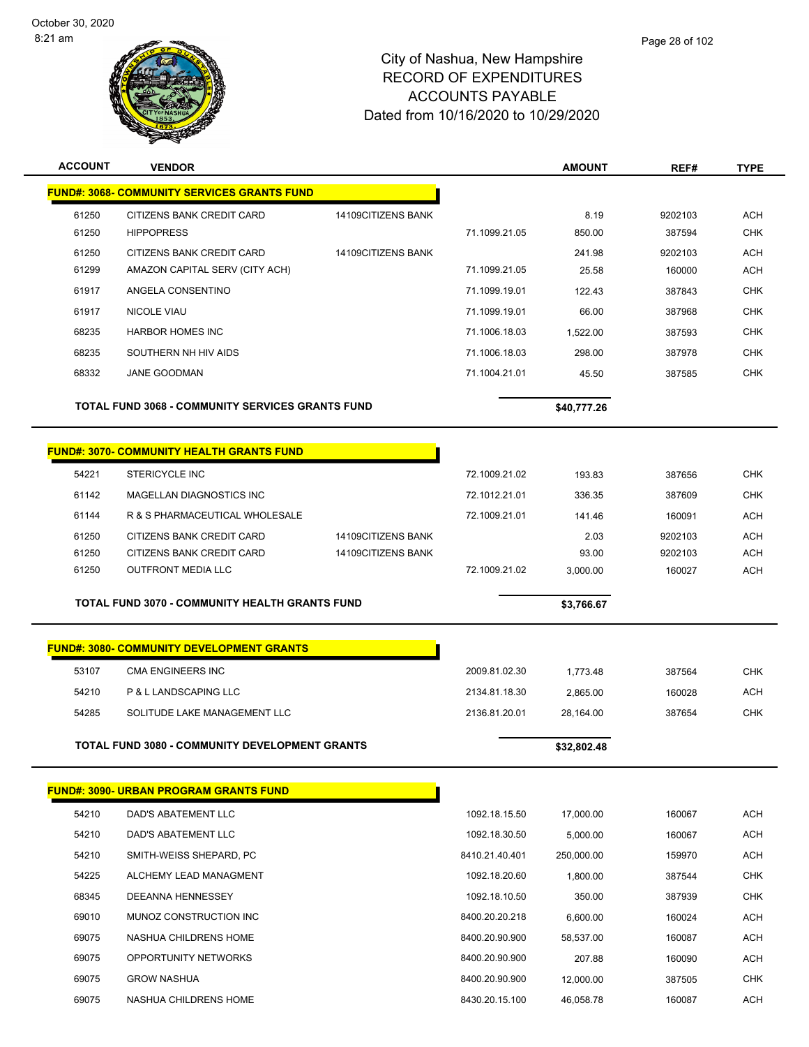# City of Nashua, New Hampshire
## RECORD OF EXPENDITURES
## ACCOUNTS PAYABLE
## Dated from 10/16/2020 to 10/29/2020

October 30, 2020
8:21 am

| ACCOUNT | VENDOR | | | AMOUNT | REF# | TYPE |
|---|---|---|---|---|---|---|
| **FUND#: 3068- COMMUNITY SERVICES GRANTS FUND** | | | | | | |
| 61250 | CITIZENS BANK CREDIT CARD | 14109CITIZENS BANK | | 8.19 | 9202103 | ACH |
| 61250 | HIPPOPRESS | | 71.1099.21.05 | 850.00 | 387594 | CHK |
| 61250 | CITIZENS BANK CREDIT CARD | 14109CITIZENS BANK | | 241.98 | 9202103 | ACH |
| 61299 | AMAZON CAPITAL SERV (CITY ACH) | | 71.1099.21.05 | 25.58 | 160000 | ACH |
| 61917 | ANGELA CONSENTINO | | 71.1099.19.01 | 122.43 | 387843 | CHK |
| 61917 | NICOLE VIAU | | 71.1099.19.01 | 66.00 | 387968 | CHK |
| 68235 | HARBOR HOMES INC | | 71.1006.18.03 | 1,522.00 | 387593 | CHK |
| 68235 | SOUTHERN NH HIV AIDS | | 71.1006.18.03 | 298.00 | 387978 | CHK |
| 68332 | JANE GOODMAN | | 71.1004.21.01 | 45.50 | 387585 | CHK |
| | **TOTAL FUND 3068 - COMMUNITY SERVICES GRANTS FUND** | | | **$40,777.26** | | |
| **FUND#: 3070- COMMUNITY HEALTH GRANTS FUND** | | | | | | |
| 54221 | STERICYCLE INC | | 72.1009.21.02 | 193.83 | 387656 | CHK |
| 61142 | MAGELLAN DIAGNOSTICS INC | | 72.1012.21.01 | 336.35 | 387609 | CHK |
| 61144 | R & S PHARMACEUTICAL WHOLESALE | | 72.1009.21.01 | 141.46 | 160091 | ACH |
| 61250 | CITIZENS BANK CREDIT CARD | 14109CITIZENS BANK | | 2.03 | 9202103 | ACH |
| 61250 | CITIZENS BANK CREDIT CARD | 14109CITIZENS BANK | | 93.00 | 9202103 | ACH |
| 61250 | OUTFRONT MEDIA LLC | | 72.1009.21.02 | 3,000.00 | 160027 | ACH |
| | **TOTAL FUND 3070 - COMMUNITY HEALTH GRANTS FUND** | | | **$3,766.67** | | |
| **FUND#: 3080- COMMUNITY DEVELOPMENT GRANTS** | | | | | | |
| 53107 | CMA ENGINEERS INC | | 2009.81.02.30 | 1,773.48 | 387564 | CHK |
| 54210 | P & L LANDSCAPING LLC | | 2134.81.18.30 | 2,865.00 | 160028 | ACH |
| 54285 | SOLITUDE LAKE MANAGEMENT LLC | | 2136.81.20.01 | 28,164.00 | 387654 | CHK |
| | **TOTAL FUND 3080 - COMMUNITY DEVELOPMENT GRANTS** | | | **$32,802.48** | | |
| **FUND#: 3090- URBAN PROGRAM GRANTS FUND** | | | | | | |
| 54210 | DAD'S ABATEMENT LLC | | 1092.18.15.50 | 17,000.00 | 160067 | ACH |
| 54210 | DAD'S ABATEMENT LLC | | 1092.18.30.50 | 5,000.00 | 160067 | ACH |
| 54210 | SMITH-WEISS SHEPARD, PC | | 8410.21.40.401 | 250,000.00 | 159970 | ACH |
| 54225 | ALCHEMY LEAD MANAGMENT | | 1092.18.20.60 | 1,800.00 | 387544 | CHK |
| 68345 | DEEANNA HENNESSEY | | 1092.18.10.50 | 350.00 | 387939 | CHK |
| 69010 | MUNOZ CONSTRUCTION INC | | 8400.20.20.218 | 6,600.00 | 160024 | ACH |
| 69075 | NASHUA CHILDRENS HOME | | 8400.20.90.900 | 58,537.00 | 160087 | ACH |
| 69075 | OPPORTUNITY NETWORKS | | 8400.20.90.900 | 207.88 | 160090 | ACH |
| 69075 | GROW NASHUA | | 8400.20.90.900 | 12,000.00 | 387505 | CHK |
| 69075 | NASHUA CHILDRENS HOME | | 8430.20.15.100 | 46,058.78 | 160087 | ACH |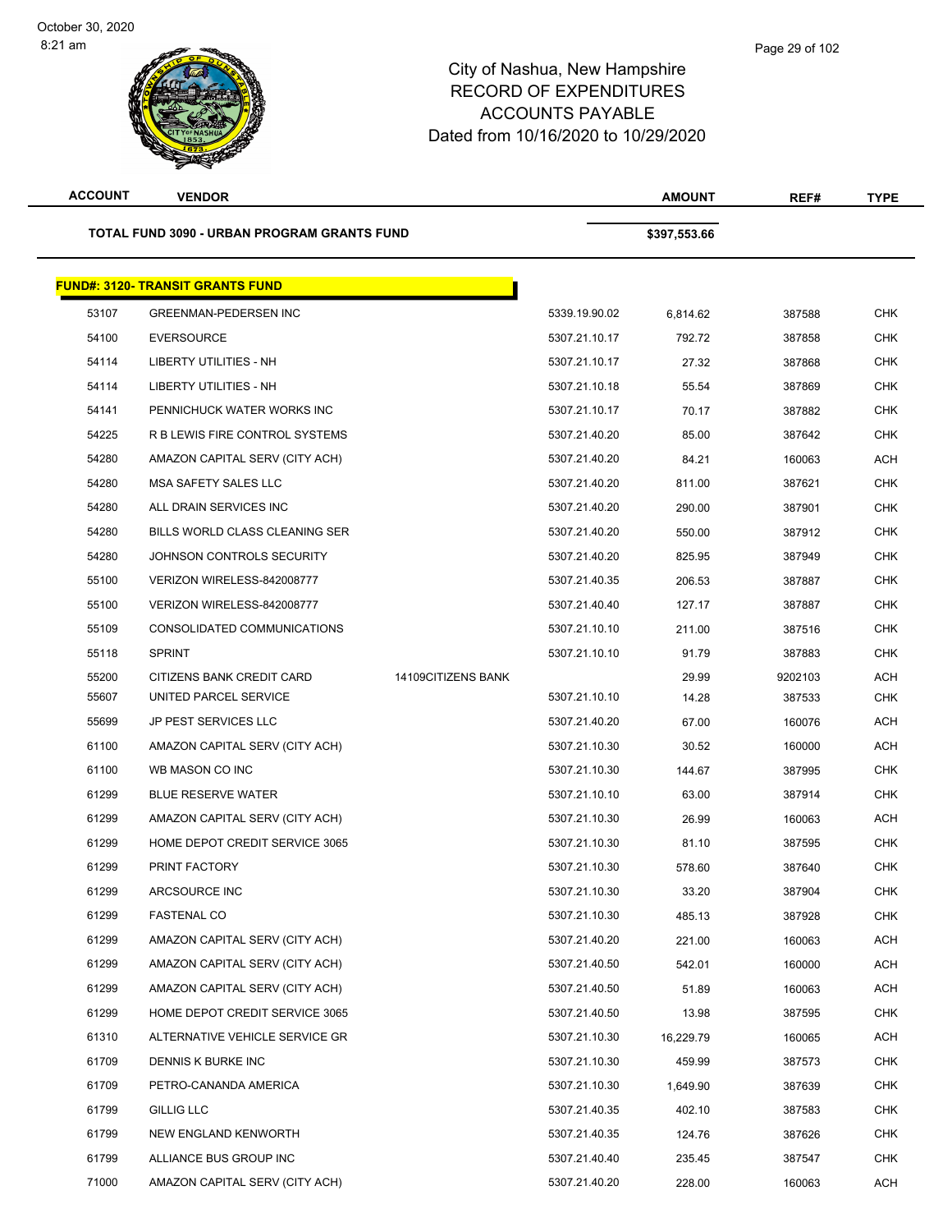# City of Nashua, New Hampshire
# RECORD OF EXPENDITURES
# ACCOUNTS PAYABLE
# Dated from 10/16/2020 to 10/29/2020

| ACCOUNT | VENDOR | | | AMOUNT | REF# | TYPE |
|---|---|---|---|---|---|---|
| **TOTAL FUND 3090 - URBAN PROGRAM GRANTS FUND** | | | | **$397,553.66** | | |

**FUND#: 3120- TRANSIT GRANTS FUND**

| ACCOUNT | VENDOR | | | AMOUNT | REF# | TYPE |
|---|---|---|---|---|---|---|
| 53107 | GREENMAN-PEDERSEN INC | | 5339.19.90.02 | 6,814.62 | 387588 | CHK |
| 54100 | EVERSOURCE | | 5307.21.10.17 | 792.72 | 387858 | CHK |
| 54114 | LIBERTY UTILITIES - NH | | 5307.21.10.17 | 27.32 | 387868 | CHK |
| 54114 | LIBERTY UTILITIES - NH | | 5307.21.10.18 | 55.54 | 387869 | CHK |
| 54141 | PENNICHUCK WATER WORKS INC | | 5307.21.10.17 | 70.17 | 387882 | CHK |
| 54225 | R B LEWIS FIRE CONTROL SYSTEMS | | 5307.21.40.20 | 85.00 | 387642 | CHK |
| 54280 | AMAZON CAPITAL SERV (CITY ACH) | | 5307.21.40.20 | 84.21 | 160063 | ACH |
| 54280 | MSA SAFETY SALES LLC | | 5307.21.40.20 | 811.00 | 387621 | CHK |
| 54280 | ALL DRAIN SERVICES INC | | 5307.21.40.20 | 290.00 | 387901 | CHK |
| 54280 | BILLS WORLD CLASS CLEANING SER | | 5307.21.40.20 | 550.00 | 387912 | CHK |
| 54280 | JOHNSON CONTROLS SECURITY | | 5307.21.40.20 | 825.95 | 387949 | CHK |
| 55100 | VERIZON WIRELESS-842008777 | | 5307.21.40.35 | 206.53 | 387887 | CHK |
| 55100 | VERIZON WIRELESS-842008777 | | 5307.21.40.40 | 127.17 | 387887 | CHK |
| 55109 | CONSOLIDATED COMMUNICATIONS | | 5307.21.10.10 | 211.00 | 387516 | CHK |
| 55118 | SPRINT | | 5307.21.10.10 | 91.79 | 387883 | CHK |
| 55200 | CITIZENS BANK CREDIT CARD | 14109CITIZENS BANK | | 29.99 | 9202103 | ACH |
| 55607 | UNITED PARCEL SERVICE | | 5307.21.10.10 | 14.28 | 387533 | CHK |
| 55699 | JP PEST SERVICES LLC | | 5307.21.40.20 | 67.00 | 160076 | ACH |
| 61100 | AMAZON CAPITAL SERV (CITY ACH) | | 5307.21.10.30 | 30.52 | 160000 | ACH |
| 61100 | WB MASON CO INC | | 5307.21.10.30 | 144.67 | 387995 | CHK |
| 61299 | BLUE RESERVE WATER | | 5307.21.10.10 | 63.00 | 387914 | CHK |
| 61299 | AMAZON CAPITAL SERV (CITY ACH) | | 5307.21.10.30 | 26.99 | 160063 | ACH |
| 61299 | HOME DEPOT CREDIT SERVICE 3065 | | 5307.21.10.30 | 81.10 | 387595 | CHK |
| 61299 | PRINT FACTORY | | 5307.21.10.30 | 578.60 | 387640 | CHK |
| 61299 | ARCSOURCE INC | | 5307.21.10.30 | 33.20 | 387904 | CHK |
| 61299 | FASTENAL CO | | 5307.21.10.30 | 485.13 | 387928 | CHK |
| 61299 | AMAZON CAPITAL SERV (CITY ACH) | | 5307.21.40.20 | 221.00 | 160063 | ACH |
| 61299 | AMAZON CAPITAL SERV (CITY ACH) | | 5307.21.40.50 | 542.01 | 160000 | ACH |
| 61299 | AMAZON CAPITAL SERV (CITY ACH) | | 5307.21.40.50 | 51.89 | 160063 | ACH |
| 61299 | HOME DEPOT CREDIT SERVICE 3065 | | 5307.21.40.50 | 13.98 | 387595 | CHK |
| 61310 | ALTERNATIVE VEHICLE SERVICE GR | | 5307.21.10.30 | 16,229.79 | 160065 | ACH |
| 61709 | DENNIS K BURKE INC | | 5307.21.10.30 | 459.99 | 387573 | CHK |
| 61709 | PETRO-CANANDA AMERICA | | 5307.21.10.30 | 1,649.90 | 387639 | CHK |
| 61799 | GILLIG LLC | | 5307.21.40.35 | 402.10 | 387583 | CHK |
| 61799 | NEW ENGLAND KENWORTH | | 5307.21.40.35 | 124.76 | 387626 | CHK |
| 61799 | ALLIANCE BUS GROUP INC | | 5307.21.40.40 | 235.45 | 387547 | CHK |
| 71000 | AMAZON CAPITAL SERV (CITY ACH) | | 5307.21.40.20 | 228.00 | 160063 | ACH |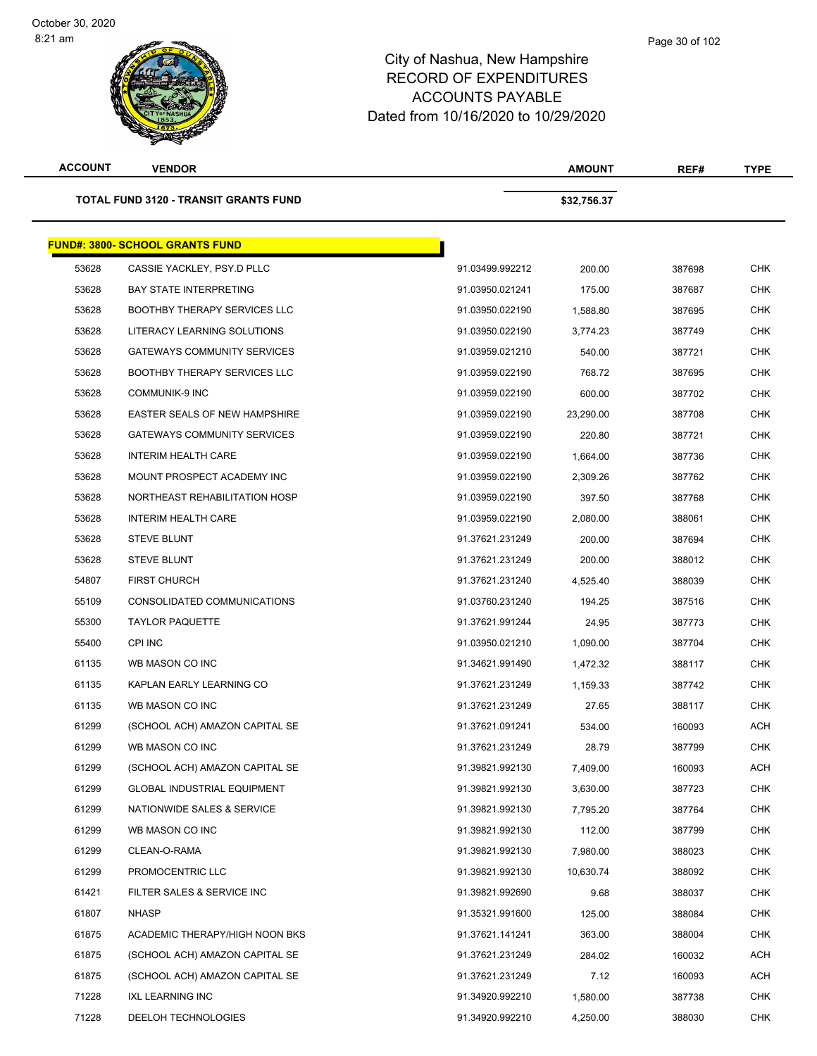City of Nashua, New Hampshire
RECORD OF EXPENDITURES
ACCOUNTS PAYABLE
Dated from 10/16/2020 to 10/29/2020

| ACCOUNT | VENDOR | | AMOUNT | REF# | TYPE |
|---|---|---|---|---|---|
| **TOTAL FUND 3120 - TRANSIT GRANTS FUND** | | | **$32,756.37** | | |

## FUND#: 3800- SCHOOL GRANTS FUND

| ACCOUNT | VENDOR | | AMOUNT | REF# | TYPE |
|---|---|---|---|---|---|
| 53628 | CASSIE YACKLEY, PSY.D PLLC | 91.03499.992212 | 200.00 | 387698 | CHK |
| 53628 | BAY STATE INTERPRETING | 91.03950.021241 | 175.00 | 387687 | CHK |
| 53628 | BOOTHBY THERAPY SERVICES LLC | 91.03950.022190 | 1,588.80 | 387695 | CHK |
| 53628 | LITERACY LEARNING SOLUTIONS | 91.03950.022190 | 3,774.23 | 387749 | CHK |
| 53628 | GATEWAYS COMMUNITY SERVICES | 91.03959.021210 | 540.00 | 387721 | CHK |
| 53628 | BOOTHBY THERAPY SERVICES LLC | 91.03959.022190 | 768.72 | 387695 | CHK |
| 53628 | COMMUNIK-9 INC | 91.03959.022190 | 600.00 | 387702 | CHK |
| 53628 | EASTER SEALS OF NEW HAMPSHIRE | 91.03959.022190 | 23,290.00 | 387708 | CHK |
| 53628 | GATEWAYS COMMUNITY SERVICES | 91.03959.022190 | 220.80 | 387721 | CHK |
| 53628 | INTERIM HEALTH CARE | 91.03959.022190 | 1,664.00 | 387736 | CHK |
| 53628 | MOUNT PROSPECT ACADEMY INC | 91.03959.022190 | 2,309.26 | 387762 | CHK |
| 53628 | NORTHEAST REHABILITATION HOSP | 91.03959.022190 | 397.50 | 387768 | CHK |
| 53628 | INTERIM HEALTH CARE | 91.03959.022190 | 2,080.00 | 388061 | CHK |
| 53628 | STEVE BLUNT | 91.37621.231249 | 200.00 | 387694 | CHK |
| 53628 | STEVE BLUNT | 91.37621.231249 | 200.00 | 388012 | CHK |
| 54807 | FIRST CHURCH | 91.37621.231240 | 4,525.40 | 388039 | CHK |
| 55109 | CONSOLIDATED COMMUNICATIONS | 91.03760.231240 | 194.25 | 387516 | CHK |
| 55300 | TAYLOR PAQUETTE | 91.37621.991244 | 24.95 | 387773 | CHK |
| 55400 | CPI INC | 91.03950.021210 | 1,090.00 | 387704 | CHK |
| 61135 | WB MASON CO INC | 91.34621.991490 | 1,472.32 | 388117 | CHK |
| 61135 | KAPLAN EARLY LEARNING CO | 91.37621.231249 | 1,159.33 | 387742 | CHK |
| 61135 | WB MASON CO INC | 91.37621.231249 | 27.65 | 388117 | CHK |
| 61299 | (SCHOOL ACH) AMAZON CAPITAL SE | 91.37621.091241 | 534.00 | 160093 | ACH |
| 61299 | WB MASON CO INC | 91.37621.231249 | 28.79 | 387799 | CHK |
| 61299 | (SCHOOL ACH) AMAZON CAPITAL SE | 91.39821.992130 | 7,409.00 | 160093 | ACH |
| 61299 | GLOBAL INDUSTRIAL EQUIPMENT | 91.39821.992130 | 3,630.00 | 387723 | CHK |
| 61299 | NATIONWIDE SALES & SERVICE | 91.39821.992130 | 7,795.20 | 387764 | CHK |
| 61299 | WB MASON CO INC | 91.39821.992130 | 112.00 | 387799 | CHK |
| 61299 | CLEAN-O-RAMA | 91.39821.992130 | 7,980.00 | 388023 | CHK |
| 61299 | PROMOCENTRIC LLC | 91.39821.992130 | 10,630.74 | 388092 | CHK |
| 61421 | FILTER SALES & SERVICE INC | 91.39821.992690 | 9.68 | 388037 | CHK |
| 61807 | NHASP | 91.35321.991600 | 125.00 | 388084 | CHK |
| 61875 | ACADEMIC THERAPY/HIGH NOON BKS | 91.37621.141241 | 363.00 | 388004 | CHK |
| 61875 | (SCHOOL ACH) AMAZON CAPITAL SE | 91.37621.231249 | 284.02 | 160032 | ACH |
| 61875 | (SCHOOL ACH) AMAZON CAPITAL SE | 91.37621.231249 | 7.12 | 160093 | ACH |
| 71228 | IXL LEARNING INC | 91.34920.992210 | 1,580.00 | 387738 | CHK |
| 71228 | DEELOH TECHNOLOGIES | 91.34920.992210 | 4,250.00 | 388030 | CHK |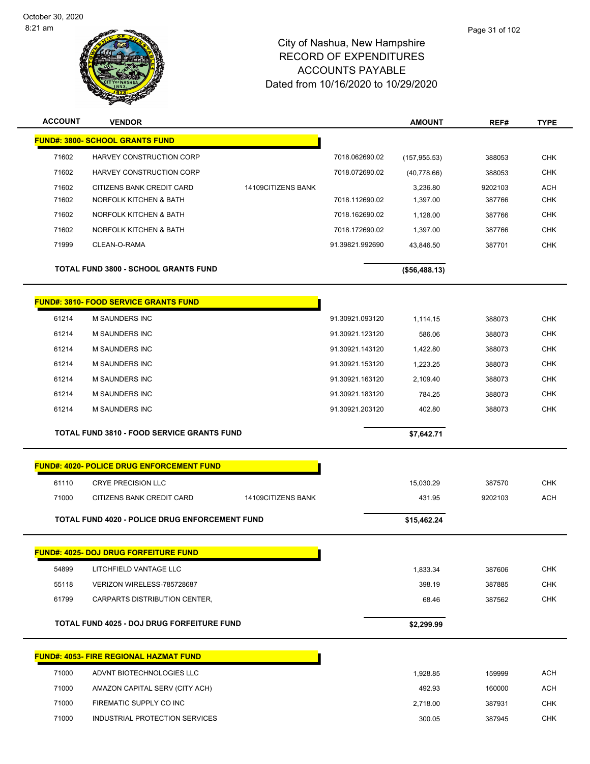City of Nashua, New Hampshire
RECORD OF EXPENDITURES
ACCOUNTS PAYABLE
Dated from 10/16/2020 to 10/29/2020

| ACCOUNT | VENDOR | | | AMOUNT | REF# | TYPE |
|---|---|---|---|---|---|---|
| **FUND#: 3800- SCHOOL GRANTS FUND** | | | | | | |
| 71602 | HARVEY CONSTRUCTION CORP | | 7018.062690.02 | (157,955.53) | 388053 | CHK |
| 71602 | HARVEY CONSTRUCTION CORP | | 7018.072690.02 | (40,778.66) | 388053 | CHK |
| 71602 | CITIZENS BANK CREDIT CARD | 14109CITIZENS BANK | | 3,236.80 | 9202103 | ACH |
| 71602 | NORFOLK KITCHEN & BATH | | 7018.112690.02 | 1,397.00 | 387766 | CHK |
| 71602 | NORFOLK KITCHEN & BATH | | 7018.162690.02 | 1,128.00 | 387766 | CHK |
| 71602 | NORFOLK KITCHEN & BATH | | 7018.172690.02 | 1,397.00 | 387766 | CHK |
| 71999 | CLEAN-O-RAMA | | 91.39821.992690 | 43,846.50 | 387701 | CHK |
| **TOTAL FUND 3800 - SCHOOL GRANTS FUND** | | | | **($56,488.13)** | | |
| **FUND#: 3810- FOOD SERVICE GRANTS FUND** | | | | | | |
| 61214 | M SAUNDERS INC | | 91.30921.093120 | 1,114.15 | 388073 | CHK |
| 61214 | M SAUNDERS INC | | 91.30921.123120 | 586.06 | 388073 | CHK |
| 61214 | M SAUNDERS INC | | 91.30921.143120 | 1,422.80 | 388073 | CHK |
| 61214 | M SAUNDERS INC | | 91.30921.153120 | 1,223.25 | 388073 | CHK |
| 61214 | M SAUNDERS INC | | 91.30921.163120 | 2,109.40 | 388073 | CHK |
| 61214 | M SAUNDERS INC | | 91.30921.183120 | 784.25 | 388073 | CHK |
| 61214 | M SAUNDERS INC | | 91.30921.203120 | 402.80 | 388073 | CHK |
| **TOTAL FUND 3810 - FOOD SERVICE GRANTS FUND** | | | | **$7,642.71** | | |
| **FUND#: 4020- POLICE DRUG ENFORCEMENT FUND** | | | | | | |
| 61110 | CRYE PRECISION LLC | | | 15,030.29 | 387570 | CHK |
| 71000 | CITIZENS BANK CREDIT CARD | 14109CITIZENS BANK | | 431.95 | 9202103 | ACH |
| **TOTAL FUND 4020 - POLICE DRUG ENFORCEMENT FUND** | | | | **$15,462.24** | | |
| **FUND#: 4025- DOJ DRUG FORFEITURE FUND** | | | | | | |
| 54899 | LITCHFIELD VANTAGE LLC | | | 1,833.34 | 387606 | CHK |
| 55118 | VERIZON WIRELESS-785728687 | | | 398.19 | 387885 | CHK |
| 61799 | CARPARTS DISTRIBUTION CENTER, | | | 68.46 | 387562 | CHK |
| **TOTAL FUND 4025 - DOJ DRUG FORFEITURE FUND** | | | | **$2,299.99** | | |
| **FUND#: 4053- FIRE REGIONAL HAZMAT FUND** | | | | | | |
| 71000 | ADVNT BIOTECHNOLOGIES LLC | | | 1,928.85 | 159999 | ACH |
| 71000 | AMAZON CAPITAL SERV (CITY ACH) | | | 492.93 | 160000 | ACH |
| 71000 | FIREMATIC SUPPLY CO INC | | | 2,718.00 | 387931 | CHK |
| 71000 | INDUSTRIAL PROTECTION SERVICES | | | 300.05 | 387945 | CHK |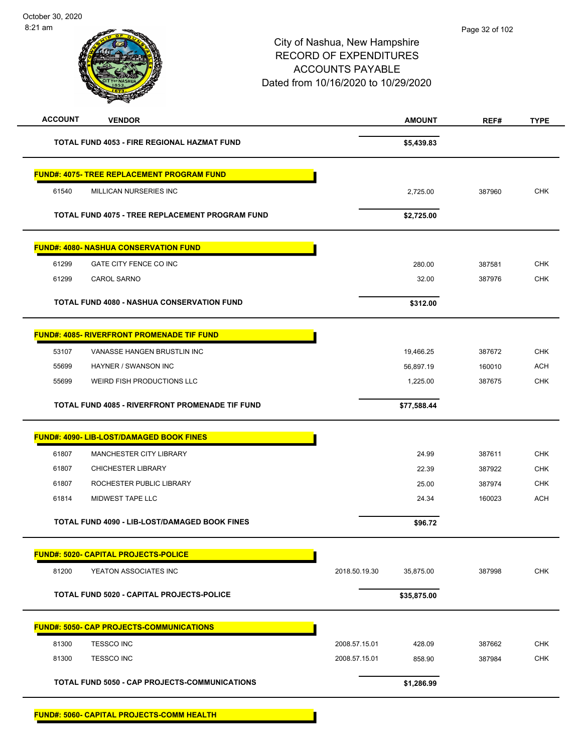City of Nashua, New Hampshire
RECORD OF EXPENDITURES
ACCOUNTS PAYABLE
Dated from 10/16/2020 to 10/29/2020

| ACCOUNT | VENDOR | | AMOUNT | REF# | TYPE |
|---|---|---|---|---|---|
| | **TOTAL FUND 4053 - FIRE REGIONAL HAZMAT FUND** | | **$5,439.83** | | |
| **FUND#: 4075- TREE REPLACEMENT PROGRAM FUND** | | | | | |
| 61540 | MILLICAN NURSERIES INC | | 2,725.00 | 387960 | CHK |
| | **TOTAL FUND 4075 - TREE REPLACEMENT PROGRAM FUND** | | **$2,725.00** | | |
| **FUND#: 4080- NASHUA CONSERVATION FUND** | | | | | |
| 61299 | GATE CITY FENCE CO INC | | 280.00 | 387581 | CHK |
| 61299 | CAROL SARNO | | 32.00 | 387976 | CHK |
| | **TOTAL FUND 4080 - NASHUA CONSERVATION FUND** | | **$312.00** | | |
| **FUND#: 4085- RIVERFRONT PROMENADE TIF FUND** | | | | | |
| 53107 | VANASSE HANGEN BRUSTLIN INC | | 19,466.25 | 387672 | CHK |
| 55699 | HAYNER / SWANSON INC | | 56,897.19 | 160010 | ACH |
| 55699 | WEIRD FISH PRODUCTIONS LLC | | 1,225.00 | 387675 | CHK |
| | **TOTAL FUND 4085 - RIVERFRONT PROMENADE TIF FUND** | | **$77,588.44** | | |
| **FUND#: 4090- LIB-LOST/DAMAGED BOOK FINES** | | | | | |
| 61807 | MANCHESTER CITY LIBRARY | | 24.99 | 387611 | CHK |
| 61807 | CHICHESTER LIBRARY | | 22.39 | 387922 | CHK |
| 61807 | ROCHESTER PUBLIC LIBRARY | | 25.00 | 387974 | CHK |
| 61814 | MIDWEST TAPE LLC | | 24.34 | 160023 | ACH |
| | **TOTAL FUND 4090 - LIB-LOST/DAMAGED BOOK FINES** | | **$96.72** | | |
| **FUND#: 5020- CAPITAL PROJECTS-POLICE** | | | | | |
| 81200 | YEATON ASSOCIATES INC | 2018.50.19.30 | 35,875.00 | 387998 | CHK |
| | **TOTAL FUND 5020 - CAPITAL PROJECTS-POLICE** | | **$35,875.00** | | |
| **FUND#: 5050- CAP PROJECTS-COMMUNICATIONS** | | | | | |
| 81300 | TESSCO INC | 2008.57.15.01 | 428.09 | 387662 | CHK |
| 81300 | TESSCO INC | 2008.57.15.01 | 858.90 | 387984 | CHK |
| | **TOTAL FUND 5050 - CAP PROJECTS-COMMUNICATIONS** | | **$1,286.99** | | |
| **FUND#: 5060- CAPITAL PROJECTS-COMM HEALTH** | | | | | |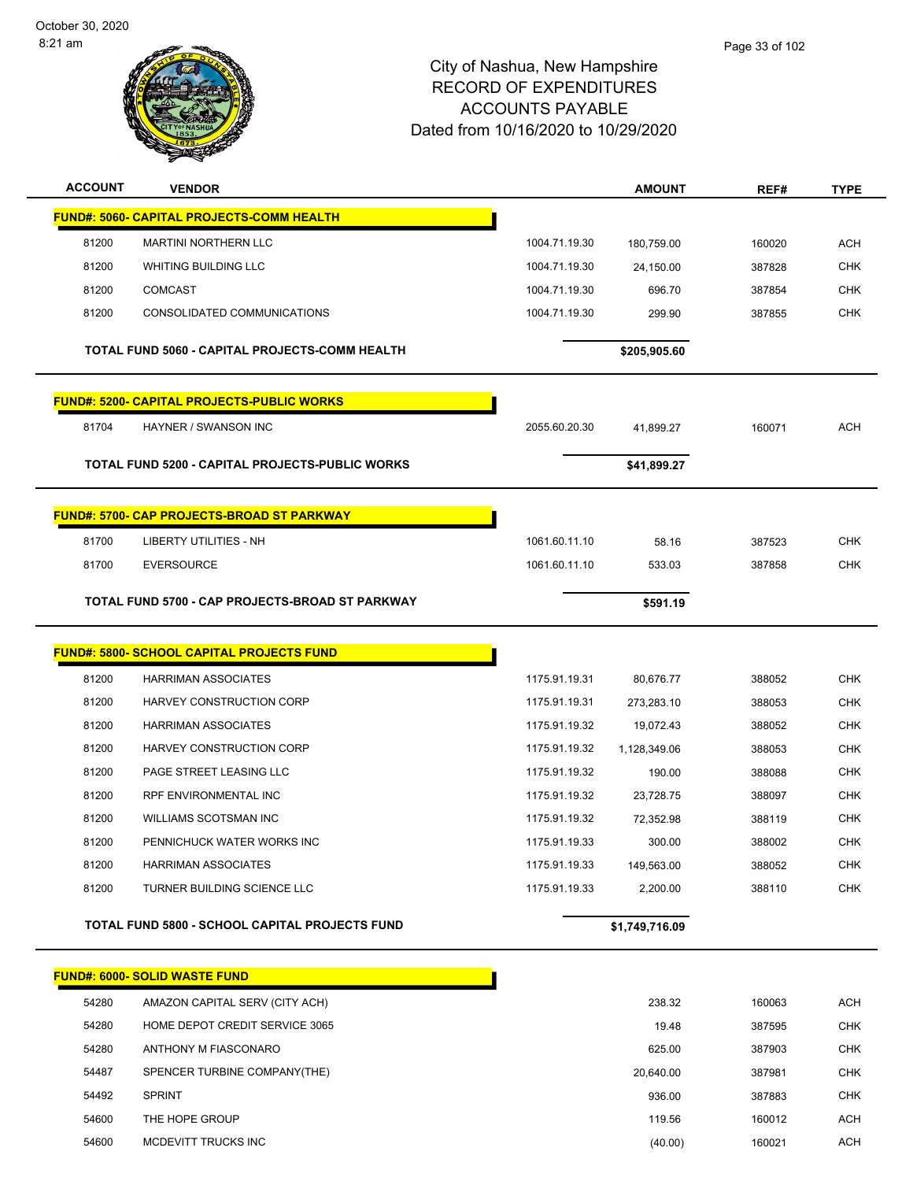City of Nashua, New Hampshire
RECORD OF EXPENDITURES
ACCOUNTS PAYABLE
Dated from 10/16/2020 to 10/29/2020

| ACCOUNT | VENDOR | | AMOUNT | REF# | TYPE |
|---|---|---|---|---|---|
| **FUND#: 5060- CAPITAL PROJECTS-COMM HEALTH** | | | | | |
| 81200 | MARTINI NORTHERN LLC | 1004.71.19.30 | 180,759.00 | 160020 | ACH |
| 81200 | WHITING BUILDING LLC | 1004.71.19.30 | 24,150.00 | 387828 | CHK |
| 81200 | COMCAST | 1004.71.19.30 | 696.70 | 387854 | CHK |
| 81200 | CONSOLIDATED COMMUNICATIONS | 1004.71.19.30 | 299.90 | 387855 | CHK |
| **TOTAL FUND 5060 - CAPITAL PROJECTS-COMM HEALTH** | | | **$205,905.60** | | |
| **FUND#: 5200- CAPITAL PROJECTS-PUBLIC WORKS** | | | | | |
| 81704 | HAYNER / SWANSON INC | 2055.60.20.30 | 41,899.27 | 160071 | ACH |
| **TOTAL FUND 5200 - CAPITAL PROJECTS-PUBLIC WORKS** | | | **$41,899.27** | | |
| **FUND#: 5700- CAP PROJECTS-BROAD ST PARKWAY** | | | | | |
| 81700 | LIBERTY UTILITIES - NH | 1061.60.11.10 | 58.16 | 387523 | CHK |
| 81700 | EVERSOURCE | 1061.60.11.10 | 533.03 | 387858 | CHK |
| **TOTAL FUND 5700 - CAP PROJECTS-BROAD ST PARKWAY** | | | **$591.19** | | |
| **FUND#: 5800- SCHOOL CAPITAL PROJECTS FUND** | | | | | |
| 81200 | HARRIMAN ASSOCIATES | 1175.91.19.31 | 80,676.77 | 388052 | CHK |
| 81200 | HARVEY CONSTRUCTION CORP | 1175.91.19.31 | 273,283.10 | 388053 | CHK |
| 81200 | HARRIMAN ASSOCIATES | 1175.91.19.32 | 19,072.43 | 388052 | CHK |
| 81200 | HARVEY CONSTRUCTION CORP | 1175.91.19.32 | 1,128,349.06 | 388053 | CHK |
| 81200 | PAGE STREET LEASING LLC | 1175.91.19.32 | 190.00 | 388088 | CHK |
| 81200 | RPF ENVIRONMENTAL INC | 1175.91.19.32 | 23,728.75 | 388097 | CHK |
| 81200 | WILLIAMS SCOTSMAN INC | 1175.91.19.32 | 72,352.98 | 388119 | CHK |
| 81200 | PENNICHUCK WATER WORKS INC | 1175.91.19.33 | 300.00 | 388002 | CHK |
| 81200 | HARRIMAN ASSOCIATES | 1175.91.19.33 | 149,563.00 | 388052 | CHK |
| 81200 | TURNER BUILDING SCIENCE LLC | 1175.91.19.33 | 2,200.00 | 388110 | CHK |
| **TOTAL FUND 5800 - SCHOOL CAPITAL PROJECTS FUND** | | | **$1,749,716.09** | | |
| **FUND#: 6000- SOLID WASTE FUND** | | | | | |
| 54280 | AMAZON CAPITAL SERV (CITY ACH) | | 238.32 | 160063 | ACH |
| 54280 | HOME DEPOT CREDIT SERVICE 3065 | | 19.48 | 387595 | CHK |
| 54280 | ANTHONY M FIASCONARO | | 625.00 | 387903 | CHK |
| 54487 | SPENCER TURBINE COMPANY(THE) | | 20,640.00 | 387981 | CHK |
| 54492 | SPRINT | | 936.00 | 387883 | CHK |
| 54600 | THE HOPE GROUP | | 119.56 | 160012 | ACH |
| 54600 | MCDEVITT TRUCKS INC | | (40.00) | 160021 | ACH |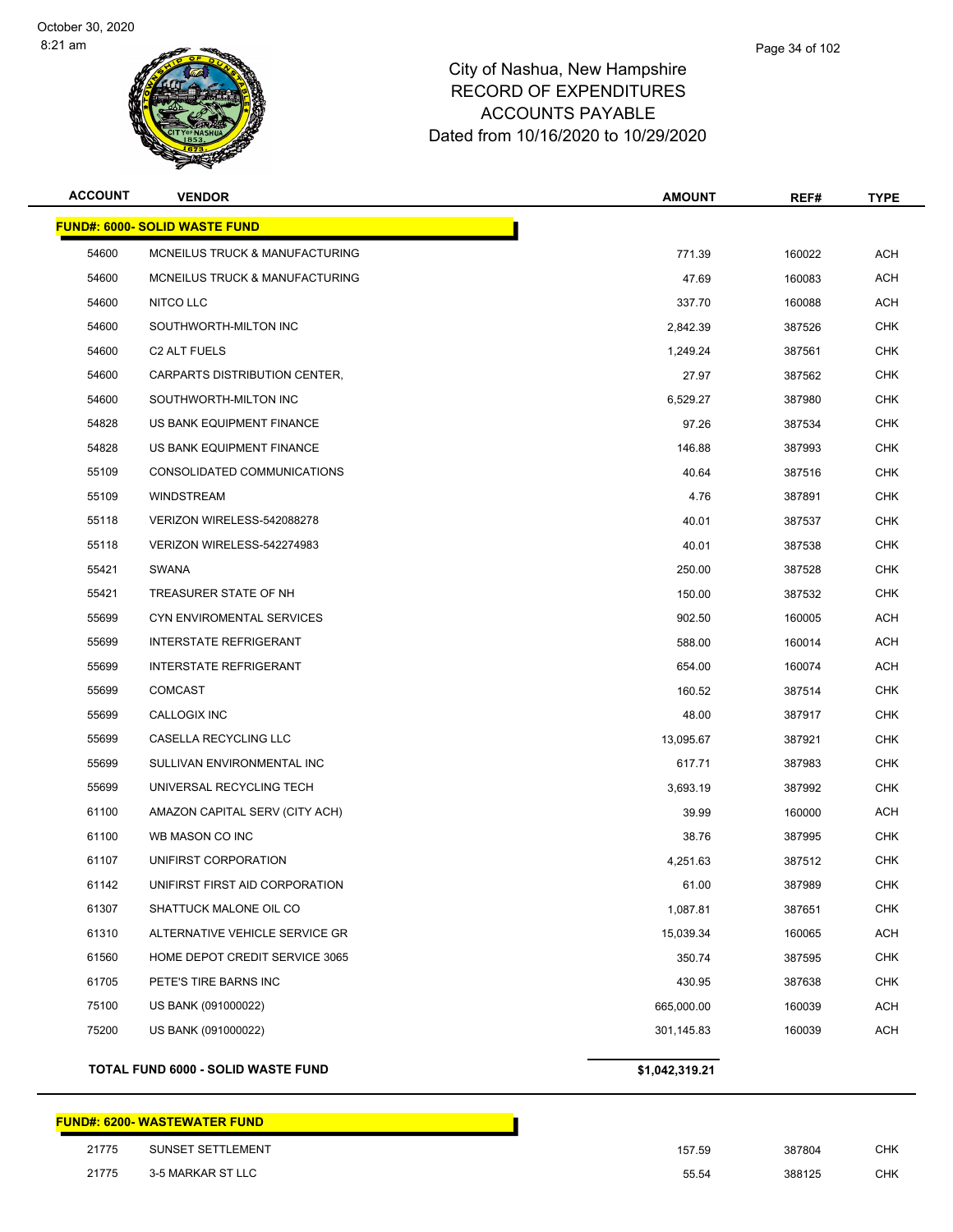# City of Nashua, New Hampshire
## RECORD OF EXPENDITURES
## ACCOUNTS PAYABLE
## Dated from 10/16/2020 to 10/29/2020

October 30, 2020
8:21 am

| ACCOUNT | VENDOR | AMOUNT | REF# | TYPE |
|---|---|---|---|---|
| **FUND#: 6000- SOLID WASTE FUND** | | | | |
| 54600 | MCNEILUS TRUCK & MANUFACTURING | 771.39 | 160022 | ACH |
| 54600 | MCNEILUS TRUCK & MANUFACTURING | 47.69 | 160083 | ACH |
| 54600 | NITCO LLC | 337.70 | 160088 | ACH |
| 54600 | SOUTHWORTH-MILTON INC | 2,842.39 | 387526 | CHK |
| 54600 | C2 ALT FUELS | 1,249.24 | 387561 | CHK |
| 54600 | CARPARTS DISTRIBUTION CENTER, | 27.97 | 387562 | CHK |
| 54600 | SOUTHWORTH-MILTON INC | 6,529.27 | 387980 | CHK |
| 54828 | US BANK EQUIPMENT FINANCE | 97.26 | 387534 | CHK |
| 54828 | US BANK EQUIPMENT FINANCE | 146.88 | 387993 | CHK |
| 55109 | CONSOLIDATED COMMUNICATIONS | 40.64 | 387516 | CHK |
| 55109 | WINDSTREAM | 4.76 | 387891 | CHK |
| 55118 | VERIZON WIRELESS-542088278 | 40.01 | 387537 | CHK |
| 55118 | VERIZON WIRELESS-542274983 | 40.01 | 387538 | CHK |
| 55421 | SWANA | 250.00 | 387528 | CHK |
| 55421 | TREASURER STATE OF NH | 150.00 | 387532 | CHK |
| 55699 | CYN ENVIROMENTAL SERVICES | 902.50 | 160005 | ACH |
| 55699 | INTERSTATE REFRIGERANT | 588.00 | 160014 | ACH |
| 55699 | INTERSTATE REFRIGERANT | 654.00 | 160074 | ACH |
| 55699 | COMCAST | 160.52 | 387514 | CHK |
| 55699 | CALLOGIX INC | 48.00 | 387917 | CHK |
| 55699 | CASELLA RECYCLING LLC | 13,095.67 | 387921 | CHK |
| 55699 | SULLIVAN ENVIRONMENTAL INC | 617.71 | 387983 | CHK |
| 55699 | UNIVERSAL RECYCLING TECH | 3,693.19 | 387992 | CHK |
| 61100 | AMAZON CAPITAL SERV (CITY ACH) | 39.99 | 160000 | ACH |
| 61100 | WB MASON CO INC | 38.76 | 387995 | CHK |
| 61107 | UNIFIRST CORPORATION | 4,251.63 | 387512 | CHK |
| 61142 | UNIFIRST FIRST AID CORPORATION | 61.00 | 387989 | CHK |
| 61307 | SHATTUCK MALONE OIL CO | 1,087.81 | 387651 | CHK |
| 61310 | ALTERNATIVE VEHICLE SERVICE GR | 15,039.34 | 160065 | ACH |
| 61560 | HOME DEPOT CREDIT SERVICE 3065 | 350.74 | 387595 | CHK |
| 61705 | PETE'S TIRE BARNS INC | 430.95 | 387638 | CHK |
| 75100 | US BANK (091000022) | 665,000.00 | 160039 | ACH |
| 75200 | US BANK (091000022) | 301,145.83 | 160039 | ACH |
| **TOTAL FUND 6000 - SOLID WASTE FUND** | | **$1,042,319.21** | | |
| **FUND#: 6200- WASTEWATER FUND** | | | | |
| 21775 | SUNSET SETTLEMENT | 157.59 | 387804 | CHK |
| 21775 | 3-5 MARKAR ST LLC | 55.54 | 388125 | CHK |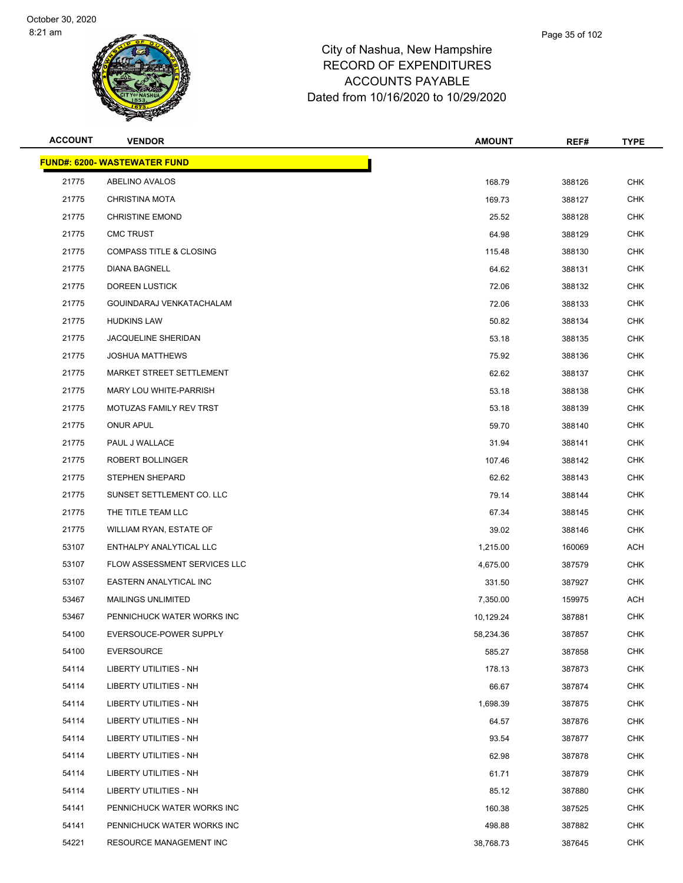City of Nashua, New Hampshire
RECORD OF EXPENDITURES
ACCOUNTS PAYABLE
Dated from 10/16/2020 to 10/29/2020

| ACCOUNT | VENDOR | AMOUNT | REF# | TYPE |
|---|---|---|---|---|
| **FUND#: 6200- WASTEWATER FUND** | | | | |
| 21775 | ABELINO AVALOS | 168.79 | 388126 | CHK |
| 21775 | CHRISTINA MOTA | 169.73 | 388127 | CHK |
| 21775 | CHRISTINE EMOND | 25.52 | 388128 | CHK |
| 21775 | CMC TRUST | 64.98 | 388129 | CHK |
| 21775 | COMPASS TITLE & CLOSING | 115.48 | 388130 | CHK |
| 21775 | DIANA BAGNELL | 64.62 | 388131 | CHK |
| 21775 | DOREEN LUSTICK | 72.06 | 388132 | CHK |
| 21775 | GOUINDARAJ VENKATACHALAM | 72.06 | 388133 | CHK |
| 21775 | HUDKINS LAW | 50.82 | 388134 | CHK |
| 21775 | JACQUELINE SHERIDAN | 53.18 | 388135 | CHK |
| 21775 | JOSHUA MATTHEWS | 75.92 | 388136 | CHK |
| 21775 | MARKET STREET SETTLEMENT | 62.62 | 388137 | CHK |
| 21775 | MARY LOU WHITE-PARRISH | 53.18 | 388138 | CHK |
| 21775 | MOTUZAS FAMILY REV TRST | 53.18 | 388139 | CHK |
| 21775 | ONUR APUL | 59.70 | 388140 | CHK |
| 21775 | PAUL J WALLACE | 31.94 | 388141 | CHK |
| 21775 | ROBERT BOLLINGER | 107.46 | 388142 | CHK |
| 21775 | STEPHEN SHEPARD | 62.62 | 388143 | CHK |
| 21775 | SUNSET SETTLEMENT CO. LLC | 79.14 | 388144 | CHK |
| 21775 | THE TITLE TEAM LLC | 67.34 | 388145 | CHK |
| 21775 | WILLIAM RYAN, ESTATE OF | 39.02 | 388146 | CHK |
| 53107 | ENTHALPY ANALYTICAL LLC | 1,215.00 | 160069 | ACH |
| 53107 | FLOW ASSESSMENT SERVICES LLC | 4,675.00 | 387579 | CHK |
| 53107 | EASTERN ANALYTICAL INC | 331.50 | 387927 | CHK |
| 53467 | MAILINGS UNLIMITED | 7,350.00 | 159975 | ACH |
| 53467 | PENNICHUCK WATER WORKS INC | 10,129.24 | 387881 | CHK |
| 54100 | EVERSOUCE-POWER SUPPLY | 58,234.36 | 387857 | CHK |
| 54100 | EVERSOURCE | 585.27 | 387858 | CHK |
| 54114 | LIBERTY UTILITIES - NH | 178.13 | 387873 | CHK |
| 54114 | LIBERTY UTILITIES - NH | 66.67 | 387874 | CHK |
| 54114 | LIBERTY UTILITIES - NH | 1,698.39 | 387875 | CHK |
| 54114 | LIBERTY UTILITIES - NH | 64.57 | 387876 | CHK |
| 54114 | LIBERTY UTILITIES - NH | 93.54 | 387877 | CHK |
| 54114 | LIBERTY UTILITIES - NH | 62.98 | 387878 | CHK |
| 54114 | LIBERTY UTILITIES - NH | 61.71 | 387879 | CHK |
| 54114 | LIBERTY UTILITIES - NH | 85.12 | 387880 | CHK |
| 54141 | PENNICHUCK WATER WORKS INC | 160.38 | 387525 | CHK |
| 54141 | PENNICHUCK WATER WORKS INC | 498.88 | 387882 | CHK |
| 54221 | RESOURCE MANAGEMENT INC | 38,768.73 | 387645 | CHK |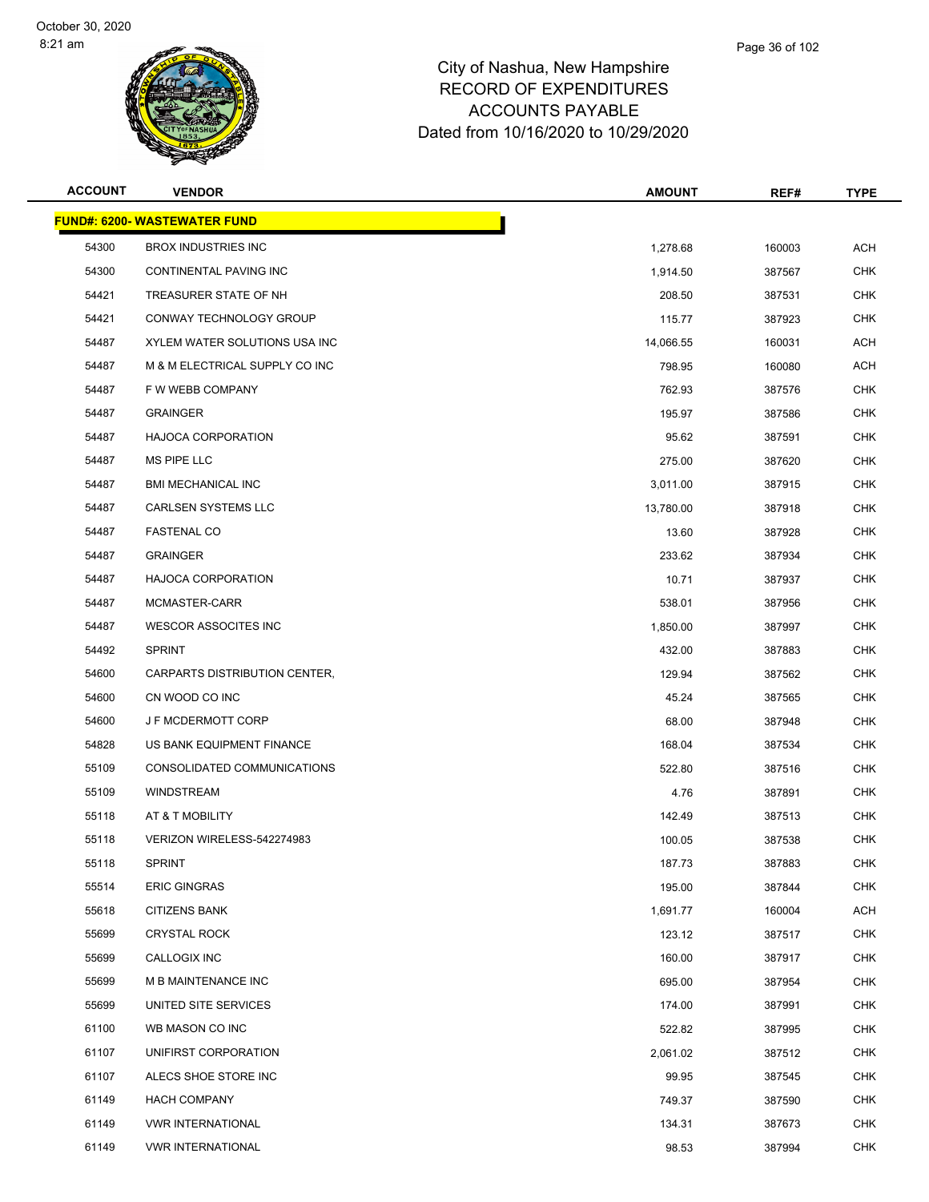City of Nashua, New Hampshire
RECORD OF EXPENDITURES
ACCOUNTS PAYABLE
Dated from 10/16/2020 to 10/29/2020

| ACCOUNT | VENDOR | AMOUNT | REF# | TYPE |
|---|---|---|---|---|
| **FUND#: 6200- WASTEWATER FUND** | | | | |
| 54300 | BROX INDUSTRIES INC | 1,278.68 | 160003 | ACH |
| 54300 | CONTINENTAL PAVING INC | 1,914.50 | 387567 | CHK |
| 54421 | TREASURER STATE OF NH | 208.50 | 387531 | CHK |
| 54421 | CONWAY TECHNOLOGY GROUP | 115.77 | 387923 | CHK |
| 54487 | XYLEM WATER SOLUTIONS USA INC | 14,066.55 | 160031 | ACH |
| 54487 | M & M ELECTRICAL SUPPLY CO INC | 798.95 | 160080 | ACH |
| 54487 | F W WEBB COMPANY | 762.93 | 387576 | CHK |
| 54487 | GRAINGER | 195.97 | 387586 | CHK |
| 54487 | HAJOCA CORPORATION | 95.62 | 387591 | CHK |
| 54487 | MS PIPE LLC | 275.00 | 387620 | CHK |
| 54487 | BMI MECHANICAL INC | 3,011.00 | 387915 | CHK |
| 54487 | CARLSEN SYSTEMS LLC | 13,780.00 | 387918 | CHK |
| 54487 | FASTENAL CO | 13.60 | 387928 | CHK |
| 54487 | GRAINGER | 233.62 | 387934 | CHK |
| 54487 | HAJOCA CORPORATION | 10.71 | 387937 | CHK |
| 54487 | MCMASTER-CARR | 538.01 | 387956 | CHK |
| 54487 | WESCOR ASSOCITES INC | 1,850.00 | 387997 | CHK |
| 54492 | SPRINT | 432.00 | 387883 | CHK |
| 54600 | CARPARTS DISTRIBUTION CENTER, | 129.94 | 387562 | CHK |
| 54600 | CN WOOD CO INC | 45.24 | 387565 | CHK |
| 54600 | J F MCDERMOTT CORP | 68.00 | 387948 | CHK |
| 54828 | US BANK EQUIPMENT FINANCE | 168.04 | 387534 | CHK |
| 55109 | CONSOLIDATED COMMUNICATIONS | 522.80 | 387516 | CHK |
| 55109 | WINDSTREAM | 4.76 | 387891 | CHK |
| 55118 | AT & T MOBILITY | 142.49 | 387513 | CHK |
| 55118 | VERIZON WIRELESS-542274983 | 100.05 | 387538 | CHK |
| 55118 | SPRINT | 187.73 | 387883 | CHK |
| 55514 | ERIC GINGRAS | 195.00 | 387844 | CHK |
| 55618 | CITIZENS BANK | 1,691.77 | 160004 | ACH |
| 55699 | CRYSTAL ROCK | 123.12 | 387517 | CHK |
| 55699 | CALLOGIX INC | 160.00 | 387917 | CHK |
| 55699 | M B MAINTENANCE INC | 695.00 | 387954 | CHK |
| 55699 | UNITED SITE SERVICES | 174.00 | 387991 | CHK |
| 61100 | WB MASON CO INC | 522.82 | 387995 | CHK |
| 61107 | UNIFIRST CORPORATION | 2,061.02 | 387512 | CHK |
| 61107 | ALECS SHOE STORE INC | 99.95 | 387545 | CHK |
| 61149 | HACH COMPANY | 749.37 | 387590 | CHK |
| 61149 | VWR INTERNATIONAL | 134.31 | 387673 | CHK |
| 61149 | VWR INTERNATIONAL | 98.53 | 387994 | CHK |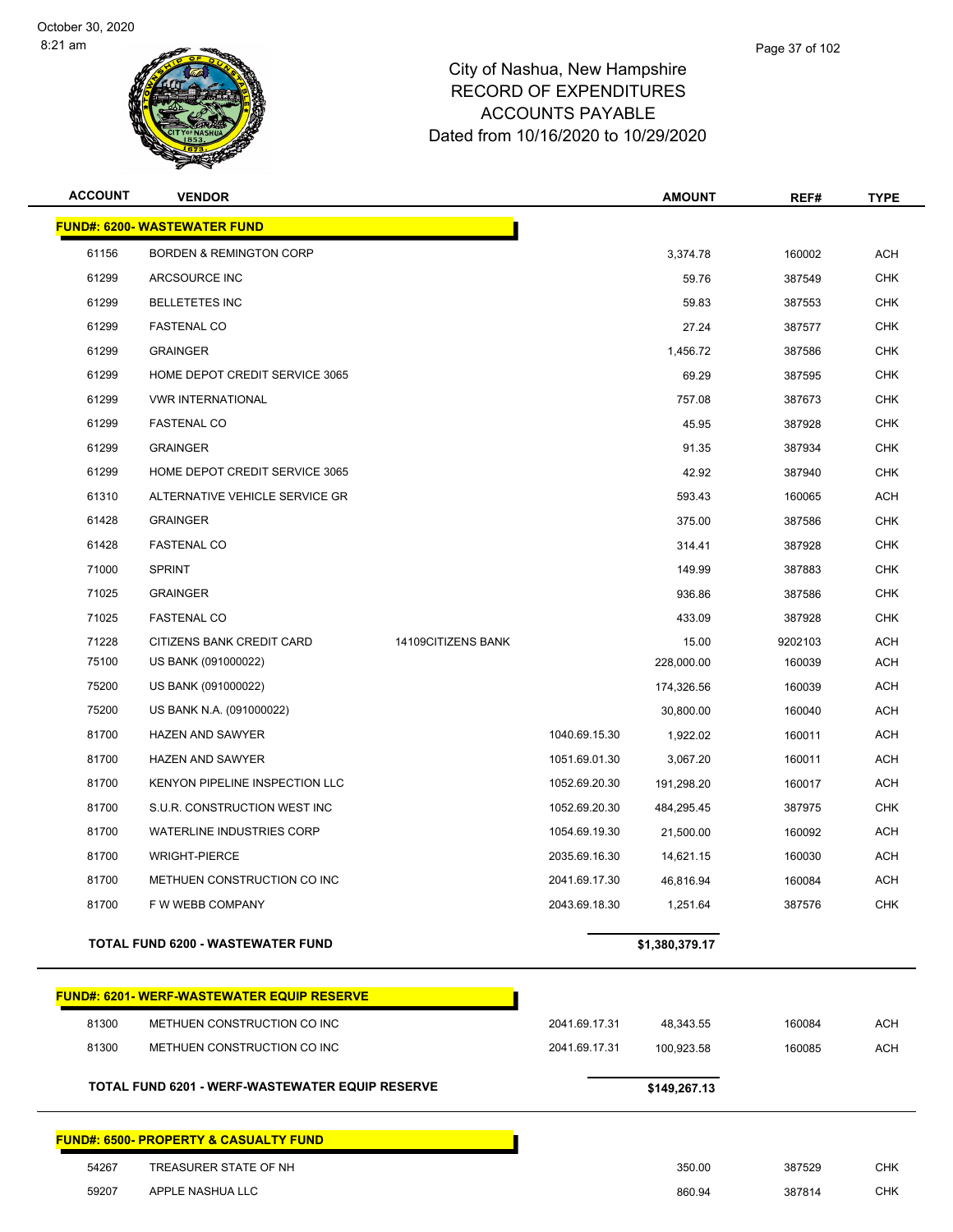# City of Nashua, New Hampshire
# RECORD OF EXPENDITURES
# ACCOUNTS PAYABLE
# Dated from 10/16/2020 to 10/29/2020

| ACCOUNT | VENDOR | | | AMOUNT | REF# | TYPE |
|---|---|---|---|---|---|---|
| **FUND#: 6200- WASTEWATER FUND** | | | | | | |
| 61156 | BORDEN & REMINGTON CORP | | | 3,374.78 | 160002 | ACH |
| 61299 | ARCSOURCE INC | | | 59.76 | 387549 | CHK |
| 61299 | BELLETETES INC | | | 59.83 | 387553 | CHK |
| 61299 | FASTENAL CO | | | 27.24 | 387577 | CHK |
| 61299 | GRAINGER | | | 1,456.72 | 387586 | CHK |
| 61299 | HOME DEPOT CREDIT SERVICE 3065 | | | 69.29 | 387595 | CHK |
| 61299 | VWR INTERNATIONAL | | | 757.08 | 387673 | CHK |
| 61299 | FASTENAL CO | | | 45.95 | 387928 | CHK |
| 61299 | GRAINGER | | | 91.35 | 387934 | CHK |
| 61299 | HOME DEPOT CREDIT SERVICE 3065 | | | 42.92 | 387940 | CHK |
| 61310 | ALTERNATIVE VEHICLE SERVICE GR | | | 593.43 | 160065 | ACH |
| 61428 | GRAINGER | | | 375.00 | 387586 | CHK |
| 61428 | FASTENAL CO | | | 314.41 | 387928 | CHK |
| 71000 | SPRINT | | | 149.99 | 387883 | CHK |
| 71025 | GRAINGER | | | 936.86 | 387586 | CHK |
| 71025 | FASTENAL CO | | | 433.09 | 387928 | CHK |
| 71228 | CITIZENS BANK CREDIT CARD | 14109CITIZENS BANK | | 15.00 | 9202103 | ACH |
| 75100 | US BANK (091000022) | | | 228,000.00 | 160039 | ACH |
| 75200 | US BANK (091000022) | | | 174,326.56 | 160039 | ACH |
| 75200 | US BANK N.A. (091000022) | | | 30,800.00 | 160040 | ACH |
| 81700 | HAZEN AND SAWYER | | 1040.69.15.30 | 1,922.02 | 160011 | ACH |
| 81700 | HAZEN AND SAWYER | | 1051.69.01.30 | 3,067.20 | 160011 | ACH |
| 81700 | KENYON PIPELINE INSPECTION LLC | | 1052.69.20.30 | 191,298.20 | 160017 | ACH |
| 81700 | S.U.R. CONSTRUCTION WEST INC | | 1052.69.20.30 | 484,295.45 | 387975 | CHK |
| 81700 | WATERLINE INDUSTRIES CORP | | 1054.69.19.30 | 21,500.00 | 160092 | ACH |
| 81700 | WRIGHT-PIERCE | | 2035.69.16.30 | 14,621.15 | 160030 | ACH |
| 81700 | METHUEN CONSTRUCTION CO INC | | 2041.69.17.30 | 46,816.94 | 160084 | ACH |
| 81700 | F W WEBB COMPANY | | 2043.69.18.30 | 1,251.64 | 387576 | CHK |
| **TOTAL FUND 6200 - WASTEWATER FUND** | | | | **$1,380,379.17** | | |
| **FUND#: 6201- WERF-WASTEWATER EQUIP RESERVE** | | | | | | |
| 81300 | METHUEN CONSTRUCTION CO INC | | 2041.69.17.31 | 48,343.55 | 160084 | ACH |
| 81300 | METHUEN CONSTRUCTION CO INC | | 2041.69.17.31 | 100,923.58 | 160085 | ACH |
| **TOTAL FUND 6201 - WERF-WASTEWATER EQUIP RESERVE** | | | | **$149,267.13** | | |
| **FUND#: 6500- PROPERTY & CASUALTY FUND** | | | | | | |
| 54267 | TREASURER STATE OF NH | | | 350.00 | 387529 | CHK |
| 59207 | APPLE NASHUA LLC | | | 860.94 | 387814 | CHK |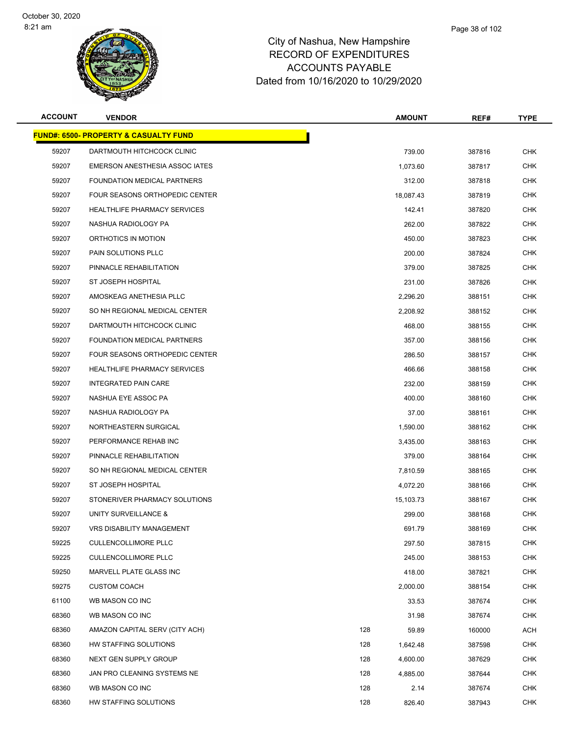City of Nashua, New Hampshire
RECORD OF EXPENDITURES
ACCOUNTS PAYABLE
Dated from 10/16/2020 to 10/29/2020

| ACCOUNT | VENDOR | | AMOUNT | REF# | TYPE |
|---|---|---|---|---|---|
| **FUND#: 6500- PROPERTY & CASUALTY FUND** | | | | | |
| 59207 | DARTMOUTH HITCHCOCK CLINIC | | 739.00 | 387816 | CHK |
| 59207 | EMERSON ANESTHESIA ASSOC IATES | | 1,073.60 | 387817 | CHK |
| 59207 | FOUNDATION MEDICAL PARTNERS | | 312.00 | 387818 | CHK |
| 59207 | FOUR SEASONS ORTHOPEDIC CENTER | | 18,087.43 | 387819 | CHK |
| 59207 | HEALTHLIFE PHARMACY SERVICES | | 142.41 | 387820 | CHK |
| 59207 | NASHUA RADIOLOGY PA | | 262.00 | 387822 | CHK |
| 59207 | ORTHOTICS IN MOTION | | 450.00 | 387823 | CHK |
| 59207 | PAIN SOLUTIONS PLLC | | 200.00 | 387824 | CHK |
| 59207 | PINNACLE REHABILITATION | | 379.00 | 387825 | CHK |
| 59207 | ST JOSEPH HOSPITAL | | 231.00 | 387826 | CHK |
| 59207 | AMOSKEAG ANETHESIA PLLC | | 2,296.20 | 388151 | CHK |
| 59207 | SO NH REGIONAL MEDICAL CENTER | | 2,208.92 | 388152 | CHK |
| 59207 | DARTMOUTH HITCHCOCK CLINIC | | 468.00 | 388155 | CHK |
| 59207 | FOUNDATION MEDICAL PARTNERS | | 357.00 | 388156 | CHK |
| 59207 | FOUR SEASONS ORTHOPEDIC CENTER | | 286.50 | 388157 | CHK |
| 59207 | HEALTHLIFE PHARMACY SERVICES | | 466.66 | 388158 | CHK |
| 59207 | INTEGRATED PAIN CARE | | 232.00 | 388159 | CHK |
| 59207 | NASHUA EYE ASSOC PA | | 400.00 | 388160 | CHK |
| 59207 | NASHUA RADIOLOGY PA | | 37.00 | 388161 | CHK |
| 59207 | NORTHEASTERN SURGICAL | | 1,590.00 | 388162 | CHK |
| 59207 | PERFORMANCE REHAB INC | | 3,435.00 | 388163 | CHK |
| 59207 | PINNACLE REHABILITATION | | 379.00 | 388164 | CHK |
| 59207 | SO NH REGIONAL MEDICAL CENTER | | 7,810.59 | 388165 | CHK |
| 59207 | ST JOSEPH HOSPITAL | | 4,072.20 | 388166 | CHK |
| 59207 | STONERIVER PHARMACY SOLUTIONS | | 15,103.73 | 388167 | CHK |
| 59207 | UNITY SURVEILLANCE & | | 299.00 | 388168 | CHK |
| 59207 | VRS DISABILITY MANAGEMENT | | 691.79 | 388169 | CHK |
| 59225 | CULLENCOLLIMORE PLLC | | 297.50 | 387815 | CHK |
| 59225 | CULLENCOLLIMORE PLLC | | 245.00 | 388153 | CHK |
| 59250 | MARVELL PLATE GLASS INC | | 418.00 | 387821 | CHK |
| 59275 | CUSTOM COACH | | 2,000.00 | 388154 | CHK |
| 61100 | WB MASON CO INC | | 33.53 | 387674 | CHK |
| 68360 | WB MASON CO INC | | 31.98 | 387674 | CHK |
| 68360 | AMAZON CAPITAL SERV (CITY ACH) | 128 | 59.89 | 160000 | ACH |
| 68360 | HW STAFFING SOLUTIONS | 128 | 1,642.48 | 387598 | CHK |
| 68360 | NEXT GEN SUPPLY GROUP | 128 | 4,600.00 | 387629 | CHK |
| 68360 | JAN PRO CLEANING SYSTEMS NE | 128 | 4,885.00 | 387644 | CHK |
| 68360 | WB MASON CO INC | 128 | 2.14 | 387674 | CHK |
| 68360 | HW STAFFING SOLUTIONS | 128 | 826.40 | 387943 | CHK |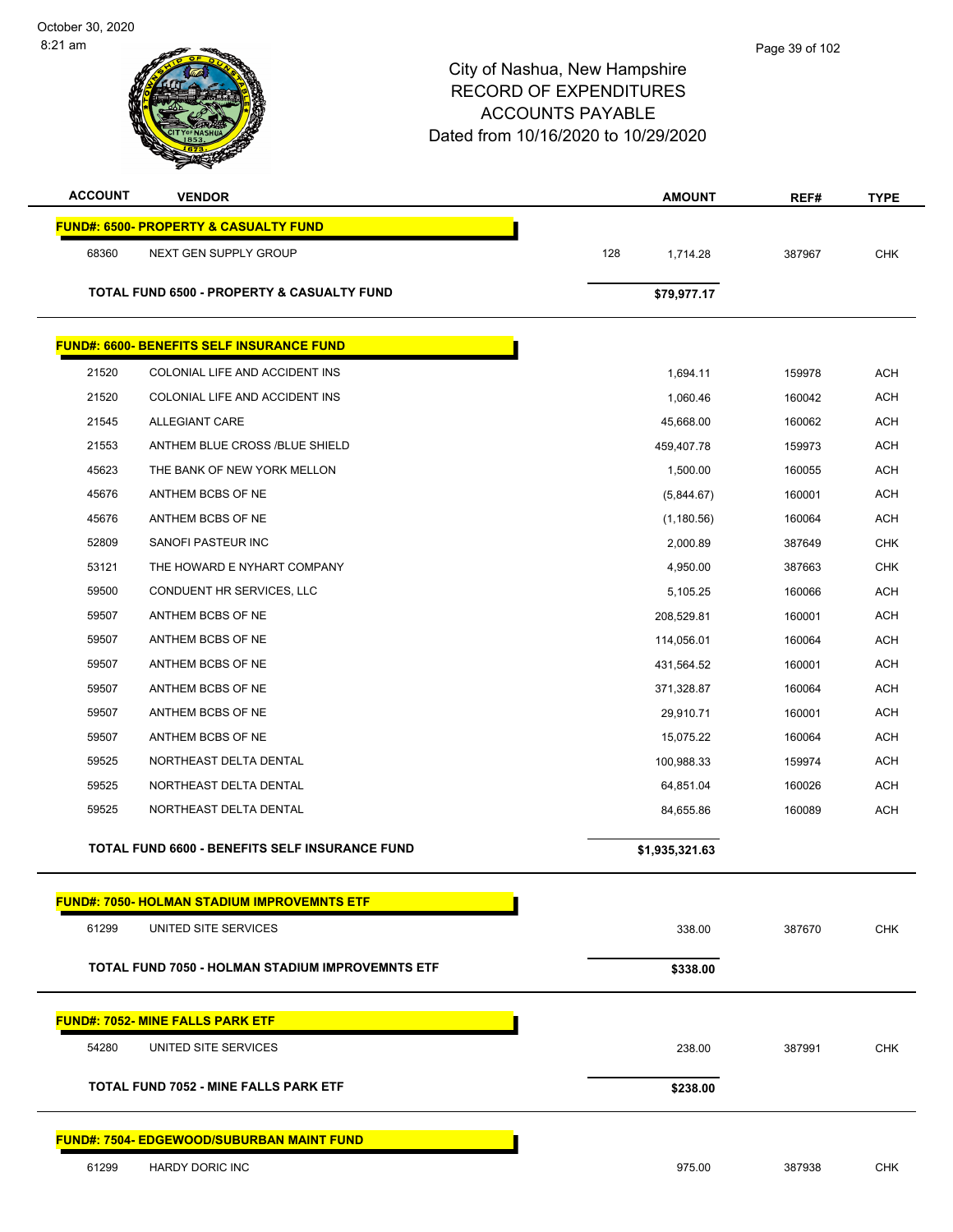# City of Nashua, New Hampshire
## RECORD OF EXPENDITURES
## ACCOUNTS PAYABLE
## Dated from 10/16/2020 to 10/29/2020

| ACCOUNT | VENDOR | AMOUNT | REF# | TYPE |
|---|---|---|---|---|
| **FUND#: 6500- PROPERTY & CASUALTY FUND** | | | | |
| 68360 | NEXT GEN SUPPLY GROUP | 128 1,714.28 | 387967 | CHK |
| | **TOTAL FUND 6500 - PROPERTY & CASUALTY FUND** | **$79,977.17** | | |
| **FUND#: 6600- BENEFITS SELF INSURANCE FUND** | | | | |
| 21520 | COLONIAL LIFE AND ACCIDENT INS | 1,694.11 | 159978 | ACH |
| 21520 | COLONIAL LIFE AND ACCIDENT INS | 1,060.46 | 160042 | ACH |
| 21545 | ALLEGIANT CARE | 45,668.00 | 160062 | ACH |
| 21553 | ANTHEM BLUE CROSS /BLUE SHIELD | 459,407.78 | 159973 | ACH |
| 45623 | THE BANK OF NEW YORK MELLON | 1,500.00 | 160055 | ACH |
| 45676 | ANTHEM BCBS OF NE | (5,844.67) | 160001 | ACH |
| 45676 | ANTHEM BCBS OF NE | (1,180.56) | 160064 | ACH |
| 52809 | SANOFI PASTEUR INC | 2,000.89 | 387649 | CHK |
| 53121 | THE HOWARD E NYHART COMPANY | 4,950.00 | 387663 | CHK |
| 59500 | CONDUENT HR SERVICES, LLC | 5,105.25 | 160066 | ACH |
| 59507 | ANTHEM BCBS OF NE | 208,529.81 | 160001 | ACH |
| 59507 | ANTHEM BCBS OF NE | 114,056.01 | 160064 | ACH |
| 59507 | ANTHEM BCBS OF NE | 431,564.52 | 160001 | ACH |
| 59507 | ANTHEM BCBS OF NE | 371,328.87 | 160064 | ACH |
| 59507 | ANTHEM BCBS OF NE | 29,910.71 | 160001 | ACH |
| 59507 | ANTHEM BCBS OF NE | 15,075.22 | 160064 | ACH |
| 59525 | NORTHEAST DELTA DENTAL | 100,988.33 | 159974 | ACH |
| 59525 | NORTHEAST DELTA DENTAL | 64,851.04 | 160026 | ACH |
| 59525 | NORTHEAST DELTA DENTAL | 84,655.86 | 160089 | ACH |
| | **TOTAL FUND 6600 - BENEFITS SELF INSURANCE FUND** | **$1,935,321.63** | | |
| **FUND#: 7050- HOLMAN STADIUM IMPROVEMNTS ETF** | | | | |
| 61299 | UNITED SITE SERVICES | 338.00 | 387670 | CHK |
| | **TOTAL FUND 7050 - HOLMAN STADIUM IMPROVEMNTS ETF** | **$338.00** | | |
| **FUND#: 7052- MINE FALLS PARK ETF** | | | | |
| 54280 | UNITED SITE SERVICES | 238.00 | 387991 | CHK |
| | **TOTAL FUND 7052 - MINE FALLS PARK ETF** | **$238.00** | | |
| **FUND#: 7504- EDGEWOOD/SUBURBAN MAINT FUND** | | | | |
| 61299 | HARDY DORIC INC | 975.00 | 387938 | CHK |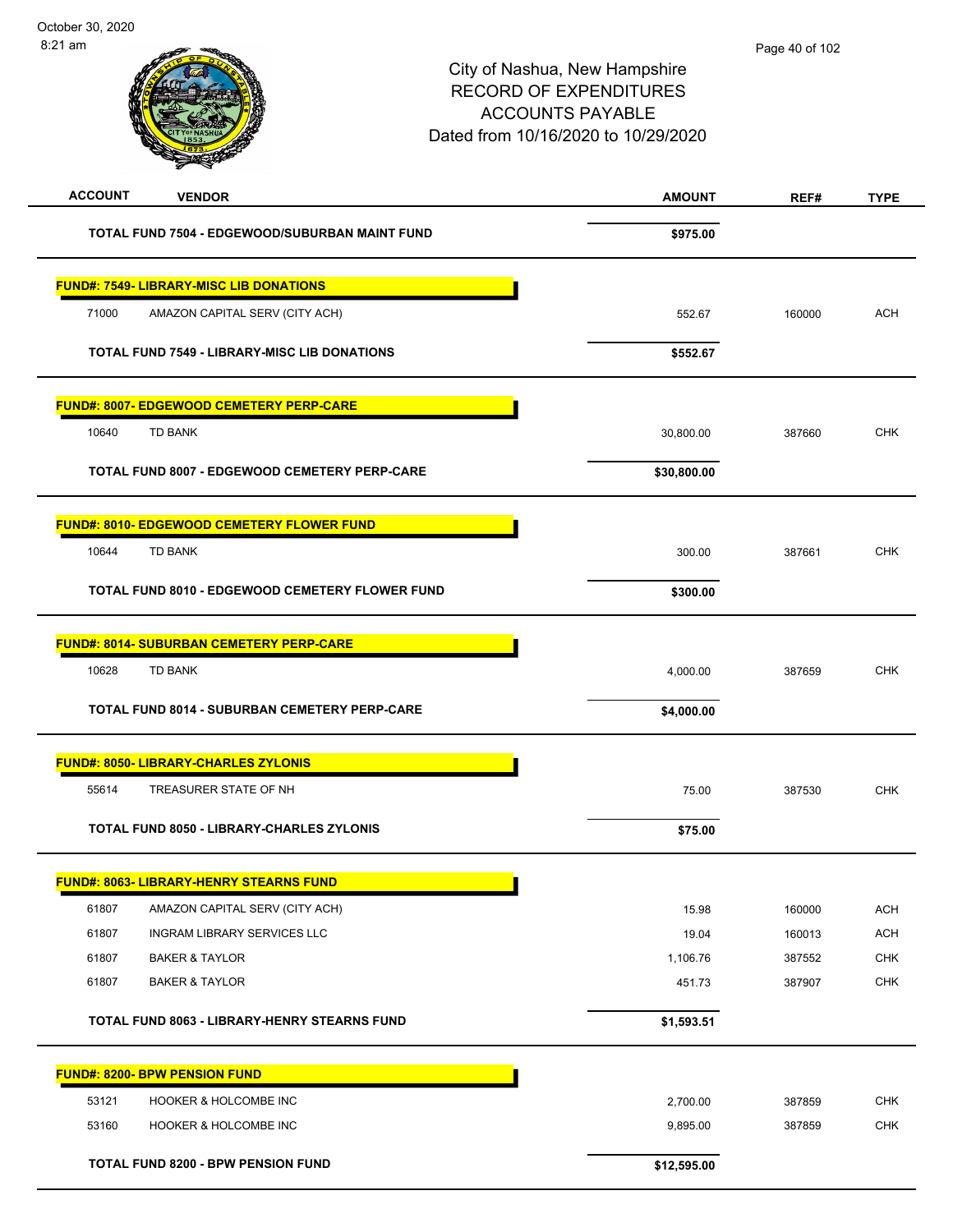City of Nashua, New Hampshire
RECORD OF EXPENDITURES
ACCOUNTS PAYABLE
Dated from 10/16/2020 to 10/29/2020

| ACCOUNT | VENDOR | AMOUNT | REF# | TYPE |
|---|---|---|---|---|
| | **TOTAL FUND 7504 - EDGEWOOD/SUBURBAN MAINT FUND** | **$975.00** | | |
| **FUND#: 7549- LIBRARY-MISC LIB DONATIONS** | | | | |
| 71000 | AMAZON CAPITAL SERV (CITY ACH) | 552.67 | 160000 | ACH |
| | **TOTAL FUND 7549 - LIBRARY-MISC LIB DONATIONS** | **$552.67** | | |
| **FUND#: 8007- EDGEWOOD CEMETERY PERP-CARE** | | | | |
| 10640 | TD BANK | 30,800.00 | 387660 | CHK |
| | **TOTAL FUND 8007 - EDGEWOOD CEMETERY PERP-CARE** | **$30,800.00** | | |
| **FUND#: 8010- EDGEWOOD CEMETERY FLOWER FUND** | | | | |
| 10644 | TD BANK | 300.00 | 387661 | CHK |
| | **TOTAL FUND 8010 - EDGEWOOD CEMETERY FLOWER FUND** | **$300.00** | | |
| **FUND#: 8014- SUBURBAN CEMETERY PERP-CARE** | | | | |
| 10628 | TD BANK | 4,000.00 | 387659 | CHK |
| | **TOTAL FUND 8014 - SUBURBAN CEMETERY PERP-CARE** | **$4,000.00** | | |
| **FUND#: 8050- LIBRARY-CHARLES ZYLONIS** | | | | |
| 55614 | TREASURER STATE OF NH | 75.00 | 387530 | CHK |
| | **TOTAL FUND 8050 - LIBRARY-CHARLES ZYLONIS** | **$75.00** | | |
| **FUND#: 8063- LIBRARY-HENRY STEARNS FUND** | | | | |
| 61807 | AMAZON CAPITAL SERV (CITY ACH) | 15.98 | 160000 | ACH |
| 61807 | INGRAM LIBRARY SERVICES LLC | 19.04 | 160013 | ACH |
| 61807 | BAKER & TAYLOR | 1,106.76 | 387552 | CHK |
| 61807 | BAKER & TAYLOR | 451.73 | 387907 | CHK |
| | **TOTAL FUND 8063 - LIBRARY-HENRY STEARNS FUND** | **$1,593.51** | | |
| **FUND#: 8200- BPW PENSION FUND** | | | | |
| 53121 | HOOKER & HOLCOMBE INC | 2,700.00 | 387859 | CHK |
| 53160 | HOOKER & HOLCOMBE INC | 9,895.00 | 387859 | CHK |
| | **TOTAL FUND 8200 - BPW PENSION FUND** | **$12,595.00** | | |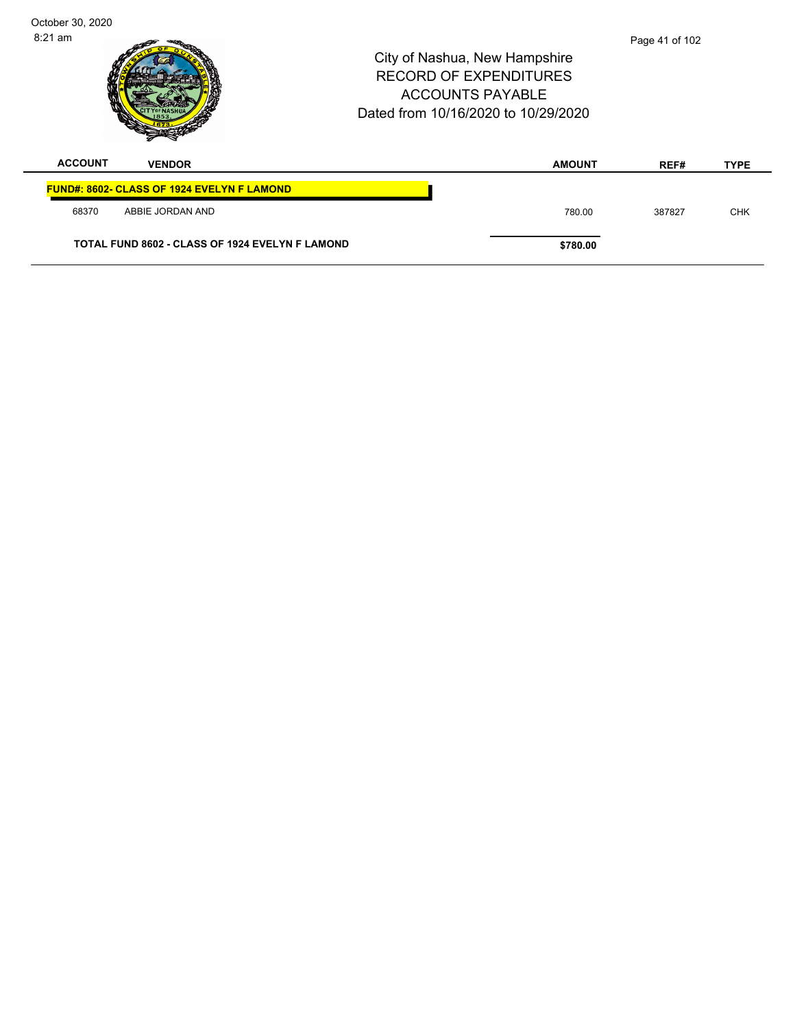City of Nashua, New Hampshire
RECORD OF EXPENDITURES
ACCOUNTS PAYABLE
Dated from 10/16/2020 to 10/29/2020

| ACCOUNT | VENDOR | AMOUNT | REF# | TYPE |
|---|---|---|---|---|
| **FUND#: 8602- CLASS OF 1924 EVELYN F LAMOND** | | | | |
| 68370 | ABBIE JORDAN AND | 780.00 | 387827 | CHK |
| **TOTAL FUND 8602 - CLASS OF 1924 EVELYN F LAMOND** | | **$780.00** | | |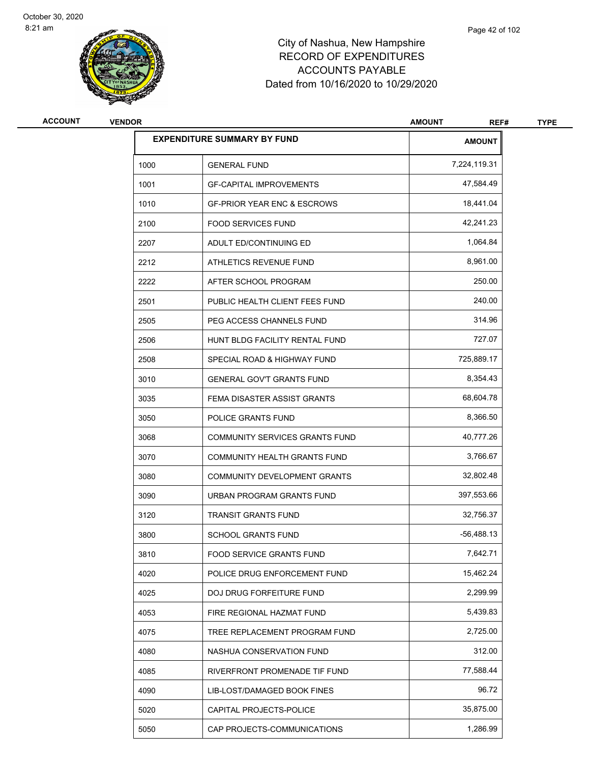# City of Nashua, New Hampshire
## RECORD OF EXPENDITURES
## ACCOUNTS PAYABLE
## Dated from 10/16/2020 to 10/29/2020

| ACCOUNT | VENDOR | AMOUNT | REF# | TYPE |
|---|---|---|---|---|

| EXPENDITURE SUMMARY BY FUND | | AMOUNT |
|---|---|---|
| 1000 | GENERAL FUND | 7,224,119.31 |
| 1001 | GF-CAPITAL IMPROVEMENTS | 47,584.49 |
| 1010 | GF-PRIOR YEAR ENC & ESCROWS | 18,441.04 |
| 2100 | FOOD SERVICES FUND | 42,241.23 |
| 2207 | ADULT ED/CONTINUING ED | 1,064.84 |
| 2212 | ATHLETICS REVENUE FUND | 8,961.00 |
| 2222 | AFTER SCHOOL PROGRAM | 250.00 |
| 2501 | PUBLIC HEALTH CLIENT FEES FUND | 240.00 |
| 2505 | PEG ACCESS CHANNELS FUND | 314.96 |
| 2506 | HUNT BLDG FACILITY RENTAL FUND | 727.07 |
| 2508 | SPECIAL ROAD & HIGHWAY FUND | 725,889.17 |
| 3010 | GENERAL GOV'T GRANTS FUND | 8,354.43 |
| 3035 | FEMA DISASTER ASSIST GRANTS | 68,604.78 |
| 3050 | POLICE GRANTS FUND | 8,366.50 |
| 3068 | COMMUNITY SERVICES GRANTS FUND | 40,777.26 |
| 3070 | COMMUNITY HEALTH GRANTS FUND | 3,766.67 |
| 3080 | COMMUNITY DEVELOPMENT GRANTS | 32,802.48 |
| 3090 | URBAN PROGRAM GRANTS FUND | 397,553.66 |
| 3120 | TRANSIT GRANTS FUND | 32,756.37 |
| 3800 | SCHOOL GRANTS FUND | -56,488.13 |
| 3810 | FOOD SERVICE GRANTS FUND | 7,642.71 |
| 4020 | POLICE DRUG ENFORCEMENT FUND | 15,462.24 |
| 4025 | DOJ DRUG FORFEITURE FUND | 2,299.99 |
| 4053 | FIRE REGIONAL HAZMAT FUND | 5,439.83 |
| 4075 | TREE REPLACEMENT PROGRAM FUND | 2,725.00 |
| 4080 | NASHUA CONSERVATION FUND | 312.00 |
| 4085 | RIVERFRONT PROMENADE TIF FUND | 77,588.44 |
| 4090 | LIB-LOST/DAMAGED BOOK FINES | 96.72 |
| 5020 | CAPITAL PROJECTS-POLICE | 35,875.00 |
| 5050 | CAP PROJECTS-COMMUNICATIONS | 1,286.99 |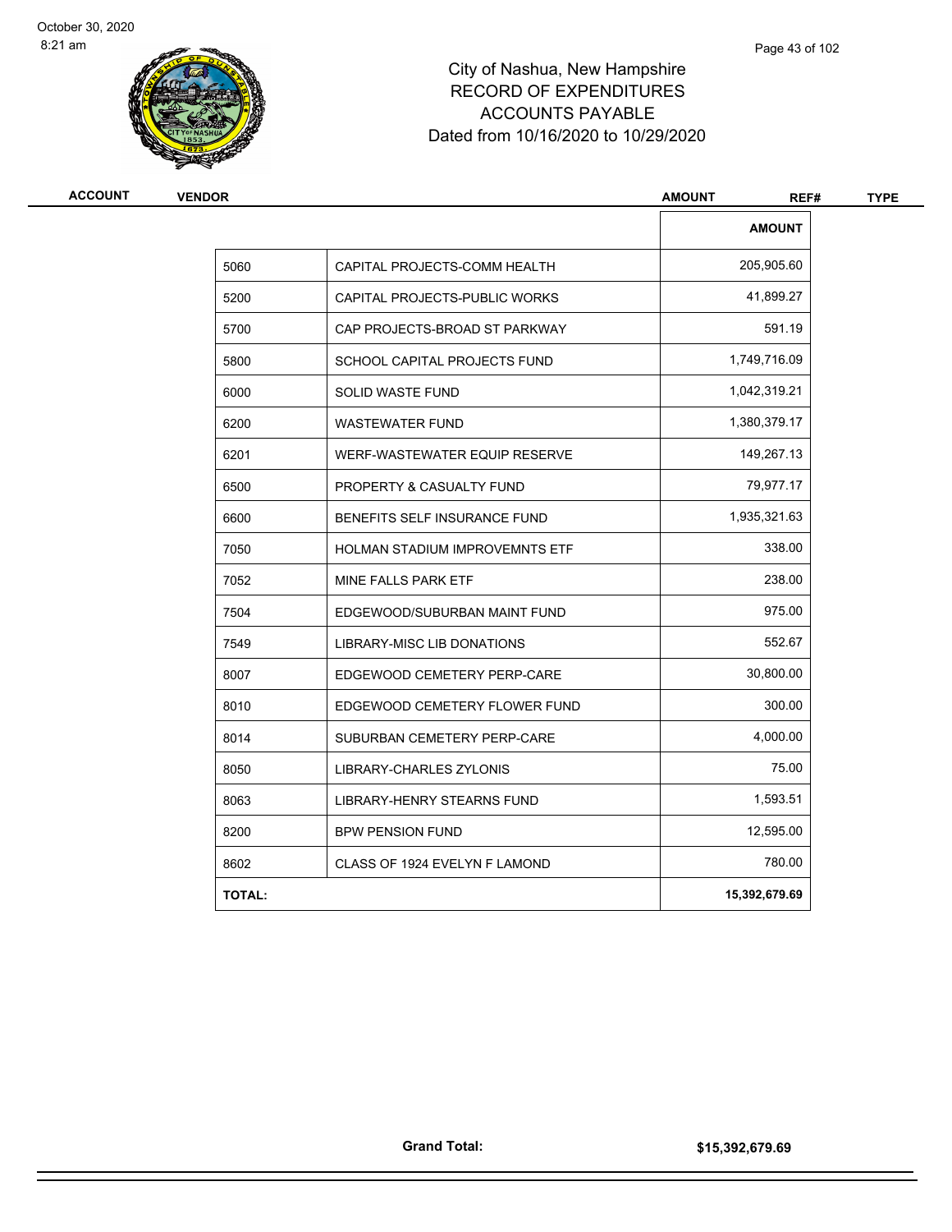# City of Nashua, New Hampshire
## RECORD OF EXPENDITURES
## ACCOUNTS PAYABLE
## Dated from 10/16/2020 to 10/29/2020

| ACCOUNT | VENDOR | AMOUNT | REF# | TYPE |
|---|---|---|---|---|

| | | AMOUNT |
|---|---|---|
| 5060 | CAPITAL PROJECTS-COMM HEALTH | 205,905.60 |
| 5200 | CAPITAL PROJECTS-PUBLIC WORKS | 41,899.27 |
| 5700 | CAP PROJECTS-BROAD ST PARKWAY | 591.19 |
| 5800 | SCHOOL CAPITAL PROJECTS FUND | 1,749,716.09 |
| 6000 | SOLID WASTE FUND | 1,042,319.21 |
| 6200 | WASTEWATER FUND | 1,380,379.17 |
| 6201 | WERF-WASTEWATER EQUIP RESERVE | 149,267.13 |
| 6500 | PROPERTY & CASUALTY FUND | 79,977.17 |
| 6600 | BENEFITS SELF INSURANCE FUND | 1,935,321.63 |
| 7050 | HOLMAN STADIUM IMPROVEMNTS ETF | 338.00 |
| 7052 | MINE FALLS PARK ETF | 238.00 |
| 7504 | EDGEWOOD/SUBURBAN MAINT FUND | 975.00 |
| 7549 | LIBRARY-MISC LIB DONATIONS | 552.67 |
| 8007 | EDGEWOOD CEMETERY PERP-CARE | 30,800.00 |
| 8010 | EDGEWOOD CEMETERY FLOWER FUND | 300.00 |
| 8014 | SUBURBAN CEMETERY PERP-CARE | 4,000.00 |
| 8050 | LIBRARY-CHARLES ZYLONIS | 75.00 |
| 8063 | LIBRARY-HENRY STEARNS FUND | 1,593.51 |
| 8200 | BPW PENSION FUND | 12,595.00 |
| 8602 | CLASS OF 1924 EVELYN F LAMOND | 780.00 |
| **TOTAL:** | | **15,392,679.69** |

**Grand Total:** **$15,392,679.69**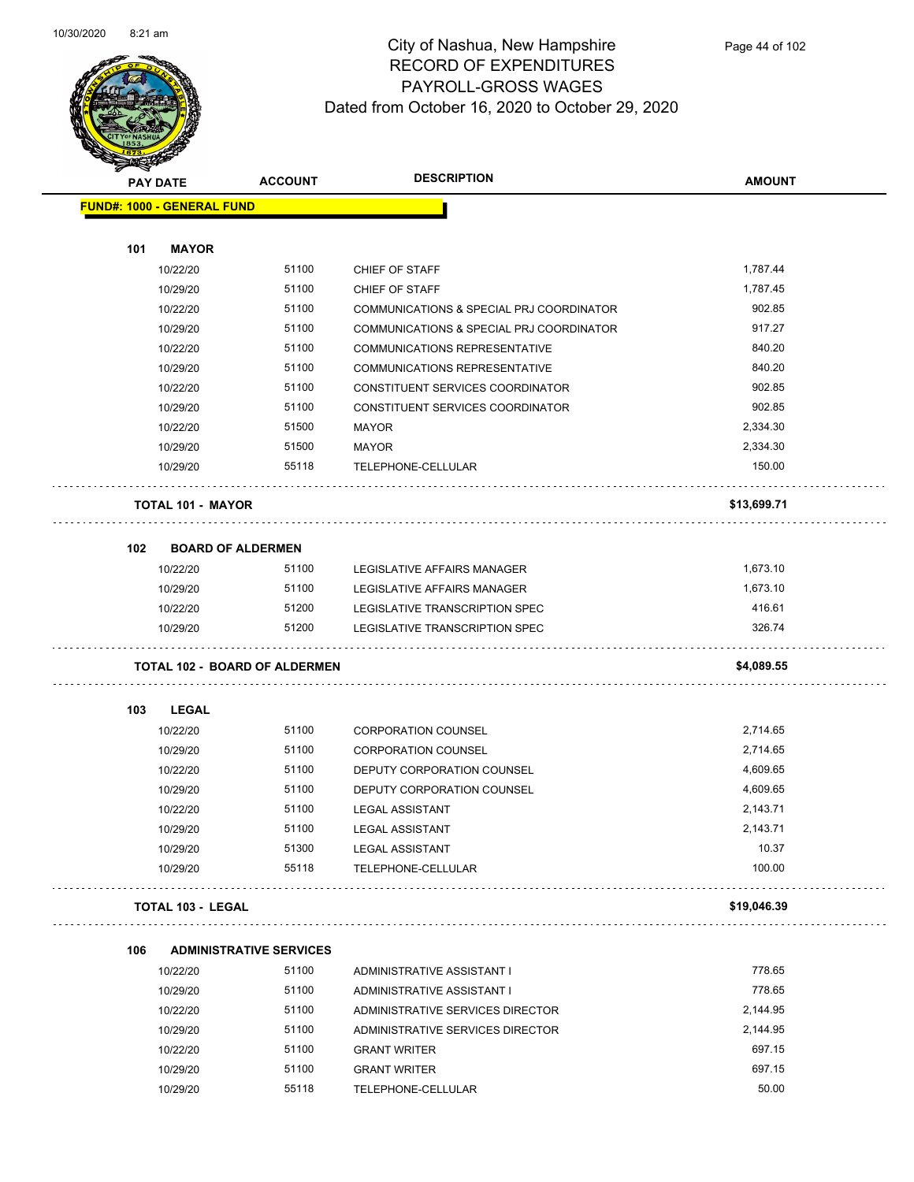# City of Nashua, New Hampshire
## RECORD OF EXPENDITURES
## PAYROLL-GROSS WAGES
### Dated from October 16, 2020 to October 29, 2020

**FUND#: 1000 - GENERAL FUND**

| PAY DATE | ACCOUNT | DESCRIPTION | AMOUNT |
|---|---|---|---|
| **101 MAYOR** | | | |
| 10/22/20 | 51100 | CHIEF OF STAFF | 1,787.44 |
| 10/29/20 | 51100 | CHIEF OF STAFF | 1,787.45 |
| 10/22/20 | 51100 | COMMUNICATIONS & SPECIAL PRJ COORDINATOR | 902.85 |
| 10/29/20 | 51100 | COMMUNICATIONS & SPECIAL PRJ COORDINATOR | 917.27 |
| 10/22/20 | 51100 | COMMUNICATIONS REPRESENTATIVE | 840.20 |
| 10/29/20 | 51100 | COMMUNICATIONS REPRESENTATIVE | 840.20 |
| 10/22/20 | 51100 | CONSTITUENT SERVICES COORDINATOR | 902.85 |
| 10/29/20 | 51100 | CONSTITUENT SERVICES COORDINATOR | 902.85 |
| 10/22/20 | 51500 | MAYOR | 2,334.30 |
| 10/29/20 | 51500 | MAYOR | 2,334.30 |
| 10/29/20 | 55118 | TELEPHONE-CELLULAR | 150.00 |
| **TOTAL 101 - MAYOR** | | | **$13,699.71** |
| **102 BOARD OF ALDERMEN** | | | |
| 10/22/20 | 51100 | LEGISLATIVE AFFAIRS MANAGER | 1,673.10 |
| 10/29/20 | 51100 | LEGISLATIVE AFFAIRS MANAGER | 1,673.10 |
| 10/22/20 | 51200 | LEGISLATIVE TRANSCRIPTION SPEC | 416.61 |
| 10/29/20 | 51200 | LEGISLATIVE TRANSCRIPTION SPEC | 326.74 |
| **TOTAL 102 - BOARD OF ALDERMEN** | | | **$4,089.55** |
| **103 LEGAL** | | | |
| 10/22/20 | 51100 | CORPORATION COUNSEL | 2,714.65 |
| 10/29/20 | 51100 | CORPORATION COUNSEL | 2,714.65 |
| 10/22/20 | 51100 | DEPUTY CORPORATION COUNSEL | 4,609.65 |
| 10/29/20 | 51100 | DEPUTY CORPORATION COUNSEL | 4,609.65 |
| 10/22/20 | 51100 | LEGAL ASSISTANT | 2,143.71 |
| 10/29/20 | 51100 | LEGAL ASSISTANT | 2,143.71 |
| 10/29/20 | 51300 | LEGAL ASSISTANT | 10.37 |
| 10/29/20 | 55118 | TELEPHONE-CELLULAR | 100.00 |
| **TOTAL 103 - LEGAL** | | | **$19,046.39** |
| **106 ADMINISTRATIVE SERVICES** | | | |
| 10/22/20 | 51100 | ADMINISTRATIVE ASSISTANT I | 778.65 |
| 10/29/20 | 51100 | ADMINISTRATIVE ASSISTANT I | 778.65 |
| 10/22/20 | 51100 | ADMINISTRATIVE SERVICES DIRECTOR | 2,144.95 |
| 10/29/20 | 51100 | ADMINISTRATIVE SERVICES DIRECTOR | 2,144.95 |
| 10/22/20 | 51100 | GRANT WRITER | 697.15 |
| 10/29/20 | 51100 | GRANT WRITER | 697.15 |
| 10/29/20 | 55118 | TELEPHONE-CELLULAR | 50.00 |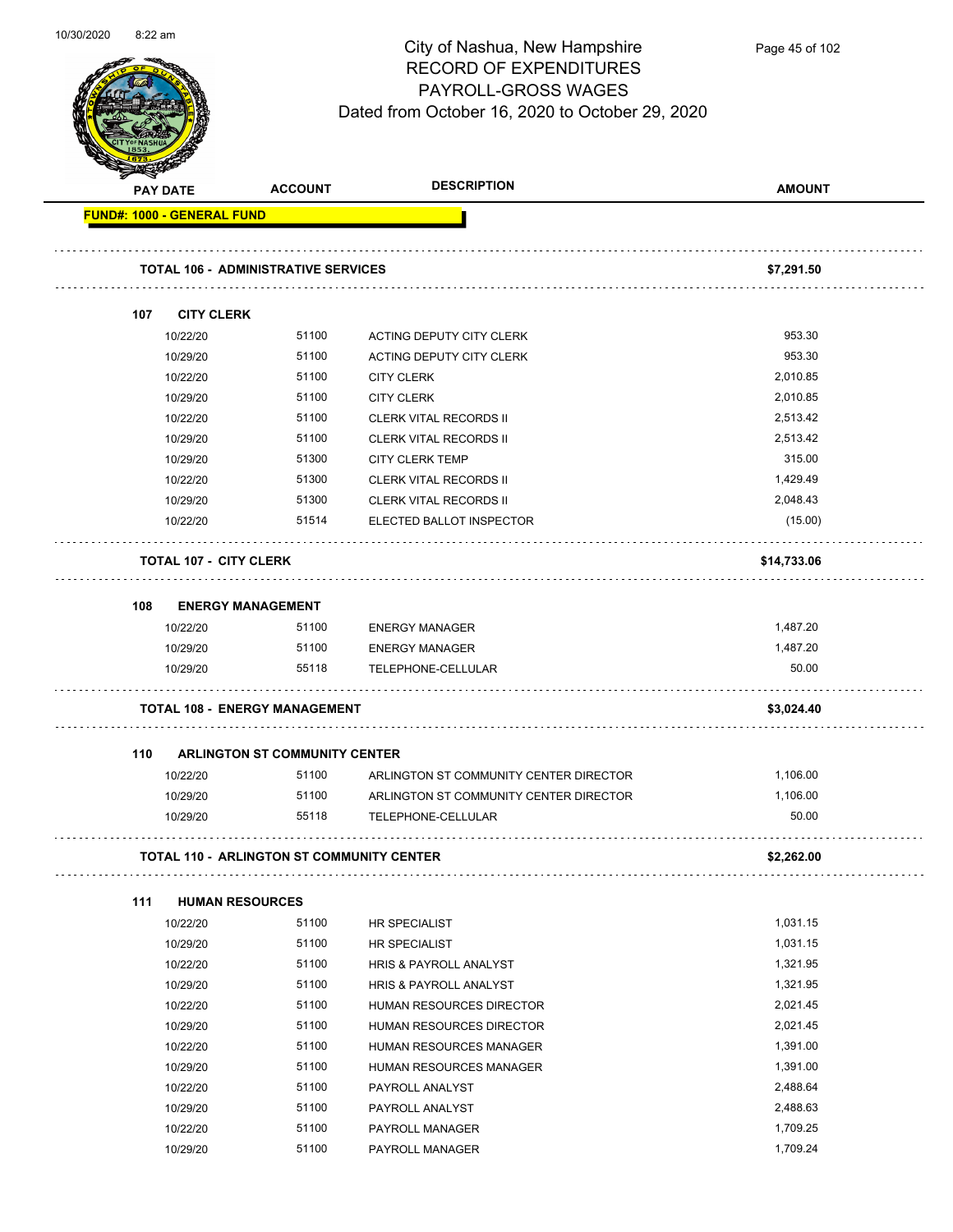# City of Nashua, New Hampshire
## RECORD OF EXPENDITURES
## PAYROLL-GROSS WAGES
### Dated from October 16, 2020 to October 29, 2020

| PAY DATE | ACCOUNT | DESCRIPTION | AMOUNT |
|---|---|---|---|
| **FUND#: 1000 - GENERAL FUND** | | | |
| **TOTAL 106 - ADMINISTRATIVE SERVICES** | | | **$7,291.50** |
| **107 CITY CLERK** | | | |
| 10/22/20 | 51100 | ACTING DEPUTY CITY CLERK | 953.30 |
| 10/29/20 | 51100 | ACTING DEPUTY CITY CLERK | 953.30 |
| 10/22/20 | 51100 | CITY CLERK | 2,010.85 |
| 10/29/20 | 51100 | CITY CLERK | 2,010.85 |
| 10/22/20 | 51100 | CLERK VITAL RECORDS II | 2,513.42 |
| 10/29/20 | 51100 | CLERK VITAL RECORDS II | 2,513.42 |
| 10/29/20 | 51300 | CITY CLERK TEMP | 315.00 |
| 10/22/20 | 51300 | CLERK VITAL RECORDS II | 1,429.49 |
| 10/29/20 | 51300 | CLERK VITAL RECORDS II | 2,048.43 |
| 10/22/20 | 51514 | ELECTED BALLOT INSPECTOR | (15.00) |
| **TOTAL 107 - CITY CLERK** | | | **$14,733.06** |
| **108 ENERGY MANAGEMENT** | | | |
| 10/22/20 | 51100 | ENERGY MANAGER | 1,487.20 |
| 10/29/20 | 51100 | ENERGY MANAGER | 1,487.20 |
| 10/29/20 | 55118 | TELEPHONE-CELLULAR | 50.00 |
| **TOTAL 108 - ENERGY MANAGEMENT** | | | **$3,024.40** |
| **110 ARLINGTON ST COMMUNITY CENTER** | | | |
| 10/22/20 | 51100 | ARLINGTON ST COMMUNITY CENTER DIRECTOR | 1,106.00 |
| 10/29/20 | 51100 | ARLINGTON ST COMMUNITY CENTER DIRECTOR | 1,106.00 |
| 10/29/20 | 55118 | TELEPHONE-CELLULAR | 50.00 |
| **TOTAL 110 - ARLINGTON ST COMMUNITY CENTER** | | | **$2,262.00** |
| **111 HUMAN RESOURCES** | | | |
| 10/22/20 | 51100 | HR SPECIALIST | 1,031.15 |
| 10/29/20 | 51100 | HR SPECIALIST | 1,031.15 |
| 10/22/20 | 51100 | HRIS & PAYROLL ANALYST | 1,321.95 |
| 10/29/20 | 51100 | HRIS & PAYROLL ANALYST | 1,321.95 |
| 10/22/20 | 51100 | HUMAN RESOURCES DIRECTOR | 2,021.45 |
| 10/29/20 | 51100 | HUMAN RESOURCES DIRECTOR | 2,021.45 |
| 10/22/20 | 51100 | HUMAN RESOURCES MANAGER | 1,391.00 |
| 10/29/20 | 51100 | HUMAN RESOURCES MANAGER | 1,391.00 |
| 10/22/20 | 51100 | PAYROLL ANALYST | 2,488.64 |
| 10/29/20 | 51100 | PAYROLL ANALYST | 2,488.63 |
| 10/22/20 | 51100 | PAYROLL MANAGER | 1,709.25 |
| 10/29/20 | 51100 | PAYROLL MANAGER | 1,709.24 |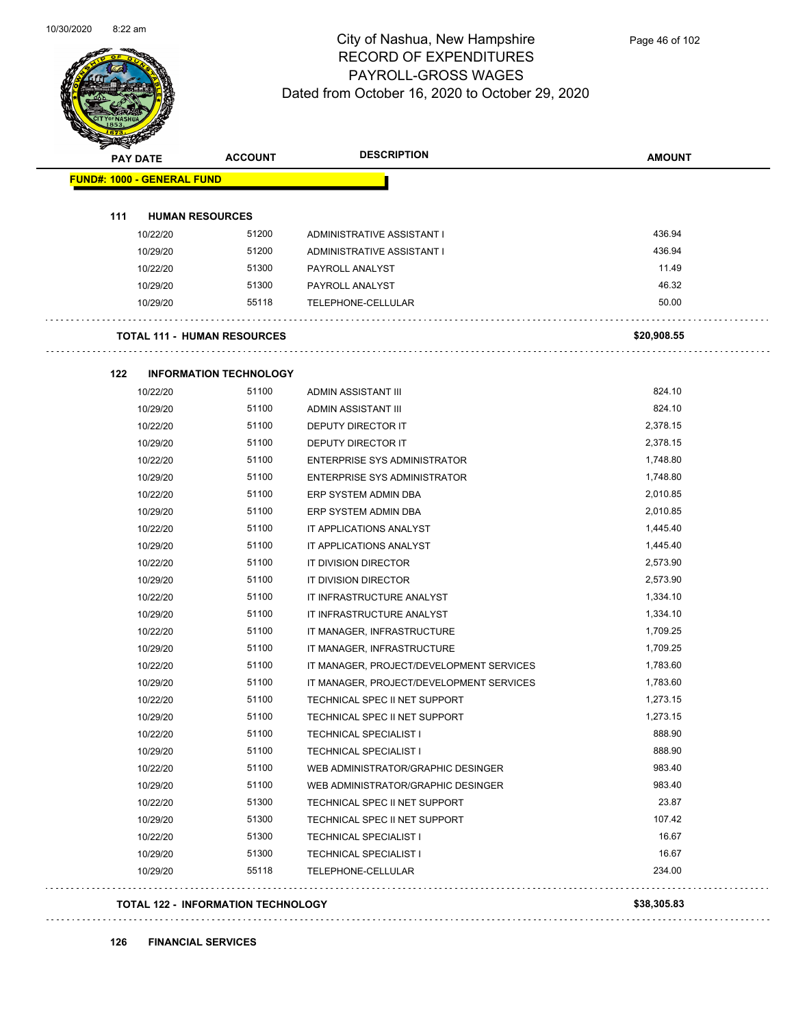# City of Nashua, New Hampshire
## RECORD OF EXPENDITURES
## PAYROLL-GROSS WAGES
## Dated from October 16, 2020 to October 29, 2020

| PAY DATE | ACCOUNT | DESCRIPTION | AMOUNT |
|---|---|---|---|
| **FUND#: 1000 - GENERAL FUND** | | | |
| **111 HUMAN RESOURCES** | | | |
| 10/22/20 | 51200 | ADMINISTRATIVE ASSISTANT I | 436.94 |
| 10/29/20 | 51200 | ADMINISTRATIVE ASSISTANT I | 436.94 |
| 10/22/20 | 51300 | PAYROLL ANALYST | 11.49 |
| 10/29/20 | 51300 | PAYROLL ANALYST | 46.32 |
| 10/29/20 | 55118 | TELEPHONE-CELLULAR | 50.00 |
| **TOTAL 111 - HUMAN RESOURCES** | | | **$20,908.55** |
| **122 INFORMATION TECHNOLOGY** | | | |
| 10/22/20 | 51100 | ADMIN ASSISTANT III | 824.10 |
| 10/29/20 | 51100 | ADMIN ASSISTANT III | 824.10 |
| 10/22/20 | 51100 | DEPUTY DIRECTOR IT | 2,378.15 |
| 10/29/20 | 51100 | DEPUTY DIRECTOR IT | 2,378.15 |
| 10/22/20 | 51100 | ENTERPRISE SYS ADMINISTRATOR | 1,748.80 |
| 10/29/20 | 51100 | ENTERPRISE SYS ADMINISTRATOR | 1,748.80 |
| 10/22/20 | 51100 | ERP SYSTEM ADMIN DBA | 2,010.85 |
| 10/29/20 | 51100 | ERP SYSTEM ADMIN DBA | 2,010.85 |
| 10/22/20 | 51100 | IT APPLICATIONS ANALYST | 1,445.40 |
| 10/29/20 | 51100 | IT APPLICATIONS ANALYST | 1,445.40 |
| 10/22/20 | 51100 | IT DIVISION DIRECTOR | 2,573.90 |
| 10/29/20 | 51100 | IT DIVISION DIRECTOR | 2,573.90 |
| 10/22/20 | 51100 | IT INFRASTRUCTURE ANALYST | 1,334.10 |
| 10/29/20 | 51100 | IT INFRASTRUCTURE ANALYST | 1,334.10 |
| 10/22/20 | 51100 | IT MANAGER, INFRASTRUCTURE | 1,709.25 |
| 10/29/20 | 51100 | IT MANAGER, INFRASTRUCTURE | 1,709.25 |
| 10/22/20 | 51100 | IT MANAGER, PROJECT/DEVELOPMENT SERVICES | 1,783.60 |
| 10/29/20 | 51100 | IT MANAGER, PROJECT/DEVELOPMENT SERVICES | 1,783.60 |
| 10/22/20 | 51100 | TECHNICAL SPEC II NET SUPPORT | 1,273.15 |
| 10/29/20 | 51100 | TECHNICAL SPEC II NET SUPPORT | 1,273.15 |
| 10/22/20 | 51100 | TECHNICAL SPECIALIST I | 888.90 |
| 10/29/20 | 51100 | TECHNICAL SPECIALIST I | 888.90 |
| 10/22/20 | 51100 | WEB ADMINISTRATOR/GRAPHIC DESINGER | 983.40 |
| 10/29/20 | 51100 | WEB ADMINISTRATOR/GRAPHIC DESINGER | 983.40 |
| 10/22/20 | 51300 | TECHNICAL SPEC II NET SUPPORT | 23.87 |
| 10/29/20 | 51300 | TECHNICAL SPEC II NET SUPPORT | 107.42 |
| 10/22/20 | 51300 | TECHNICAL SPECIALIST I | 16.67 |
| 10/29/20 | 51300 | TECHNICAL SPECIALIST I | 16.67 |
| 10/29/20 | 55118 | TELEPHONE-CELLULAR | 234.00 |
| **TOTAL 122 - INFORMATION TECHNOLOGY** | | | **$38,305.83** |

**126 FINANCIAL SERVICES**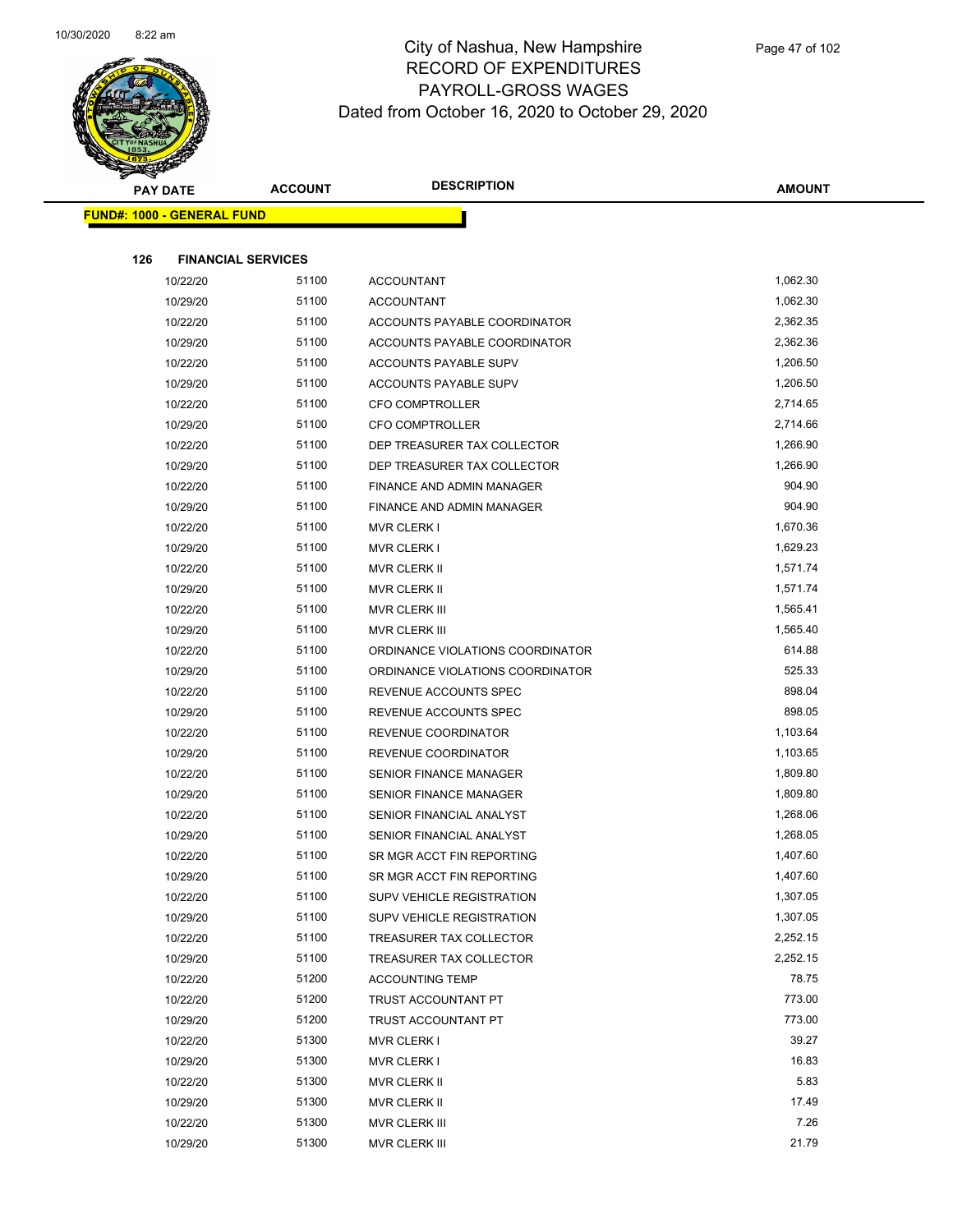# City of Nashua, New Hampshire
## RECORD OF EXPENDITURES
## PAYROLL-GROSS WAGES
## Dated from October 16, 2020 to October 29, 2020

| PAY DATE | ACCOUNT | DESCRIPTION | AMOUNT |
|---|---|---|---|
| **FUND#: 1000 - GENERAL FUND** | | | |
| **126 FINANCIAL SERVICES** | | | |
| 10/22/20 | 51100 | ACCOUNTANT | 1,062.30 |
| 10/29/20 | 51100 | ACCOUNTANT | 1,062.30 |
| 10/22/20 | 51100 | ACCOUNTS PAYABLE COORDINATOR | 2,362.35 |
| 10/29/20 | 51100 | ACCOUNTS PAYABLE COORDINATOR | 2,362.36 |
| 10/22/20 | 51100 | ACCOUNTS PAYABLE SUPV | 1,206.50 |
| 10/29/20 | 51100 | ACCOUNTS PAYABLE SUPV | 1,206.50 |
| 10/22/20 | 51100 | CFO COMPTROLLER | 2,714.65 |
| 10/29/20 | 51100 | CFO COMPTROLLER | 2,714.66 |
| 10/22/20 | 51100 | DEP TREASURER TAX COLLECTOR | 1,266.90 |
| 10/29/20 | 51100 | DEP TREASURER TAX COLLECTOR | 1,266.90 |
| 10/22/20 | 51100 | FINANCE AND ADMIN MANAGER | 904.90 |
| 10/29/20 | 51100 | FINANCE AND ADMIN MANAGER | 904.90 |
| 10/22/20 | 51100 | MVR CLERK I | 1,670.36 |
| 10/29/20 | 51100 | MVR CLERK I | 1,629.23 |
| 10/22/20 | 51100 | MVR CLERK II | 1,571.74 |
| 10/29/20 | 51100 | MVR CLERK II | 1,571.74 |
| 10/22/20 | 51100 | MVR CLERK III | 1,565.41 |
| 10/29/20 | 51100 | MVR CLERK III | 1,565.40 |
| 10/22/20 | 51100 | ORDINANCE VIOLATIONS COORDINATOR | 614.88 |
| 10/29/20 | 51100 | ORDINANCE VIOLATIONS COORDINATOR | 525.33 |
| 10/22/20 | 51100 | REVENUE ACCOUNTS SPEC | 898.04 |
| 10/29/20 | 51100 | REVENUE ACCOUNTS SPEC | 898.05 |
| 10/22/20 | 51100 | REVENUE COORDINATOR | 1,103.64 |
| 10/29/20 | 51100 | REVENUE COORDINATOR | 1,103.65 |
| 10/22/20 | 51100 | SENIOR FINANCE MANAGER | 1,809.80 |
| 10/29/20 | 51100 | SENIOR FINANCE MANAGER | 1,809.80 |
| 10/22/20 | 51100 | SENIOR FINANCIAL ANALYST | 1,268.06 |
| 10/29/20 | 51100 | SENIOR FINANCIAL ANALYST | 1,268.05 |
| 10/22/20 | 51100 | SR MGR ACCT FIN REPORTING | 1,407.60 |
| 10/29/20 | 51100 | SR MGR ACCT FIN REPORTING | 1,407.60 |
| 10/22/20 | 51100 | SUPV VEHICLE REGISTRATION | 1,307.05 |
| 10/29/20 | 51100 | SUPV VEHICLE REGISTRATION | 1,307.05 |
| 10/22/20 | 51100 | TREASURER TAX COLLECTOR | 2,252.15 |
| 10/29/20 | 51100 | TREASURER TAX COLLECTOR | 2,252.15 |
| 10/22/20 | 51200 | ACCOUNTING TEMP | 78.75 |
| 10/22/20 | 51200 | TRUST ACCOUNTANT PT | 773.00 |
| 10/29/20 | 51200 | TRUST ACCOUNTANT PT | 773.00 |
| 10/22/20 | 51300 | MVR CLERK I | 39.27 |
| 10/29/20 | 51300 | MVR CLERK I | 16.83 |
| 10/22/20 | 51300 | MVR CLERK II | 5.83 |
| 10/29/20 | 51300 | MVR CLERK II | 17.49 |
| 10/22/20 | 51300 | MVR CLERK III | 7.26 |
| 10/29/20 | 51300 | MVR CLERK III | 21.79 |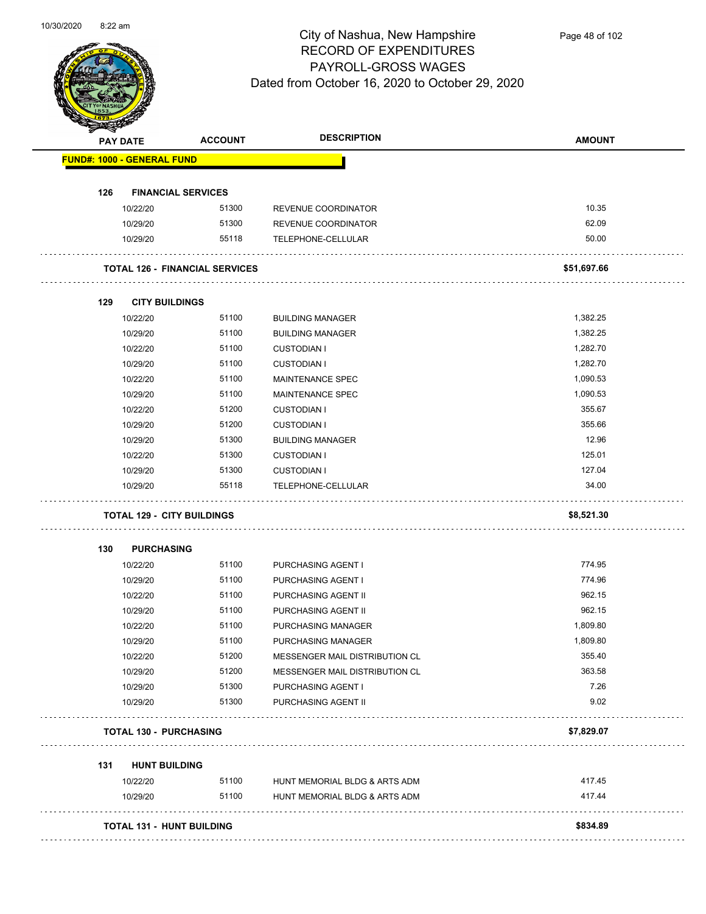# City of Nashua, New Hampshire
## RECORD OF EXPENDITURES
## PAYROLL-GROSS WAGES
## Dated from October 16, 2020 to October 29, 2020

| PAY DATE | ACCOUNT | DESCRIPTION | AMOUNT |
|---|---|---|---|
| **FUND#: 1000 - GENERAL FUND** | | | |
| **126 FINANCIAL SERVICES** | | | |
| 10/22/20 | 51300 | REVENUE COORDINATOR | 10.35 |
| 10/29/20 | 51300 | REVENUE COORDINATOR | 62.09 |
| 10/29/20 | 55118 | TELEPHONE-CELLULAR | 50.00 |
| **TOTAL 126 - FINANCIAL SERVICES** | | | **$51,697.66** |
| **129 CITY BUILDINGS** | | | |
| 10/22/20 | 51100 | BUILDING MANAGER | 1,382.25 |
| 10/29/20 | 51100 | BUILDING MANAGER | 1,382.25 |
| 10/22/20 | 51100 | CUSTODIAN I | 1,282.70 |
| 10/29/20 | 51100 | CUSTODIAN I | 1,282.70 |
| 10/22/20 | 51100 | MAINTENANCE SPEC | 1,090.53 |
| 10/29/20 | 51100 | MAINTENANCE SPEC | 1,090.53 |
| 10/22/20 | 51200 | CUSTODIAN I | 355.67 |
| 10/29/20 | 51200 | CUSTODIAN I | 355.66 |
| 10/29/20 | 51300 | BUILDING MANAGER | 12.96 |
| 10/22/20 | 51300 | CUSTODIAN I | 125.01 |
| 10/29/20 | 51300 | CUSTODIAN I | 127.04 |
| 10/29/20 | 55118 | TELEPHONE-CELLULAR | 34.00 |
| **TOTAL 129 - CITY BUILDINGS** | | | **$8,521.30** |
| **130 PURCHASING** | | | |
| 10/22/20 | 51100 | PURCHASING AGENT I | 774.95 |
| 10/29/20 | 51100 | PURCHASING AGENT I | 774.96 |
| 10/22/20 | 51100 | PURCHASING AGENT II | 962.15 |
| 10/29/20 | 51100 | PURCHASING AGENT II | 962.15 |
| 10/22/20 | 51100 | PURCHASING MANAGER | 1,809.80 |
| 10/29/20 | 51100 | PURCHASING MANAGER | 1,809.80 |
| 10/22/20 | 51200 | MESSENGER MAIL DISTRIBUTION CL | 355.40 |
| 10/29/20 | 51200 | MESSENGER MAIL DISTRIBUTION CL | 363.58 |
| 10/29/20 | 51300 | PURCHASING AGENT I | 7.26 |
| 10/29/20 | 51300 | PURCHASING AGENT II | 9.02 |
| **TOTAL 130 - PURCHASING** | | | **$7,829.07** |
| **131 HUNT BUILDING** | | | |
| 10/22/20 | 51100 | HUNT MEMORIAL BLDG & ARTS ADM | 417.45 |
| 10/29/20 | 51100 | HUNT MEMORIAL BLDG & ARTS ADM | 417.44 |
| **TOTAL 131 - HUNT BUILDING** | | | **$834.89** |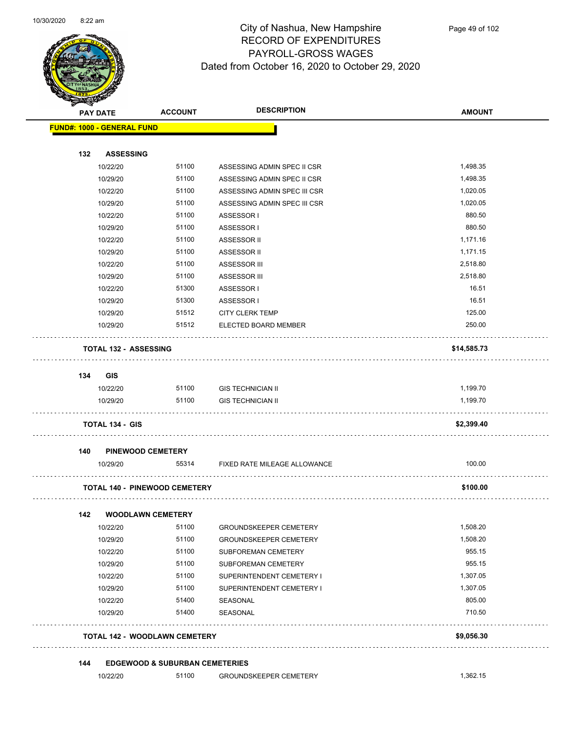# City of Nashua, New Hampshire
## RECORD OF EXPENDITURES
## PAYROLL-GROSS WAGES
### Dated from October 16, 2020 to October 29, 2020

| PAY DATE | ACCOUNT | DESCRIPTION | AMOUNT |
|---|---|---|---|
| **FUND#: 1000 - GENERAL FUND** | | | |
| **132 ASSESSING** | | | |
| 10/22/20 | 51100 | ASSESSING ADMIN SPEC II CSR | 1,498.35 |
| 10/29/20 | 51100 | ASSESSING ADMIN SPEC II CSR | 1,498.35 |
| 10/22/20 | 51100 | ASSESSING ADMIN SPEC III CSR | 1,020.05 |
| 10/29/20 | 51100 | ASSESSING ADMIN SPEC III CSR | 1,020.05 |
| 10/22/20 | 51100 | ASSESSOR I | 880.50 |
| 10/29/20 | 51100 | ASSESSOR I | 880.50 |
| 10/22/20 | 51100 | ASSESSOR II | 1,171.16 |
| 10/29/20 | 51100 | ASSESSOR II | 1,171.15 |
| 10/22/20 | 51100 | ASSESSOR III | 2,518.80 |
| 10/29/20 | 51100 | ASSESSOR III | 2,518.80 |
| 10/22/20 | 51300 | ASSESSOR I | 16.51 |
| 10/29/20 | 51300 | ASSESSOR I | 16.51 |
| 10/29/20 | 51512 | CITY CLERK TEMP | 125.00 |
| 10/29/20 | 51512 | ELECTED BOARD MEMBER | 250.00 |
| **TOTAL 132 - ASSESSING** | | | **$14,585.73** |
| **134 GIS** | | | |
| 10/22/20 | 51100 | GIS TECHNICIAN II | 1,199.70 |
| 10/29/20 | 51100 | GIS TECHNICIAN II | 1,199.70 |
| **TOTAL 134 - GIS** | | | **$2,399.40** |
| **140 PINEWOOD CEMETERY** | | | |
| 10/29/20 | 55314 | FIXED RATE MILEAGE ALLOWANCE | 100.00 |
| **TOTAL 140 - PINEWOOD CEMETERY** | | | **$100.00** |
| **142 WOODLAWN CEMETERY** | | | |
| 10/22/20 | 51100 | GROUNDSKEEPER CEMETERY | 1,508.20 |
| 10/29/20 | 51100 | GROUNDSKEEPER CEMETERY | 1,508.20 |
| 10/22/20 | 51100 | SUBFOREMAN CEMETERY | 955.15 |
| 10/29/20 | 51100 | SUBFOREMAN CEMETERY | 955.15 |
| 10/22/20 | 51100 | SUPERINTENDENT CEMETERY I | 1,307.05 |
| 10/29/20 | 51100 | SUPERINTENDENT CEMETERY I | 1,307.05 |
| 10/22/20 | 51400 | SEASONAL | 805.00 |
| 10/29/20 | 51400 | SEASONAL | 710.50 |
| **TOTAL 142 - WOODLAWN CEMETERY** | | | **$9,056.30** |
| **144 EDGEWOOD & SUBURBAN CEMETERIES** | | | |
| 10/22/20 | 51100 | GROUNDSKEEPER CEMETERY | 1,362.15 |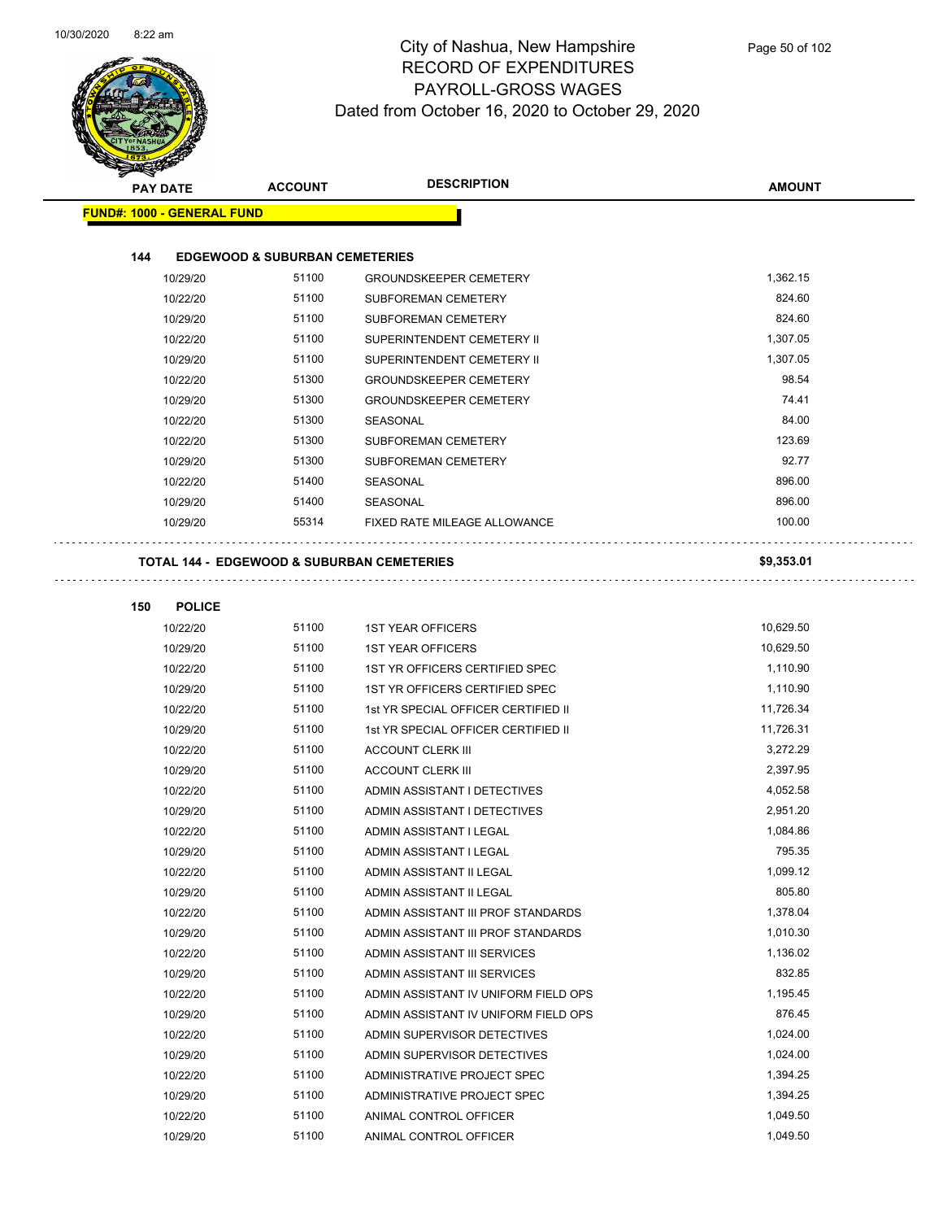# City of Nashua, New Hampshire
## RECORD OF EXPENDITURES
## PAYROLL-GROSS WAGES
### Dated from October 16, 2020 to October 29, 2020

**FUND#: 1000 - GENERAL FUND**

**144 EDGEWOOD & SUBURBAN CEMETERIES**

| PAY DATE | ACCOUNT | DESCRIPTION | AMOUNT |
|---|---|---|---|
| 10/29/20 | 51100 | GROUNDSKEEPER CEMETERY | 1,362.15 |
| 10/22/20 | 51100 | SUBFOREMAN CEMETERY | 824.60 |
| 10/29/20 | 51100 | SUBFOREMAN CEMETERY | 824.60 |
| 10/22/20 | 51100 | SUPERINTENDENT CEMETERY II | 1,307.05 |
| 10/29/20 | 51100 | SUPERINTENDENT CEMETERY II | 1,307.05 |
| 10/22/20 | 51300 | GROUNDSKEEPER CEMETERY | 98.54 |
| 10/29/20 | 51300 | GROUNDSKEEPER CEMETERY | 74.41 |
| 10/22/20 | 51300 | SEASONAL | 84.00 |
| 10/22/20 | 51300 | SUBFOREMAN CEMETERY | 123.69 |
| 10/29/20 | 51300 | SUBFOREMAN CEMETERY | 92.77 |
| 10/22/20 | 51400 | SEASONAL | 896.00 |
| 10/29/20 | 51400 | SEASONAL | 896.00 |
| 10/29/20 | 55314 | FIXED RATE MILEAGE ALLOWANCE | 100.00 |

**TOTAL 144 - EDGEWOOD & SUBURBAN CEMETERIES** **$9,353.01**

**150 POLICE**

| PAY DATE | ACCOUNT | DESCRIPTION | AMOUNT |
|---|---|---|---|
| 10/22/20 | 51100 | 1ST YEAR OFFICERS | 10,629.50 |
| 10/29/20 | 51100 | 1ST YEAR OFFICERS | 10,629.50 |
| 10/22/20 | 51100 | 1ST YR OFFICERS CERTIFIED SPEC | 1,110.90 |
| 10/29/20 | 51100 | 1ST YR OFFICERS CERTIFIED SPEC | 1,110.90 |
| 10/22/20 | 51100 | 1st YR SPECIAL OFFICER CERTIFIED II | 11,726.34 |
| 10/29/20 | 51100 | 1st YR SPECIAL OFFICER CERTIFIED II | 11,726.31 |
| 10/22/20 | 51100 | ACCOUNT CLERK III | 3,272.29 |
| 10/29/20 | 51100 | ACCOUNT CLERK III | 2,397.95 |
| 10/22/20 | 51100 | ADMIN ASSISTANT I DETECTIVES | 4,052.58 |
| 10/29/20 | 51100 | ADMIN ASSISTANT I DETECTIVES | 2,951.20 |
| 10/22/20 | 51100 | ADMIN ASSISTANT I LEGAL | 1,084.86 |
| 10/29/20 | 51100 | ADMIN ASSISTANT I LEGAL | 795.35 |
| 10/22/20 | 51100 | ADMIN ASSISTANT II LEGAL | 1,099.12 |
| 10/29/20 | 51100 | ADMIN ASSISTANT II LEGAL | 805.80 |
| 10/22/20 | 51100 | ADMIN ASSISTANT III PROF STANDARDS | 1,378.04 |
| 10/29/20 | 51100 | ADMIN ASSISTANT III PROF STANDARDS | 1,010.30 |
| 10/22/20 | 51100 | ADMIN ASSISTANT III SERVICES | 1,136.02 |
| 10/29/20 | 51100 | ADMIN ASSISTANT III SERVICES | 832.85 |
| 10/22/20 | 51100 | ADMIN ASSISTANT IV UNIFORM FIELD OPS | 1,195.45 |
| 10/29/20 | 51100 | ADMIN ASSISTANT IV UNIFORM FIELD OPS | 876.45 |
| 10/22/20 | 51100 | ADMIN SUPERVISOR DETECTIVES | 1,024.00 |
| 10/29/20 | 51100 | ADMIN SUPERVISOR DETECTIVES | 1,024.00 |
| 10/22/20 | 51100 | ADMINISTRATIVE PROJECT SPEC | 1,394.25 |
| 10/29/20 | 51100 | ADMINISTRATIVE PROJECT SPEC | 1,394.25 |
| 10/22/20 | 51100 | ANIMAL CONTROL OFFICER | 1,049.50 |
| 10/29/20 | 51100 | ANIMAL CONTROL OFFICER | 1,049.50 |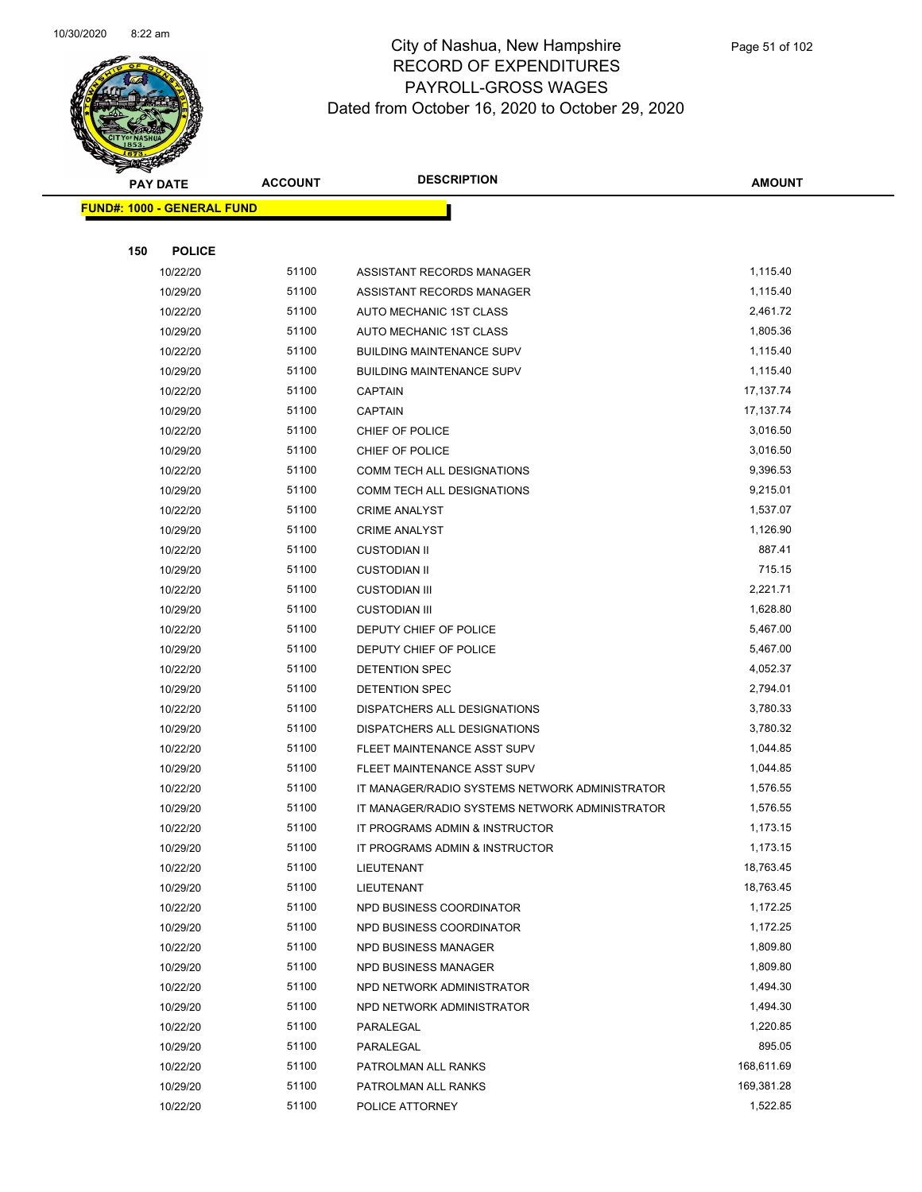# City of Nashua, New Hampshire
## RECORD OF EXPENDITURES
## PAYROLL-GROSS WAGES
## Dated from October 16, 2020 to October 29, 2020

| PAY DATE | ACCOUNT | DESCRIPTION | AMOUNT |
|---|---|---|---|
| **FUND#: 1000 - GENERAL FUND** | | | |
| **150 POLICE** | | | |
| 10/22/20 | 51100 | ASSISTANT RECORDS MANAGER | 1,115.40 |
| 10/29/20 | 51100 | ASSISTANT RECORDS MANAGER | 1,115.40 |
| 10/22/20 | 51100 | AUTO MECHANIC 1ST CLASS | 2,461.72 |
| 10/29/20 | 51100 | AUTO MECHANIC 1ST CLASS | 1,805.36 |
| 10/22/20 | 51100 | BUILDING MAINTENANCE SUPV | 1,115.40 |
| 10/29/20 | 51100 | BUILDING MAINTENANCE SUPV | 1,115.40 |
| 10/22/20 | 51100 | CAPTAIN | 17,137.74 |
| 10/29/20 | 51100 | CAPTAIN | 17,137.74 |
| 10/22/20 | 51100 | CHIEF OF POLICE | 3,016.50 |
| 10/29/20 | 51100 | CHIEF OF POLICE | 3,016.50 |
| 10/22/20 | 51100 | COMM TECH ALL DESIGNATIONS | 9,396.53 |
| 10/29/20 | 51100 | COMM TECH ALL DESIGNATIONS | 9,215.01 |
| 10/22/20 | 51100 | CRIME ANALYST | 1,537.07 |
| 10/29/20 | 51100 | CRIME ANALYST | 1,126.90 |
| 10/22/20 | 51100 | CUSTODIAN II | 887.41 |
| 10/29/20 | 51100 | CUSTODIAN II | 715.15 |
| 10/22/20 | 51100 | CUSTODIAN III | 2,221.71 |
| 10/29/20 | 51100 | CUSTODIAN III | 1,628.80 |
| 10/22/20 | 51100 | DEPUTY CHIEF OF POLICE | 5,467.00 |
| 10/29/20 | 51100 | DEPUTY CHIEF OF POLICE | 5,467.00 |
| 10/22/20 | 51100 | DETENTION SPEC | 4,052.37 |
| 10/29/20 | 51100 | DETENTION SPEC | 2,794.01 |
| 10/22/20 | 51100 | DISPATCHERS ALL DESIGNATIONS | 3,780.33 |
| 10/29/20 | 51100 | DISPATCHERS ALL DESIGNATIONS | 3,780.32 |
| 10/22/20 | 51100 | FLEET MAINTENANCE ASST SUPV | 1,044.85 |
| 10/29/20 | 51100 | FLEET MAINTENANCE ASST SUPV | 1,044.85 |
| 10/22/20 | 51100 | IT MANAGER/RADIO SYSTEMS NETWORK ADMINISTRATOR | 1,576.55 |
| 10/29/20 | 51100 | IT MANAGER/RADIO SYSTEMS NETWORK ADMINISTRATOR | 1,576.55 |
| 10/22/20 | 51100 | IT PROGRAMS ADMIN & INSTRUCTOR | 1,173.15 |
| 10/29/20 | 51100 | IT PROGRAMS ADMIN & INSTRUCTOR | 1,173.15 |
| 10/22/20 | 51100 | LIEUTENANT | 18,763.45 |
| 10/29/20 | 51100 | LIEUTENANT | 18,763.45 |
| 10/22/20 | 51100 | NPD BUSINESS COORDINATOR | 1,172.25 |
| 10/29/20 | 51100 | NPD BUSINESS COORDINATOR | 1,172.25 |
| 10/22/20 | 51100 | NPD BUSINESS MANAGER | 1,809.80 |
| 10/29/20 | 51100 | NPD BUSINESS MANAGER | 1,809.80 |
| 10/22/20 | 51100 | NPD NETWORK ADMINISTRATOR | 1,494.30 |
| 10/29/20 | 51100 | NPD NETWORK ADMINISTRATOR | 1,494.30 |
| 10/22/20 | 51100 | PARALEGAL | 1,220.85 |
| 10/29/20 | 51100 | PARALEGAL | 895.05 |
| 10/22/20 | 51100 | PATROLMAN ALL RANKS | 168,611.69 |
| 10/29/20 | 51100 | PATROLMAN ALL RANKS | 169,381.28 |
| 10/22/20 | 51100 | POLICE ATTORNEY | 1,522.85 |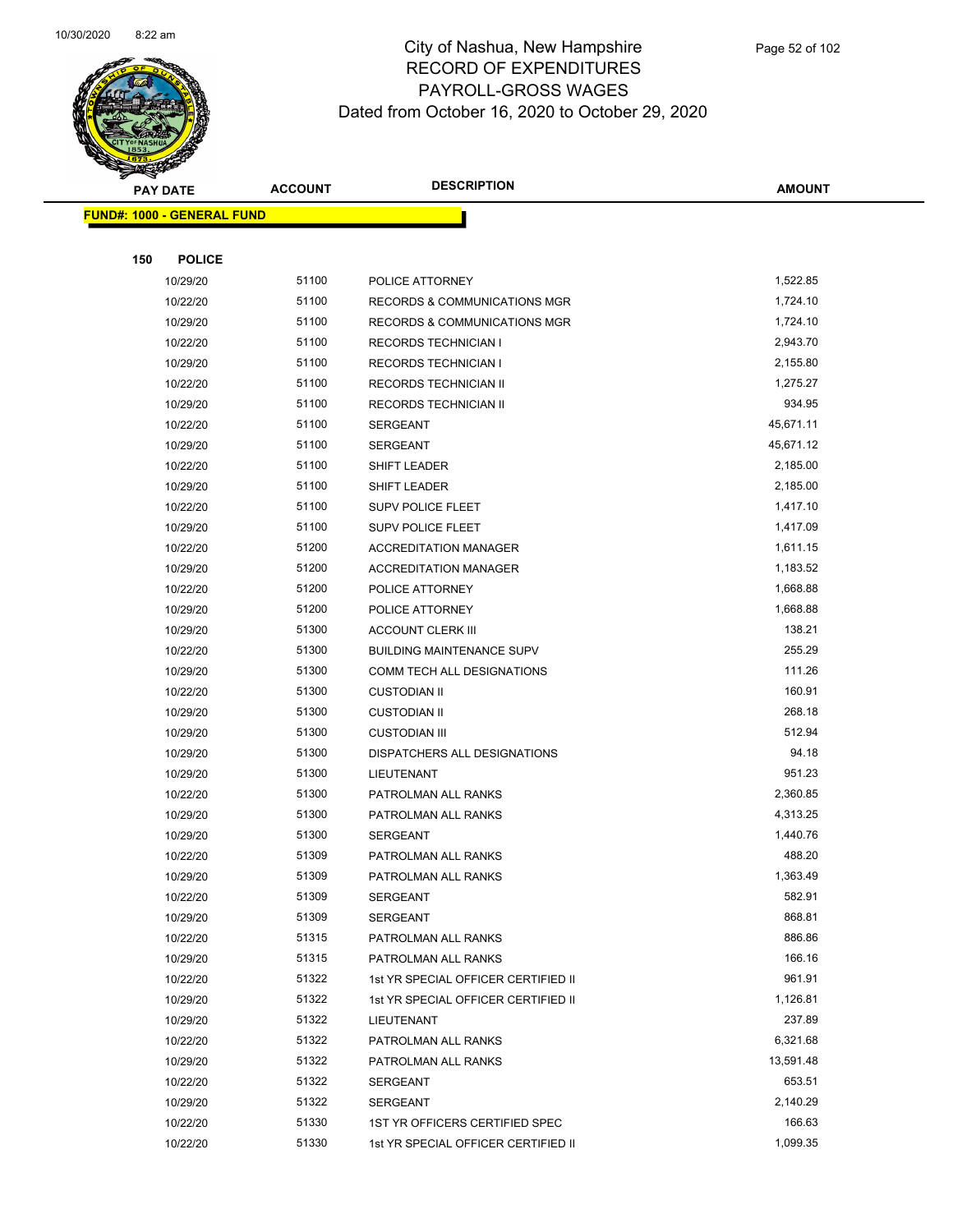# City of Nashua, New Hampshire
## RECORD OF EXPENDITURES
## PAYROLL-GROSS WAGES
### Dated from October 16, 2020 to October 29, 2020

| PAY DATE | ACCOUNT | DESCRIPTION | AMOUNT |
|---|---|---|---|
| **FUND#: 1000 - GENERAL FUND** | | | |
| **150 POLICE** | | | |
| 10/29/20 | 51100 | POLICE ATTORNEY | 1,522.85 |
| 10/22/20 | 51100 | RECORDS & COMMUNICATIONS MGR | 1,724.10 |
| 10/29/20 | 51100 | RECORDS & COMMUNICATIONS MGR | 1,724.10 |
| 10/22/20 | 51100 | RECORDS TECHNICIAN I | 2,943.70 |
| 10/29/20 | 51100 | RECORDS TECHNICIAN I | 2,155.80 |
| 10/22/20 | 51100 | RECORDS TECHNICIAN II | 1,275.27 |
| 10/29/20 | 51100 | RECORDS TECHNICIAN II | 934.95 |
| 10/22/20 | 51100 | SERGEANT | 45,671.11 |
| 10/29/20 | 51100 | SERGEANT | 45,671.12 |
| 10/22/20 | 51100 | SHIFT LEADER | 2,185.00 |
| 10/29/20 | 51100 | SHIFT LEADER | 2,185.00 |
| 10/22/20 | 51100 | SUPV POLICE FLEET | 1,417.10 |
| 10/29/20 | 51100 | SUPV POLICE FLEET | 1,417.09 |
| 10/22/20 | 51200 | ACCREDITATION MANAGER | 1,611.15 |
| 10/29/20 | 51200 | ACCREDITATION MANAGER | 1,183.52 |
| 10/22/20 | 51200 | POLICE ATTORNEY | 1,668.88 |
| 10/29/20 | 51200 | POLICE ATTORNEY | 1,668.88 |
| 10/29/20 | 51300 | ACCOUNT CLERK III | 138.21 |
| 10/22/20 | 51300 | BUILDING MAINTENANCE SUPV | 255.29 |
| 10/29/20 | 51300 | COMM TECH ALL DESIGNATIONS | 111.26 |
| 10/22/20 | 51300 | CUSTODIAN II | 160.91 |
| 10/29/20 | 51300 | CUSTODIAN II | 268.18 |
| 10/29/20 | 51300 | CUSTODIAN III | 512.94 |
| 10/29/20 | 51300 | DISPATCHERS ALL DESIGNATIONS | 94.18 |
| 10/29/20 | 51300 | LIEUTENANT | 951.23 |
| 10/22/20 | 51300 | PATROLMAN ALL RANKS | 2,360.85 |
| 10/29/20 | 51300 | PATROLMAN ALL RANKS | 4,313.25 |
| 10/29/20 | 51300 | SERGEANT | 1,440.76 |
| 10/22/20 | 51309 | PATROLMAN ALL RANKS | 488.20 |
| 10/29/20 | 51309 | PATROLMAN ALL RANKS | 1,363.49 |
| 10/22/20 | 51309 | SERGEANT | 582.91 |
| 10/29/20 | 51309 | SERGEANT | 868.81 |
| 10/22/20 | 51315 | PATROLMAN ALL RANKS | 886.86 |
| 10/29/20 | 51315 | PATROLMAN ALL RANKS | 166.16 |
| 10/22/20 | 51322 | 1st YR SPECIAL OFFICER CERTIFIED II | 961.91 |
| 10/29/20 | 51322 | 1st YR SPECIAL OFFICER CERTIFIED II | 1,126.81 |
| 10/29/20 | 51322 | LIEUTENANT | 237.89 |
| 10/22/20 | 51322 | PATROLMAN ALL RANKS | 6,321.68 |
| 10/29/20 | 51322 | PATROLMAN ALL RANKS | 13,591.48 |
| 10/22/20 | 51322 | SERGEANT | 653.51 |
| 10/29/20 | 51322 | SERGEANT | 2,140.29 |
| 10/22/20 | 51330 | 1ST YR OFFICERS CERTIFIED SPEC | 166.63 |
| 10/22/20 | 51330 | 1st YR SPECIAL OFFICER CERTIFIED II | 1,099.35 |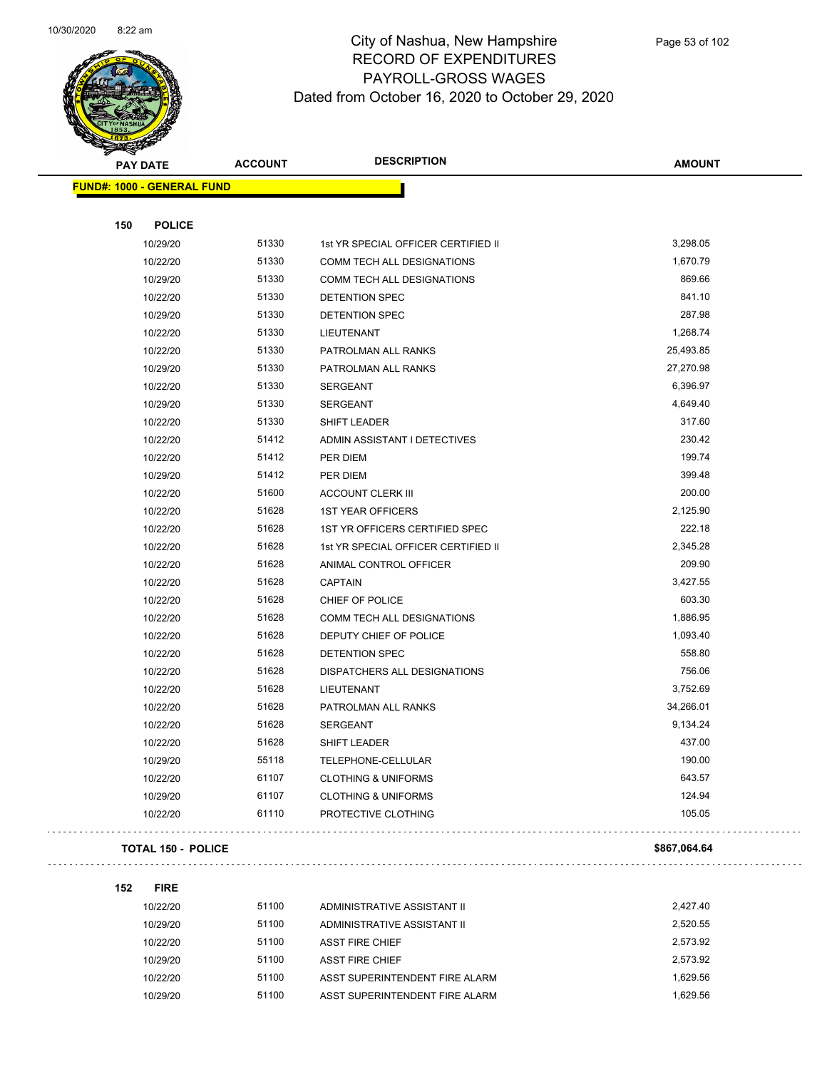# City of Nashua, New Hampshire
## RECORD OF EXPENDITURES
## PAYROLL-GROSS WAGES
### Dated from October 16, 2020 to October 29, 2020

| PAY DATE | ACCOUNT | DESCRIPTION | AMOUNT |
|---|---|---|---|
| **FUND#: 1000 - GENERAL FUND** | | | |
| **150 POLICE** | | | |
| 10/29/20 | 51330 | 1st YR SPECIAL OFFICER CERTIFIED II | 3,298.05 |
| 10/22/20 | 51330 | COMM TECH ALL DESIGNATIONS | 1,670.79 |
| 10/29/20 | 51330 | COMM TECH ALL DESIGNATIONS | 869.66 |
| 10/22/20 | 51330 | DETENTION SPEC | 841.10 |
| 10/29/20 | 51330 | DETENTION SPEC | 287.98 |
| 10/22/20 | 51330 | LIEUTENANT | 1,268.74 |
| 10/22/20 | 51330 | PATROLMAN ALL RANKS | 25,493.85 |
| 10/29/20 | 51330 | PATROLMAN ALL RANKS | 27,270.98 |
| 10/22/20 | 51330 | SERGEANT | 6,396.97 |
| 10/29/20 | 51330 | SERGEANT | 4,649.40 |
| 10/22/20 | 51330 | SHIFT LEADER | 317.60 |
| 10/22/20 | 51412 | ADMIN ASSISTANT I DETECTIVES | 230.42 |
| 10/22/20 | 51412 | PER DIEM | 199.74 |
| 10/29/20 | 51412 | PER DIEM | 399.48 |
| 10/22/20 | 51600 | ACCOUNT CLERK III | 200.00 |
| 10/22/20 | 51628 | 1ST YEAR OFFICERS | 2,125.90 |
| 10/22/20 | 51628 | 1ST YR OFFICERS CERTIFIED SPEC | 222.18 |
| 10/22/20 | 51628 | 1st YR SPECIAL OFFICER CERTIFIED II | 2,345.28 |
| 10/22/20 | 51628 | ANIMAL CONTROL OFFICER | 209.90 |
| 10/22/20 | 51628 | CAPTAIN | 3,427.55 |
| 10/22/20 | 51628 | CHIEF OF POLICE | 603.30 |
| 10/22/20 | 51628 | COMM TECH ALL DESIGNATIONS | 1,886.95 |
| 10/22/20 | 51628 | DEPUTY CHIEF OF POLICE | 1,093.40 |
| 10/22/20 | 51628 | DETENTION SPEC | 558.80 |
| 10/22/20 | 51628 | DISPATCHERS ALL DESIGNATIONS | 756.06 |
| 10/22/20 | 51628 | LIEUTENANT | 3,752.69 |
| 10/22/20 | 51628 | PATROLMAN ALL RANKS | 34,266.01 |
| 10/22/20 | 51628 | SERGEANT | 9,134.24 |
| 10/22/20 | 51628 | SHIFT LEADER | 437.00 |
| 10/29/20 | 55118 | TELEPHONE-CELLULAR | 190.00 |
| 10/22/20 | 61107 | CLOTHING & UNIFORMS | 643.57 |
| 10/29/20 | 61107 | CLOTHING & UNIFORMS | 124.94 |
| 10/22/20 | 61110 | PROTECTIVE CLOTHING | 105.05 |
| **TOTAL 150 - POLICE** | | | **$867,064.64** |
| **152 FIRE** | | | |
| 10/22/20 | 51100 | ADMINISTRATIVE ASSISTANT II | 2,427.40 |
| 10/29/20 | 51100 | ADMINISTRATIVE ASSISTANT II | 2,520.55 |
| 10/22/20 | 51100 | ASST FIRE CHIEF | 2,573.92 |
| 10/29/20 | 51100 | ASST FIRE CHIEF | 2,573.92 |
| 10/22/20 | 51100 | ASST SUPERINTENDENT FIRE ALARM | 1,629.56 |
| 10/29/20 | 51100 | ASST SUPERINTENDENT FIRE ALARM | 1,629.56 |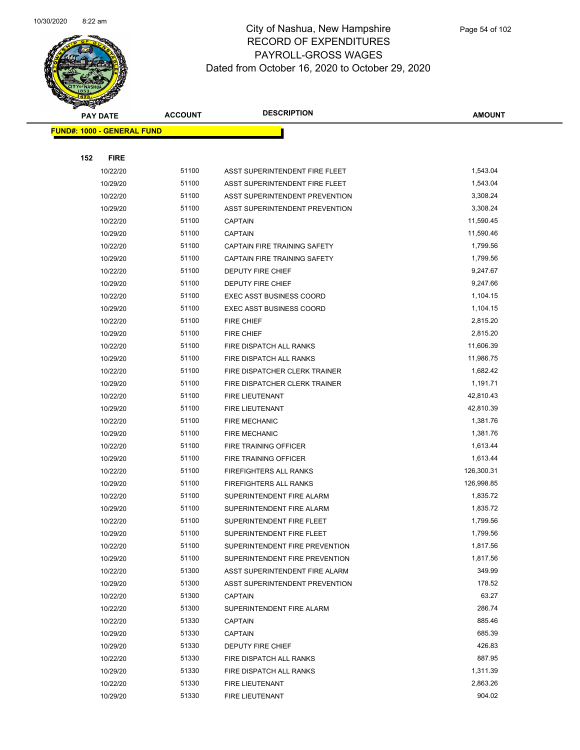# City of Nashua, New Hampshire
## RECORD OF EXPENDITURES
## PAYROLL-GROSS WAGES
### Dated from October 16, 2020 to October 29, 2020

| PAY DATE | ACCOUNT | DESCRIPTION | AMOUNT |
|---|---|---|---|
| **FUND#: 1000 - GENERAL FUND** | | | |
| **152 FIRE** | | | |
| 10/22/20 | 51100 | ASST SUPERINTENDENT FIRE FLEET | 1,543.04 |
| 10/29/20 | 51100 | ASST SUPERINTENDENT FIRE FLEET | 1,543.04 |
| 10/22/20 | 51100 | ASST SUPERINTENDENT PREVENTION | 3,308.24 |
| 10/29/20 | 51100 | ASST SUPERINTENDENT PREVENTION | 3,308.24 |
| 10/22/20 | 51100 | CAPTAIN | 11,590.45 |
| 10/29/20 | 51100 | CAPTAIN | 11,590.46 |
| 10/22/20 | 51100 | CAPTAIN FIRE TRAINING SAFETY | 1,799.56 |
| 10/29/20 | 51100 | CAPTAIN FIRE TRAINING SAFETY | 1,799.56 |
| 10/22/20 | 51100 | DEPUTY FIRE CHIEF | 9,247.67 |
| 10/29/20 | 51100 | DEPUTY FIRE CHIEF | 9,247.66 |
| 10/22/20 | 51100 | EXEC ASST BUSINESS COORD | 1,104.15 |
| 10/29/20 | 51100 | EXEC ASST BUSINESS COORD | 1,104.15 |
| 10/22/20 | 51100 | FIRE CHIEF | 2,815.20 |
| 10/29/20 | 51100 | FIRE CHIEF | 2,815.20 |
| 10/22/20 | 51100 | FIRE DISPATCH ALL RANKS | 11,606.39 |
| 10/29/20 | 51100 | FIRE DISPATCH ALL RANKS | 11,986.75 |
| 10/22/20 | 51100 | FIRE DISPATCHER CLERK TRAINER | 1,682.42 |
| 10/29/20 | 51100 | FIRE DISPATCHER CLERK TRAINER | 1,191.71 |
| 10/22/20 | 51100 | FIRE LIEUTENANT | 42,810.43 |
| 10/29/20 | 51100 | FIRE LIEUTENANT | 42,810.39 |
| 10/22/20 | 51100 | FIRE MECHANIC | 1,381.76 |
| 10/29/20 | 51100 | FIRE MECHANIC | 1,381.76 |
| 10/22/20 | 51100 | FIRE TRAINING OFFICER | 1,613.44 |
| 10/29/20 | 51100 | FIRE TRAINING OFFICER | 1,613.44 |
| 10/22/20 | 51100 | FIREFIGHTERS ALL RANKS | 126,300.31 |
| 10/29/20 | 51100 | FIREFIGHTERS ALL RANKS | 126,998.85 |
| 10/22/20 | 51100 | SUPERINTENDENT FIRE ALARM | 1,835.72 |
| 10/29/20 | 51100 | SUPERINTENDENT FIRE ALARM | 1,835.72 |
| 10/22/20 | 51100 | SUPERINTENDENT FIRE FLEET | 1,799.56 |
| 10/29/20 | 51100 | SUPERINTENDENT FIRE FLEET | 1,799.56 |
| 10/22/20 | 51100 | SUPERINTENDENT FIRE PREVENTION | 1,817.56 |
| 10/29/20 | 51100 | SUPERINTENDENT FIRE PREVENTION | 1,817.56 |
| 10/22/20 | 51300 | ASST SUPERINTENDENT FIRE ALARM | 349.99 |
| 10/29/20 | 51300 | ASST SUPERINTENDENT PREVENTION | 178.52 |
| 10/22/20 | 51300 | CAPTAIN | 63.27 |
| 10/22/20 | 51300 | SUPERINTENDENT FIRE ALARM | 286.74 |
| 10/22/20 | 51330 | CAPTAIN | 885.46 |
| 10/29/20 | 51330 | CAPTAIN | 685.39 |
| 10/29/20 | 51330 | DEPUTY FIRE CHIEF | 426.83 |
| 10/22/20 | 51330 | FIRE DISPATCH ALL RANKS | 887.95 |
| 10/29/20 | 51330 | FIRE DISPATCH ALL RANKS | 1,311.39 |
| 10/22/20 | 51330 | FIRE LIEUTENANT | 2,863.26 |
| 10/29/20 | 51330 | FIRE LIEUTENANT | 904.02 |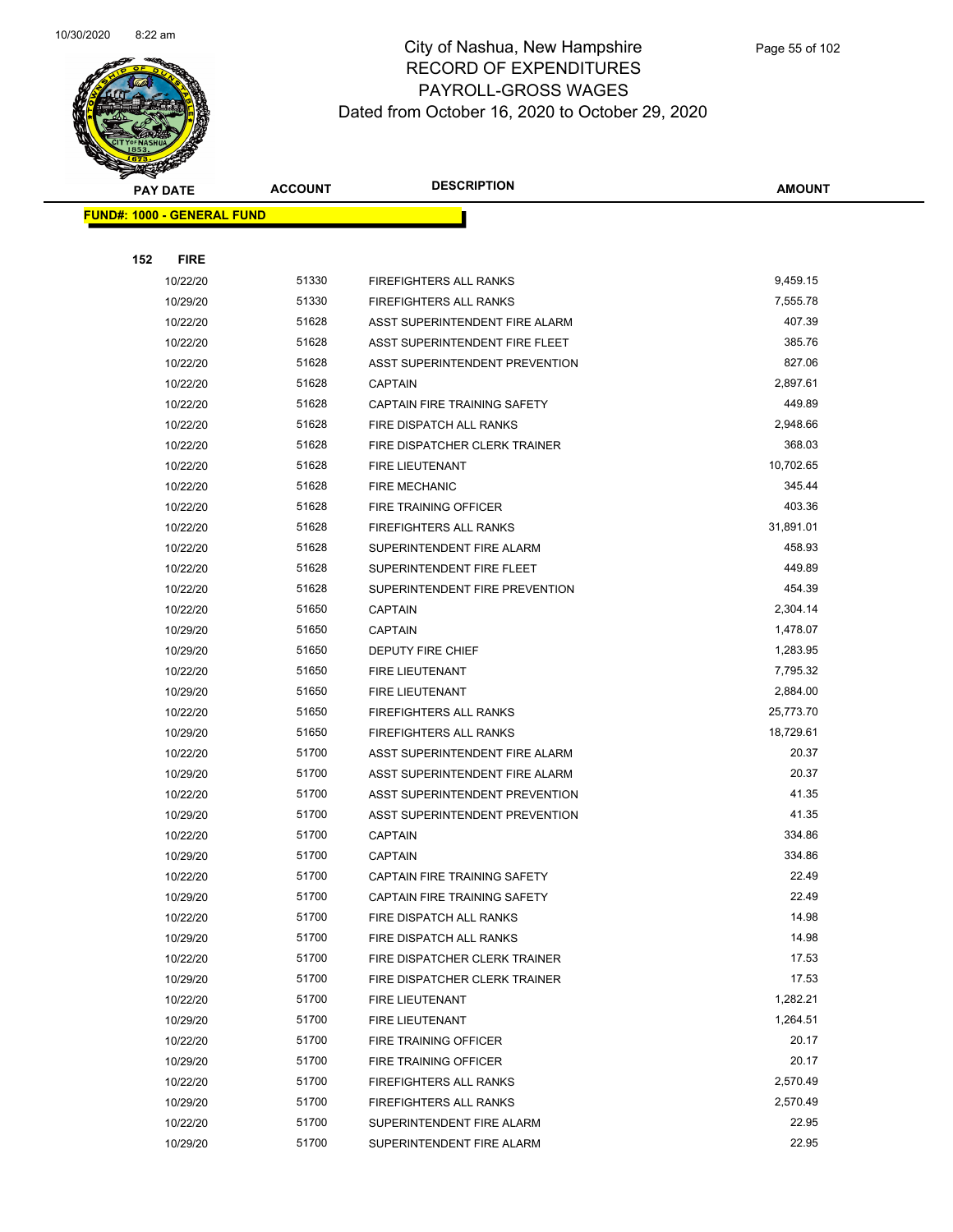# City of Nashua, New Hampshire
## RECORD OF EXPENDITURES
## PAYROLL-GROSS WAGES
## Dated from October 16, 2020 to October 29, 2020

| PAY DATE | ACCOUNT | DESCRIPTION | AMOUNT |
|---|---|---|---|
| **FUND#: 1000 - GENERAL FUND** | | | |
| **152 FIRE** | | | |
| 10/22/20 | 51330 | FIREFIGHTERS ALL RANKS | 9,459.15 |
| 10/29/20 | 51330 | FIREFIGHTERS ALL RANKS | 7,555.78 |
| 10/22/20 | 51628 | ASST SUPERINTENDENT FIRE ALARM | 407.39 |
| 10/22/20 | 51628 | ASST SUPERINTENDENT FIRE FLEET | 385.76 |
| 10/22/20 | 51628 | ASST SUPERINTENDENT PREVENTION | 827.06 |
| 10/22/20 | 51628 | CAPTAIN | 2,897.61 |
| 10/22/20 | 51628 | CAPTAIN FIRE TRAINING SAFETY | 449.89 |
| 10/22/20 | 51628 | FIRE DISPATCH ALL RANKS | 2,948.66 |
| 10/22/20 | 51628 | FIRE DISPATCHER CLERK TRAINER | 368.03 |
| 10/22/20 | 51628 | FIRE LIEUTENANT | 10,702.65 |
| 10/22/20 | 51628 | FIRE MECHANIC | 345.44 |
| 10/22/20 | 51628 | FIRE TRAINING OFFICER | 403.36 |
| 10/22/20 | 51628 | FIREFIGHTERS ALL RANKS | 31,891.01 |
| 10/22/20 | 51628 | SUPERINTENDENT FIRE ALARM | 458.93 |
| 10/22/20 | 51628 | SUPERINTENDENT FIRE FLEET | 449.89 |
| 10/22/20 | 51628 | SUPERINTENDENT FIRE PREVENTION | 454.39 |
| 10/22/20 | 51650 | CAPTAIN | 2,304.14 |
| 10/29/20 | 51650 | CAPTAIN | 1,478.07 |
| 10/29/20 | 51650 | DEPUTY FIRE CHIEF | 1,283.95 |
| 10/22/20 | 51650 | FIRE LIEUTENANT | 7,795.32 |
| 10/29/20 | 51650 | FIRE LIEUTENANT | 2,884.00 |
| 10/22/20 | 51650 | FIREFIGHTERS ALL RANKS | 25,773.70 |
| 10/29/20 | 51650 | FIREFIGHTERS ALL RANKS | 18,729.61 |
| 10/22/20 | 51700 | ASST SUPERINTENDENT FIRE ALARM | 20.37 |
| 10/29/20 | 51700 | ASST SUPERINTENDENT FIRE ALARM | 20.37 |
| 10/22/20 | 51700 | ASST SUPERINTENDENT PREVENTION | 41.35 |
| 10/29/20 | 51700 | ASST SUPERINTENDENT PREVENTION | 41.35 |
| 10/22/20 | 51700 | CAPTAIN | 334.86 |
| 10/29/20 | 51700 | CAPTAIN | 334.86 |
| 10/22/20 | 51700 | CAPTAIN FIRE TRAINING SAFETY | 22.49 |
| 10/29/20 | 51700 | CAPTAIN FIRE TRAINING SAFETY | 22.49 |
| 10/22/20 | 51700 | FIRE DISPATCH ALL RANKS | 14.98 |
| 10/29/20 | 51700 | FIRE DISPATCH ALL RANKS | 14.98 |
| 10/22/20 | 51700 | FIRE DISPATCHER CLERK TRAINER | 17.53 |
| 10/29/20 | 51700 | FIRE DISPATCHER CLERK TRAINER | 17.53 |
| 10/22/20 | 51700 | FIRE LIEUTENANT | 1,282.21 |
| 10/29/20 | 51700 | FIRE LIEUTENANT | 1,264.51 |
| 10/22/20 | 51700 | FIRE TRAINING OFFICER | 20.17 |
| 10/29/20 | 51700 | FIRE TRAINING OFFICER | 20.17 |
| 10/22/20 | 51700 | FIREFIGHTERS ALL RANKS | 2,570.49 |
| 10/29/20 | 51700 | FIREFIGHTERS ALL RANKS | 2,570.49 |
| 10/22/20 | 51700 | SUPERINTENDENT FIRE ALARM | 22.95 |
| 10/29/20 | 51700 | SUPERINTENDENT FIRE ALARM | 22.95 |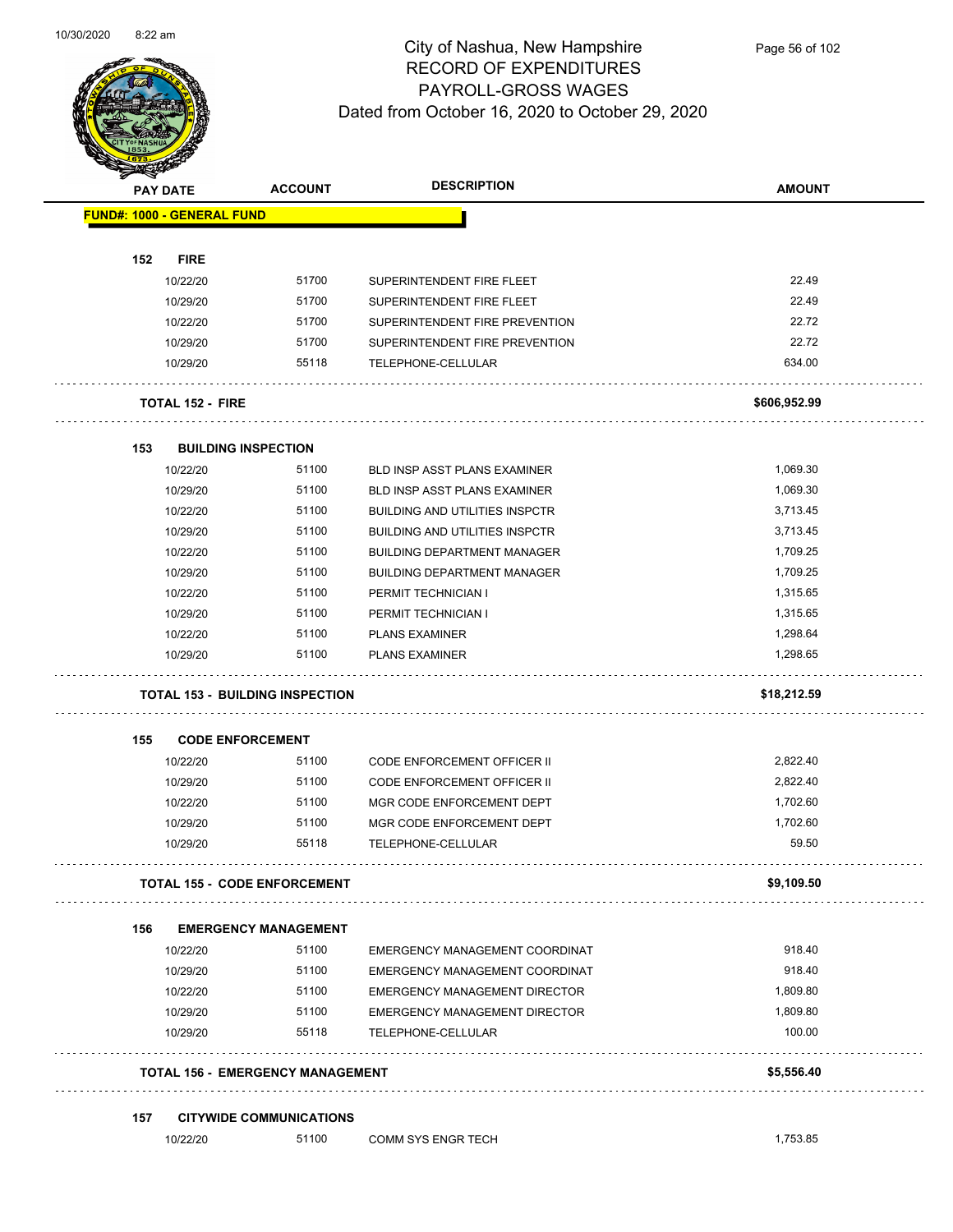# City of Nashua, New Hampshire
## RECORD OF EXPENDITURES
## PAYROLL-GROSS WAGES
### Dated from October 16, 2020 to October 29, 2020

| PAY DATE | ACCOUNT | DESCRIPTION | AMOUNT |
|---|---|---|---|
| **FUND#: 1000 - GENERAL FUND** | | | |
| **152 FIRE** | | | |
| 10/22/20 | 51700 | SUPERINTENDENT FIRE FLEET | 22.49 |
| 10/29/20 | 51700 | SUPERINTENDENT FIRE FLEET | 22.49 |
| 10/22/20 | 51700 | SUPERINTENDENT FIRE PREVENTION | 22.72 |
| 10/29/20 | 51700 | SUPERINTENDENT FIRE PREVENTION | 22.72 |
| 10/29/20 | 55118 | TELEPHONE-CELLULAR | 634.00 |
| **TOTAL 152 - FIRE** | | | **$606,952.99** |
| **153 BUILDING INSPECTION** | | | |
| 10/22/20 | 51100 | BLD INSP ASST PLANS EXAMINER | 1,069.30 |
| 10/29/20 | 51100 | BLD INSP ASST PLANS EXAMINER | 1,069.30 |
| 10/22/20 | 51100 | BUILDING AND UTILITIES INSPCTR | 3,713.45 |
| 10/29/20 | 51100 | BUILDING AND UTILITIES INSPCTR | 3,713.45 |
| 10/22/20 | 51100 | BUILDING DEPARTMENT MANAGER | 1,709.25 |
| 10/29/20 | 51100 | BUILDING DEPARTMENT MANAGER | 1,709.25 |
| 10/22/20 | 51100 | PERMIT TECHNICIAN I | 1,315.65 |
| 10/29/20 | 51100 | PERMIT TECHNICIAN I | 1,315.65 |
| 10/22/20 | 51100 | PLANS EXAMINER | 1,298.64 |
| 10/29/20 | 51100 | PLANS EXAMINER | 1,298.65 |
| **TOTAL 153 - BUILDING INSPECTION** | | | **$18,212.59** |
| **155 CODE ENFORCEMENT** | | | |
| 10/22/20 | 51100 | CODE ENFORCEMENT OFFICER II | 2,822.40 |
| 10/29/20 | 51100 | CODE ENFORCEMENT OFFICER II | 2,822.40 |
| 10/22/20 | 51100 | MGR CODE ENFORCEMENT DEPT | 1,702.60 |
| 10/29/20 | 51100 | MGR CODE ENFORCEMENT DEPT | 1,702.60 |
| 10/29/20 | 55118 | TELEPHONE-CELLULAR | 59.50 |
| **TOTAL 155 - CODE ENFORCEMENT** | | | **$9,109.50** |
| **156 EMERGENCY MANAGEMENT** | | | |
| 10/22/20 | 51100 | EMERGENCY MANAGEMENT COORDINAT | 918.40 |
| 10/29/20 | 51100 | EMERGENCY MANAGEMENT COORDINAT | 918.40 |
| 10/22/20 | 51100 | EMERGENCY MANAGEMENT DIRECTOR | 1,809.80 |
| 10/29/20 | 51100 | EMERGENCY MANAGEMENT DIRECTOR | 1,809.80 |
| 10/29/20 | 55118 | TELEPHONE-CELLULAR | 100.00 |
| **TOTAL 156 - EMERGENCY MANAGEMENT** | | | **$5,556.40** |
| **157 CITYWIDE COMMUNICATIONS** | | | |
| 10/22/20 | 51100 | COMM SYS ENGR TECH | 1,753.85 |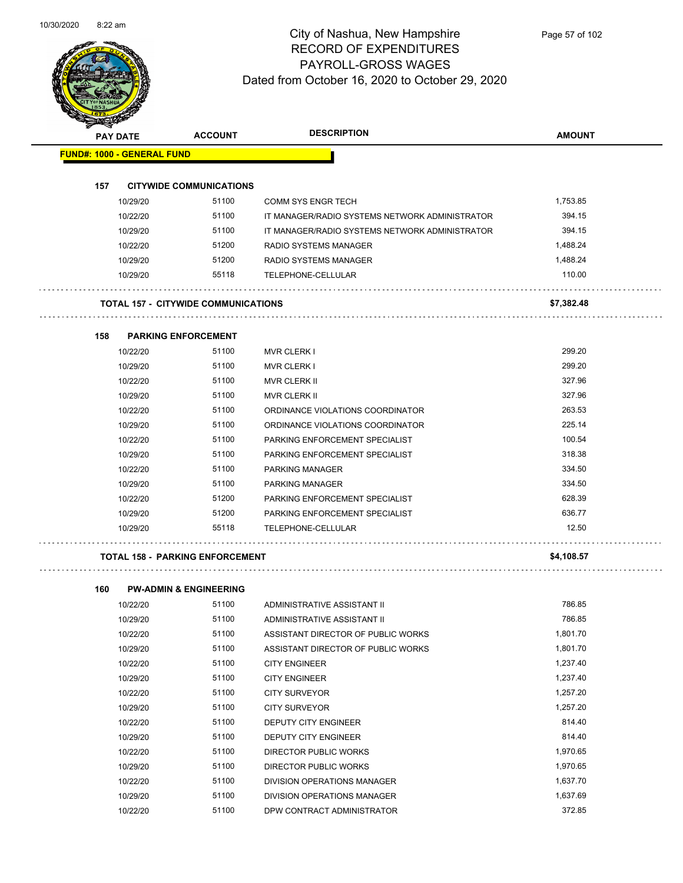# City of Nashua, New Hampshire
## RECORD OF EXPENDITURES
## PAYROLL-GROSS WAGES
## Dated from October 16, 2020 to October 29, 2020

| PAY DATE | ACCOUNT | DESCRIPTION | AMOUNT |
|---|---|---|---|
| **FUND#: 1000 - GENERAL FUND** | | | |
| **157 CITYWIDE COMMUNICATIONS** | | | |
| 10/29/20 | 51100 | COMM SYS ENGR TECH | 1,753.85 |
| 10/22/20 | 51100 | IT MANAGER/RADIO SYSTEMS NETWORK ADMINISTRATOR | 394.15 |
| 10/29/20 | 51100 | IT MANAGER/RADIO SYSTEMS NETWORK ADMINISTRATOR | 394.15 |
| 10/22/20 | 51200 | RADIO SYSTEMS MANAGER | 1,488.24 |
| 10/29/20 | 51200 | RADIO SYSTEMS MANAGER | 1,488.24 |
| 10/29/20 | 55118 | TELEPHONE-CELLULAR | 110.00 |
| **TOTAL 157 - CITYWIDE COMMUNICATIONS** | | | **$7,382.48** |
| **158 PARKING ENFORCEMENT** | | | |
| 10/22/20 | 51100 | MVR CLERK I | 299.20 |
| 10/29/20 | 51100 | MVR CLERK I | 299.20 |
| 10/22/20 | 51100 | MVR CLERK II | 327.96 |
| 10/29/20 | 51100 | MVR CLERK II | 327.96 |
| 10/22/20 | 51100 | ORDINANCE VIOLATIONS COORDINATOR | 263.53 |
| 10/29/20 | 51100 | ORDINANCE VIOLATIONS COORDINATOR | 225.14 |
| 10/22/20 | 51100 | PARKING ENFORCEMENT SPECIALIST | 100.54 |
| 10/29/20 | 51100 | PARKING ENFORCEMENT SPECIALIST | 318.38 |
| 10/22/20 | 51100 | PARKING MANAGER | 334.50 |
| 10/29/20 | 51100 | PARKING MANAGER | 334.50 |
| 10/22/20 | 51200 | PARKING ENFORCEMENT SPECIALIST | 628.39 |
| 10/29/20 | 51200 | PARKING ENFORCEMENT SPECIALIST | 636.77 |
| 10/29/20 | 55118 | TELEPHONE-CELLULAR | 12.50 |
| **TOTAL 158 - PARKING ENFORCEMENT** | | | **$4,108.57** |
| **160 PW-ADMIN & ENGINEERING** | | | |
| 10/22/20 | 51100 | ADMINISTRATIVE ASSISTANT II | 786.85 |
| 10/29/20 | 51100 | ADMINISTRATIVE ASSISTANT II | 786.85 |
| 10/22/20 | 51100 | ASSISTANT DIRECTOR OF PUBLIC WORKS | 1,801.70 |
| 10/29/20 | 51100 | ASSISTANT DIRECTOR OF PUBLIC WORKS | 1,801.70 |
| 10/22/20 | 51100 | CITY ENGINEER | 1,237.40 |
| 10/29/20 | 51100 | CITY ENGINEER | 1,237.40 |
| 10/22/20 | 51100 | CITY SURVEYOR | 1,257.20 |
| 10/29/20 | 51100 | CITY SURVEYOR | 1,257.20 |
| 10/22/20 | 51100 | DEPUTY CITY ENGINEER | 814.40 |
| 10/29/20 | 51100 | DEPUTY CITY ENGINEER | 814.40 |
| 10/22/20 | 51100 | DIRECTOR PUBLIC WORKS | 1,970.65 |
| 10/29/20 | 51100 | DIRECTOR PUBLIC WORKS | 1,970.65 |
| 10/22/20 | 51100 | DIVISION OPERATIONS MANAGER | 1,637.70 |
| 10/29/20 | 51100 | DIVISION OPERATIONS MANAGER | 1,637.69 |
| 10/22/20 | 51100 | DPW CONTRACT ADMINISTRATOR | 372.85 |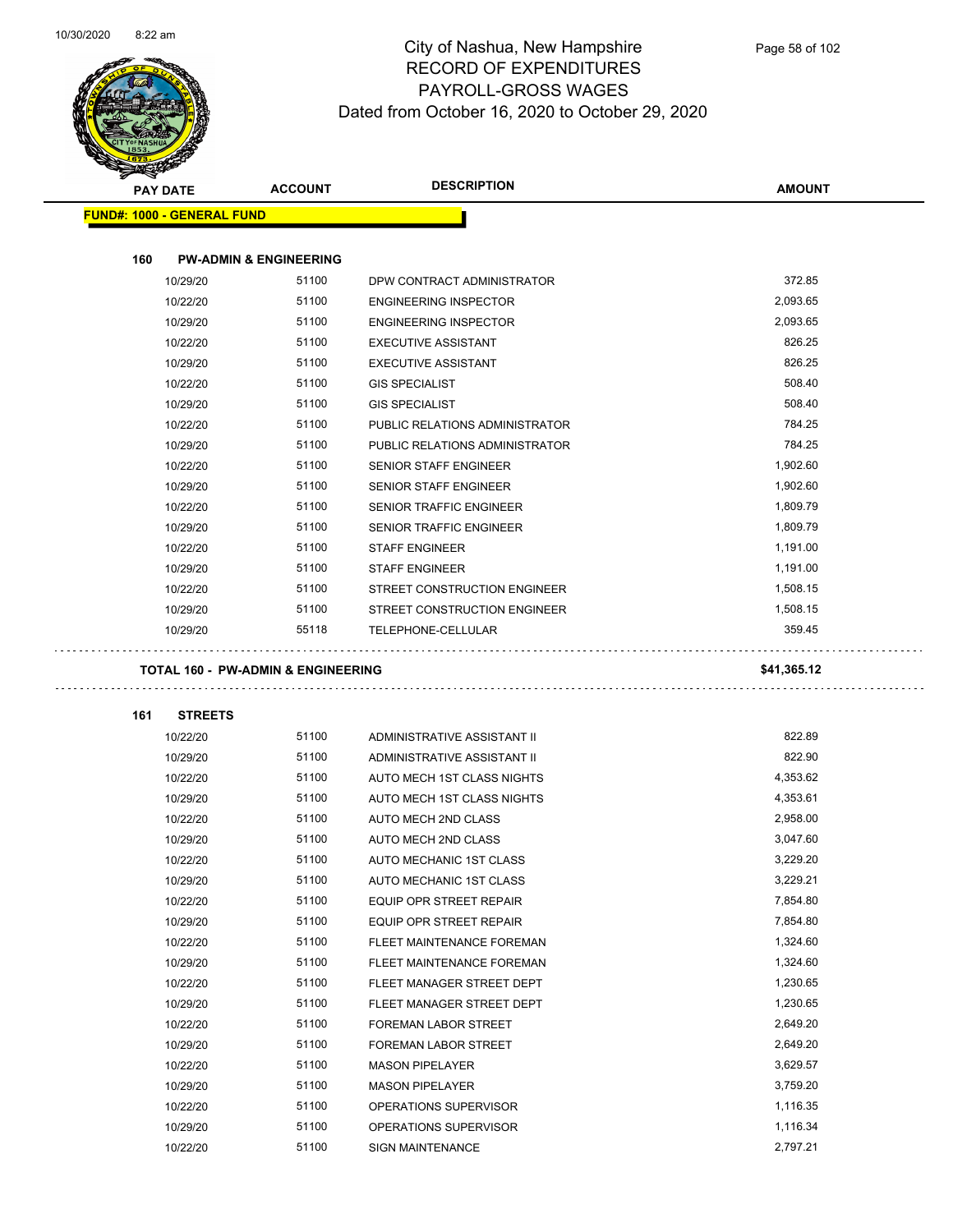# City of Nashua, New Hampshire
## RECORD OF EXPENDITURES
## PAYROLL-GROSS WAGES
## Dated from October 16, 2020 to October 29, 2020

| PAY DATE | ACCOUNT | DESCRIPTION | AMOUNT |
|---|---|---|---|
| **FUND#: 1000 - GENERAL FUND** | | | |
| **160 PW-ADMIN & ENGINEERING** | | | |
| 10/29/20 | 51100 | DPW CONTRACT ADMINISTRATOR | 372.85 |
| 10/22/20 | 51100 | ENGINEERING INSPECTOR | 2,093.65 |
| 10/29/20 | 51100 | ENGINEERING INSPECTOR | 2,093.65 |
| 10/22/20 | 51100 | EXECUTIVE ASSISTANT | 826.25 |
| 10/29/20 | 51100 | EXECUTIVE ASSISTANT | 826.25 |
| 10/22/20 | 51100 | GIS SPECIALIST | 508.40 |
| 10/29/20 | 51100 | GIS SPECIALIST | 508.40 |
| 10/22/20 | 51100 | PUBLIC RELATIONS ADMINISTRATOR | 784.25 |
| 10/29/20 | 51100 | PUBLIC RELATIONS ADMINISTRATOR | 784.25 |
| 10/22/20 | 51100 | SENIOR STAFF ENGINEER | 1,902.60 |
| 10/29/20 | 51100 | SENIOR STAFF ENGINEER | 1,902.60 |
| 10/22/20 | 51100 | SENIOR TRAFFIC ENGINEER | 1,809.79 |
| 10/29/20 | 51100 | SENIOR TRAFFIC ENGINEER | 1,809.79 |
| 10/22/20 | 51100 | STAFF ENGINEER | 1,191.00 |
| 10/29/20 | 51100 | STAFF ENGINEER | 1,191.00 |
| 10/22/20 | 51100 | STREET CONSTRUCTION ENGINEER | 1,508.15 |
| 10/29/20 | 51100 | STREET CONSTRUCTION ENGINEER | 1,508.15 |
| 10/29/20 | 55118 | TELEPHONE-CELLULAR | 359.45 |
| **TOTAL 160 - PW-ADMIN & ENGINEERING** | | | **$41,365.12** |
| **161 STREETS** | | | |
| 10/22/20 | 51100 | ADMINISTRATIVE ASSISTANT II | 822.89 |
| 10/29/20 | 51100 | ADMINISTRATIVE ASSISTANT II | 822.90 |
| 10/22/20 | 51100 | AUTO MECH 1ST CLASS NIGHTS | 4,353.62 |
| 10/29/20 | 51100 | AUTO MECH 1ST CLASS NIGHTS | 4,353.61 |
| 10/22/20 | 51100 | AUTO MECH 2ND CLASS | 2,958.00 |
| 10/29/20 | 51100 | AUTO MECH 2ND CLASS | 3,047.60 |
| 10/22/20 | 51100 | AUTO MECHANIC 1ST CLASS | 3,229.20 |
| 10/29/20 | 51100 | AUTO MECHANIC 1ST CLASS | 3,229.21 |
| 10/22/20 | 51100 | EQUIP OPR STREET REPAIR | 7,854.80 |
| 10/29/20 | 51100 | EQUIP OPR STREET REPAIR | 7,854.80 |
| 10/22/20 | 51100 | FLEET MAINTENANCE FOREMAN | 1,324.60 |
| 10/29/20 | 51100 | FLEET MAINTENANCE FOREMAN | 1,324.60 |
| 10/22/20 | 51100 | FLEET MANAGER STREET DEPT | 1,230.65 |
| 10/29/20 | 51100 | FLEET MANAGER STREET DEPT | 1,230.65 |
| 10/22/20 | 51100 | FOREMAN LABOR STREET | 2,649.20 |
| 10/29/20 | 51100 | FOREMAN LABOR STREET | 2,649.20 |
| 10/22/20 | 51100 | MASON PIPELAYER | 3,629.57 |
| 10/29/20 | 51100 | MASON PIPELAYER | 3,759.20 |
| 10/22/20 | 51100 | OPERATIONS SUPERVISOR | 1,116.35 |
| 10/29/20 | 51100 | OPERATIONS SUPERVISOR | 1,116.34 |
| 10/22/20 | 51100 | SIGN MAINTENANCE | 2,797.21 |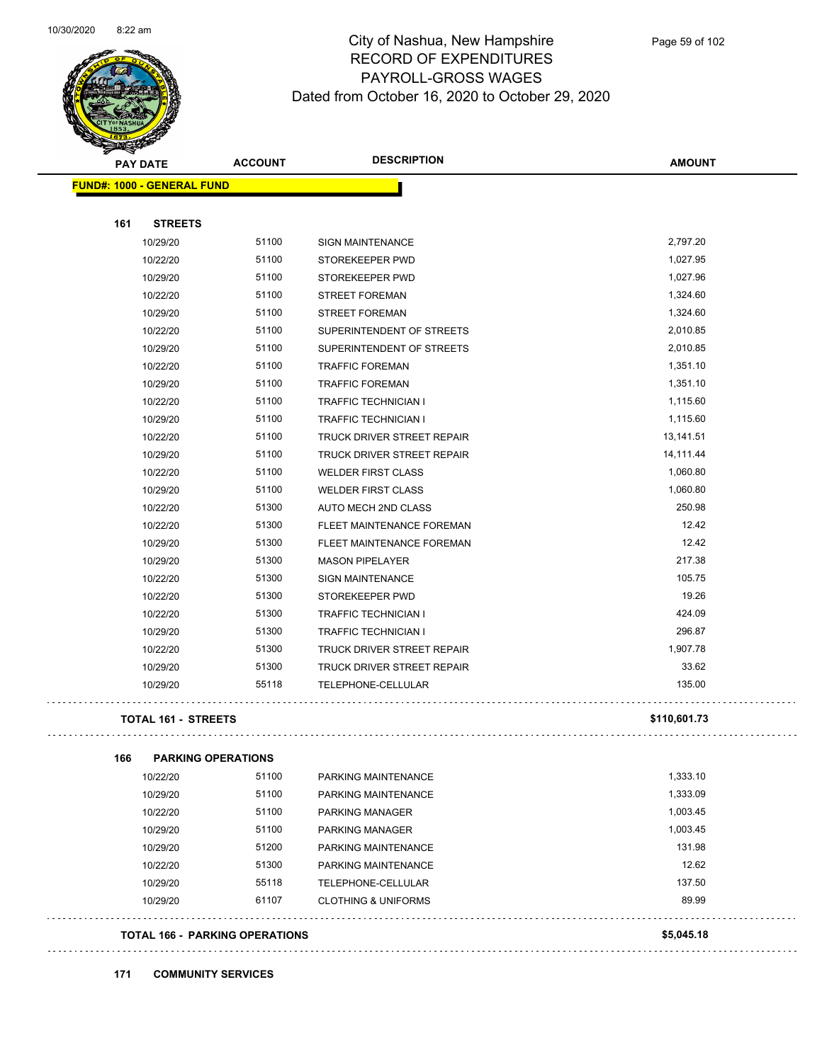City of Nashua, New Hampshire
RECORD OF EXPENDITURES
PAYROLL-GROSS WAGES
Dated from October 16, 2020 to October 29, 2020

| PAY DATE | ACCOUNT | DESCRIPTION | AMOUNT |
|---|---|---|---|

**FUND#: 1000 - GENERAL FUND**

**161 STREETS**

| PAY DATE | ACCOUNT | DESCRIPTION | AMOUNT |
|---|---|---|---|
| 10/29/20 | 51100 | SIGN MAINTENANCE | 2,797.20 |
| 10/22/20 | 51100 | STOREKEEPER PWD | 1,027.95 |
| 10/29/20 | 51100 | STOREKEEPER PWD | 1,027.96 |
| 10/22/20 | 51100 | STREET FOREMAN | 1,324.60 |
| 10/29/20 | 51100 | STREET FOREMAN | 1,324.60 |
| 10/22/20 | 51100 | SUPERINTENDENT OF STREETS | 2,010.85 |
| 10/29/20 | 51100 | SUPERINTENDENT OF STREETS | 2,010.85 |
| 10/22/20 | 51100 | TRAFFIC FOREMAN | 1,351.10 |
| 10/29/20 | 51100 | TRAFFIC FOREMAN | 1,351.10 |
| 10/22/20 | 51100 | TRAFFIC TECHNICIAN I | 1,115.60 |
| 10/29/20 | 51100 | TRAFFIC TECHNICIAN I | 1,115.60 |
| 10/22/20 | 51100 | TRUCK DRIVER STREET REPAIR | 13,141.51 |
| 10/29/20 | 51100 | TRUCK DRIVER STREET REPAIR | 14,111.44 |
| 10/22/20 | 51100 | WELDER FIRST CLASS | 1,060.80 |
| 10/29/20 | 51100 | WELDER FIRST CLASS | 1,060.80 |
| 10/22/20 | 51300 | AUTO MECH 2ND CLASS | 250.98 |
| 10/22/20 | 51300 | FLEET MAINTENANCE FOREMAN | 12.42 |
| 10/29/20 | 51300 | FLEET MAINTENANCE FOREMAN | 12.42 |
| 10/29/20 | 51300 | MASON PIPELAYER | 217.38 |
| 10/22/20 | 51300 | SIGN MAINTENANCE | 105.75 |
| 10/22/20 | 51300 | STOREKEEPER PWD | 19.26 |
| 10/22/20 | 51300 | TRAFFIC TECHNICIAN I | 424.09 |
| 10/29/20 | 51300 | TRAFFIC TECHNICIAN I | 296.87 |
| 10/22/20 | 51300 | TRUCK DRIVER STREET REPAIR | 1,907.78 |
| 10/29/20 | 51300 | TRUCK DRIVER STREET REPAIR | 33.62 |
| 10/29/20 | 55118 | TELEPHONE-CELLULAR | 135.00 |

**TOTAL 161 - STREETS** **$110,601.73**

**166 PARKING OPERATIONS**

| PAY DATE | ACCOUNT | DESCRIPTION | AMOUNT |
|---|---|---|---|
| 10/22/20 | 51100 | PARKING MAINTENANCE | 1,333.10 |
| 10/29/20 | 51100 | PARKING MAINTENANCE | 1,333.09 |
| 10/22/20 | 51100 | PARKING MANAGER | 1,003.45 |
| 10/29/20 | 51100 | PARKING MANAGER | 1,003.45 |
| 10/29/20 | 51200 | PARKING MAINTENANCE | 131.98 |
| 10/22/20 | 51300 | PARKING MAINTENANCE | 12.62 |
| 10/29/20 | 55118 | TELEPHONE-CELLULAR | 137.50 |
| 10/29/20 | 61107 | CLOTHING & UNIFORMS | 89.99 |

**TOTAL 166 - PARKING OPERATIONS** **$5,045.18**

**171 COMMUNITY SERVICES**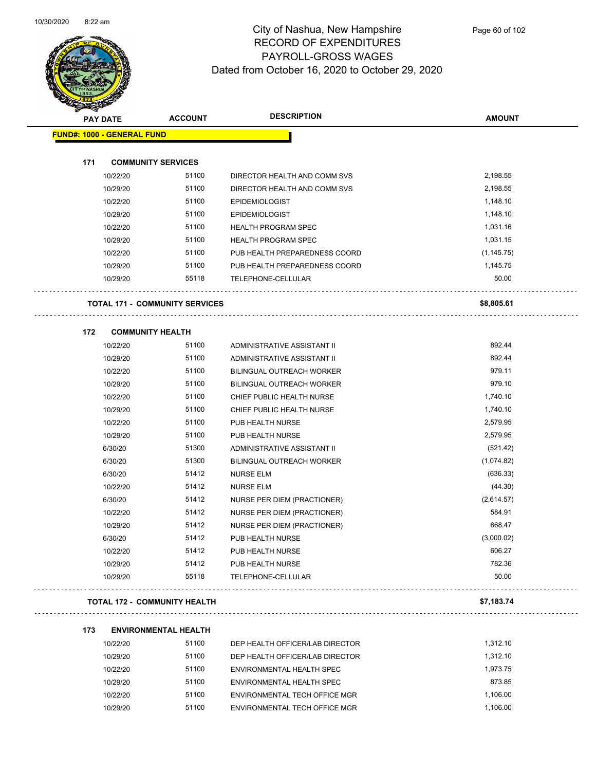# City of Nashua, New Hampshire
## RECORD OF EXPENDITURES
## PAYROLL-GROSS WAGES
## Dated from October 16, 2020 to October 29, 2020

| PAY DATE | ACCOUNT | DESCRIPTION | AMOUNT |
|---|---|---|---|
| **FUND#: 1000 - GENERAL FUND** | | | |
| **171 COMMUNITY SERVICES** | | | |
| 10/22/20 | 51100 | DIRECTOR HEALTH AND COMM SVS | 2,198.55 |
| 10/29/20 | 51100 | DIRECTOR HEALTH AND COMM SVS | 2,198.55 |
| 10/22/20 | 51100 | EPIDEMIOLOGIST | 1,148.10 |
| 10/29/20 | 51100 | EPIDEMIOLOGIST | 1,148.10 |
| 10/22/20 | 51100 | HEALTH PROGRAM SPEC | 1,031.16 |
| 10/29/20 | 51100 | HEALTH PROGRAM SPEC | 1,031.15 |
| 10/22/20 | 51100 | PUB HEALTH PREPAREDNESS COORD | (1,145.75) |
| 10/29/20 | 51100 | PUB HEALTH PREPAREDNESS COORD | 1,145.75 |
| 10/29/20 | 55118 | TELEPHONE-CELLULAR | 50.00 |
| **TOTAL 171 - COMMUNITY SERVICES** | | | **$8,805.61** |
| **172 COMMUNITY HEALTH** | | | |
| 10/22/20 | 51100 | ADMINISTRATIVE ASSISTANT II | 892.44 |
| 10/29/20 | 51100 | ADMINISTRATIVE ASSISTANT II | 892.44 |
| 10/22/20 | 51100 | BILINGUAL OUTREACH WORKER | 979.11 |
| 10/29/20 | 51100 | BILINGUAL OUTREACH WORKER | 979.10 |
| 10/22/20 | 51100 | CHIEF PUBLIC HEALTH NURSE | 1,740.10 |
| 10/29/20 | 51100 | CHIEF PUBLIC HEALTH NURSE | 1,740.10 |
| 10/22/20 | 51100 | PUB HEALTH NURSE | 2,579.95 |
| 10/29/20 | 51100 | PUB HEALTH NURSE | 2,579.95 |
| 6/30/20 | 51300 | ADMINISTRATIVE ASSISTANT II | (521.42) |
| 6/30/20 | 51300 | BILINGUAL OUTREACH WORKER | (1,074.82) |
| 6/30/20 | 51412 | NURSE ELM | (636.33) |
| 10/22/20 | 51412 | NURSE ELM | (44.30) |
| 6/30/20 | 51412 | NURSE PER DIEM (PRACTIONER) | (2,614.57) |
| 10/22/20 | 51412 | NURSE PER DIEM (PRACTIONER) | 584.91 |
| 10/29/20 | 51412 | NURSE PER DIEM (PRACTIONER) | 668.47 |
| 6/30/20 | 51412 | PUB HEALTH NURSE | (3,000.02) |
| 10/22/20 | 51412 | PUB HEALTH NURSE | 606.27 |
| 10/29/20 | 51412 | PUB HEALTH NURSE | 782.36 |
| 10/29/20 | 55118 | TELEPHONE-CELLULAR | 50.00 |
| **TOTAL 172 - COMMUNITY HEALTH** | | | **$7,183.74** |
| **173 ENVIRONMENTAL HEALTH** | | | |
| 10/22/20 | 51100 | DEP HEALTH OFFICER/LAB DIRECTOR | 1,312.10 |
| 10/29/20 | 51100 | DEP HEALTH OFFICER/LAB DIRECTOR | 1,312.10 |
| 10/22/20 | 51100 | ENVIRONMENTAL HEALTH SPEC | 1,973.75 |
| 10/29/20 | 51100 | ENVIRONMENTAL HEALTH SPEC | 873.85 |
| 10/22/20 | 51100 | ENVIRONMENTAL TECH OFFICE MGR | 1,106.00 |
| 10/29/20 | 51100 | ENVIRONMENTAL TECH OFFICE MGR | 1,106.00 |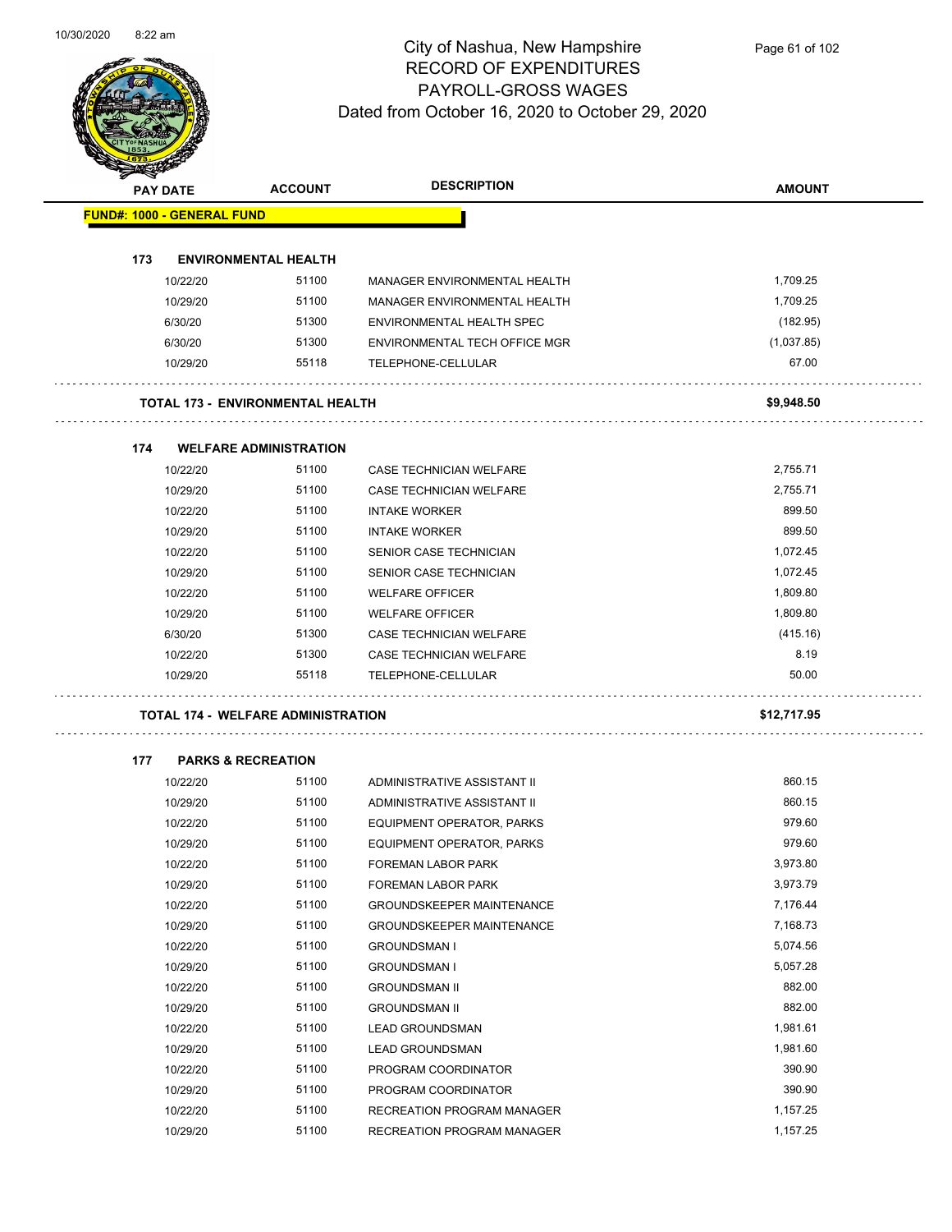# City of Nashua, New Hampshire
## RECORD OF EXPENDITURES
## PAYROLL-GROSS WAGES
### Dated from October 16, 2020 to October 29, 2020

| PAY DATE | ACCOUNT | DESCRIPTION | AMOUNT |
|---|---|---|---|
| **FUND#: 1000 - GENERAL FUND** | | | |
| **173 ENVIRONMENTAL HEALTH** | | | |
| 10/22/20 | 51100 | MANAGER ENVIRONMENTAL HEALTH | 1,709.25 |
| 10/29/20 | 51100 | MANAGER ENVIRONMENTAL HEALTH | 1,709.25 |
| 6/30/20 | 51300 | ENVIRONMENTAL HEALTH SPEC | (182.95) |
| 6/30/20 | 51300 | ENVIRONMENTAL TECH OFFICE MGR | (1,037.85) |
| 10/29/20 | 55118 | TELEPHONE-CELLULAR | 67.00 |
| **TOTAL 173 - ENVIRONMENTAL HEALTH** | | | **$9,948.50** |
| **174 WELFARE ADMINISTRATION** | | | |
| 10/22/20 | 51100 | CASE TECHNICIAN WELFARE | 2,755.71 |
| 10/29/20 | 51100 | CASE TECHNICIAN WELFARE | 2,755.71 |
| 10/22/20 | 51100 | INTAKE WORKER | 899.50 |
| 10/29/20 | 51100 | INTAKE WORKER | 899.50 |
| 10/22/20 | 51100 | SENIOR CASE TECHNICIAN | 1,072.45 |
| 10/29/20 | 51100 | SENIOR CASE TECHNICIAN | 1,072.45 |
| 10/22/20 | 51100 | WELFARE OFFICER | 1,809.80 |
| 10/29/20 | 51100 | WELFARE OFFICER | 1,809.80 |
| 6/30/20 | 51300 | CASE TECHNICIAN WELFARE | (415.16) |
| 10/22/20 | 51300 | CASE TECHNICIAN WELFARE | 8.19 |
| 10/29/20 | 55118 | TELEPHONE-CELLULAR | 50.00 |
| **TOTAL 174 - WELFARE ADMINISTRATION** | | | **$12,717.95** |
| **177 PARKS & RECREATION** | | | |
| 10/22/20 | 51100 | ADMINISTRATIVE ASSISTANT II | 860.15 |
| 10/29/20 | 51100 | ADMINISTRATIVE ASSISTANT II | 860.15 |
| 10/22/20 | 51100 | EQUIPMENT OPERATOR, PARKS | 979.60 |
| 10/29/20 | 51100 | EQUIPMENT OPERATOR, PARKS | 979.60 |
| 10/22/20 | 51100 | FOREMAN LABOR PARK | 3,973.80 |
| 10/29/20 | 51100 | FOREMAN LABOR PARK | 3,973.79 |
| 10/22/20 | 51100 | GROUNDSKEEPER MAINTENANCE | 7,176.44 |
| 10/29/20 | 51100 | GROUNDSKEEPER MAINTENANCE | 7,168.73 |
| 10/22/20 | 51100 | GROUNDSMAN I | 5,074.56 |
| 10/29/20 | 51100 | GROUNDSMAN I | 5,057.28 |
| 10/22/20 | 51100 | GROUNDSMAN II | 882.00 |
| 10/29/20 | 51100 | GROUNDSMAN II | 882.00 |
| 10/22/20 | 51100 | LEAD GROUNDSMAN | 1,981.61 |
| 10/29/20 | 51100 | LEAD GROUNDSMAN | 1,981.60 |
| 10/22/20 | 51100 | PROGRAM COORDINATOR | 390.90 |
| 10/29/20 | 51100 | PROGRAM COORDINATOR | 390.90 |
| 10/22/20 | 51100 | RECREATION PROGRAM MANAGER | 1,157.25 |
| 10/29/20 | 51100 | RECREATION PROGRAM MANAGER | 1,157.25 |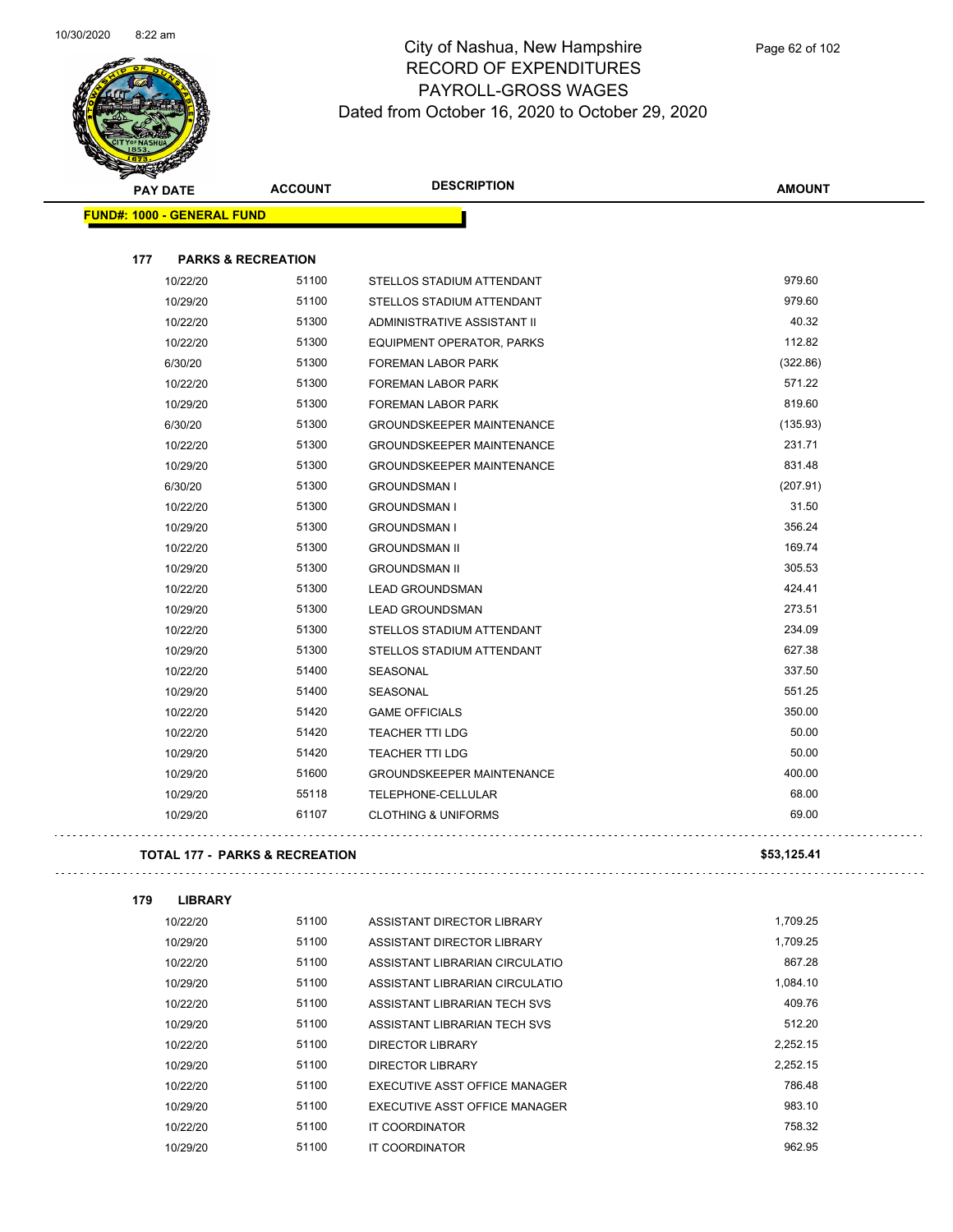# City of Nashua, New Hampshire
## RECORD OF EXPENDITURES
## PAYROLL-GROSS WAGES
### Dated from October 16, 2020 to October 29, 2020

| PAY DATE | ACCOUNT | DESCRIPTION | AMOUNT |
|---|---|---|---|
| **FUND#: 1000 - GENERAL FUND** | | | |
| **177 PARKS & RECREATION** | | | |
| 10/22/20 | 51100 | STELLOS STADIUM ATTENDANT | 979.60 |
| 10/29/20 | 51100 | STELLOS STADIUM ATTENDANT | 979.60 |
| 10/22/20 | 51300 | ADMINISTRATIVE ASSISTANT II | 40.32 |
| 10/22/20 | 51300 | EQUIPMENT OPERATOR, PARKS | 112.82 |
| 6/30/20 | 51300 | FOREMAN LABOR PARK | (322.86) |
| 10/22/20 | 51300 | FOREMAN LABOR PARK | 571.22 |
| 10/29/20 | 51300 | FOREMAN LABOR PARK | 819.60 |
| 6/30/20 | 51300 | GROUNDSKEEPER MAINTENANCE | (135.93) |
| 10/22/20 | 51300 | GROUNDSKEEPER MAINTENANCE | 231.71 |
| 10/29/20 | 51300 | GROUNDSKEEPER MAINTENANCE | 831.48 |
| 6/30/20 | 51300 | GROUNDSMAN I | (207.91) |
| 10/22/20 | 51300 | GROUNDSMAN I | 31.50 |
| 10/29/20 | 51300 | GROUNDSMAN I | 356.24 |
| 10/22/20 | 51300 | GROUNDSMAN II | 169.74 |
| 10/29/20 | 51300 | GROUNDSMAN II | 305.53 |
| 10/22/20 | 51300 | LEAD GROUNDSMAN | 424.41 |
| 10/29/20 | 51300 | LEAD GROUNDSMAN | 273.51 |
| 10/22/20 | 51300 | STELLOS STADIUM ATTENDANT | 234.09 |
| 10/29/20 | 51300 | STELLOS STADIUM ATTENDANT | 627.38 |
| 10/22/20 | 51400 | SEASONAL | 337.50 |
| 10/29/20 | 51400 | SEASONAL | 551.25 |
| 10/22/20 | 51420 | GAME OFFICIALS | 350.00 |
| 10/22/20 | 51420 | TEACHER TTI LDG | 50.00 |
| 10/29/20 | 51420 | TEACHER TTI LDG | 50.00 |
| 10/29/20 | 51600 | GROUNDSKEEPER MAINTENANCE | 400.00 |
| 10/29/20 | 55118 | TELEPHONE-CELLULAR | 68.00 |
| 10/29/20 | 61107 | CLOTHING & UNIFORMS | 69.00 |
| **TOTAL 177 - PARKS & RECREATION** | | | **$53,125.41** |
| **179 LIBRARY** | | | |
| 10/22/20 | 51100 | ASSISTANT DIRECTOR LIBRARY | 1,709.25 |
| 10/29/20 | 51100 | ASSISTANT DIRECTOR LIBRARY | 1,709.25 |
| 10/22/20 | 51100 | ASSISTANT LIBRARIAN CIRCULATIO | 867.28 |
| 10/29/20 | 51100 | ASSISTANT LIBRARIAN CIRCULATIO | 1,084.10 |
| 10/22/20 | 51100 | ASSISTANT LIBRARIAN TECH SVS | 409.76 |
| 10/29/20 | 51100 | ASSISTANT LIBRARIAN TECH SVS | 512.20 |
| 10/22/20 | 51100 | DIRECTOR LIBRARY | 2,252.15 |
| 10/29/20 | 51100 | DIRECTOR LIBRARY | 2,252.15 |
| 10/22/20 | 51100 | EXECUTIVE ASST OFFICE MANAGER | 786.48 |
| 10/29/20 | 51100 | EXECUTIVE ASST OFFICE MANAGER | 983.10 |
| 10/22/20 | 51100 | IT COORDINATOR | 758.32 |
| 10/29/20 | 51100 | IT COORDINATOR | 962.95 |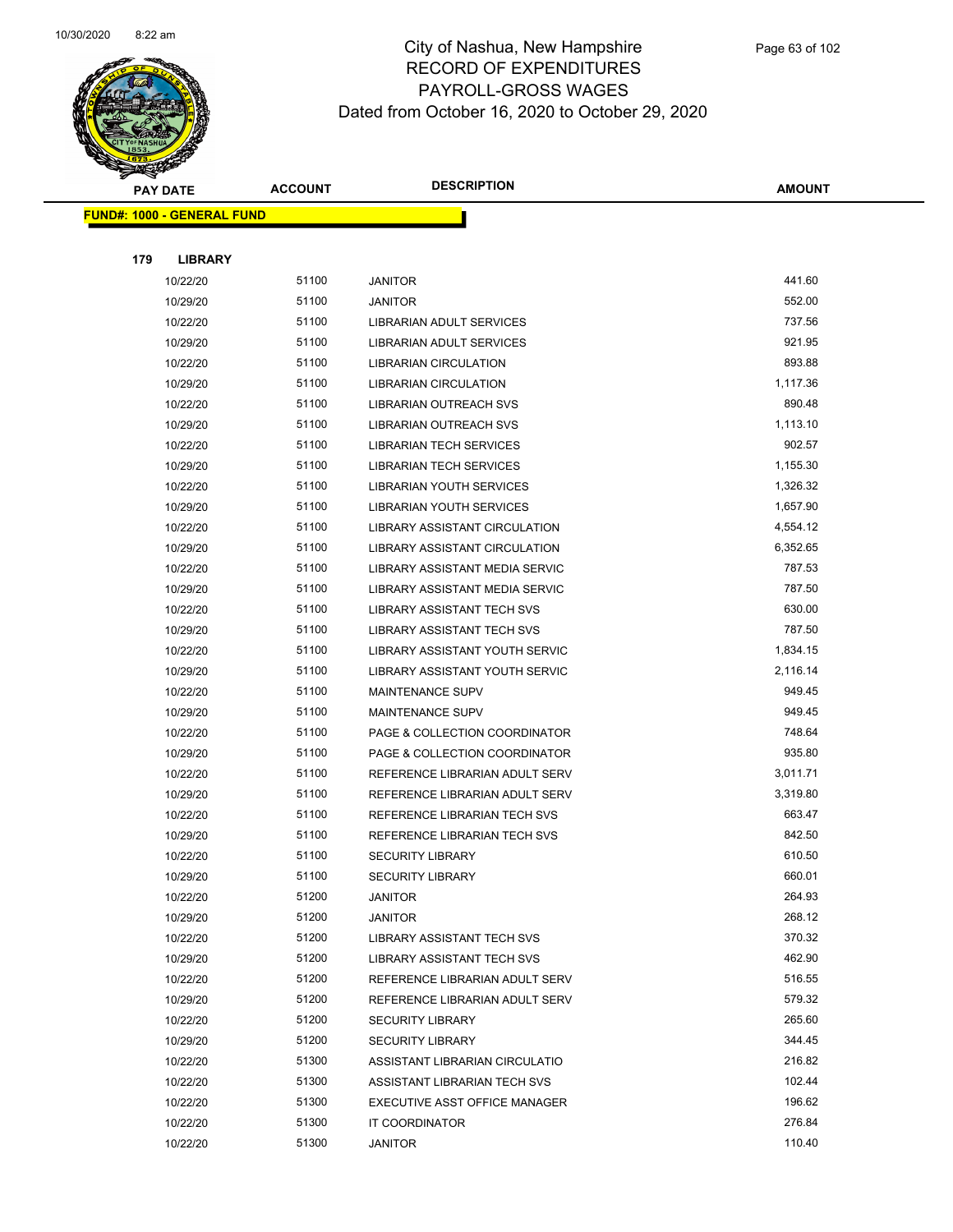# City of Nashua, New Hampshire
## RECORD OF EXPENDITURES
## PAYROLL-GROSS WAGES
## Dated from October 16, 2020 to October 29, 2020

| PAY DATE | ACCOUNT | DESCRIPTION | AMOUNT |
|---|---|---|---|
| **FUND#: 1000 - GENERAL FUND** | | | |
| **179 LIBRARY** | | | |
| 10/22/20 | 51100 | JANITOR | 441.60 |
| 10/29/20 | 51100 | JANITOR | 552.00 |
| 10/22/20 | 51100 | LIBRARIAN ADULT SERVICES | 737.56 |
| 10/29/20 | 51100 | LIBRARIAN ADULT SERVICES | 921.95 |
| 10/22/20 | 51100 | LIBRARIAN CIRCULATION | 893.88 |
| 10/29/20 | 51100 | LIBRARIAN CIRCULATION | 1,117.36 |
| 10/22/20 | 51100 | LIBRARIAN OUTREACH SVS | 890.48 |
| 10/29/20 | 51100 | LIBRARIAN OUTREACH SVS | 1,113.10 |
| 10/22/20 | 51100 | LIBRARIAN TECH SERVICES | 902.57 |
| 10/29/20 | 51100 | LIBRARIAN TECH SERVICES | 1,155.30 |
| 10/22/20 | 51100 | LIBRARIAN YOUTH SERVICES | 1,326.32 |
| 10/29/20 | 51100 | LIBRARIAN YOUTH SERVICES | 1,657.90 |
| 10/22/20 | 51100 | LIBRARY ASSISTANT CIRCULATION | 4,554.12 |
| 10/29/20 | 51100 | LIBRARY ASSISTANT CIRCULATION | 6,352.65 |
| 10/22/20 | 51100 | LIBRARY ASSISTANT MEDIA SERVIC | 787.53 |
| 10/29/20 | 51100 | LIBRARY ASSISTANT MEDIA SERVIC | 787.50 |
| 10/22/20 | 51100 | LIBRARY ASSISTANT TECH SVS | 630.00 |
| 10/29/20 | 51100 | LIBRARY ASSISTANT TECH SVS | 787.50 |
| 10/22/20 | 51100 | LIBRARY ASSISTANT YOUTH SERVIC | 1,834.15 |
| 10/29/20 | 51100 | LIBRARY ASSISTANT YOUTH SERVIC | 2,116.14 |
| 10/22/20 | 51100 | MAINTENANCE SUPV | 949.45 |
| 10/29/20 | 51100 | MAINTENANCE SUPV | 949.45 |
| 10/22/20 | 51100 | PAGE & COLLECTION COORDINATOR | 748.64 |
| 10/29/20 | 51100 | PAGE & COLLECTION COORDINATOR | 935.80 |
| 10/22/20 | 51100 | REFERENCE LIBRARIAN ADULT SERV | 3,011.71 |
| 10/29/20 | 51100 | REFERENCE LIBRARIAN ADULT SERV | 3,319.80 |
| 10/22/20 | 51100 | REFERENCE LIBRARIAN TECH SVS | 663.47 |
| 10/29/20 | 51100 | REFERENCE LIBRARIAN TECH SVS | 842.50 |
| 10/22/20 | 51100 | SECURITY LIBRARY | 610.50 |
| 10/29/20 | 51100 | SECURITY LIBRARY | 660.01 |
| 10/22/20 | 51200 | JANITOR | 264.93 |
| 10/29/20 | 51200 | JANITOR | 268.12 |
| 10/22/20 | 51200 | LIBRARY ASSISTANT TECH SVS | 370.32 |
| 10/29/20 | 51200 | LIBRARY ASSISTANT TECH SVS | 462.90 |
| 10/22/20 | 51200 | REFERENCE LIBRARIAN ADULT SERV | 516.55 |
| 10/29/20 | 51200 | REFERENCE LIBRARIAN ADULT SERV | 579.32 |
| 10/22/20 | 51200 | SECURITY LIBRARY | 265.60 |
| 10/29/20 | 51200 | SECURITY LIBRARY | 344.45 |
| 10/22/20 | 51300 | ASSISTANT LIBRARIAN CIRCULATIO | 216.82 |
| 10/22/20 | 51300 | ASSISTANT LIBRARIAN TECH SVS | 102.44 |
| 10/22/20 | 51300 | EXECUTIVE ASST OFFICE MANAGER | 196.62 |
| 10/22/20 | 51300 | IT COORDINATOR | 276.84 |
| 10/22/20 | 51300 | JANITOR | 110.40 |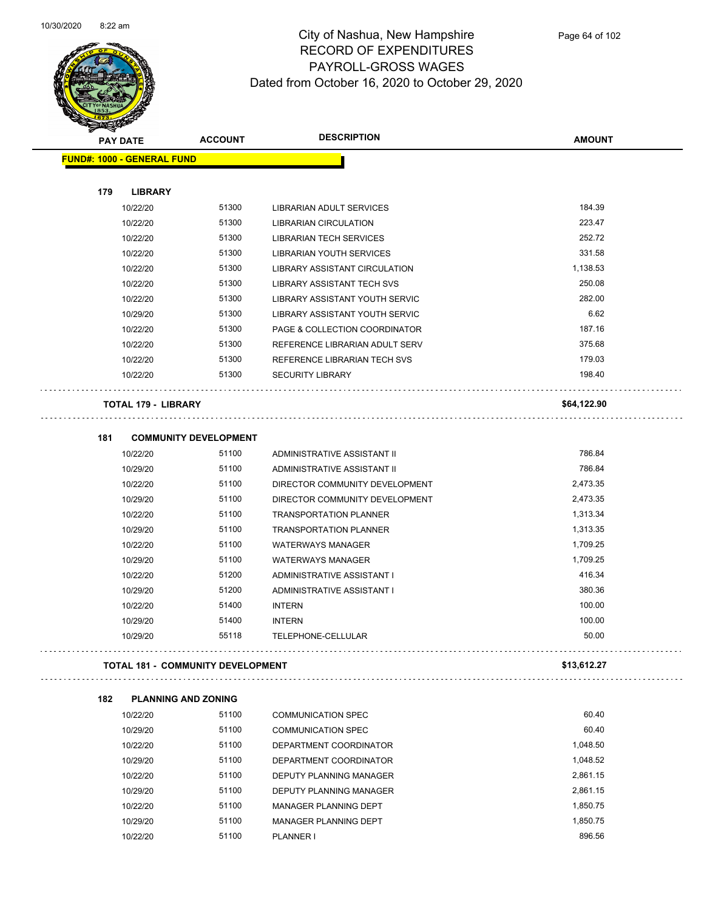# City of Nashua, New Hampshire
## RECORD OF EXPENDITURES
## PAYROLL-GROSS WAGES
### Dated from October 16, 2020 to October 29, 2020

| PAY DATE | ACCOUNT | DESCRIPTION | AMOUNT |
|---|---|---|---|
| **FUND#: 1000 - GENERAL FUND** | | | |
| **179 LIBRARY** | | | |
| 10/22/20 | 51300 | LIBRARIAN ADULT SERVICES | 184.39 |
| 10/22/20 | 51300 | LIBRARIAN CIRCULATION | 223.47 |
| 10/22/20 | 51300 | LIBRARIAN TECH SERVICES | 252.72 |
| 10/22/20 | 51300 | LIBRARIAN YOUTH SERVICES | 331.58 |
| 10/22/20 | 51300 | LIBRARY ASSISTANT CIRCULATION | 1,138.53 |
| 10/22/20 | 51300 | LIBRARY ASSISTANT TECH SVS | 250.08 |
| 10/22/20 | 51300 | LIBRARY ASSISTANT YOUTH SERVIC | 282.00 |
| 10/29/20 | 51300 | LIBRARY ASSISTANT YOUTH SERVIC | 6.62 |
| 10/22/20 | 51300 | PAGE & COLLECTION COORDINATOR | 187.16 |
| 10/22/20 | 51300 | REFERENCE LIBRARIAN ADULT SERV | 375.68 |
| 10/22/20 | 51300 | REFERENCE LIBRARIAN TECH SVS | 179.03 |
| 10/22/20 | 51300 | SECURITY LIBRARY | 198.40 |
| **TOTAL 179 - LIBRARY** | | | **$64,122.90** |
| **181 COMMUNITY DEVELOPMENT** | | | |
| 10/22/20 | 51100 | ADMINISTRATIVE ASSISTANT II | 786.84 |
| 10/29/20 | 51100 | ADMINISTRATIVE ASSISTANT II | 786.84 |
| 10/22/20 | 51100 | DIRECTOR COMMUNITY DEVELOPMENT | 2,473.35 |
| 10/29/20 | 51100 | DIRECTOR COMMUNITY DEVELOPMENT | 2,473.35 |
| 10/22/20 | 51100 | TRANSPORTATION PLANNER | 1,313.34 |
| 10/29/20 | 51100 | TRANSPORTATION PLANNER | 1,313.35 |
| 10/22/20 | 51100 | WATERWAYS MANAGER | 1,709.25 |
| 10/29/20 | 51100 | WATERWAYS MANAGER | 1,709.25 |
| 10/22/20 | 51200 | ADMINISTRATIVE ASSISTANT I | 416.34 |
| 10/29/20 | 51200 | ADMINISTRATIVE ASSISTANT I | 380.36 |
| 10/22/20 | 51400 | INTERN | 100.00 |
| 10/29/20 | 51400 | INTERN | 100.00 |
| 10/29/20 | 55118 | TELEPHONE-CELLULAR | 50.00 |
| **TOTAL 181 - COMMUNITY DEVELOPMENT** | | | **$13,612.27** |
| **182 PLANNING AND ZONING** | | | |
| 10/22/20 | 51100 | COMMUNICATION SPEC | 60.40 |
| 10/29/20 | 51100 | COMMUNICATION SPEC | 60.40 |
| 10/22/20 | 51100 | DEPARTMENT COORDINATOR | 1,048.50 |
| 10/29/20 | 51100 | DEPARTMENT COORDINATOR | 1,048.52 |
| 10/22/20 | 51100 | DEPUTY PLANNING MANAGER | 2,861.15 |
| 10/29/20 | 51100 | DEPUTY PLANNING MANAGER | 2,861.15 |
| 10/22/20 | 51100 | MANAGER PLANNING DEPT | 1,850.75 |
| 10/29/20 | 51100 | MANAGER PLANNING DEPT | 1,850.75 |
| 10/22/20 | 51100 | PLANNER I | 896.56 |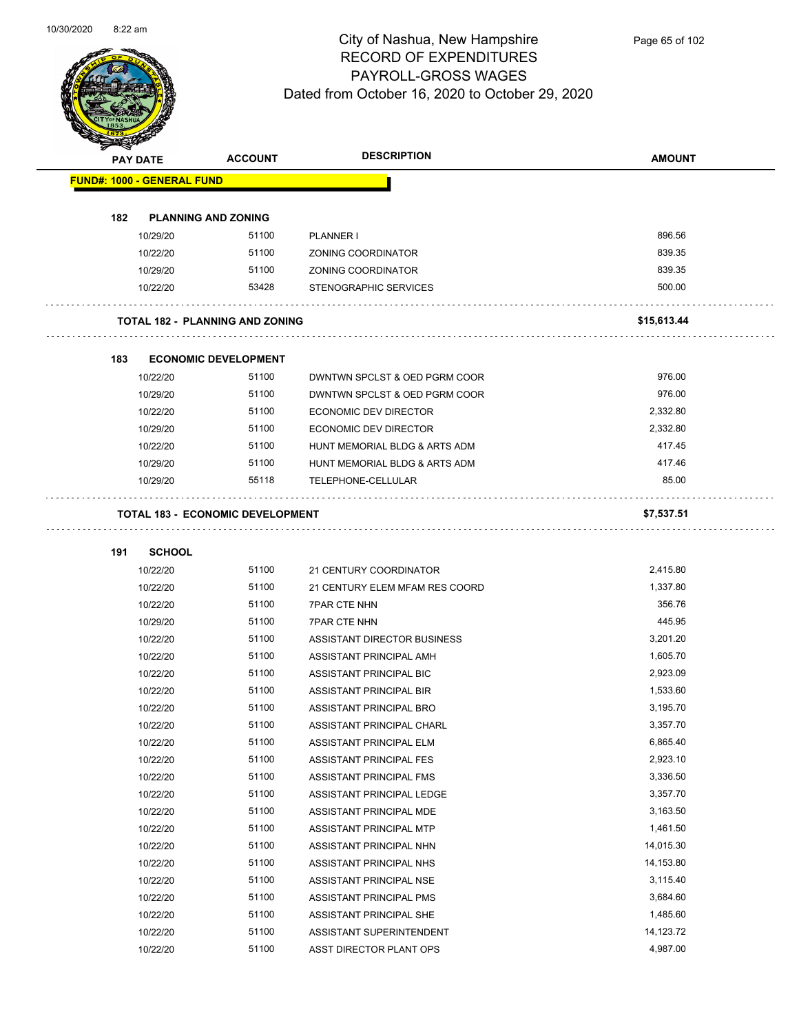# City of Nashua, New Hampshire
## RECORD OF EXPENDITURES
## PAYROLL-GROSS WAGES
### Dated from October 16, 2020 to October 29, 2020

| PAY DATE | ACCOUNT | DESCRIPTION | AMOUNT |
|---|---|---|---|
| **FUND#: 1000 - GENERAL FUND** | | | |
| **182 PLANNING AND ZONING** | | | |
| 10/29/20 | 51100 | PLANNER I | 896.56 |
| 10/22/20 | 51100 | ZONING COORDINATOR | 839.35 |
| 10/29/20 | 51100 | ZONING COORDINATOR | 839.35 |
| 10/22/20 | 53428 | STENOGRAPHIC SERVICES | 500.00 |
| **TOTAL 182 - PLANNING AND ZONING** | | | **$15,613.44** |
| **183 ECONOMIC DEVELOPMENT** | | | |
| 10/22/20 | 51100 | DWNTWN SPCLST & OED PGRM COOR | 976.00 |
| 10/29/20 | 51100 | DWNTWN SPCLST & OED PGRM COOR | 976.00 |
| 10/22/20 | 51100 | ECONOMIC DEV DIRECTOR | 2,332.80 |
| 10/29/20 | 51100 | ECONOMIC DEV DIRECTOR | 2,332.80 |
| 10/22/20 | 51100 | HUNT MEMORIAL BLDG & ARTS ADM | 417.45 |
| 10/29/20 | 51100 | HUNT MEMORIAL BLDG & ARTS ADM | 417.46 |
| 10/29/20 | 55118 | TELEPHONE-CELLULAR | 85.00 |
| **TOTAL 183 - ECONOMIC DEVELOPMENT** | | | **$7,537.51** |
| **191 SCHOOL** | | | |
| 10/22/20 | 51100 | 21 CENTURY COORDINATOR | 2,415.80 |
| 10/22/20 | 51100 | 21 CENTURY ELEM MFAM RES COORD | 1,337.80 |
| 10/22/20 | 51100 | 7PAR CTE NHN | 356.76 |
| 10/29/20 | 51100 | 7PAR CTE NHN | 445.95 |
| 10/22/20 | 51100 | ASSISTANT DIRECTOR BUSINESS | 3,201.20 |
| 10/22/20 | 51100 | ASSISTANT PRINCIPAL AMH | 1,605.70 |
| 10/22/20 | 51100 | ASSISTANT PRINCIPAL BIC | 2,923.09 |
| 10/22/20 | 51100 | ASSISTANT PRINCIPAL BIR | 1,533.60 |
| 10/22/20 | 51100 | ASSISTANT PRINCIPAL BRO | 3,195.70 |
| 10/22/20 | 51100 | ASSISTANT PRINCIPAL CHARL | 3,357.70 |
| 10/22/20 | 51100 | ASSISTANT PRINCIPAL ELM | 6,865.40 |
| 10/22/20 | 51100 | ASSISTANT PRINCIPAL FES | 2,923.10 |
| 10/22/20 | 51100 | ASSISTANT PRINCIPAL FMS | 3,336.50 |
| 10/22/20 | 51100 | ASSISTANT PRINCIPAL LEDGE | 3,357.70 |
| 10/22/20 | 51100 | ASSISTANT PRINCIPAL MDE | 3,163.50 |
| 10/22/20 | 51100 | ASSISTANT PRINCIPAL MTP | 1,461.50 |
| 10/22/20 | 51100 | ASSISTANT PRINCIPAL NHN | 14,015.30 |
| 10/22/20 | 51100 | ASSISTANT PRINCIPAL NHS | 14,153.80 |
| 10/22/20 | 51100 | ASSISTANT PRINCIPAL NSE | 3,115.40 |
| 10/22/20 | 51100 | ASSISTANT PRINCIPAL PMS | 3,684.60 |
| 10/22/20 | 51100 | ASSISTANT PRINCIPAL SHE | 1,485.60 |
| 10/22/20 | 51100 | ASSISTANT SUPERINTENDENT | 14,123.72 |
| 10/22/20 | 51100 | ASST DIRECTOR PLANT OPS | 4,987.00 |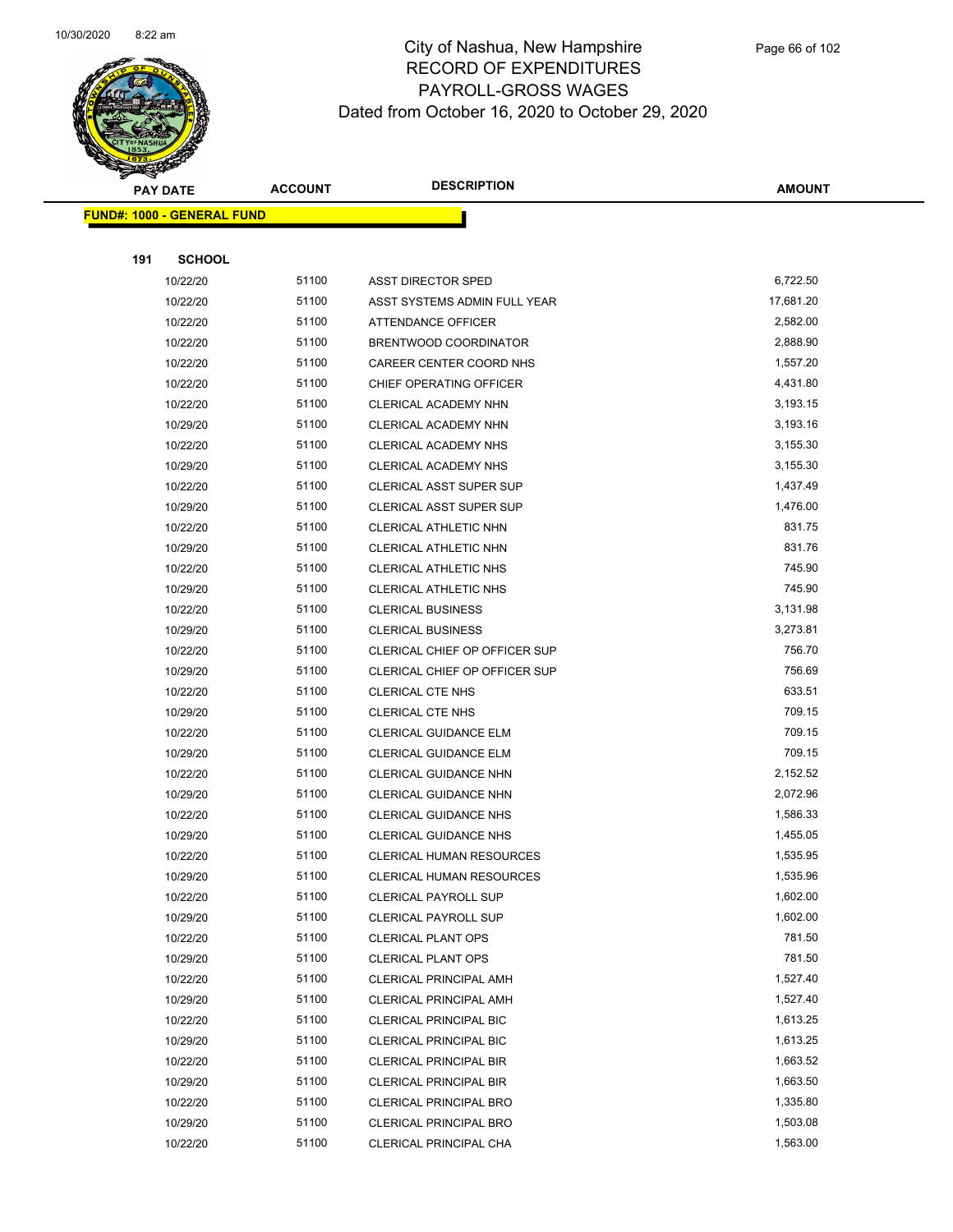# City of Nashua, New Hampshire
## RECORD OF EXPENDITURES
## PAYROLL-GROSS WAGES
## Dated from October 16, 2020 to October 29, 2020

**FUND#: 1000 - GENERAL FUND**

**191 SCHOOL**

| PAY DATE | ACCOUNT | DESCRIPTION | AMOUNT |
|---|---|---|---|
| 10/22/20 | 51100 | ASST DIRECTOR SPED | 6,722.50 |
| 10/22/20 | 51100 | ASST SYSTEMS ADMIN FULL YEAR | 17,681.20 |
| 10/22/20 | 51100 | ATTENDANCE OFFICER | 2,582.00 |
| 10/22/20 | 51100 | BRENTWOOD COORDINATOR | 2,888.90 |
| 10/22/20 | 51100 | CAREER CENTER COORD NHS | 1,557.20 |
| 10/22/20 | 51100 | CHIEF OPERATING OFFICER | 4,431.80 |
| 10/22/20 | 51100 | CLERICAL ACADEMY NHN | 3,193.15 |
| 10/29/20 | 51100 | CLERICAL ACADEMY NHN | 3,193.16 |
| 10/22/20 | 51100 | CLERICAL ACADEMY NHS | 3,155.30 |
| 10/29/20 | 51100 | CLERICAL ACADEMY NHS | 3,155.30 |
| 10/22/20 | 51100 | CLERICAL ASST SUPER SUP | 1,437.49 |
| 10/29/20 | 51100 | CLERICAL ASST SUPER SUP | 1,476.00 |
| 10/22/20 | 51100 | CLERICAL ATHLETIC NHN | 831.75 |
| 10/29/20 | 51100 | CLERICAL ATHLETIC NHN | 831.76 |
| 10/22/20 | 51100 | CLERICAL ATHLETIC NHS | 745.90 |
| 10/29/20 | 51100 | CLERICAL ATHLETIC NHS | 745.90 |
| 10/22/20 | 51100 | CLERICAL BUSINESS | 3,131.98 |
| 10/29/20 | 51100 | CLERICAL BUSINESS | 3,273.81 |
| 10/22/20 | 51100 | CLERICAL CHIEF OP OFFICER SUP | 756.70 |
| 10/29/20 | 51100 | CLERICAL CHIEF OP OFFICER SUP | 756.69 |
| 10/22/20 | 51100 | CLERICAL CTE NHS | 633.51 |
| 10/29/20 | 51100 | CLERICAL CTE NHS | 709.15 |
| 10/22/20 | 51100 | CLERICAL GUIDANCE ELM | 709.15 |
| 10/29/20 | 51100 | CLERICAL GUIDANCE ELM | 709.15 |
| 10/22/20 | 51100 | CLERICAL GUIDANCE NHN | 2,152.52 |
| 10/29/20 | 51100 | CLERICAL GUIDANCE NHN | 2,072.96 |
| 10/22/20 | 51100 | CLERICAL GUIDANCE NHS | 1,586.33 |
| 10/29/20 | 51100 | CLERICAL GUIDANCE NHS | 1,455.05 |
| 10/22/20 | 51100 | CLERICAL HUMAN RESOURCES | 1,535.95 |
| 10/29/20 | 51100 | CLERICAL HUMAN RESOURCES | 1,535.96 |
| 10/22/20 | 51100 | CLERICAL PAYROLL SUP | 1,602.00 |
| 10/29/20 | 51100 | CLERICAL PAYROLL SUP | 1,602.00 |
| 10/22/20 | 51100 | CLERICAL PLANT OPS | 781.50 |
| 10/29/20 | 51100 | CLERICAL PLANT OPS | 781.50 |
| 10/22/20 | 51100 | CLERICAL PRINCIPAL AMH | 1,527.40 |
| 10/29/20 | 51100 | CLERICAL PRINCIPAL AMH | 1,527.40 |
| 10/22/20 | 51100 | CLERICAL PRINCIPAL BIC | 1,613.25 |
| 10/29/20 | 51100 | CLERICAL PRINCIPAL BIC | 1,613.25 |
| 10/22/20 | 51100 | CLERICAL PRINCIPAL BIR | 1,663.52 |
| 10/29/20 | 51100 | CLERICAL PRINCIPAL BIR | 1,663.50 |
| 10/22/20 | 51100 | CLERICAL PRINCIPAL BRO | 1,335.80 |
| 10/29/20 | 51100 | CLERICAL PRINCIPAL BRO | 1,503.08 |
| 10/22/20 | 51100 | CLERICAL PRINCIPAL CHA | 1,563.00 |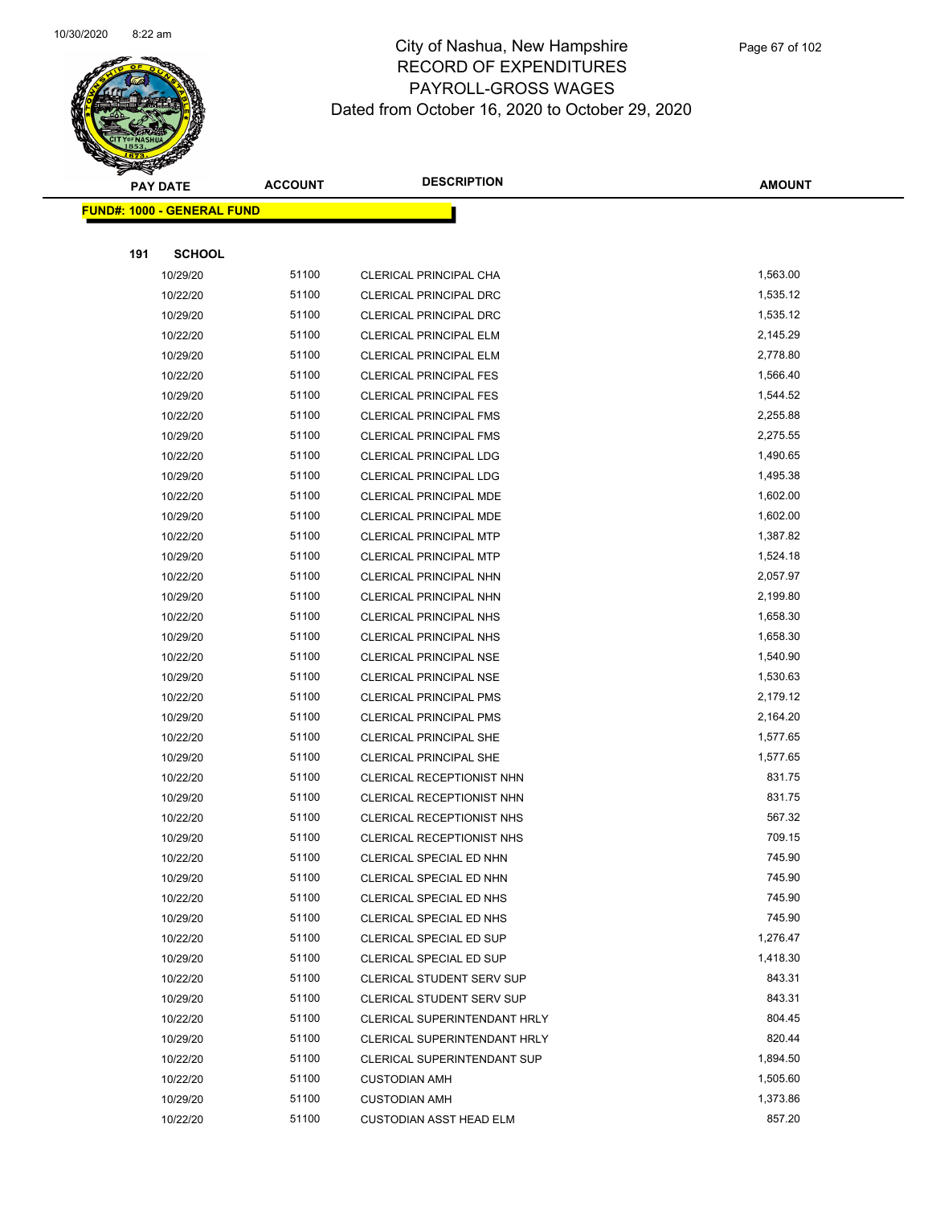# City of Nashua, New Hampshire
## RECORD OF EXPENDITURES
## PAYROLL-GROSS WAGES
## Dated from October 16, 2020 to October 29, 2020

| PAY DATE | ACCOUNT | DESCRIPTION | AMOUNT |
|---|---|---|---|
| **FUND#: 1000 - GENERAL FUND** | | | |
| **191 SCHOOL** | | | |
| 10/29/20 | 51100 | CLERICAL PRINCIPAL CHA | 1,563.00 |
| 10/22/20 | 51100 | CLERICAL PRINCIPAL DRC | 1,535.12 |
| 10/29/20 | 51100 | CLERICAL PRINCIPAL DRC | 1,535.12 |
| 10/22/20 | 51100 | CLERICAL PRINCIPAL ELM | 2,145.29 |
| 10/29/20 | 51100 | CLERICAL PRINCIPAL ELM | 2,778.80 |
| 10/22/20 | 51100 | CLERICAL PRINCIPAL FES | 1,566.40 |
| 10/29/20 | 51100 | CLERICAL PRINCIPAL FES | 1,544.52 |
| 10/22/20 | 51100 | CLERICAL PRINCIPAL FMS | 2,255.88 |
| 10/29/20 | 51100 | CLERICAL PRINCIPAL FMS | 2,275.55 |
| 10/22/20 | 51100 | CLERICAL PRINCIPAL LDG | 1,490.65 |
| 10/29/20 | 51100 | CLERICAL PRINCIPAL LDG | 1,495.38 |
| 10/22/20 | 51100 | CLERICAL PRINCIPAL MDE | 1,602.00 |
| 10/29/20 | 51100 | CLERICAL PRINCIPAL MDE | 1,602.00 |
| 10/22/20 | 51100 | CLERICAL PRINCIPAL MTP | 1,387.82 |
| 10/29/20 | 51100 | CLERICAL PRINCIPAL MTP | 1,524.18 |
| 10/22/20 | 51100 | CLERICAL PRINCIPAL NHN | 2,057.97 |
| 10/29/20 | 51100 | CLERICAL PRINCIPAL NHN | 2,199.80 |
| 10/22/20 | 51100 | CLERICAL PRINCIPAL NHS | 1,658.30 |
| 10/29/20 | 51100 | CLERICAL PRINCIPAL NHS | 1,658.30 |
| 10/22/20 | 51100 | CLERICAL PRINCIPAL NSE | 1,540.90 |
| 10/29/20 | 51100 | CLERICAL PRINCIPAL NSE | 1,530.63 |
| 10/22/20 | 51100 | CLERICAL PRINCIPAL PMS | 2,179.12 |
| 10/29/20 | 51100 | CLERICAL PRINCIPAL PMS | 2,164.20 |
| 10/22/20 | 51100 | CLERICAL PRINCIPAL SHE | 1,577.65 |
| 10/29/20 | 51100 | CLERICAL PRINCIPAL SHE | 1,577.65 |
| 10/22/20 | 51100 | CLERICAL RECEPTIONIST NHN | 831.75 |
| 10/29/20 | 51100 | CLERICAL RECEPTIONIST NHN | 831.75 |
| 10/22/20 | 51100 | CLERICAL RECEPTIONIST NHS | 567.32 |
| 10/29/20 | 51100 | CLERICAL RECEPTIONIST NHS | 709.15 |
| 10/22/20 | 51100 | CLERICAL SPECIAL ED NHN | 745.90 |
| 10/29/20 | 51100 | CLERICAL SPECIAL ED NHN | 745.90 |
| 10/22/20 | 51100 | CLERICAL SPECIAL ED NHS | 745.90 |
| 10/29/20 | 51100 | CLERICAL SPECIAL ED NHS | 745.90 |
| 10/22/20 | 51100 | CLERICAL SPECIAL ED SUP | 1,276.47 |
| 10/29/20 | 51100 | CLERICAL SPECIAL ED SUP | 1,418.30 |
| 10/22/20 | 51100 | CLERICAL STUDENT SERV SUP | 843.31 |
| 10/29/20 | 51100 | CLERICAL STUDENT SERV SUP | 843.31 |
| 10/22/20 | 51100 | CLERICAL SUPERINTENDANT HRLY | 804.45 |
| 10/29/20 | 51100 | CLERICAL SUPERINTENDANT HRLY | 820.44 |
| 10/22/20 | 51100 | CLERICAL SUPERINTENDANT SUP | 1,894.50 |
| 10/22/20 | 51100 | CUSTODIAN AMH | 1,505.60 |
| 10/29/20 | 51100 | CUSTODIAN AMH | 1,373.86 |
| 10/22/20 | 51100 | CUSTODIAN ASST HEAD ELM | 857.20 |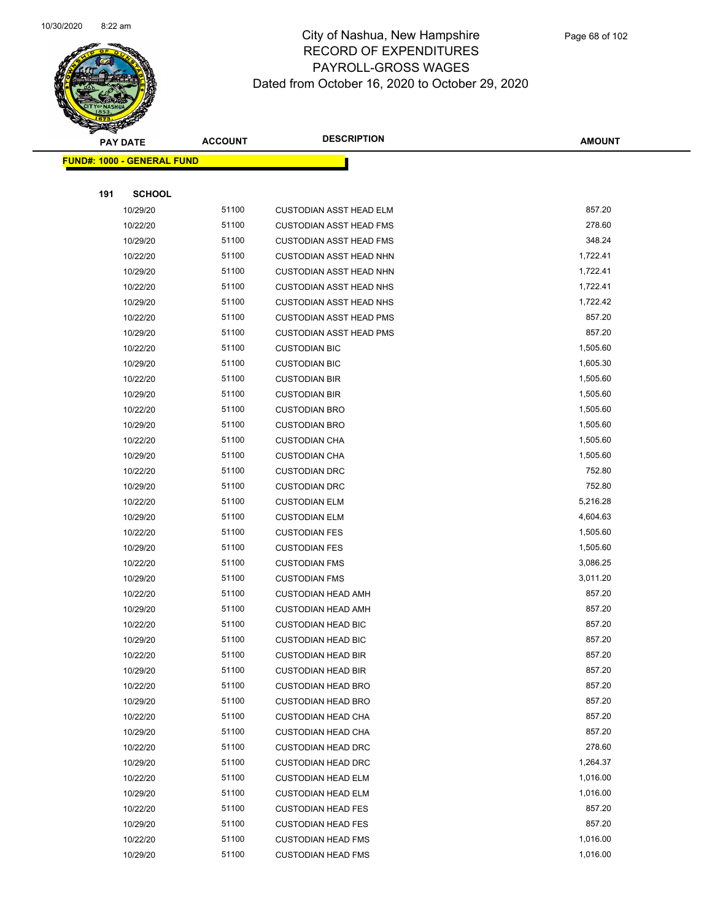# City of Nashua, New Hampshire
## RECORD OF EXPENDITURES
## PAYROLL-GROSS WAGES
### Dated from October 16, 2020 to October 29, 2020

| PAY DATE | ACCOUNT | DESCRIPTION | AMOUNT |
|---|---|---|---|
| **FUND#: 1000 - GENERAL FUND** | | | |
| **191 SCHOOL** | | | |
| 10/29/20 | 51100 | CUSTODIAN ASST HEAD ELM | 857.20 |
| 10/22/20 | 51100 | CUSTODIAN ASST HEAD FMS | 278.60 |
| 10/29/20 | 51100 | CUSTODIAN ASST HEAD FMS | 348.24 |
| 10/22/20 | 51100 | CUSTODIAN ASST HEAD NHN | 1,722.41 |
| 10/29/20 | 51100 | CUSTODIAN ASST HEAD NHN | 1,722.41 |
| 10/22/20 | 51100 | CUSTODIAN ASST HEAD NHS | 1,722.41 |
| 10/29/20 | 51100 | CUSTODIAN ASST HEAD NHS | 1,722.42 |
| 10/22/20 | 51100 | CUSTODIAN ASST HEAD PMS | 857.20 |
| 10/29/20 | 51100 | CUSTODIAN ASST HEAD PMS | 857.20 |
| 10/22/20 | 51100 | CUSTODIAN BIC | 1,505.60 |
| 10/29/20 | 51100 | CUSTODIAN BIC | 1,605.30 |
| 10/22/20 | 51100 | CUSTODIAN BIR | 1,505.60 |
| 10/29/20 | 51100 | CUSTODIAN BIR | 1,505.60 |
| 10/22/20 | 51100 | CUSTODIAN BRO | 1,505.60 |
| 10/29/20 | 51100 | CUSTODIAN BRO | 1,505.60 |
| 10/22/20 | 51100 | CUSTODIAN CHA | 1,505.60 |
| 10/29/20 | 51100 | CUSTODIAN CHA | 1,505.60 |
| 10/22/20 | 51100 | CUSTODIAN DRC | 752.80 |
| 10/29/20 | 51100 | CUSTODIAN DRC | 752.80 |
| 10/22/20 | 51100 | CUSTODIAN ELM | 5,216.28 |
| 10/29/20 | 51100 | CUSTODIAN ELM | 4,604.63 |
| 10/22/20 | 51100 | CUSTODIAN FES | 1,505.60 |
| 10/29/20 | 51100 | CUSTODIAN FES | 1,505.60 |
| 10/22/20 | 51100 | CUSTODIAN FMS | 3,086.25 |
| 10/29/20 | 51100 | CUSTODIAN FMS | 3,011.20 |
| 10/22/20 | 51100 | CUSTODIAN HEAD AMH | 857.20 |
| 10/29/20 | 51100 | CUSTODIAN HEAD AMH | 857.20 |
| 10/22/20 | 51100 | CUSTODIAN HEAD BIC | 857.20 |
| 10/29/20 | 51100 | CUSTODIAN HEAD BIC | 857.20 |
| 10/22/20 | 51100 | CUSTODIAN HEAD BIR | 857.20 |
| 10/29/20 | 51100 | CUSTODIAN HEAD BIR | 857.20 |
| 10/22/20 | 51100 | CUSTODIAN HEAD BRO | 857.20 |
| 10/29/20 | 51100 | CUSTODIAN HEAD BRO | 857.20 |
| 10/22/20 | 51100 | CUSTODIAN HEAD CHA | 857.20 |
| 10/29/20 | 51100 | CUSTODIAN HEAD CHA | 857.20 |
| 10/22/20 | 51100 | CUSTODIAN HEAD DRC | 278.60 |
| 10/29/20 | 51100 | CUSTODIAN HEAD DRC | 1,264.37 |
| 10/22/20 | 51100 | CUSTODIAN HEAD ELM | 1,016.00 |
| 10/29/20 | 51100 | CUSTODIAN HEAD ELM | 1,016.00 |
| 10/22/20 | 51100 | CUSTODIAN HEAD FES | 857.20 |
| 10/29/20 | 51100 | CUSTODIAN HEAD FES | 857.20 |
| 10/22/20 | 51100 | CUSTODIAN HEAD FMS | 1,016.00 |
| 10/29/20 | 51100 | CUSTODIAN HEAD FMS | 1,016.00 |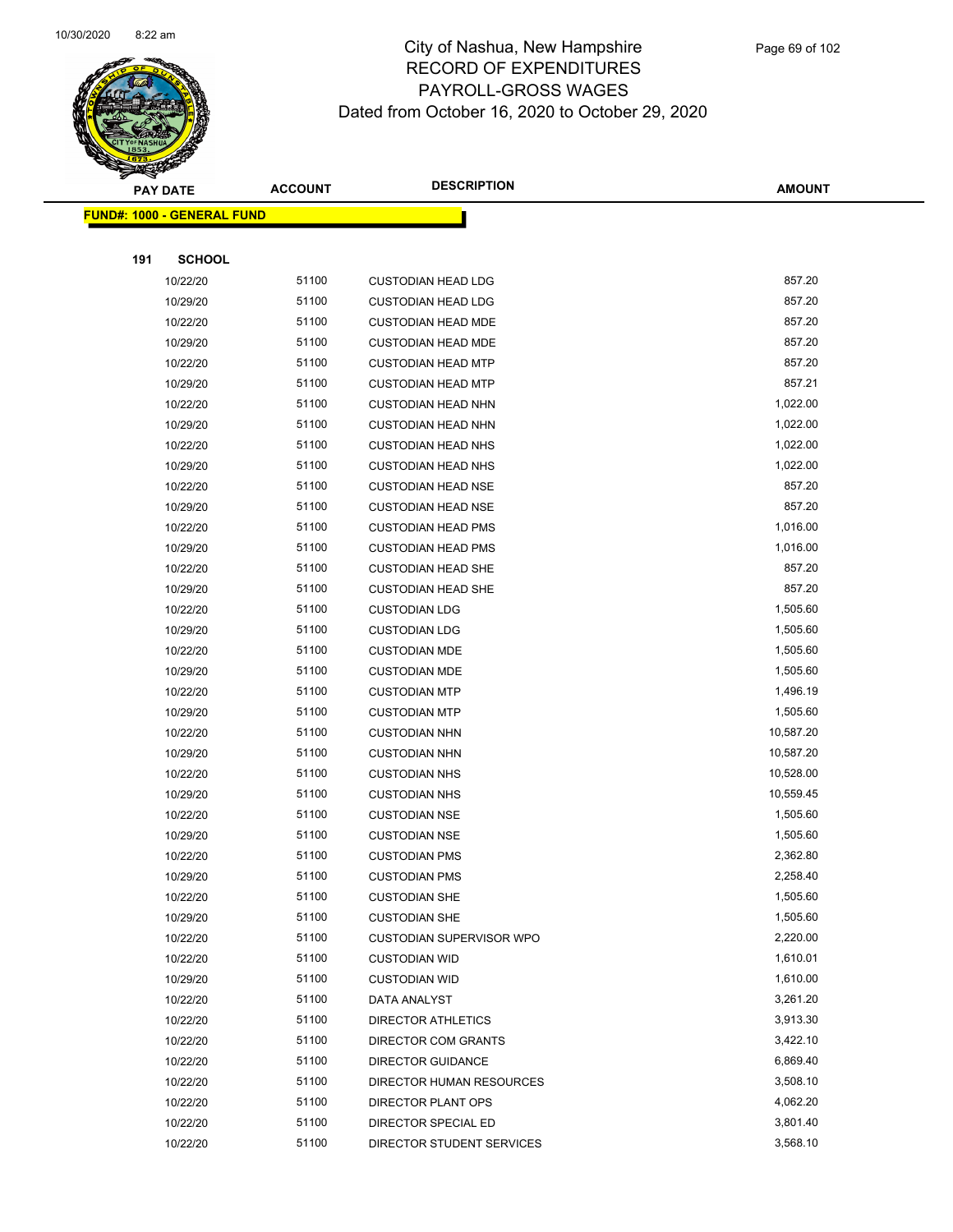City of Nashua, New Hampshire
RECORD OF EXPENDITURES
PAYROLL-GROSS WAGES
Dated from October 16, 2020 to October 29, 2020

| PAY DATE | ACCOUNT | DESCRIPTION | AMOUNT |
|---|---|---|---|
| **FUND#: 1000 - GENERAL FUND** | | | |
| **191 SCHOOL** | | | |
| 10/22/20 | 51100 | CUSTODIAN HEAD LDG | 857.20 |
| 10/29/20 | 51100 | CUSTODIAN HEAD LDG | 857.20 |
| 10/22/20 | 51100 | CUSTODIAN HEAD MDE | 857.20 |
| 10/29/20 | 51100 | CUSTODIAN HEAD MDE | 857.20 |
| 10/22/20 | 51100 | CUSTODIAN HEAD MTP | 857.20 |
| 10/29/20 | 51100 | CUSTODIAN HEAD MTP | 857.21 |
| 10/22/20 | 51100 | CUSTODIAN HEAD NHN | 1,022.00 |
| 10/29/20 | 51100 | CUSTODIAN HEAD NHN | 1,022.00 |
| 10/22/20 | 51100 | CUSTODIAN HEAD NHS | 1,022.00 |
| 10/29/20 | 51100 | CUSTODIAN HEAD NHS | 1,022.00 |
| 10/22/20 | 51100 | CUSTODIAN HEAD NSE | 857.20 |
| 10/29/20 | 51100 | CUSTODIAN HEAD NSE | 857.20 |
| 10/22/20 | 51100 | CUSTODIAN HEAD PMS | 1,016.00 |
| 10/29/20 | 51100 | CUSTODIAN HEAD PMS | 1,016.00 |
| 10/22/20 | 51100 | CUSTODIAN HEAD SHE | 857.20 |
| 10/29/20 | 51100 | CUSTODIAN HEAD SHE | 857.20 |
| 10/22/20 | 51100 | CUSTODIAN LDG | 1,505.60 |
| 10/29/20 | 51100 | CUSTODIAN LDG | 1,505.60 |
| 10/22/20 | 51100 | CUSTODIAN MDE | 1,505.60 |
| 10/29/20 | 51100 | CUSTODIAN MDE | 1,505.60 |
| 10/22/20 | 51100 | CUSTODIAN MTP | 1,496.19 |
| 10/29/20 | 51100 | CUSTODIAN MTP | 1,505.60 |
| 10/22/20 | 51100 | CUSTODIAN NHN | 10,587.20 |
| 10/29/20 | 51100 | CUSTODIAN NHN | 10,587.20 |
| 10/22/20 | 51100 | CUSTODIAN NHS | 10,528.00 |
| 10/29/20 | 51100 | CUSTODIAN NHS | 10,559.45 |
| 10/22/20 | 51100 | CUSTODIAN NSE | 1,505.60 |
| 10/29/20 | 51100 | CUSTODIAN NSE | 1,505.60 |
| 10/22/20 | 51100 | CUSTODIAN PMS | 2,362.80 |
| 10/29/20 | 51100 | CUSTODIAN PMS | 2,258.40 |
| 10/22/20 | 51100 | CUSTODIAN SHE | 1,505.60 |
| 10/29/20 | 51100 | CUSTODIAN SHE | 1,505.60 |
| 10/22/20 | 51100 | CUSTODIAN SUPERVISOR WPO | 2,220.00 |
| 10/22/20 | 51100 | CUSTODIAN WID | 1,610.01 |
| 10/29/20 | 51100 | CUSTODIAN WID | 1,610.00 |
| 10/22/20 | 51100 | DATA ANALYST | 3,261.20 |
| 10/22/20 | 51100 | DIRECTOR ATHLETICS | 3,913.30 |
| 10/22/20 | 51100 | DIRECTOR COM GRANTS | 3,422.10 |
| 10/22/20 | 51100 | DIRECTOR GUIDANCE | 6,869.40 |
| 10/22/20 | 51100 | DIRECTOR HUMAN RESOURCES | 3,508.10 |
| 10/22/20 | 51100 | DIRECTOR PLANT OPS | 4,062.20 |
| 10/22/20 | 51100 | DIRECTOR SPECIAL ED | 3,801.40 |
| 10/22/20 | 51100 | DIRECTOR STUDENT SERVICES | 3,568.10 |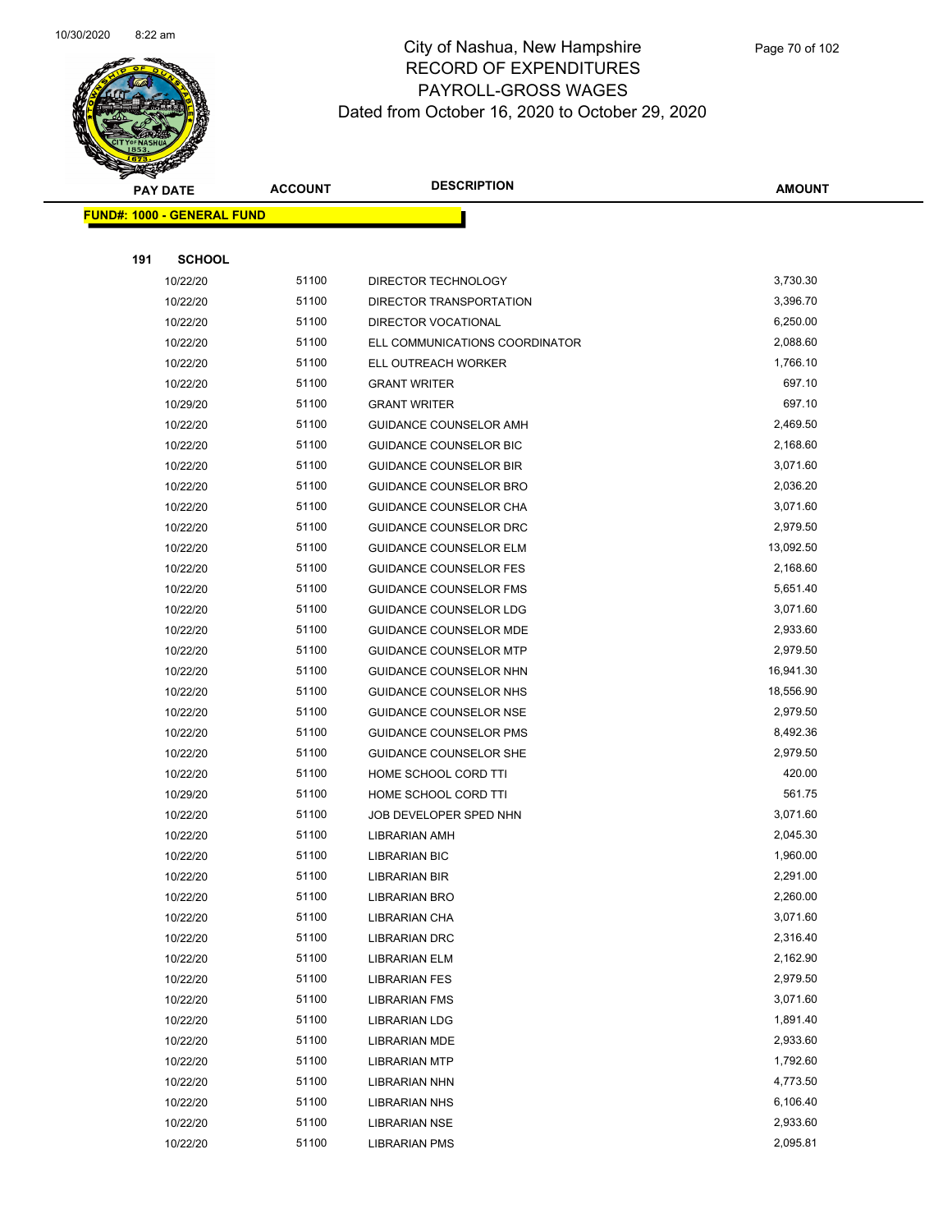# City of Nashua, New Hampshire
# RECORD OF EXPENDITURES
# PAYROLL-GROSS WAGES
# Dated from October 16, 2020 to October 29, 2020

**FUND#: 1000 - GENERAL FUND**

**191 SCHOOL**

| PAY DATE | ACCOUNT | DESCRIPTION | AMOUNT |
|---|---|---|---|
| 10/22/20 | 51100 | DIRECTOR TECHNOLOGY | 3,730.30 |
| 10/22/20 | 51100 | DIRECTOR TRANSPORTATION | 3,396.70 |
| 10/22/20 | 51100 | DIRECTOR VOCATIONAL | 6,250.00 |
| 10/22/20 | 51100 | ELL COMMUNICATIONS COORDINATOR | 2,088.60 |
| 10/22/20 | 51100 | ELL OUTREACH WORKER | 1,766.10 |
| 10/22/20 | 51100 | GRANT WRITER | 697.10 |
| 10/29/20 | 51100 | GRANT WRITER | 697.10 |
| 10/22/20 | 51100 | GUIDANCE COUNSELOR AMH | 2,469.50 |
| 10/22/20 | 51100 | GUIDANCE COUNSELOR BIC | 2,168.60 |
| 10/22/20 | 51100 | GUIDANCE COUNSELOR BIR | 3,071.60 |
| 10/22/20 | 51100 | GUIDANCE COUNSELOR BRO | 2,036.20 |
| 10/22/20 | 51100 | GUIDANCE COUNSELOR CHA | 3,071.60 |
| 10/22/20 | 51100 | GUIDANCE COUNSELOR DRC | 2,979.50 |
| 10/22/20 | 51100 | GUIDANCE COUNSELOR ELM | 13,092.50 |
| 10/22/20 | 51100 | GUIDANCE COUNSELOR FES | 2,168.60 |
| 10/22/20 | 51100 | GUIDANCE COUNSELOR FMS | 5,651.40 |
| 10/22/20 | 51100 | GUIDANCE COUNSELOR LDG | 3,071.60 |
| 10/22/20 | 51100 | GUIDANCE COUNSELOR MDE | 2,933.60 |
| 10/22/20 | 51100 | GUIDANCE COUNSELOR MTP | 2,979.50 |
| 10/22/20 | 51100 | GUIDANCE COUNSELOR NHN | 16,941.30 |
| 10/22/20 | 51100 | GUIDANCE COUNSELOR NHS | 18,556.90 |
| 10/22/20 | 51100 | GUIDANCE COUNSELOR NSE | 2,979.50 |
| 10/22/20 | 51100 | GUIDANCE COUNSELOR PMS | 8,492.36 |
| 10/22/20 | 51100 | GUIDANCE COUNSELOR SHE | 2,979.50 |
| 10/22/20 | 51100 | HOME SCHOOL CORD TTI | 420.00 |
| 10/29/20 | 51100 | HOME SCHOOL CORD TTI | 561.75 |
| 10/22/20 | 51100 | JOB DEVELOPER SPED NHN | 3,071.60 |
| 10/22/20 | 51100 | LIBRARIAN AMH | 2,045.30 |
| 10/22/20 | 51100 | LIBRARIAN BIC | 1,960.00 |
| 10/22/20 | 51100 | LIBRARIAN BIR | 2,291.00 |
| 10/22/20 | 51100 | LIBRARIAN BRO | 2,260.00 |
| 10/22/20 | 51100 | LIBRARIAN CHA | 3,071.60 |
| 10/22/20 | 51100 | LIBRARIAN DRC | 2,316.40 |
| 10/22/20 | 51100 | LIBRARIAN ELM | 2,162.90 |
| 10/22/20 | 51100 | LIBRARIAN FES | 2,979.50 |
| 10/22/20 | 51100 | LIBRARIAN FMS | 3,071.60 |
| 10/22/20 | 51100 | LIBRARIAN LDG | 1,891.40 |
| 10/22/20 | 51100 | LIBRARIAN MDE | 2,933.60 |
| 10/22/20 | 51100 | LIBRARIAN MTP | 1,792.60 |
| 10/22/20 | 51100 | LIBRARIAN NHN | 4,773.50 |
| 10/22/20 | 51100 | LIBRARIAN NHS | 6,106.40 |
| 10/22/20 | 51100 | LIBRARIAN NSE | 2,933.60 |
| 10/22/20 | 51100 | LIBRARIAN PMS | 2,095.81 |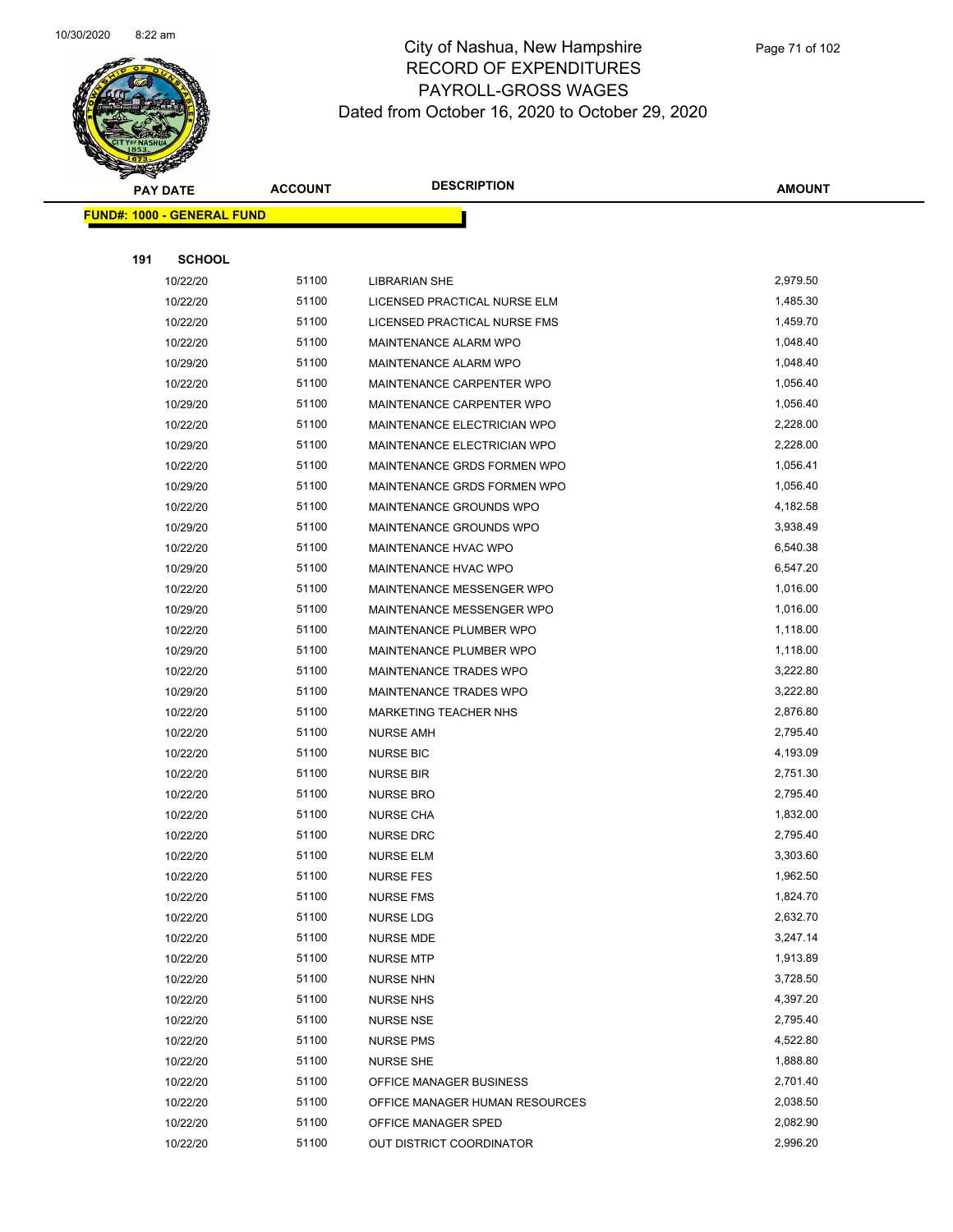# City of Nashua, New Hampshire
## RECORD OF EXPENDITURES
## PAYROLL-GROSS WAGES
### Dated from October 16, 2020 to October 29, 2020

| PAY DATE | ACCOUNT | DESCRIPTION | AMOUNT |
|---|---|---|---|
| **FUND#: 1000 - GENERAL FUND** | | | |
| **191 SCHOOL** | | | |
| 10/22/20 | 51100 | LIBRARIAN SHE | 2,979.50 |
| 10/22/20 | 51100 | LICENSED PRACTICAL NURSE ELM | 1,485.30 |
| 10/22/20 | 51100 | LICENSED PRACTICAL NURSE FMS | 1,459.70 |
| 10/22/20 | 51100 | MAINTENANCE ALARM WPO | 1,048.40 |
| 10/29/20 | 51100 | MAINTENANCE ALARM WPO | 1,048.40 |
| 10/22/20 | 51100 | MAINTENANCE CARPENTER WPO | 1,056.40 |
| 10/29/20 | 51100 | MAINTENANCE CARPENTER WPO | 1,056.40 |
| 10/22/20 | 51100 | MAINTENANCE ELECTRICIAN WPO | 2,228.00 |
| 10/29/20 | 51100 | MAINTENANCE ELECTRICIAN WPO | 2,228.00 |
| 10/22/20 | 51100 | MAINTENANCE GRDS FORMEN WPO | 1,056.41 |
| 10/29/20 | 51100 | MAINTENANCE GRDS FORMEN WPO | 1,056.40 |
| 10/22/20 | 51100 | MAINTENANCE GROUNDS WPO | 4,182.58 |
| 10/29/20 | 51100 | MAINTENANCE GROUNDS WPO | 3,938.49 |
| 10/22/20 | 51100 | MAINTENANCE HVAC WPO | 6,540.38 |
| 10/29/20 | 51100 | MAINTENANCE HVAC WPO | 6,547.20 |
| 10/22/20 | 51100 | MAINTENANCE MESSENGER WPO | 1,016.00 |
| 10/29/20 | 51100 | MAINTENANCE MESSENGER WPO | 1,016.00 |
| 10/22/20 | 51100 | MAINTENANCE PLUMBER WPO | 1,118.00 |
| 10/29/20 | 51100 | MAINTENANCE PLUMBER WPO | 1,118.00 |
| 10/22/20 | 51100 | MAINTENANCE TRADES WPO | 3,222.80 |
| 10/29/20 | 51100 | MAINTENANCE TRADES WPO | 3,222.80 |
| 10/22/20 | 51100 | MARKETING TEACHER NHS | 2,876.80 |
| 10/22/20 | 51100 | NURSE AMH | 2,795.40 |
| 10/22/20 | 51100 | NURSE BIC | 4,193.09 |
| 10/22/20 | 51100 | NURSE BIR | 2,751.30 |
| 10/22/20 | 51100 | NURSE BRO | 2,795.40 |
| 10/22/20 | 51100 | NURSE CHA | 1,832.00 |
| 10/22/20 | 51100 | NURSE DRC | 2,795.40 |
| 10/22/20 | 51100 | NURSE ELM | 3,303.60 |
| 10/22/20 | 51100 | NURSE FES | 1,962.50 |
| 10/22/20 | 51100 | NURSE FMS | 1,824.70 |
| 10/22/20 | 51100 | NURSE LDG | 2,632.70 |
| 10/22/20 | 51100 | NURSE MDE | 3,247.14 |
| 10/22/20 | 51100 | NURSE MTP | 1,913.89 |
| 10/22/20 | 51100 | NURSE NHN | 3,728.50 |
| 10/22/20 | 51100 | NURSE NHS | 4,397.20 |
| 10/22/20 | 51100 | NURSE NSE | 2,795.40 |
| 10/22/20 | 51100 | NURSE PMS | 4,522.80 |
| 10/22/20 | 51100 | NURSE SHE | 1,888.80 |
| 10/22/20 | 51100 | OFFICE MANAGER BUSINESS | 2,701.40 |
| 10/22/20 | 51100 | OFFICE MANAGER HUMAN RESOURCES | 2,038.50 |
| 10/22/20 | 51100 | OFFICE MANAGER SPED | 2,082.90 |
| 10/22/20 | 51100 | OUT DISTRICT COORDINATOR | 2,996.20 |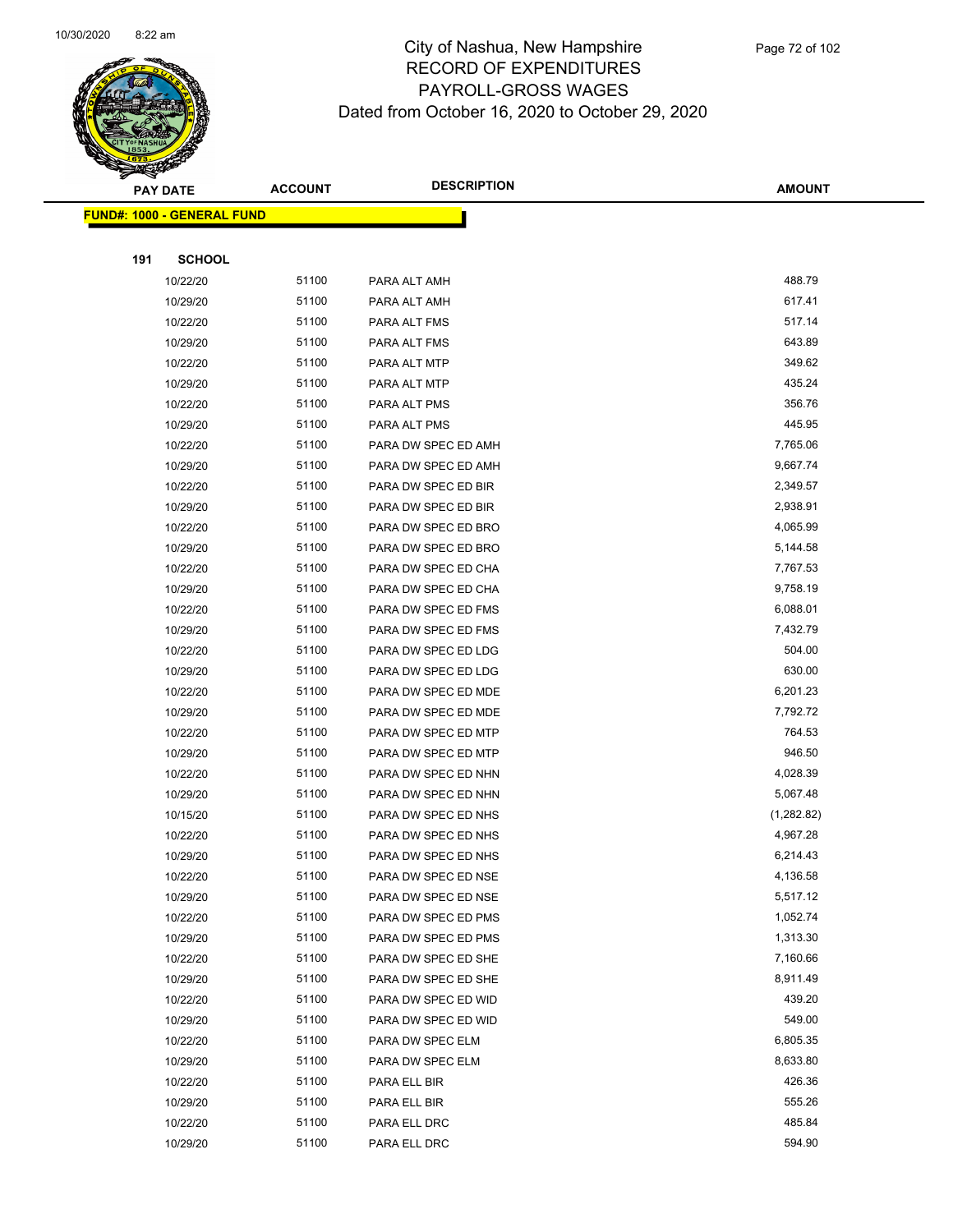# City of Nashua, New Hampshire
## RECORD OF EXPENDITURES
## PAYROLL-GROSS WAGES
## Dated from October 16, 2020 to October 29, 2020

| PAY DATE | ACCOUNT | DESCRIPTION | AMOUNT |
|---|---|---|---|
| **FUND#: 1000 - GENERAL FUND** | | | |
| **191 SCHOOL** | | | |
| 10/22/20 | 51100 | PARA ALT AMH | 488.79 |
| 10/29/20 | 51100 | PARA ALT AMH | 617.41 |
| 10/22/20 | 51100 | PARA ALT FMS | 517.14 |
| 10/29/20 | 51100 | PARA ALT FMS | 643.89 |
| 10/22/20 | 51100 | PARA ALT MTP | 349.62 |
| 10/29/20 | 51100 | PARA ALT MTP | 435.24 |
| 10/22/20 | 51100 | PARA ALT PMS | 356.76 |
| 10/29/20 | 51100 | PARA ALT PMS | 445.95 |
| 10/22/20 | 51100 | PARA DW SPEC ED AMH | 7,765.06 |
| 10/29/20 | 51100 | PARA DW SPEC ED AMH | 9,667.74 |
| 10/22/20 | 51100 | PARA DW SPEC ED BIR | 2,349.57 |
| 10/29/20 | 51100 | PARA DW SPEC ED BIR | 2,938.91 |
| 10/22/20 | 51100 | PARA DW SPEC ED BRO | 4,065.99 |
| 10/29/20 | 51100 | PARA DW SPEC ED BRO | 5,144.58 |
| 10/22/20 | 51100 | PARA DW SPEC ED CHA | 7,767.53 |
| 10/29/20 | 51100 | PARA DW SPEC ED CHA | 9,758.19 |
| 10/22/20 | 51100 | PARA DW SPEC ED FMS | 6,088.01 |
| 10/29/20 | 51100 | PARA DW SPEC ED FMS | 7,432.79 |
| 10/22/20 | 51100 | PARA DW SPEC ED LDG | 504.00 |
| 10/29/20 | 51100 | PARA DW SPEC ED LDG | 630.00 |
| 10/22/20 | 51100 | PARA DW SPEC ED MDE | 6,201.23 |
| 10/29/20 | 51100 | PARA DW SPEC ED MDE | 7,792.72 |
| 10/22/20 | 51100 | PARA DW SPEC ED MTP | 764.53 |
| 10/29/20 | 51100 | PARA DW SPEC ED MTP | 946.50 |
| 10/22/20 | 51100 | PARA DW SPEC ED NHN | 4,028.39 |
| 10/29/20 | 51100 | PARA DW SPEC ED NHN | 5,067.48 |
| 10/15/20 | 51100 | PARA DW SPEC ED NHS | (1,282.82) |
| 10/22/20 | 51100 | PARA DW SPEC ED NHS | 4,967.28 |
| 10/29/20 | 51100 | PARA DW SPEC ED NHS | 6,214.43 |
| 10/22/20 | 51100 | PARA DW SPEC ED NSE | 4,136.58 |
| 10/29/20 | 51100 | PARA DW SPEC ED NSE | 5,517.12 |
| 10/22/20 | 51100 | PARA DW SPEC ED PMS | 1,052.74 |
| 10/29/20 | 51100 | PARA DW SPEC ED PMS | 1,313.30 |
| 10/22/20 | 51100 | PARA DW SPEC ED SHE | 7,160.66 |
| 10/29/20 | 51100 | PARA DW SPEC ED SHE | 8,911.49 |
| 10/22/20 | 51100 | PARA DW SPEC ED WID | 439.20 |
| 10/29/20 | 51100 | PARA DW SPEC ED WID | 549.00 |
| 10/22/20 | 51100 | PARA DW SPEC ELM | 6,805.35 |
| 10/29/20 | 51100 | PARA DW SPEC ELM | 8,633.80 |
| 10/22/20 | 51100 | PARA ELL BIR | 426.36 |
| 10/29/20 | 51100 | PARA ELL BIR | 555.26 |
| 10/22/20 | 51100 | PARA ELL DRC | 485.84 |
| 10/29/20 | 51100 | PARA ELL DRC | 594.90 |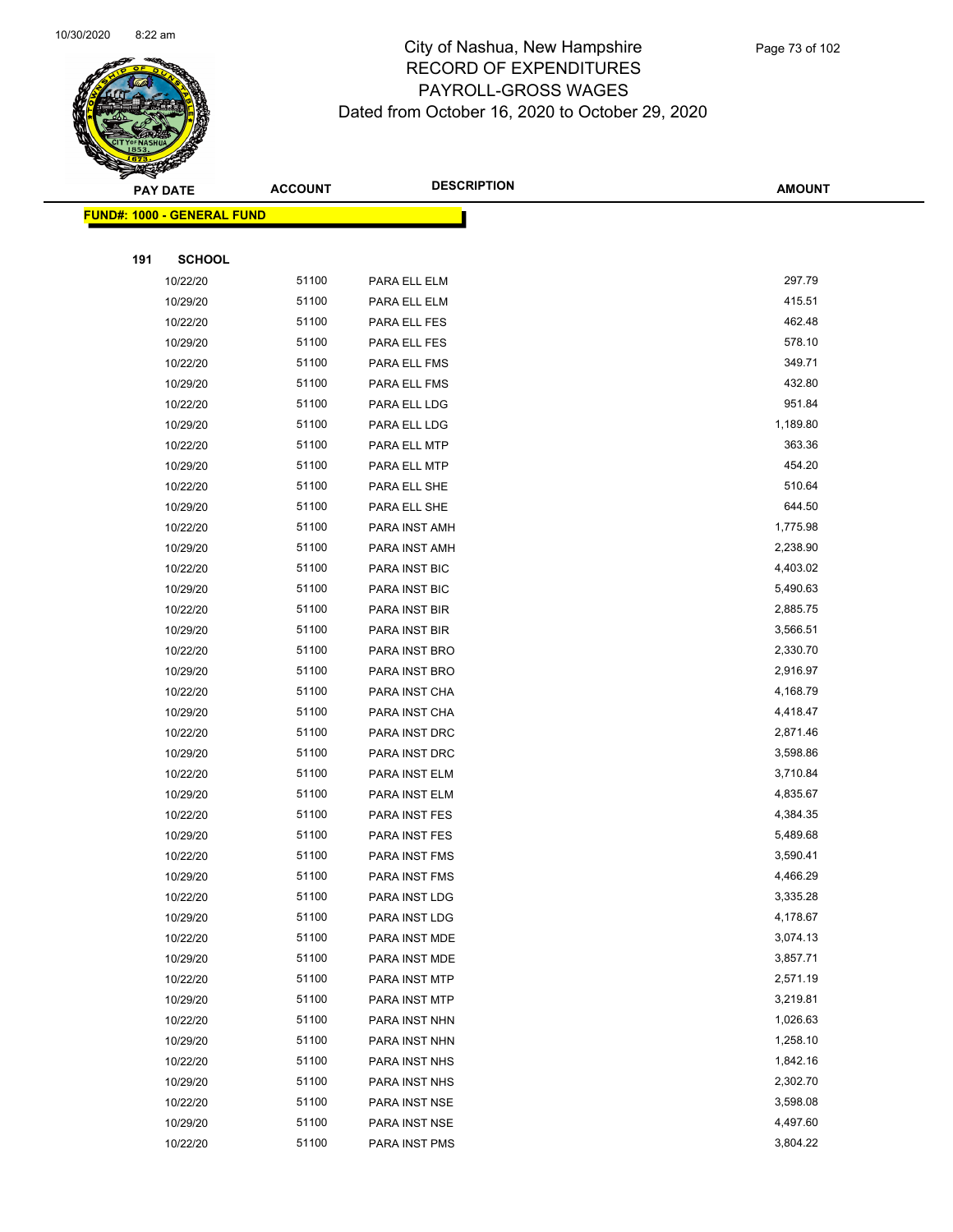# City of Nashua, New Hampshire
## RECORD OF EXPENDITURES
## PAYROLL-GROSS WAGES
## Dated from October 16, 2020 to October 29, 2020

| PAY DATE | ACCOUNT | DESCRIPTION | AMOUNT |
|---|---|---|---|

**FUND#: 1000 - GENERAL FUND**

**191 SCHOOL**

| PAY DATE | ACCOUNT | DESCRIPTION | AMOUNT |
|---|---|---|---|
| 10/22/20 | 51100 | PARA ELL ELM | 297.79 |
| 10/29/20 | 51100 | PARA ELL ELM | 415.51 |
| 10/22/20 | 51100 | PARA ELL FES | 462.48 |
| 10/29/20 | 51100 | PARA ELL FES | 578.10 |
| 10/22/20 | 51100 | PARA ELL FMS | 349.71 |
| 10/29/20 | 51100 | PARA ELL FMS | 432.80 |
| 10/22/20 | 51100 | PARA ELL LDG | 951.84 |
| 10/29/20 | 51100 | PARA ELL LDG | 1,189.80 |
| 10/22/20 | 51100 | PARA ELL MTP | 363.36 |
| 10/29/20 | 51100 | PARA ELL MTP | 454.20 |
| 10/22/20 | 51100 | PARA ELL SHE | 510.64 |
| 10/29/20 | 51100 | PARA ELL SHE | 644.50 |
| 10/22/20 | 51100 | PARA INST AMH | 1,775.98 |
| 10/29/20 | 51100 | PARA INST AMH | 2,238.90 |
| 10/22/20 | 51100 | PARA INST BIC | 4,403.02 |
| 10/29/20 | 51100 | PARA INST BIC | 5,490.63 |
| 10/22/20 | 51100 | PARA INST BIR | 2,885.75 |
| 10/29/20 | 51100 | PARA INST BIR | 3,566.51 |
| 10/22/20 | 51100 | PARA INST BRO | 2,330.70 |
| 10/29/20 | 51100 | PARA INST BRO | 2,916.97 |
| 10/22/20 | 51100 | PARA INST CHA | 4,168.79 |
| 10/29/20 | 51100 | PARA INST CHA | 4,418.47 |
| 10/22/20 | 51100 | PARA INST DRC | 2,871.46 |
| 10/29/20 | 51100 | PARA INST DRC | 3,598.86 |
| 10/22/20 | 51100 | PARA INST ELM | 3,710.84 |
| 10/29/20 | 51100 | PARA INST ELM | 4,835.67 |
| 10/22/20 | 51100 | PARA INST FES | 4,384.35 |
| 10/29/20 | 51100 | PARA INST FES | 5,489.68 |
| 10/22/20 | 51100 | PARA INST FMS | 3,590.41 |
| 10/29/20 | 51100 | PARA INST FMS | 4,466.29 |
| 10/22/20 | 51100 | PARA INST LDG | 3,335.28 |
| 10/29/20 | 51100 | PARA INST LDG | 4,178.67 |
| 10/22/20 | 51100 | PARA INST MDE | 3,074.13 |
| 10/29/20 | 51100 | PARA INST MDE | 3,857.71 |
| 10/22/20 | 51100 | PARA INST MTP | 2,571.19 |
| 10/29/20 | 51100 | PARA INST MTP | 3,219.81 |
| 10/22/20 | 51100 | PARA INST NHN | 1,026.63 |
| 10/29/20 | 51100 | PARA INST NHN | 1,258.10 |
| 10/22/20 | 51100 | PARA INST NHS | 1,842.16 |
| 10/29/20 | 51100 | PARA INST NHS | 2,302.70 |
| 10/22/20 | 51100 | PARA INST NSE | 3,598.08 |
| 10/29/20 | 51100 | PARA INST NSE | 4,497.60 |
| 10/22/20 | 51100 | PARA INST PMS | 3,804.22 |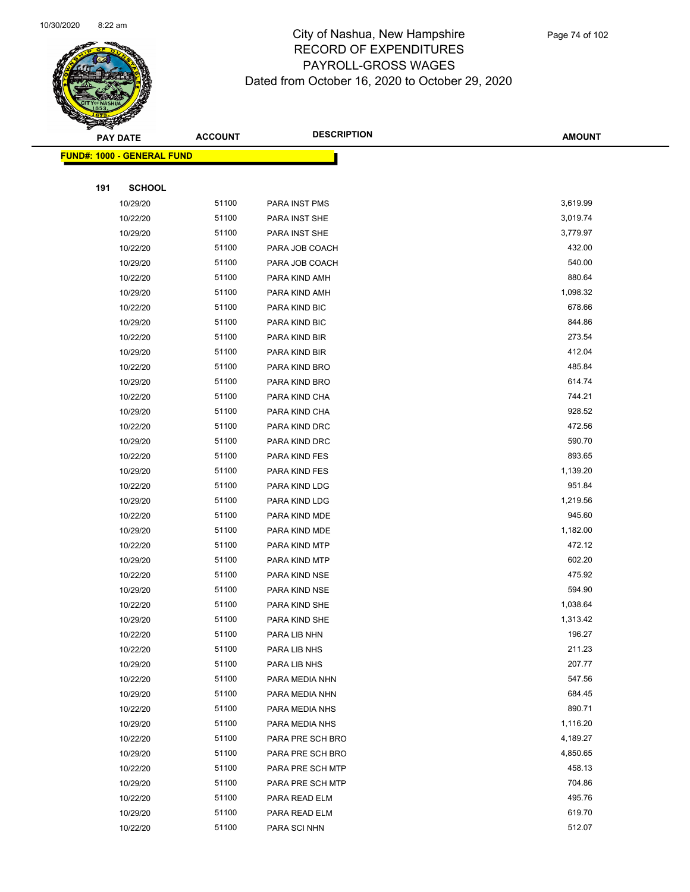# City of Nashua, New Hampshire
# RECORD OF EXPENDITURES
# PAYROLL-GROSS WAGES
# Dated from October 16, 2020 to October 29, 2020

| PAY DATE | ACCOUNT | DESCRIPTION | AMOUNT |
|---|---|---|---|
| **FUND#: 1000 - GENERAL FUND** | | | |
| **191 SCHOOL** | | | |
| 10/29/20 | 51100 | PARA INST PMS | 3,619.99 |
| 10/22/20 | 51100 | PARA INST SHE | 3,019.74 |
| 10/29/20 | 51100 | PARA INST SHE | 3,779.97 |
| 10/22/20 | 51100 | PARA JOB COACH | 432.00 |
| 10/29/20 | 51100 | PARA JOB COACH | 540.00 |
| 10/22/20 | 51100 | PARA KIND AMH | 880.64 |
| 10/29/20 | 51100 | PARA KIND AMH | 1,098.32 |
| 10/22/20 | 51100 | PARA KIND BIC | 678.66 |
| 10/29/20 | 51100 | PARA KIND BIC | 844.86 |
| 10/22/20 | 51100 | PARA KIND BIR | 273.54 |
| 10/29/20 | 51100 | PARA KIND BIR | 412.04 |
| 10/22/20 | 51100 | PARA KIND BRO | 485.84 |
| 10/29/20 | 51100 | PARA KIND BRO | 614.74 |
| 10/22/20 | 51100 | PARA KIND CHA | 744.21 |
| 10/29/20 | 51100 | PARA KIND CHA | 928.52 |
| 10/22/20 | 51100 | PARA KIND DRC | 472.56 |
| 10/29/20 | 51100 | PARA KIND DRC | 590.70 |
| 10/22/20 | 51100 | PARA KIND FES | 893.65 |
| 10/29/20 | 51100 | PARA KIND FES | 1,139.20 |
| 10/22/20 | 51100 | PARA KIND LDG | 951.84 |
| 10/29/20 | 51100 | PARA KIND LDG | 1,219.56 |
| 10/22/20 | 51100 | PARA KIND MDE | 945.60 |
| 10/29/20 | 51100 | PARA KIND MDE | 1,182.00 |
| 10/22/20 | 51100 | PARA KIND MTP | 472.12 |
| 10/29/20 | 51100 | PARA KIND MTP | 602.20 |
| 10/22/20 | 51100 | PARA KIND NSE | 475.92 |
| 10/29/20 | 51100 | PARA KIND NSE | 594.90 |
| 10/22/20 | 51100 | PARA KIND SHE | 1,038.64 |
| 10/29/20 | 51100 | PARA KIND SHE | 1,313.42 |
| 10/22/20 | 51100 | PARA LIB NHN | 196.27 |
| 10/22/20 | 51100 | PARA LIB NHS | 211.23 |
| 10/29/20 | 51100 | PARA LIB NHS | 207.77 |
| 10/22/20 | 51100 | PARA MEDIA NHN | 547.56 |
| 10/29/20 | 51100 | PARA MEDIA NHN | 684.45 |
| 10/22/20 | 51100 | PARA MEDIA NHS | 890.71 |
| 10/29/20 | 51100 | PARA MEDIA NHS | 1,116.20 |
| 10/22/20 | 51100 | PARA PRE SCH BRO | 4,189.27 |
| 10/29/20 | 51100 | PARA PRE SCH BRO | 4,850.65 |
| 10/22/20 | 51100 | PARA PRE SCH MTP | 458.13 |
| 10/29/20 | 51100 | PARA PRE SCH MTP | 704.86 |
| 10/22/20 | 51100 | PARA READ ELM | 495.76 |
| 10/29/20 | 51100 | PARA READ ELM | 619.70 |
| 10/22/20 | 51100 | PARA SCI NHN | 512.07 |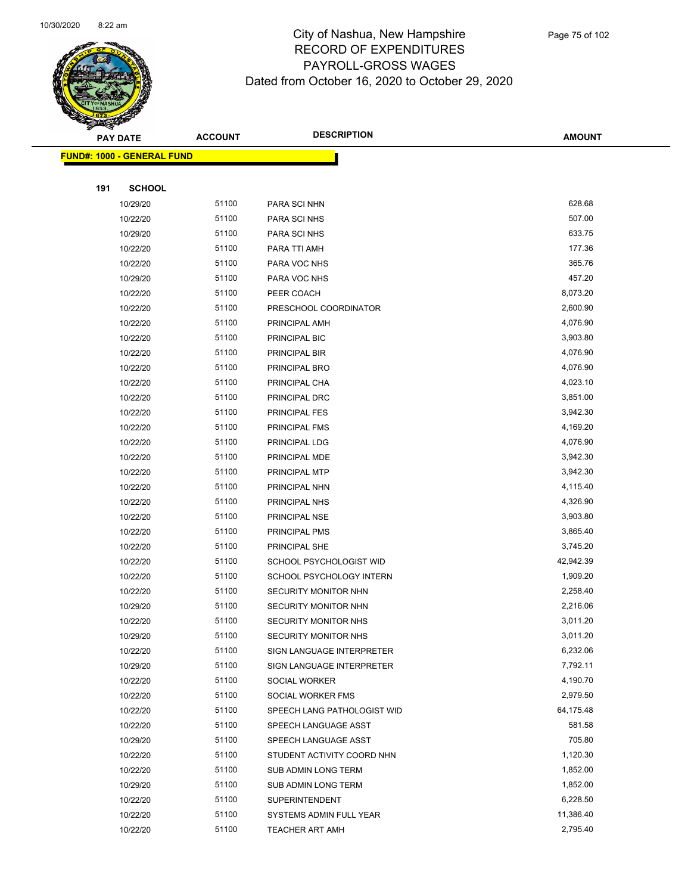# City of Nashua, New Hampshire
## RECORD OF EXPENDITURES
## PAYROLL-GROSS WAGES
## Dated from October 16, 2020 to October 29, 2020

| PAY DATE | ACCOUNT | DESCRIPTION | AMOUNT |
|---|---|---|---|
| **FUND#: 1000 - GENERAL FUND** | | | |
| **191 SCHOOL** | | | |
| 10/29/20 | 51100 | PARA SCI NHN | 628.68 |
| 10/22/20 | 51100 | PARA SCI NHS | 507.00 |
| 10/29/20 | 51100 | PARA SCI NHS | 633.75 |
| 10/22/20 | 51100 | PARA TTI AMH | 177.36 |
| 10/22/20 | 51100 | PARA VOC NHS | 365.76 |
| 10/29/20 | 51100 | PARA VOC NHS | 457.20 |
| 10/22/20 | 51100 | PEER COACH | 8,073.20 |
| 10/22/20 | 51100 | PRESCHOOL COORDINATOR | 2,600.90 |
| 10/22/20 | 51100 | PRINCIPAL AMH | 4,076.90 |
| 10/22/20 | 51100 | PRINCIPAL BIC | 3,903.80 |
| 10/22/20 | 51100 | PRINCIPAL BIR | 4,076.90 |
| 10/22/20 | 51100 | PRINCIPAL BRO | 4,076.90 |
| 10/22/20 | 51100 | PRINCIPAL CHA | 4,023.10 |
| 10/22/20 | 51100 | PRINCIPAL DRC | 3,851.00 |
| 10/22/20 | 51100 | PRINCIPAL FES | 3,942.30 |
| 10/22/20 | 51100 | PRINCIPAL FMS | 4,169.20 |
| 10/22/20 | 51100 | PRINCIPAL LDG | 4,076.90 |
| 10/22/20 | 51100 | PRINCIPAL MDE | 3,942.30 |
| 10/22/20 | 51100 | PRINCIPAL MTP | 3,942.30 |
| 10/22/20 | 51100 | PRINCIPAL NHN | 4,115.40 |
| 10/22/20 | 51100 | PRINCIPAL NHS | 4,326.90 |
| 10/22/20 | 51100 | PRINCIPAL NSE | 3,903.80 |
| 10/22/20 | 51100 | PRINCIPAL PMS | 3,865.40 |
| 10/22/20 | 51100 | PRINCIPAL SHE | 3,745.20 |
| 10/22/20 | 51100 | SCHOOL PSYCHOLOGIST WID | 42,942.39 |
| 10/22/20 | 51100 | SCHOOL PSYCHOLOGY INTERN | 1,909.20 |
| 10/22/20 | 51100 | SECURITY MONITOR NHN | 2,258.40 |
| 10/29/20 | 51100 | SECURITY MONITOR NHN | 2,216.06 |
| 10/22/20 | 51100 | SECURITY MONITOR NHS | 3,011.20 |
| 10/29/20 | 51100 | SECURITY MONITOR NHS | 3,011.20 |
| 10/22/20 | 51100 | SIGN LANGUAGE INTERPRETER | 6,232.06 |
| 10/29/20 | 51100 | SIGN LANGUAGE INTERPRETER | 7,792.11 |
| 10/22/20 | 51100 | SOCIAL WORKER | 4,190.70 |
| 10/22/20 | 51100 | SOCIAL WORKER FMS | 2,979.50 |
| 10/22/20 | 51100 | SPEECH LANG PATHOLOGIST WID | 64,175.48 |
| 10/22/20 | 51100 | SPEECH LANGUAGE ASST | 581.58 |
| 10/29/20 | 51100 | SPEECH LANGUAGE ASST | 705.80 |
| 10/22/20 | 51100 | STUDENT ACTIVITY COORD NHN | 1,120.30 |
| 10/22/20 | 51100 | SUB ADMIN LONG TERM | 1,852.00 |
| 10/29/20 | 51100 | SUB ADMIN LONG TERM | 1,852.00 |
| 10/22/20 | 51100 | SUPERINTENDENT | 6,228.50 |
| 10/22/20 | 51100 | SYSTEMS ADMIN FULL YEAR | 11,386.40 |
| 10/22/20 | 51100 | TEACHER ART AMH | 2,795.40 |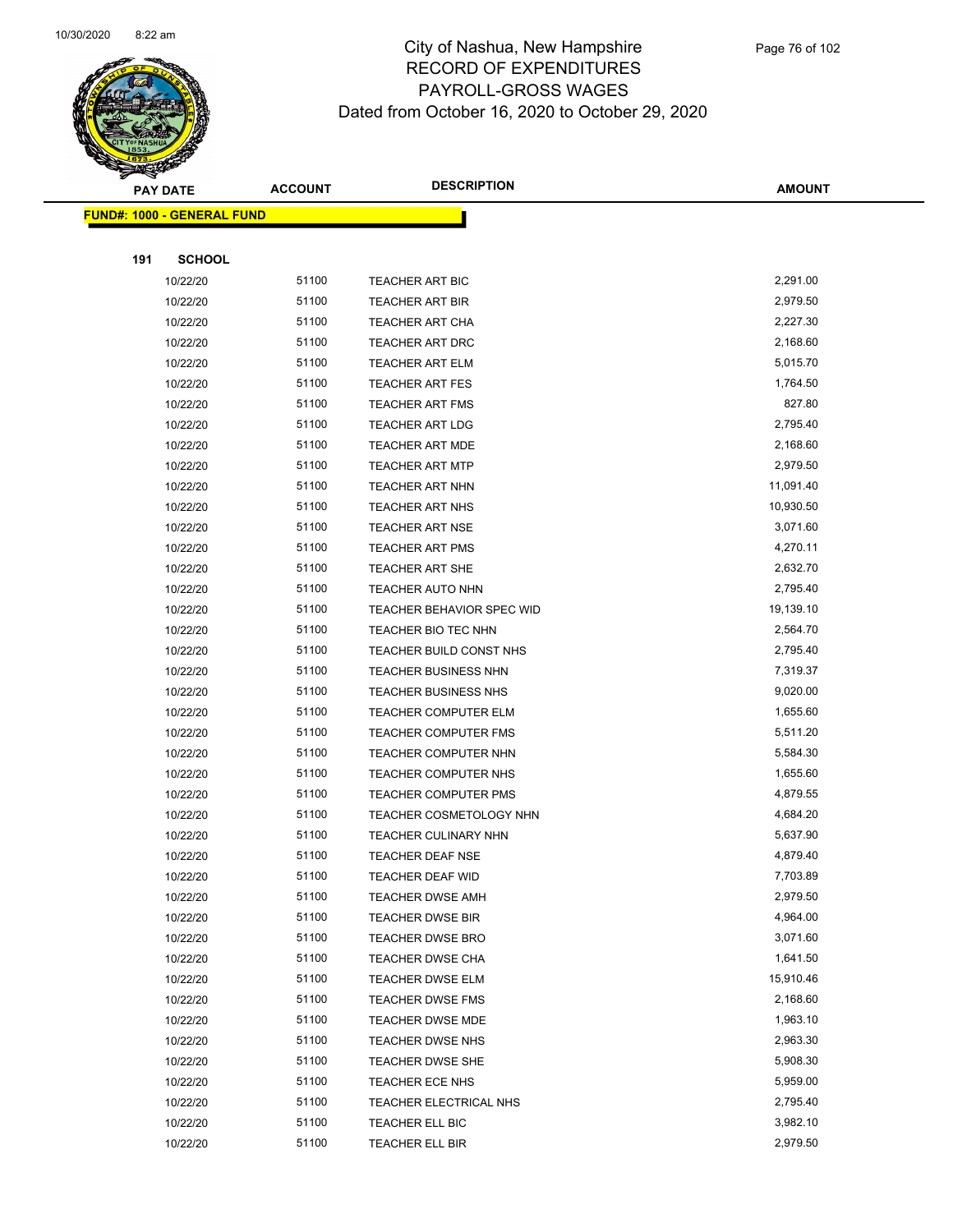# City of Nashua, New Hampshire
# RECORD OF EXPENDITURES
# PAYROLL-GROSS WAGES
# Dated from October 16, 2020 to October 29, 2020

| PAY DATE | ACCOUNT | DESCRIPTION | AMOUNT |
|---|---|---|---|
| **FUND#: 1000 - GENERAL FUND** | | | |
| **191 SCHOOL** | | | |
| 10/22/20 | 51100 | TEACHER ART BIC | 2,291.00 |
| 10/22/20 | 51100 | TEACHER ART BIR | 2,979.50 |
| 10/22/20 | 51100 | TEACHER ART CHA | 2,227.30 |
| 10/22/20 | 51100 | TEACHER ART DRC | 2,168.60 |
| 10/22/20 | 51100 | TEACHER ART ELM | 5,015.70 |
| 10/22/20 | 51100 | TEACHER ART FES | 1,764.50 |
| 10/22/20 | 51100 | TEACHER ART FMS | 827.80 |
| 10/22/20 | 51100 | TEACHER ART LDG | 2,795.40 |
| 10/22/20 | 51100 | TEACHER ART MDE | 2,168.60 |
| 10/22/20 | 51100 | TEACHER ART MTP | 2,979.50 |
| 10/22/20 | 51100 | TEACHER ART NHN | 11,091.40 |
| 10/22/20 | 51100 | TEACHER ART NHS | 10,930.50 |
| 10/22/20 | 51100 | TEACHER ART NSE | 3,071.60 |
| 10/22/20 | 51100 | TEACHER ART PMS | 4,270.11 |
| 10/22/20 | 51100 | TEACHER ART SHE | 2,632.70 |
| 10/22/20 | 51100 | TEACHER AUTO NHN | 2,795.40 |
| 10/22/20 | 51100 | TEACHER BEHAVIOR SPEC WID | 19,139.10 |
| 10/22/20 | 51100 | TEACHER BIO TEC NHN | 2,564.70 |
| 10/22/20 | 51100 | TEACHER BUILD CONST NHS | 2,795.40 |
| 10/22/20 | 51100 | TEACHER BUSINESS NHN | 7,319.37 |
| 10/22/20 | 51100 | TEACHER BUSINESS NHS | 9,020.00 |
| 10/22/20 | 51100 | TEACHER COMPUTER ELM | 1,655.60 |
| 10/22/20 | 51100 | TEACHER COMPUTER FMS | 5,511.20 |
| 10/22/20 | 51100 | TEACHER COMPUTER NHN | 5,584.30 |
| 10/22/20 | 51100 | TEACHER COMPUTER NHS | 1,655.60 |
| 10/22/20 | 51100 | TEACHER COMPUTER PMS | 4,879.55 |
| 10/22/20 | 51100 | TEACHER COSMETOLOGY NHN | 4,684.20 |
| 10/22/20 | 51100 | TEACHER CULINARY NHN | 5,637.90 |
| 10/22/20 | 51100 | TEACHER DEAF NSE | 4,879.40 |
| 10/22/20 | 51100 | TEACHER DEAF WID | 7,703.89 |
| 10/22/20 | 51100 | TEACHER DWSE AMH | 2,979.50 |
| 10/22/20 | 51100 | TEACHER DWSE BIR | 4,964.00 |
| 10/22/20 | 51100 | TEACHER DWSE BRO | 3,071.60 |
| 10/22/20 | 51100 | TEACHER DWSE CHA | 1,641.50 |
| 10/22/20 | 51100 | TEACHER DWSE ELM | 15,910.46 |
| 10/22/20 | 51100 | TEACHER DWSE FMS | 2,168.60 |
| 10/22/20 | 51100 | TEACHER DWSE MDE | 1,963.10 |
| 10/22/20 | 51100 | TEACHER DWSE NHS | 2,963.30 |
| 10/22/20 | 51100 | TEACHER DWSE SHE | 5,908.30 |
| 10/22/20 | 51100 | TEACHER ECE NHS | 5,959.00 |
| 10/22/20 | 51100 | TEACHER ELECTRICAL NHS | 2,795.40 |
| 10/22/20 | 51100 | TEACHER ELL BIC | 3,982.10 |
| 10/22/20 | 51100 | TEACHER ELL BIR | 2,979.50 |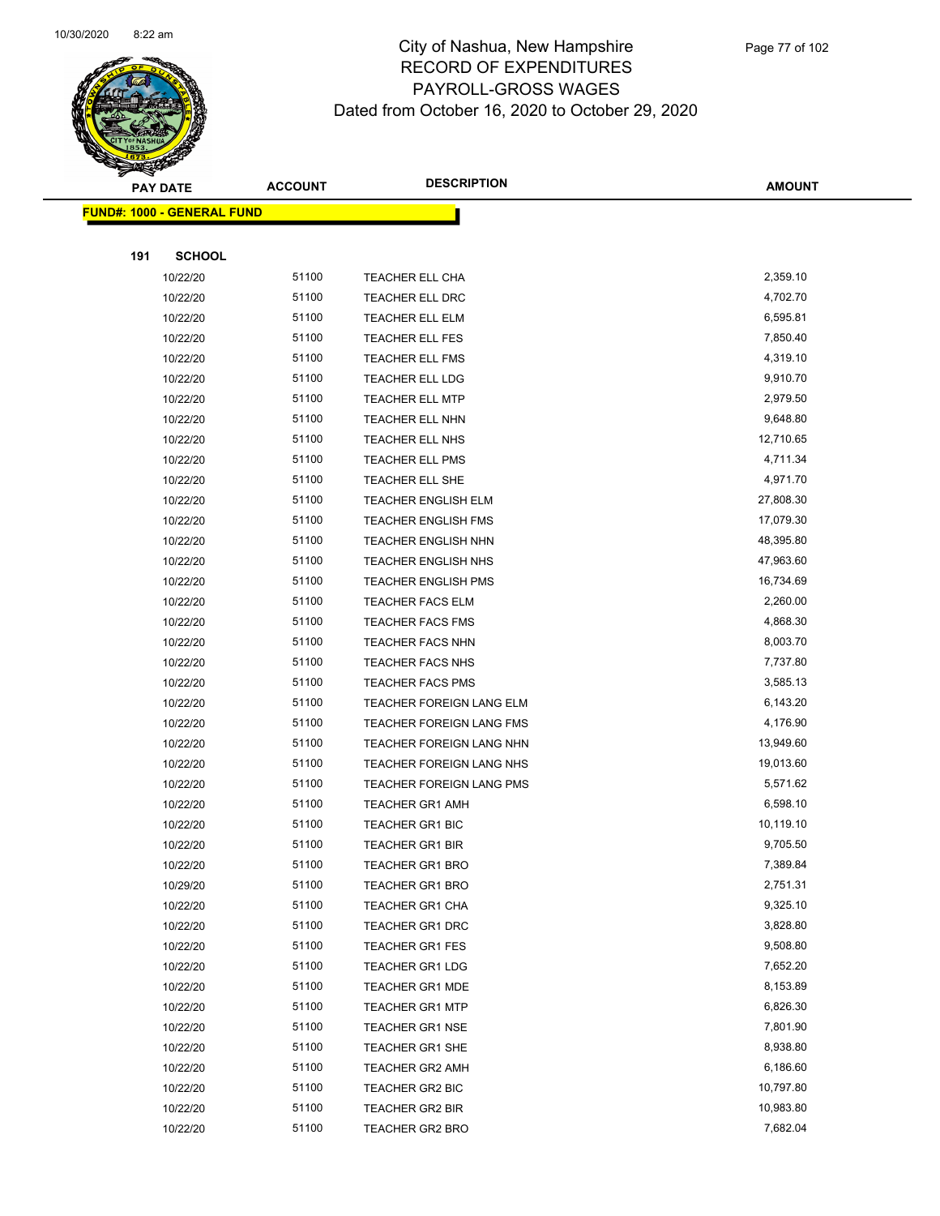City of Nashua, New Hampshire
RECORD OF EXPENDITURES
PAYROLL-GROSS WAGES
Dated from October 16, 2020 to October 29, 2020

| PAY DATE | ACCOUNT | DESCRIPTION | AMOUNT |
|---|---|---|---|

**FUND#: 1000 - GENERAL FUND**

**191 SCHOOL**

| PAY DATE | ACCOUNT | DESCRIPTION | AMOUNT |
|---|---|---|---|
| 10/22/20 | 51100 | TEACHER ELL CHA | 2,359.10 |
| 10/22/20 | 51100 | TEACHER ELL DRC | 4,702.70 |
| 10/22/20 | 51100 | TEACHER ELL ELM | 6,595.81 |
| 10/22/20 | 51100 | TEACHER ELL FES | 7,850.40 |
| 10/22/20 | 51100 | TEACHER ELL FMS | 4,319.10 |
| 10/22/20 | 51100 | TEACHER ELL LDG | 9,910.70 |
| 10/22/20 | 51100 | TEACHER ELL MTP | 2,979.50 |
| 10/22/20 | 51100 | TEACHER ELL NHN | 9,648.80 |
| 10/22/20 | 51100 | TEACHER ELL NHS | 12,710.65 |
| 10/22/20 | 51100 | TEACHER ELL PMS | 4,711.34 |
| 10/22/20 | 51100 | TEACHER ELL SHE | 4,971.70 |
| 10/22/20 | 51100 | TEACHER ENGLISH ELM | 27,808.30 |
| 10/22/20 | 51100 | TEACHER ENGLISH FMS | 17,079.30 |
| 10/22/20 | 51100 | TEACHER ENGLISH NHN | 48,395.80 |
| 10/22/20 | 51100 | TEACHER ENGLISH NHS | 47,963.60 |
| 10/22/20 | 51100 | TEACHER ENGLISH PMS | 16,734.69 |
| 10/22/20 | 51100 | TEACHER FACS ELM | 2,260.00 |
| 10/22/20 | 51100 | TEACHER FACS FMS | 4,868.30 |
| 10/22/20 | 51100 | TEACHER FACS NHN | 8,003.70 |
| 10/22/20 | 51100 | TEACHER FACS NHS | 7,737.80 |
| 10/22/20 | 51100 | TEACHER FACS PMS | 3,585.13 |
| 10/22/20 | 51100 | TEACHER FOREIGN LANG ELM | 6,143.20 |
| 10/22/20 | 51100 | TEACHER FOREIGN LANG FMS | 4,176.90 |
| 10/22/20 | 51100 | TEACHER FOREIGN LANG NHN | 13,949.60 |
| 10/22/20 | 51100 | TEACHER FOREIGN LANG NHS | 19,013.60 |
| 10/22/20 | 51100 | TEACHER FOREIGN LANG PMS | 5,571.62 |
| 10/22/20 | 51100 | TEACHER GR1 AMH | 6,598.10 |
| 10/22/20 | 51100 | TEACHER GR1 BIC | 10,119.10 |
| 10/22/20 | 51100 | TEACHER GR1 BIR | 9,705.50 |
| 10/22/20 | 51100 | TEACHER GR1 BRO | 7,389.84 |
| 10/29/20 | 51100 | TEACHER GR1 BRO | 2,751.31 |
| 10/22/20 | 51100 | TEACHER GR1 CHA | 9,325.10 |
| 10/22/20 | 51100 | TEACHER GR1 DRC | 3,828.80 |
| 10/22/20 | 51100 | TEACHER GR1 FES | 9,508.80 |
| 10/22/20 | 51100 | TEACHER GR1 LDG | 7,652.20 |
| 10/22/20 | 51100 | TEACHER GR1 MDE | 8,153.89 |
| 10/22/20 | 51100 | TEACHER GR1 MTP | 6,826.30 |
| 10/22/20 | 51100 | TEACHER GR1 NSE | 7,801.90 |
| 10/22/20 | 51100 | TEACHER GR1 SHE | 8,938.80 |
| 10/22/20 | 51100 | TEACHER GR2 AMH | 6,186.60 |
| 10/22/20 | 51100 | TEACHER GR2 BIC | 10,797.80 |
| 10/22/20 | 51100 | TEACHER GR2 BIR | 10,983.80 |
| 10/22/20 | 51100 | TEACHER GR2 BRO | 7,682.04 |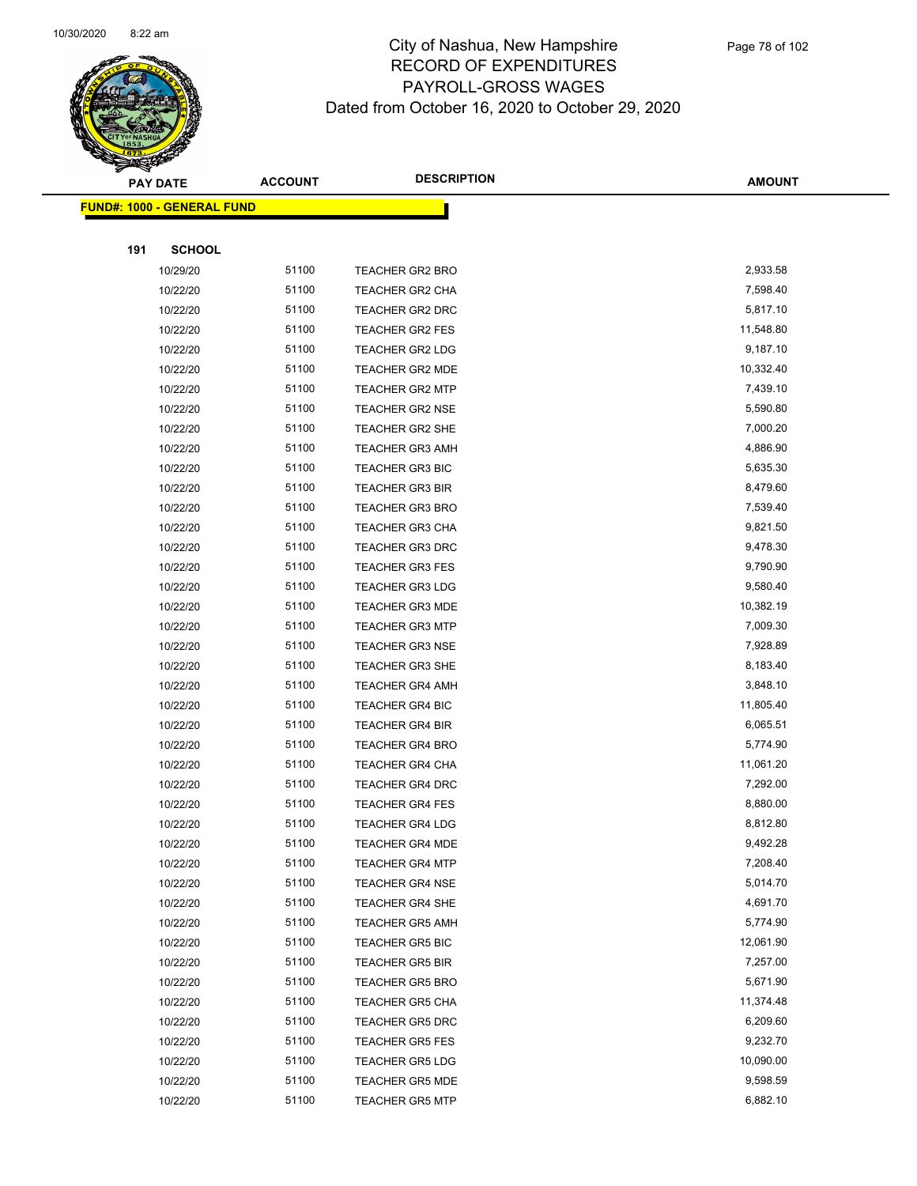# City of Nashua, New Hampshire
# RECORD OF EXPENDITURES
# PAYROLL-GROSS WAGES
# Dated from October 16, 2020 to October 29, 2020

| PAY DATE | ACCOUNT | DESCRIPTION | AMOUNT |
|---|---|---|---|
| **FUND#: 1000 - GENERAL FUND** | | | |
| **191 SCHOOL** | | | |
| 10/29/20 | 51100 | TEACHER GR2 BRO | 2,933.58 |
| 10/22/20 | 51100 | TEACHER GR2 CHA | 7,598.40 |
| 10/22/20 | 51100 | TEACHER GR2 DRC | 5,817.10 |
| 10/22/20 | 51100 | TEACHER GR2 FES | 11,548.80 |
| 10/22/20 | 51100 | TEACHER GR2 LDG | 9,187.10 |
| 10/22/20 | 51100 | TEACHER GR2 MDE | 10,332.40 |
| 10/22/20 | 51100 | TEACHER GR2 MTP | 7,439.10 |
| 10/22/20 | 51100 | TEACHER GR2 NSE | 5,590.80 |
| 10/22/20 | 51100 | TEACHER GR2 SHE | 7,000.20 |
| 10/22/20 | 51100 | TEACHER GR3 AMH | 4,886.90 |
| 10/22/20 | 51100 | TEACHER GR3 BIC | 5,635.30 |
| 10/22/20 | 51100 | TEACHER GR3 BIR | 8,479.60 |
| 10/22/20 | 51100 | TEACHER GR3 BRO | 7,539.40 |
| 10/22/20 | 51100 | TEACHER GR3 CHA | 9,821.50 |
| 10/22/20 | 51100 | TEACHER GR3 DRC | 9,478.30 |
| 10/22/20 | 51100 | TEACHER GR3 FES | 9,790.90 |
| 10/22/20 | 51100 | TEACHER GR3 LDG | 9,580.40 |
| 10/22/20 | 51100 | TEACHER GR3 MDE | 10,382.19 |
| 10/22/20 | 51100 | TEACHER GR3 MTP | 7,009.30 |
| 10/22/20 | 51100 | TEACHER GR3 NSE | 7,928.89 |
| 10/22/20 | 51100 | TEACHER GR3 SHE | 8,183.40 |
| 10/22/20 | 51100 | TEACHER GR4 AMH | 3,848.10 |
| 10/22/20 | 51100 | TEACHER GR4 BIC | 11,805.40 |
| 10/22/20 | 51100 | TEACHER GR4 BIR | 6,065.51 |
| 10/22/20 | 51100 | TEACHER GR4 BRO | 5,774.90 |
| 10/22/20 | 51100 | TEACHER GR4 CHA | 11,061.20 |
| 10/22/20 | 51100 | TEACHER GR4 DRC | 7,292.00 |
| 10/22/20 | 51100 | TEACHER GR4 FES | 8,880.00 |
| 10/22/20 | 51100 | TEACHER GR4 LDG | 8,812.80 |
| 10/22/20 | 51100 | TEACHER GR4 MDE | 9,492.28 |
| 10/22/20 | 51100 | TEACHER GR4 MTP | 7,208.40 |
| 10/22/20 | 51100 | TEACHER GR4 NSE | 5,014.70 |
| 10/22/20 | 51100 | TEACHER GR4 SHE | 4,691.70 |
| 10/22/20 | 51100 | TEACHER GR5 AMH | 5,774.90 |
| 10/22/20 | 51100 | TEACHER GR5 BIC | 12,061.90 |
| 10/22/20 | 51100 | TEACHER GR5 BIR | 7,257.00 |
| 10/22/20 | 51100 | TEACHER GR5 BRO | 5,671.90 |
| 10/22/20 | 51100 | TEACHER GR5 CHA | 11,374.48 |
| 10/22/20 | 51100 | TEACHER GR5 DRC | 6,209.60 |
| 10/22/20 | 51100 | TEACHER GR5 FES | 9,232.70 |
| 10/22/20 | 51100 | TEACHER GR5 LDG | 10,090.00 |
| 10/22/20 | 51100 | TEACHER GR5 MDE | 9,598.59 |
| 10/22/20 | 51100 | TEACHER GR5 MTP | 6,882.10 |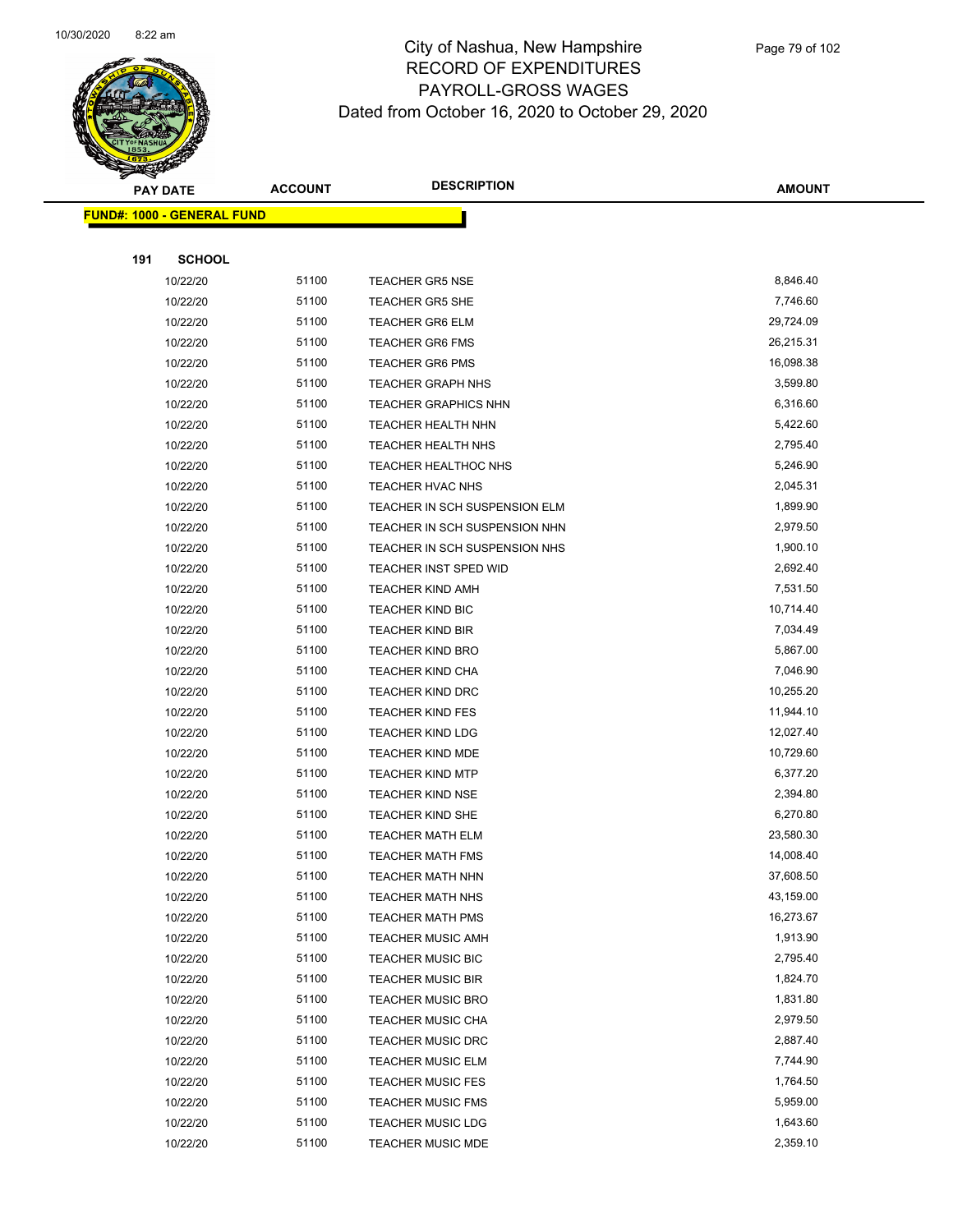# City of Nashua, New Hampshire
## RECORD OF EXPENDITURES
## PAYROLL-GROSS WAGES
## Dated from October 16, 2020 to October 29, 2020

| PAY DATE | ACCOUNT | DESCRIPTION | AMOUNT |
|---|---|---|---|
| **FUND#: 1000 - GENERAL FUND** | | | |
| **191 SCHOOL** | | | |
| 10/22/20 | 51100 | TEACHER GR5 NSE | 8,846.40 |
| 10/22/20 | 51100 | TEACHER GR5 SHE | 7,746.60 |
| 10/22/20 | 51100 | TEACHER GR6 ELM | 29,724.09 |
| 10/22/20 | 51100 | TEACHER GR6 FMS | 26,215.31 |
| 10/22/20 | 51100 | TEACHER GR6 PMS | 16,098.38 |
| 10/22/20 | 51100 | TEACHER GRAPH NHS | 3,599.80 |
| 10/22/20 | 51100 | TEACHER GRAPHICS NHN | 6,316.60 |
| 10/22/20 | 51100 | TEACHER HEALTH NHN | 5,422.60 |
| 10/22/20 | 51100 | TEACHER HEALTH NHS | 2,795.40 |
| 10/22/20 | 51100 | TEACHER HEALTHOC NHS | 5,246.90 |
| 10/22/20 | 51100 | TEACHER HVAC NHS | 2,045.31 |
| 10/22/20 | 51100 | TEACHER IN SCH SUSPENSION ELM | 1,899.90 |
| 10/22/20 | 51100 | TEACHER IN SCH SUSPENSION NHN | 2,979.50 |
| 10/22/20 | 51100 | TEACHER IN SCH SUSPENSION NHS | 1,900.10 |
| 10/22/20 | 51100 | TEACHER INST SPED WID | 2,692.40 |
| 10/22/20 | 51100 | TEACHER KIND AMH | 7,531.50 |
| 10/22/20 | 51100 | TEACHER KIND BIC | 10,714.40 |
| 10/22/20 | 51100 | TEACHER KIND BIR | 7,034.49 |
| 10/22/20 | 51100 | TEACHER KIND BRO | 5,867.00 |
| 10/22/20 | 51100 | TEACHER KIND CHA | 7,046.90 |
| 10/22/20 | 51100 | TEACHER KIND DRC | 10,255.20 |
| 10/22/20 | 51100 | TEACHER KIND FES | 11,944.10 |
| 10/22/20 | 51100 | TEACHER KIND LDG | 12,027.40 |
| 10/22/20 | 51100 | TEACHER KIND MDE | 10,729.60 |
| 10/22/20 | 51100 | TEACHER KIND MTP | 6,377.20 |
| 10/22/20 | 51100 | TEACHER KIND NSE | 2,394.80 |
| 10/22/20 | 51100 | TEACHER KIND SHE | 6,270.80 |
| 10/22/20 | 51100 | TEACHER MATH ELM | 23,580.30 |
| 10/22/20 | 51100 | TEACHER MATH FMS | 14,008.40 |
| 10/22/20 | 51100 | TEACHER MATH NHN | 37,608.50 |
| 10/22/20 | 51100 | TEACHER MATH NHS | 43,159.00 |
| 10/22/20 | 51100 | TEACHER MATH PMS | 16,273.67 |
| 10/22/20 | 51100 | TEACHER MUSIC AMH | 1,913.90 |
| 10/22/20 | 51100 | TEACHER MUSIC BIC | 2,795.40 |
| 10/22/20 | 51100 | TEACHER MUSIC BIR | 1,824.70 |
| 10/22/20 | 51100 | TEACHER MUSIC BRO | 1,831.80 |
| 10/22/20 | 51100 | TEACHER MUSIC CHA | 2,979.50 |
| 10/22/20 | 51100 | TEACHER MUSIC DRC | 2,887.40 |
| 10/22/20 | 51100 | TEACHER MUSIC ELM | 7,744.90 |
| 10/22/20 | 51100 | TEACHER MUSIC FES | 1,764.50 |
| 10/22/20 | 51100 | TEACHER MUSIC FMS | 5,959.00 |
| 10/22/20 | 51100 | TEACHER MUSIC LDG | 1,643.60 |
| 10/22/20 | 51100 | TEACHER MUSIC MDE | 2,359.10 |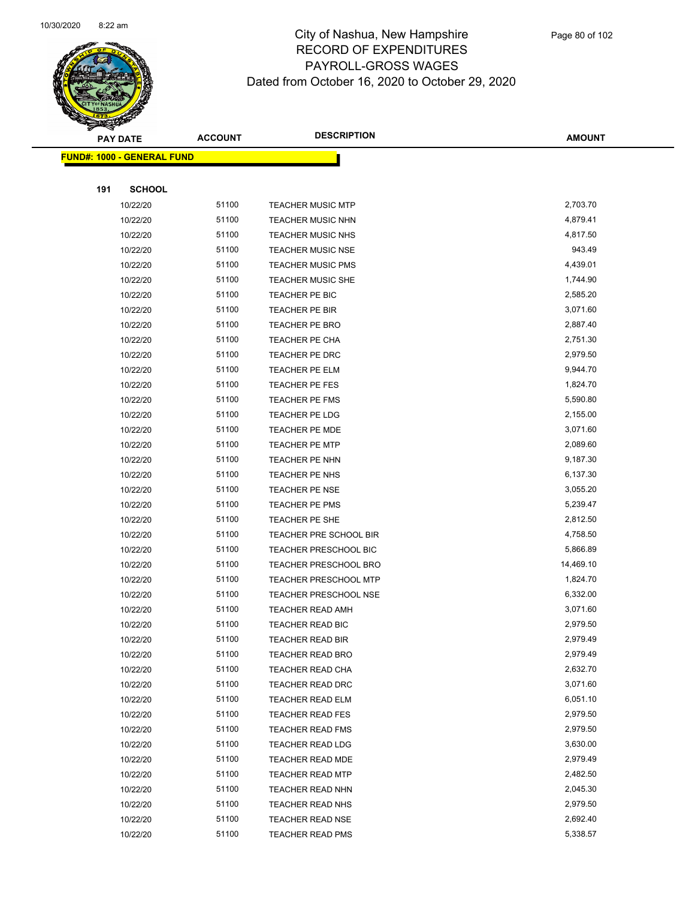# City of Nashua, New Hampshire
## RECORD OF EXPENDITURES
## PAYROLL-GROSS WAGES
### Dated from October 16, 2020 to October 29, 2020

| PAY DATE | ACCOUNT | DESCRIPTION | AMOUNT |
|---|---|---|---|
| **FUND#: 1000 - GENERAL FUND** | | | |
| **191 SCHOOL** | | | |
| 10/22/20 | 51100 | TEACHER MUSIC MTP | 2,703.70 |
| 10/22/20 | 51100 | TEACHER MUSIC NHN | 4,879.41 |
| 10/22/20 | 51100 | TEACHER MUSIC NHS | 4,817.50 |
| 10/22/20 | 51100 | TEACHER MUSIC NSE | 943.49 |
| 10/22/20 | 51100 | TEACHER MUSIC PMS | 4,439.01 |
| 10/22/20 | 51100 | TEACHER MUSIC SHE | 1,744.90 |
| 10/22/20 | 51100 | TEACHER PE BIC | 2,585.20 |
| 10/22/20 | 51100 | TEACHER PE BIR | 3,071.60 |
| 10/22/20 | 51100 | TEACHER PE BRO | 2,887.40 |
| 10/22/20 | 51100 | TEACHER PE CHA | 2,751.30 |
| 10/22/20 | 51100 | TEACHER PE DRC | 2,979.50 |
| 10/22/20 | 51100 | TEACHER PE ELM | 9,944.70 |
| 10/22/20 | 51100 | TEACHER PE FES | 1,824.70 |
| 10/22/20 | 51100 | TEACHER PE FMS | 5,590.80 |
| 10/22/20 | 51100 | TEACHER PE LDG | 2,155.00 |
| 10/22/20 | 51100 | TEACHER PE MDE | 3,071.60 |
| 10/22/20 | 51100 | TEACHER PE MTP | 2,089.60 |
| 10/22/20 | 51100 | TEACHER PE NHN | 9,187.30 |
| 10/22/20 | 51100 | TEACHER PE NHS | 6,137.30 |
| 10/22/20 | 51100 | TEACHER PE NSE | 3,055.20 |
| 10/22/20 | 51100 | TEACHER PE PMS | 5,239.47 |
| 10/22/20 | 51100 | TEACHER PE SHE | 2,812.50 |
| 10/22/20 | 51100 | TEACHER PRE SCHOOL BIR | 4,758.50 |
| 10/22/20 | 51100 | TEACHER PRESCHOOL BIC | 5,866.89 |
| 10/22/20 | 51100 | TEACHER PRESCHOOL BRO | 14,469.10 |
| 10/22/20 | 51100 | TEACHER PRESCHOOL MTP | 1,824.70 |
| 10/22/20 | 51100 | TEACHER PRESCHOOL NSE | 6,332.00 |
| 10/22/20 | 51100 | TEACHER READ AMH | 3,071.60 |
| 10/22/20 | 51100 | TEACHER READ BIC | 2,979.50 |
| 10/22/20 | 51100 | TEACHER READ BIR | 2,979.49 |
| 10/22/20 | 51100 | TEACHER READ BRO | 2,979.49 |
| 10/22/20 | 51100 | TEACHER READ CHA | 2,632.70 |
| 10/22/20 | 51100 | TEACHER READ DRC | 3,071.60 |
| 10/22/20 | 51100 | TEACHER READ ELM | 6,051.10 |
| 10/22/20 | 51100 | TEACHER READ FES | 2,979.50 |
| 10/22/20 | 51100 | TEACHER READ FMS | 2,979.50 |
| 10/22/20 | 51100 | TEACHER READ LDG | 3,630.00 |
| 10/22/20 | 51100 | TEACHER READ MDE | 2,979.49 |
| 10/22/20 | 51100 | TEACHER READ MTP | 2,482.50 |
| 10/22/20 | 51100 | TEACHER READ NHN | 2,045.30 |
| 10/22/20 | 51100 | TEACHER READ NHS | 2,979.50 |
| 10/22/20 | 51100 | TEACHER READ NSE | 2,692.40 |
| 10/22/20 | 51100 | TEACHER READ PMS | 5,338.57 |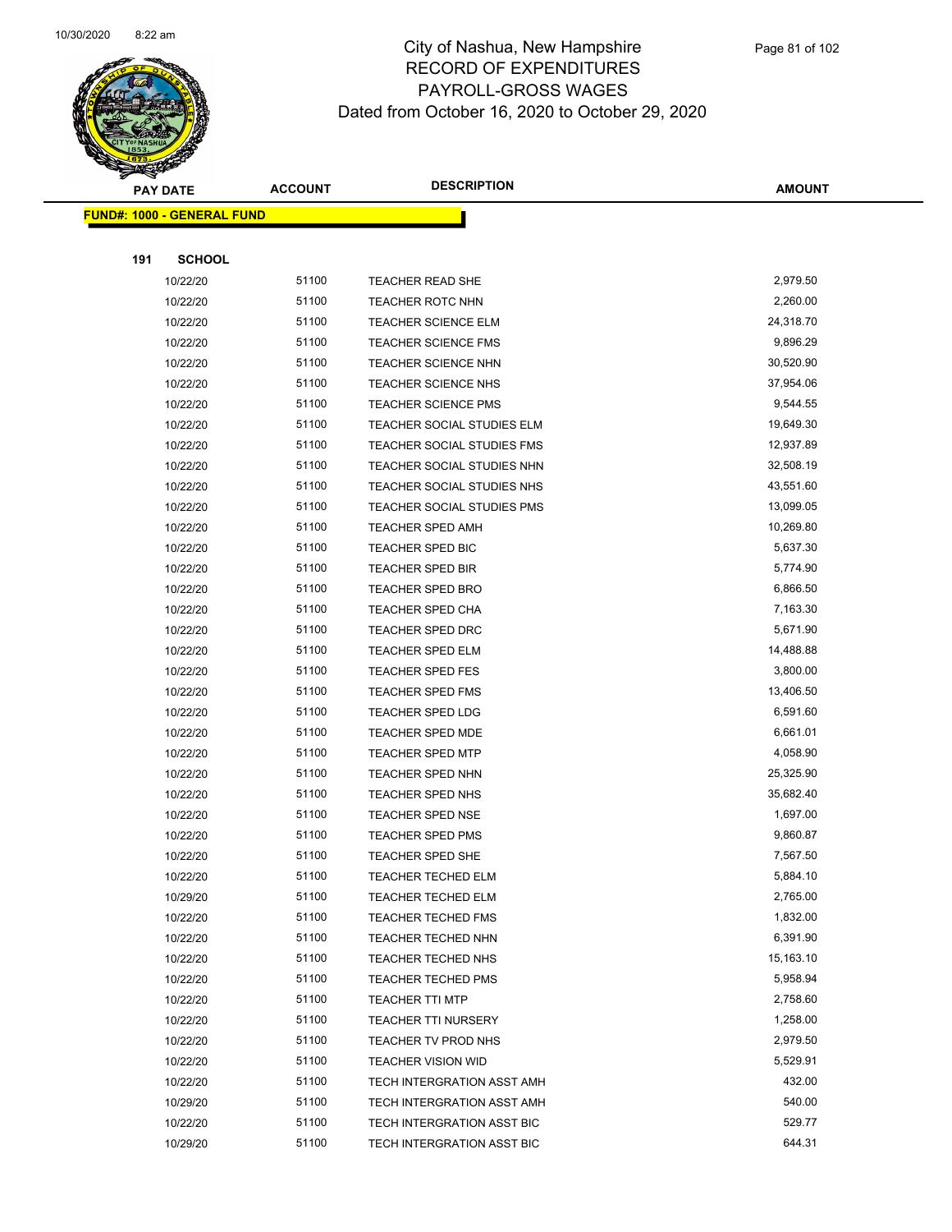# City of Nashua, New Hampshire
## RECORD OF EXPENDITURES
## PAYROLL-GROSS WAGES
### Dated from October 16, 2020 to October 29, 2020

| PAY DATE | ACCOUNT | DESCRIPTION | AMOUNT |
|---|---|---|---|
| **FUND#: 1000 - GENERAL FUND** | | | |
| **191 SCHOOL** | | | |
| 10/22/20 | 51100 | TEACHER READ SHE | 2,979.50 |
| 10/22/20 | 51100 | TEACHER ROTC NHN | 2,260.00 |
| 10/22/20 | 51100 | TEACHER SCIENCE ELM | 24,318.70 |
| 10/22/20 | 51100 | TEACHER SCIENCE FMS | 9,896.29 |
| 10/22/20 | 51100 | TEACHER SCIENCE NHN | 30,520.90 |
| 10/22/20 | 51100 | TEACHER SCIENCE NHS | 37,954.06 |
| 10/22/20 | 51100 | TEACHER SCIENCE PMS | 9,544.55 |
| 10/22/20 | 51100 | TEACHER SOCIAL STUDIES ELM | 19,649.30 |
| 10/22/20 | 51100 | TEACHER SOCIAL STUDIES FMS | 12,937.89 |
| 10/22/20 | 51100 | TEACHER SOCIAL STUDIES NHN | 32,508.19 |
| 10/22/20 | 51100 | TEACHER SOCIAL STUDIES NHS | 43,551.60 |
| 10/22/20 | 51100 | TEACHER SOCIAL STUDIES PMS | 13,099.05 |
| 10/22/20 | 51100 | TEACHER SPED AMH | 10,269.80 |
| 10/22/20 | 51100 | TEACHER SPED BIC | 5,637.30 |
| 10/22/20 | 51100 | TEACHER SPED BIR | 5,774.90 |
| 10/22/20 | 51100 | TEACHER SPED BRO | 6,866.50 |
| 10/22/20 | 51100 | TEACHER SPED CHA | 7,163.30 |
| 10/22/20 | 51100 | TEACHER SPED DRC | 5,671.90 |
| 10/22/20 | 51100 | TEACHER SPED ELM | 14,488.88 |
| 10/22/20 | 51100 | TEACHER SPED FES | 3,800.00 |
| 10/22/20 | 51100 | TEACHER SPED FMS | 13,406.50 |
| 10/22/20 | 51100 | TEACHER SPED LDG | 6,591.60 |
| 10/22/20 | 51100 | TEACHER SPED MDE | 6,661.01 |
| 10/22/20 | 51100 | TEACHER SPED MTP | 4,058.90 |
| 10/22/20 | 51100 | TEACHER SPED NHN | 25,325.90 |
| 10/22/20 | 51100 | TEACHER SPED NHS | 35,682.40 |
| 10/22/20 | 51100 | TEACHER SPED NSE | 1,697.00 |
| 10/22/20 | 51100 | TEACHER SPED PMS | 9,860.87 |
| 10/22/20 | 51100 | TEACHER SPED SHE | 7,567.50 |
| 10/22/20 | 51100 | TEACHER TECHED ELM | 5,884.10 |
| 10/29/20 | 51100 | TEACHER TECHED ELM | 2,765.00 |
| 10/22/20 | 51100 | TEACHER TECHED FMS | 1,832.00 |
| 10/22/20 | 51100 | TEACHER TECHED NHN | 6,391.90 |
| 10/22/20 | 51100 | TEACHER TECHED NHS | 15,163.10 |
| 10/22/20 | 51100 | TEACHER TECHED PMS | 5,958.94 |
| 10/22/20 | 51100 | TEACHER TTI MTP | 2,758.60 |
| 10/22/20 | 51100 | TEACHER TTI NURSERY | 1,258.00 |
| 10/22/20 | 51100 | TEACHER TV PROD NHS | 2,979.50 |
| 10/22/20 | 51100 | TEACHER VISION WID | 5,529.91 |
| 10/22/20 | 51100 | TECH INTERGRATION ASST AMH | 432.00 |
| 10/29/20 | 51100 | TECH INTERGRATION ASST AMH | 540.00 |
| 10/22/20 | 51100 | TECH INTERGRATION ASST BIC | 529.77 |
| 10/29/20 | 51100 | TECH INTERGRATION ASST BIC | 644.31 |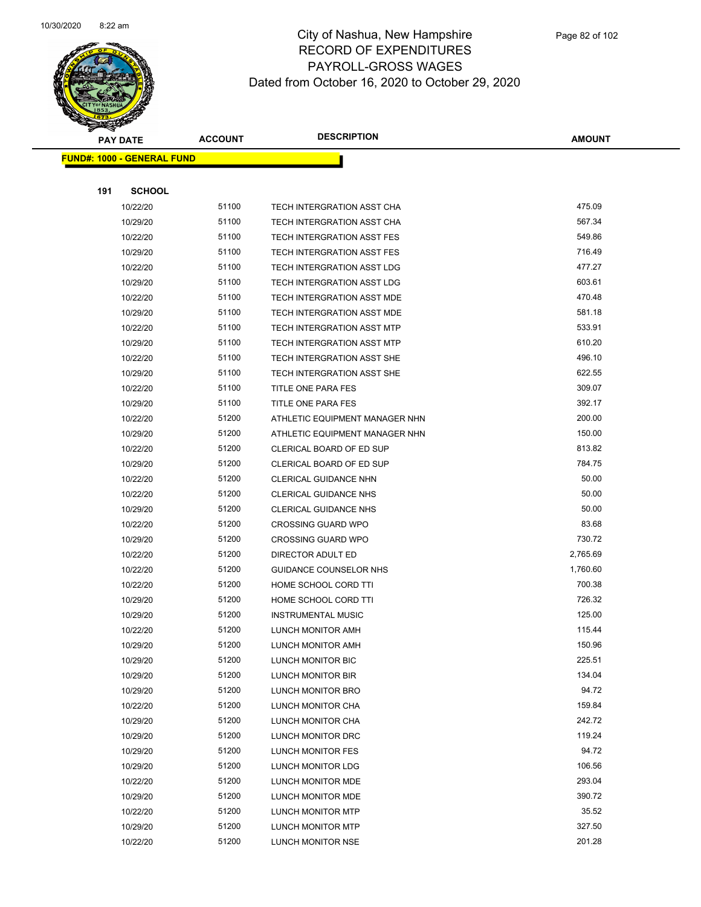# City of Nashua, New Hampshire
## RECORD OF EXPENDITURES
## PAYROLL-GROSS WAGES
### Dated from October 16, 2020 to October 29, 2020

**FUND#: 1000 - GENERAL FUND**

**191 SCHOOL**

| PAY DATE | ACCOUNT | DESCRIPTION | AMOUNT |
|---|---|---|---|
| 10/22/20 | 51100 | TECH INTERGRATION ASST CHA | 475.09 |
| 10/29/20 | 51100 | TECH INTERGRATION ASST CHA | 567.34 |
| 10/22/20 | 51100 | TECH INTERGRATION ASST FES | 549.86 |
| 10/29/20 | 51100 | TECH INTERGRATION ASST FES | 716.49 |
| 10/22/20 | 51100 | TECH INTERGRATION ASST LDG | 477.27 |
| 10/29/20 | 51100 | TECH INTERGRATION ASST LDG | 603.61 |
| 10/22/20 | 51100 | TECH INTERGRATION ASST MDE | 470.48 |
| 10/29/20 | 51100 | TECH INTERGRATION ASST MDE | 581.18 |
| 10/22/20 | 51100 | TECH INTERGRATION ASST MTP | 533.91 |
| 10/29/20 | 51100 | TECH INTERGRATION ASST MTP | 610.20 |
| 10/22/20 | 51100 | TECH INTERGRATION ASST SHE | 496.10 |
| 10/29/20 | 51100 | TECH INTERGRATION ASST SHE | 622.55 |
| 10/22/20 | 51100 | TITLE ONE PARA FES | 309.07 |
| 10/29/20 | 51100 | TITLE ONE PARA FES | 392.17 |
| 10/22/20 | 51200 | ATHLETIC EQUIPMENT MANAGER NHN | 200.00 |
| 10/29/20 | 51200 | ATHLETIC EQUIPMENT MANAGER NHN | 150.00 |
| 10/22/20 | 51200 | CLERICAL BOARD OF ED SUP | 813.82 |
| 10/29/20 | 51200 | CLERICAL BOARD OF ED SUP | 784.75 |
| 10/22/20 | 51200 | CLERICAL GUIDANCE NHN | 50.00 |
| 10/22/20 | 51200 | CLERICAL GUIDANCE NHS | 50.00 |
| 10/29/20 | 51200 | CLERICAL GUIDANCE NHS | 50.00 |
| 10/22/20 | 51200 | CROSSING GUARD WPO | 83.68 |
| 10/29/20 | 51200 | CROSSING GUARD WPO | 730.72 |
| 10/22/20 | 51200 | DIRECTOR ADULT ED | 2,765.69 |
| 10/22/20 | 51200 | GUIDANCE COUNSELOR NHS | 1,760.60 |
| 10/22/20 | 51200 | HOME SCHOOL CORD TTI | 700.38 |
| 10/29/20 | 51200 | HOME SCHOOL CORD TTI | 726.32 |
| 10/29/20 | 51200 | INSTRUMENTAL MUSIC | 125.00 |
| 10/22/20 | 51200 | LUNCH MONITOR AMH | 115.44 |
| 10/29/20 | 51200 | LUNCH MONITOR AMH | 150.96 |
| 10/29/20 | 51200 | LUNCH MONITOR BIC | 225.51 |
| 10/29/20 | 51200 | LUNCH MONITOR BIR | 134.04 |
| 10/29/20 | 51200 | LUNCH MONITOR BRO | 94.72 |
| 10/22/20 | 51200 | LUNCH MONITOR CHA | 159.84 |
| 10/29/20 | 51200 | LUNCH MONITOR CHA | 242.72 |
| 10/29/20 | 51200 | LUNCH MONITOR DRC | 119.24 |
| 10/29/20 | 51200 | LUNCH MONITOR FES | 94.72 |
| 10/29/20 | 51200 | LUNCH MONITOR LDG | 106.56 |
| 10/22/20 | 51200 | LUNCH MONITOR MDE | 293.04 |
| 10/29/20 | 51200 | LUNCH MONITOR MDE | 390.72 |
| 10/22/20 | 51200 | LUNCH MONITOR MTP | 35.52 |
| 10/29/20 | 51200 | LUNCH MONITOR MTP | 327.50 |
| 10/22/20 | 51200 | LUNCH MONITOR NSE | 201.28 |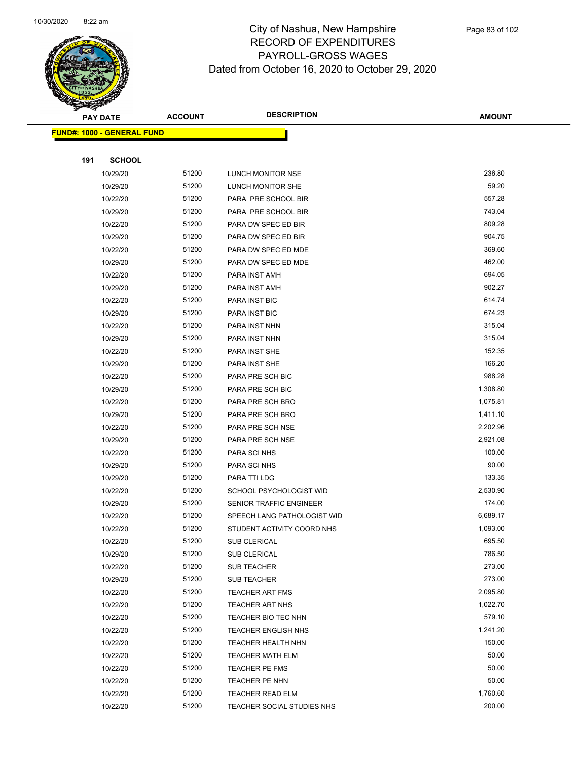# City of Nashua, New Hampshire
# RECORD OF EXPENDITURES
# PAYROLL-GROSS WAGES
# Dated from October 16, 2020 to October 29, 2020

| PAY DATE | ACCOUNT | DESCRIPTION | AMOUNT |
|---|---|---|---|

**FUND#: 1000 - GENERAL FUND**

**191 SCHOOL**

| PAY DATE | ACCOUNT | DESCRIPTION | AMOUNT |
|---|---|---|---|
| 10/29/20 | 51200 | LUNCH MONITOR NSE | 236.80 |
| 10/29/20 | 51200 | LUNCH MONITOR SHE | 59.20 |
| 10/22/20 | 51200 | PARA PRE SCHOOL BIR | 557.28 |
| 10/29/20 | 51200 | PARA PRE SCHOOL BIR | 743.04 |
| 10/22/20 | 51200 | PARA DW SPEC ED BIR | 809.28 |
| 10/29/20 | 51200 | PARA DW SPEC ED BIR | 904.75 |
| 10/22/20 | 51200 | PARA DW SPEC ED MDE | 369.60 |
| 10/29/20 | 51200 | PARA DW SPEC ED MDE | 462.00 |
| 10/22/20 | 51200 | PARA INST AMH | 694.05 |
| 10/29/20 | 51200 | PARA INST AMH | 902.27 |
| 10/22/20 | 51200 | PARA INST BIC | 614.74 |
| 10/29/20 | 51200 | PARA INST BIC | 674.23 |
| 10/22/20 | 51200 | PARA INST NHN | 315.04 |
| 10/29/20 | 51200 | PARA INST NHN | 315.04 |
| 10/22/20 | 51200 | PARA INST SHE | 152.35 |
| 10/29/20 | 51200 | PARA INST SHE | 166.20 |
| 10/22/20 | 51200 | PARA PRE SCH BIC | 988.28 |
| 10/29/20 | 51200 | PARA PRE SCH BIC | 1,308.80 |
| 10/22/20 | 51200 | PARA PRE SCH BRO | 1,075.81 |
| 10/29/20 | 51200 | PARA PRE SCH BRO | 1,411.10 |
| 10/22/20 | 51200 | PARA PRE SCH NSE | 2,202.96 |
| 10/29/20 | 51200 | PARA PRE SCH NSE | 2,921.08 |
| 10/22/20 | 51200 | PARA SCI NHS | 100.00 |
| 10/29/20 | 51200 | PARA SCI NHS | 90.00 |
| 10/29/20 | 51200 | PARA TTI LDG | 133.35 |
| 10/22/20 | 51200 | SCHOOL PSYCHOLOGIST WID | 2,530.90 |
| 10/29/20 | 51200 | SENIOR TRAFFIC ENGINEER | 174.00 |
| 10/22/20 | 51200 | SPEECH LANG PATHOLOGIST WID | 6,689.17 |
| 10/22/20 | 51200 | STUDENT ACTIVITY COORD NHS | 1,093.00 |
| 10/22/20 | 51200 | SUB CLERICAL | 695.50 |
| 10/29/20 | 51200 | SUB CLERICAL | 786.50 |
| 10/22/20 | 51200 | SUB TEACHER | 273.00 |
| 10/29/20 | 51200 | SUB TEACHER | 273.00 |
| 10/22/20 | 51200 | TEACHER ART FMS | 2,095.80 |
| 10/22/20 | 51200 | TEACHER ART NHS | 1,022.70 |
| 10/22/20 | 51200 | TEACHER BIO TEC NHN | 579.10 |
| 10/22/20 | 51200 | TEACHER ENGLISH NHS | 1,241.20 |
| 10/22/20 | 51200 | TEACHER HEALTH NHN | 150.00 |
| 10/22/20 | 51200 | TEACHER MATH ELM | 50.00 |
| 10/22/20 | 51200 | TEACHER PE FMS | 50.00 |
| 10/22/20 | 51200 | TEACHER PE NHN | 50.00 |
| 10/22/20 | 51200 | TEACHER READ ELM | 1,760.60 |
| 10/22/20 | 51200 | TEACHER SOCIAL STUDIES NHS | 200.00 |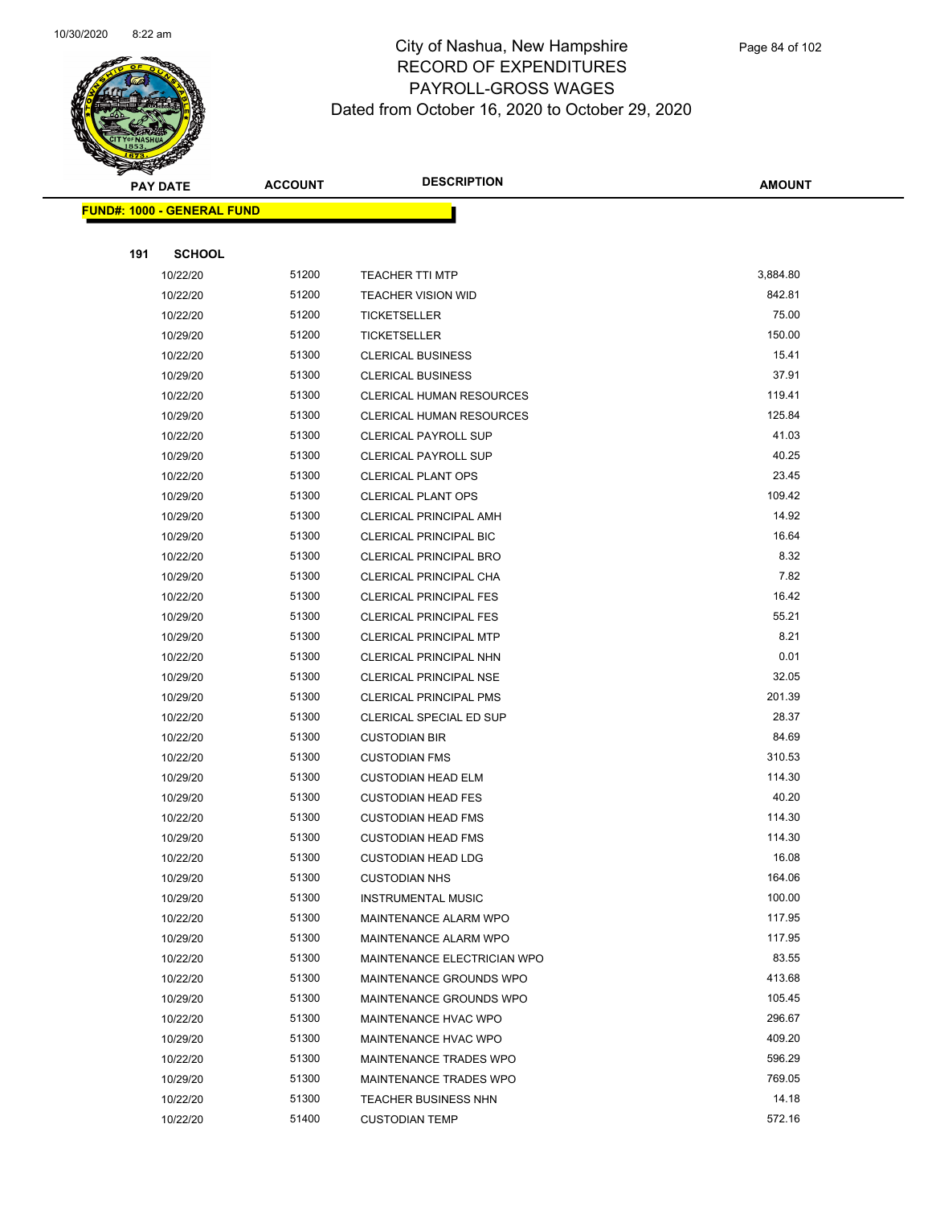# City of Nashua, New Hampshire
## RECORD OF EXPENDITURES
## PAYROLL-GROSS WAGES
## Dated from October 16, 2020 to October 29, 2020

| PAY DATE | ACCOUNT | DESCRIPTION | AMOUNT |
|---|---|---|---|

**FUND#: 1000 - GENERAL FUND**

**191 SCHOOL**

| PAY DATE | ACCOUNT | DESCRIPTION | AMOUNT |
|---|---|---|---|
| 10/22/20 | 51200 | TEACHER TTI MTP | 3,884.80 |
| 10/22/20 | 51200 | TEACHER VISION WID | 842.81 |
| 10/22/20 | 51200 | TICKETSELLER | 75.00 |
| 10/29/20 | 51200 | TICKETSELLER | 150.00 |
| 10/22/20 | 51300 | CLERICAL BUSINESS | 15.41 |
| 10/29/20 | 51300 | CLERICAL BUSINESS | 37.91 |
| 10/22/20 | 51300 | CLERICAL HUMAN RESOURCES | 119.41 |
| 10/29/20 | 51300 | CLERICAL HUMAN RESOURCES | 125.84 |
| 10/22/20 | 51300 | CLERICAL PAYROLL SUP | 41.03 |
| 10/29/20 | 51300 | CLERICAL PAYROLL SUP | 40.25 |
| 10/22/20 | 51300 | CLERICAL PLANT OPS | 23.45 |
| 10/29/20 | 51300 | CLERICAL PLANT OPS | 109.42 |
| 10/29/20 | 51300 | CLERICAL PRINCIPAL AMH | 14.92 |
| 10/29/20 | 51300 | CLERICAL PRINCIPAL BIC | 16.64 |
| 10/22/20 | 51300 | CLERICAL PRINCIPAL BRO | 8.32 |
| 10/29/20 | 51300 | CLERICAL PRINCIPAL CHA | 7.82 |
| 10/22/20 | 51300 | CLERICAL PRINCIPAL FES | 16.42 |
| 10/29/20 | 51300 | CLERICAL PRINCIPAL FES | 55.21 |
| 10/29/20 | 51300 | CLERICAL PRINCIPAL MTP | 8.21 |
| 10/22/20 | 51300 | CLERICAL PRINCIPAL NHN | 0.01 |
| 10/29/20 | 51300 | CLERICAL PRINCIPAL NSE | 32.05 |
| 10/29/20 | 51300 | CLERICAL PRINCIPAL PMS | 201.39 |
| 10/22/20 | 51300 | CLERICAL SPECIAL ED SUP | 28.37 |
| 10/22/20 | 51300 | CUSTODIAN BIR | 84.69 |
| 10/22/20 | 51300 | CUSTODIAN FMS | 310.53 |
| 10/29/20 | 51300 | CUSTODIAN HEAD ELM | 114.30 |
| 10/29/20 | 51300 | CUSTODIAN HEAD FES | 40.20 |
| 10/22/20 | 51300 | CUSTODIAN HEAD FMS | 114.30 |
| 10/29/20 | 51300 | CUSTODIAN HEAD FMS | 114.30 |
| 10/22/20 | 51300 | CUSTODIAN HEAD LDG | 16.08 |
| 10/29/20 | 51300 | CUSTODIAN NHS | 164.06 |
| 10/29/20 | 51300 | INSTRUMENTAL MUSIC | 100.00 |
| 10/22/20 | 51300 | MAINTENANCE ALARM WPO | 117.95 |
| 10/29/20 | 51300 | MAINTENANCE ALARM WPO | 117.95 |
| 10/22/20 | 51300 | MAINTENANCE ELECTRICIAN WPO | 83.55 |
| 10/22/20 | 51300 | MAINTENANCE GROUNDS WPO | 413.68 |
| 10/29/20 | 51300 | MAINTENANCE GROUNDS WPO | 105.45 |
| 10/22/20 | 51300 | MAINTENANCE HVAC WPO | 296.67 |
| 10/29/20 | 51300 | MAINTENANCE HVAC WPO | 409.20 |
| 10/22/20 | 51300 | MAINTENANCE TRADES WPO | 596.29 |
| 10/29/20 | 51300 | MAINTENANCE TRADES WPO | 769.05 |
| 10/22/20 | 51300 | TEACHER BUSINESS NHN | 14.18 |
| 10/22/20 | 51400 | CUSTODIAN TEMP | 572.16 |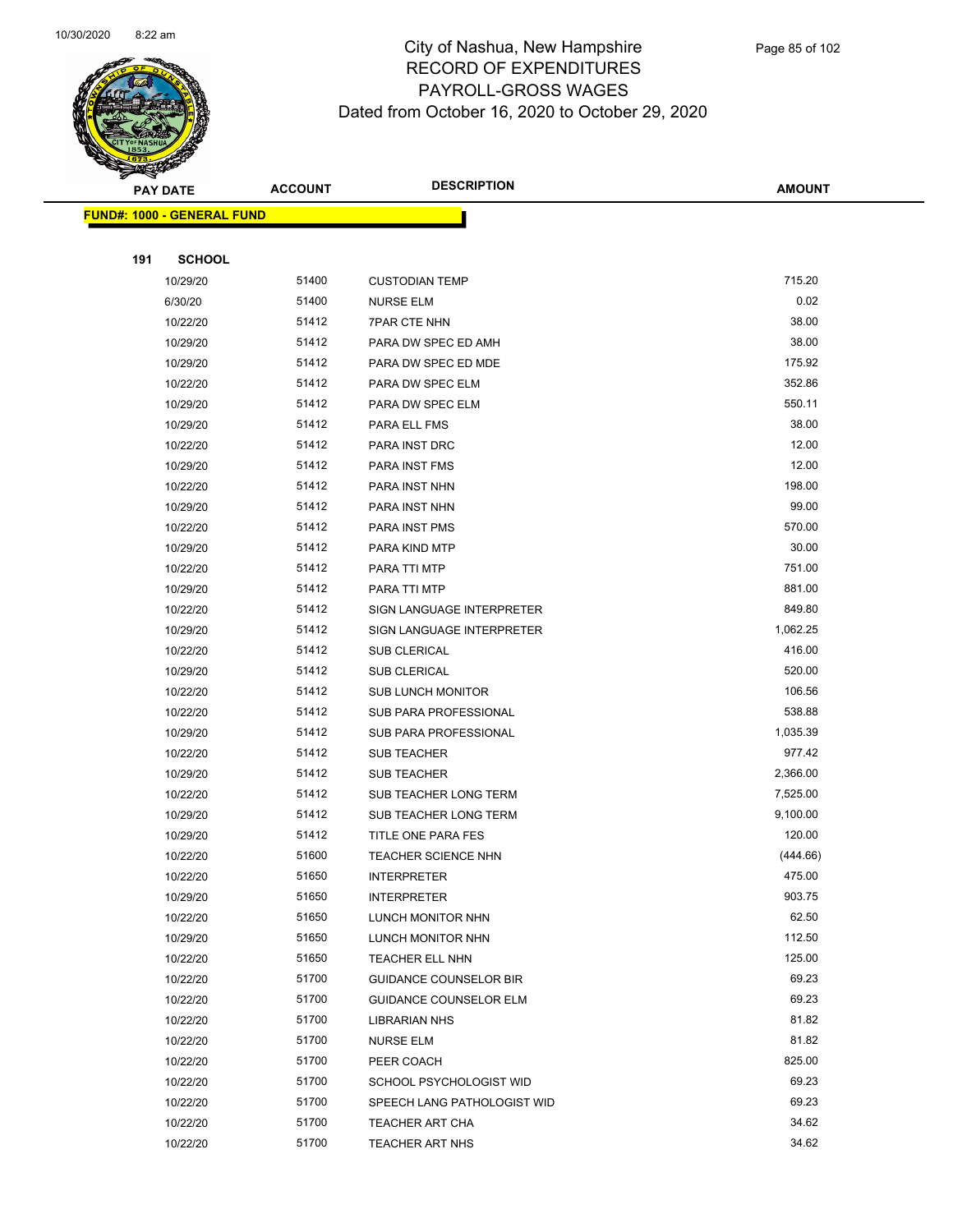# City of Nashua, New Hampshire
## RECORD OF EXPENDITURES
## PAYROLL-GROSS WAGES
## Dated from October 16, 2020 to October 29, 2020

**FUND#: 1000 - GENERAL FUND**

**191 SCHOOL**

| PAY DATE | ACCOUNT | DESCRIPTION | AMOUNT |
|---|---|---|---|
| 10/29/20 | 51400 | CUSTODIAN TEMP | 715.20 |
| 6/30/20 | 51400 | NURSE ELM | 0.02 |
| 10/22/20 | 51412 | 7PAR CTE NHN | 38.00 |
| 10/29/20 | 51412 | PARA DW SPEC ED AMH | 38.00 |
| 10/29/20 | 51412 | PARA DW SPEC ED MDE | 175.92 |
| 10/22/20 | 51412 | PARA DW SPEC ELM | 352.86 |
| 10/29/20 | 51412 | PARA DW SPEC ELM | 550.11 |
| 10/29/20 | 51412 | PARA ELL FMS | 38.00 |
| 10/22/20 | 51412 | PARA INST DRC | 12.00 |
| 10/29/20 | 51412 | PARA INST FMS | 12.00 |
| 10/22/20 | 51412 | PARA INST NHN | 198.00 |
| 10/29/20 | 51412 | PARA INST NHN | 99.00 |
| 10/22/20 | 51412 | PARA INST PMS | 570.00 |
| 10/29/20 | 51412 | PARA KIND MTP | 30.00 |
| 10/22/20 | 51412 | PARA TTI MTP | 751.00 |
| 10/29/20 | 51412 | PARA TTI MTP | 881.00 |
| 10/22/20 | 51412 | SIGN LANGUAGE INTERPRETER | 849.80 |
| 10/29/20 | 51412 | SIGN LANGUAGE INTERPRETER | 1,062.25 |
| 10/22/20 | 51412 | SUB CLERICAL | 416.00 |
| 10/29/20 | 51412 | SUB CLERICAL | 520.00 |
| 10/22/20 | 51412 | SUB LUNCH MONITOR | 106.56 |
| 10/22/20 | 51412 | SUB PARA PROFESSIONAL | 538.88 |
| 10/29/20 | 51412 | SUB PARA PROFESSIONAL | 1,035.39 |
| 10/22/20 | 51412 | SUB TEACHER | 977.42 |
| 10/29/20 | 51412 | SUB TEACHER | 2,366.00 |
| 10/22/20 | 51412 | SUB TEACHER LONG TERM | 7,525.00 |
| 10/29/20 | 51412 | SUB TEACHER LONG TERM | 9,100.00 |
| 10/29/20 | 51412 | TITLE ONE PARA FES | 120.00 |
| 10/22/20 | 51600 | TEACHER SCIENCE NHN | (444.66) |
| 10/22/20 | 51650 | INTERPRETER | 475.00 |
| 10/29/20 | 51650 | INTERPRETER | 903.75 |
| 10/22/20 | 51650 | LUNCH MONITOR NHN | 62.50 |
| 10/29/20 | 51650 | LUNCH MONITOR NHN | 112.50 |
| 10/22/20 | 51650 | TEACHER ELL NHN | 125.00 |
| 10/22/20 | 51700 | GUIDANCE COUNSELOR BIR | 69.23 |
| 10/22/20 | 51700 | GUIDANCE COUNSELOR ELM | 69.23 |
| 10/22/20 | 51700 | LIBRARIAN NHS | 81.82 |
| 10/22/20 | 51700 | NURSE ELM | 81.82 |
| 10/22/20 | 51700 | PEER COACH | 825.00 |
| 10/22/20 | 51700 | SCHOOL PSYCHOLOGIST WID | 69.23 |
| 10/22/20 | 51700 | SPEECH LANG PATHOLOGIST WID | 69.23 |
| 10/22/20 | 51700 | TEACHER ART CHA | 34.62 |
| 10/22/20 | 51700 | TEACHER ART NHS | 34.62 |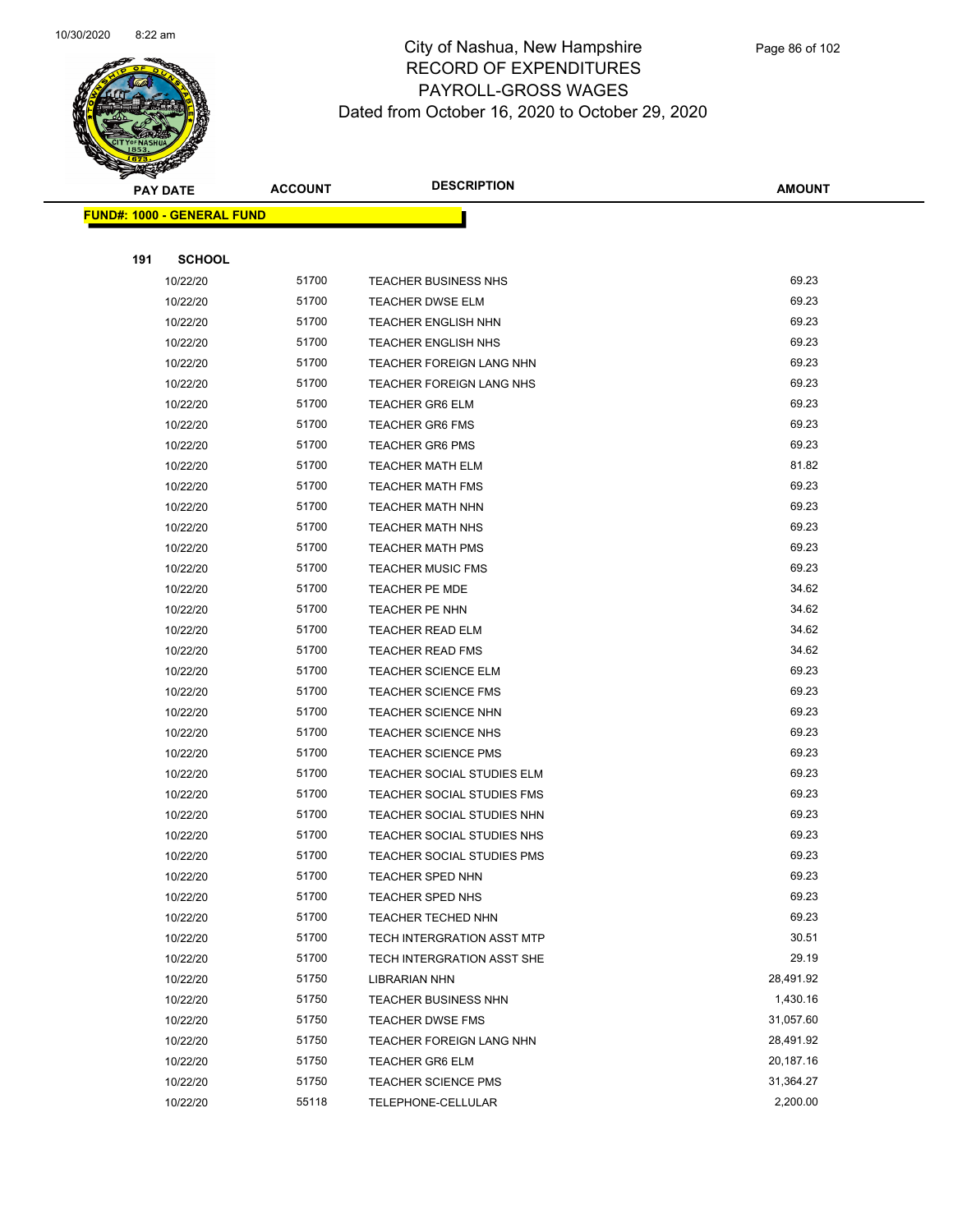# City of Nashua, New Hampshire
## RECORD OF EXPENDITURES
## PAYROLL-GROSS WAGES
### Dated from October 16, 2020 to October 29, 2020

| PAY DATE | ACCOUNT | DESCRIPTION | AMOUNT |
|---|---|---|---|
| **FUND#: 1000 - GENERAL FUND** | | | |
| **191 SCHOOL** | | | |
| 10/22/20 | 51700 | TEACHER BUSINESS NHS | 69.23 |
| 10/22/20 | 51700 | TEACHER DWSE ELM | 69.23 |
| 10/22/20 | 51700 | TEACHER ENGLISH NHN | 69.23 |
| 10/22/20 | 51700 | TEACHER ENGLISH NHS | 69.23 |
| 10/22/20 | 51700 | TEACHER FOREIGN LANG NHN | 69.23 |
| 10/22/20 | 51700 | TEACHER FOREIGN LANG NHS | 69.23 |
| 10/22/20 | 51700 | TEACHER GR6 ELM | 69.23 |
| 10/22/20 | 51700 | TEACHER GR6 FMS | 69.23 |
| 10/22/20 | 51700 | TEACHER GR6 PMS | 69.23 |
| 10/22/20 | 51700 | TEACHER MATH ELM | 81.82 |
| 10/22/20 | 51700 | TEACHER MATH FMS | 69.23 |
| 10/22/20 | 51700 | TEACHER MATH NHN | 69.23 |
| 10/22/20 | 51700 | TEACHER MATH NHS | 69.23 |
| 10/22/20 | 51700 | TEACHER MATH PMS | 69.23 |
| 10/22/20 | 51700 | TEACHER MUSIC FMS | 69.23 |
| 10/22/20 | 51700 | TEACHER PE MDE | 34.62 |
| 10/22/20 | 51700 | TEACHER PE NHN | 34.62 |
| 10/22/20 | 51700 | TEACHER READ ELM | 34.62 |
| 10/22/20 | 51700 | TEACHER READ FMS | 34.62 |
| 10/22/20 | 51700 | TEACHER SCIENCE ELM | 69.23 |
| 10/22/20 | 51700 | TEACHER SCIENCE FMS | 69.23 |
| 10/22/20 | 51700 | TEACHER SCIENCE NHN | 69.23 |
| 10/22/20 | 51700 | TEACHER SCIENCE NHS | 69.23 |
| 10/22/20 | 51700 | TEACHER SCIENCE PMS | 69.23 |
| 10/22/20 | 51700 | TEACHER SOCIAL STUDIES ELM | 69.23 |
| 10/22/20 | 51700 | TEACHER SOCIAL STUDIES FMS | 69.23 |
| 10/22/20 | 51700 | TEACHER SOCIAL STUDIES NHN | 69.23 |
| 10/22/20 | 51700 | TEACHER SOCIAL STUDIES NHS | 69.23 |
| 10/22/20 | 51700 | TEACHER SOCIAL STUDIES PMS | 69.23 |
| 10/22/20 | 51700 | TEACHER SPED NHN | 69.23 |
| 10/22/20 | 51700 | TEACHER SPED NHS | 69.23 |
| 10/22/20 | 51700 | TEACHER TECHED NHN | 69.23 |
| 10/22/20 | 51700 | TECH INTERGRATION ASST MTP | 30.51 |
| 10/22/20 | 51700 | TECH INTERGRATION ASST SHE | 29.19 |
| 10/22/20 | 51750 | LIBRARIAN NHN | 28,491.92 |
| 10/22/20 | 51750 | TEACHER BUSINESS NHN | 1,430.16 |
| 10/22/20 | 51750 | TEACHER DWSE FMS | 31,057.60 |
| 10/22/20 | 51750 | TEACHER FOREIGN LANG NHN | 28,491.92 |
| 10/22/20 | 51750 | TEACHER GR6 ELM | 20,187.16 |
| 10/22/20 | 51750 | TEACHER SCIENCE PMS | 31,364.27 |
| 10/22/20 | 55118 | TELEPHONE-CELLULAR | 2,200.00 |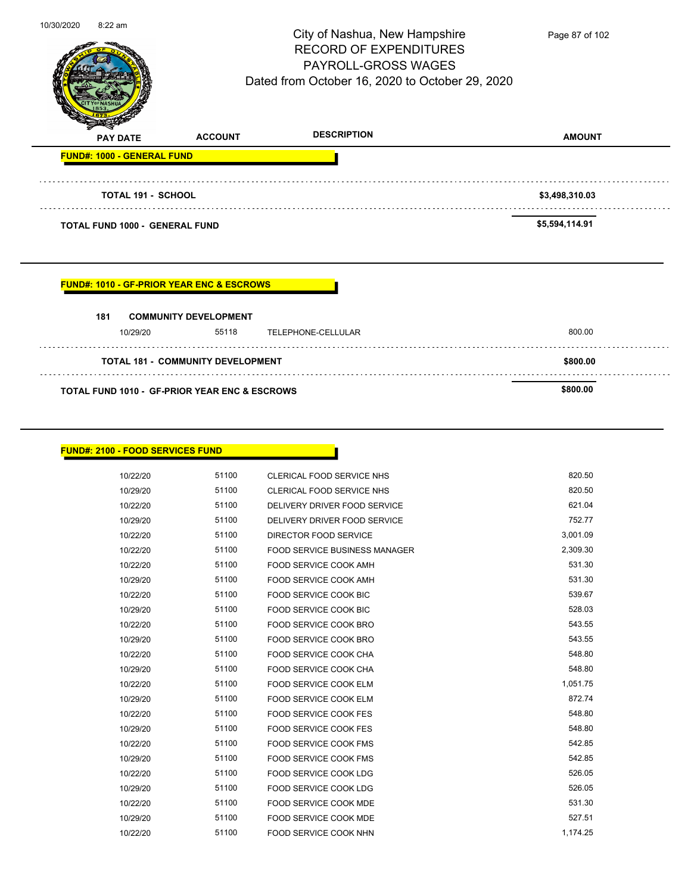City of Nashua, New Hampshire
RECORD OF EXPENDITURES
PAYROLL-GROSS WAGES
Dated from October 16, 2020 to October 29, 2020

| PAY DATE | ACCOUNT | DESCRIPTION | AMOUNT |
|---|---|---|---|

**FUND#: 1000 - GENERAL FUND**

| | | | |
|---|---|---|---|
| **TOTAL 191 - SCHOOL** | | | **$3,498,310.03** |
| **TOTAL FUND 1000 - GENERAL FUND** | | | **$5,594,114.91** |

**FUND#: 1010 - GF-PRIOR YEAR ENC & ESCROWS**

**181 COMMUNITY DEVELOPMENT**

| PAY DATE | ACCOUNT | DESCRIPTION | AMOUNT |
|---|---|---|---|
| 10/29/20 | 55118 | TELEPHONE-CELLULAR | 800.00 |
| **TOTAL 181 - COMMUNITY DEVELOPMENT** | | | **$800.00** |
| **TOTAL FUND 1010 - GF-PRIOR YEAR ENC & ESCROWS** | | | **$800.00** |

**FUND#: 2100 - FOOD SERVICES FUND**

| PAY DATE | ACCOUNT | DESCRIPTION | AMOUNT |
|---|---|---|---|
| 10/22/20 | 51100 | CLERICAL FOOD SERVICE NHS | 820.50 |
| 10/29/20 | 51100 | CLERICAL FOOD SERVICE NHS | 820.50 |
| 10/22/20 | 51100 | DELIVERY DRIVER FOOD SERVICE | 621.04 |
| 10/29/20 | 51100 | DELIVERY DRIVER FOOD SERVICE | 752.77 |
| 10/22/20 | 51100 | DIRECTOR FOOD SERVICE | 3,001.09 |
| 10/22/20 | 51100 | FOOD SERVICE BUSINESS MANAGER | 2,309.30 |
| 10/22/20 | 51100 | FOOD SERVICE COOK AMH | 531.30 |
| 10/29/20 | 51100 | FOOD SERVICE COOK AMH | 531.30 |
| 10/22/20 | 51100 | FOOD SERVICE COOK BIC | 539.67 |
| 10/29/20 | 51100 | FOOD SERVICE COOK BIC | 528.03 |
| 10/22/20 | 51100 | FOOD SERVICE COOK BRO | 543.55 |
| 10/29/20 | 51100 | FOOD SERVICE COOK BRO | 543.55 |
| 10/22/20 | 51100 | FOOD SERVICE COOK CHA | 548.80 |
| 10/29/20 | 51100 | FOOD SERVICE COOK CHA | 548.80 |
| 10/22/20 | 51100 | FOOD SERVICE COOK ELM | 1,051.75 |
| 10/29/20 | 51100 | FOOD SERVICE COOK ELM | 872.74 |
| 10/22/20 | 51100 | FOOD SERVICE COOK FES | 548.80 |
| 10/29/20 | 51100 | FOOD SERVICE COOK FES | 548.80 |
| 10/22/20 | 51100 | FOOD SERVICE COOK FMS | 542.85 |
| 10/29/20 | 51100 | FOOD SERVICE COOK FMS | 542.85 |
| 10/22/20 | 51100 | FOOD SERVICE COOK LDG | 526.05 |
| 10/29/20 | 51100 | FOOD SERVICE COOK LDG | 526.05 |
| 10/22/20 | 51100 | FOOD SERVICE COOK MDE | 531.30 |
| 10/29/20 | 51100 | FOOD SERVICE COOK MDE | 527.51 |
| 10/22/20 | 51100 | FOOD SERVICE COOK NHN | 1,174.25 |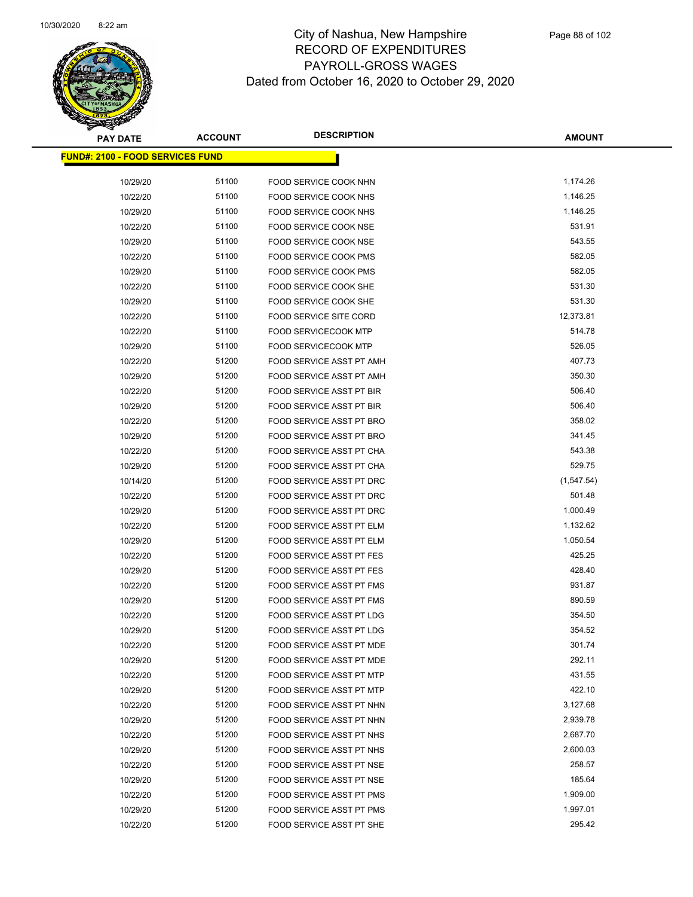# City of Nashua, New Hampshire
# RECORD OF EXPENDITURES
# PAYROLL-GROSS WAGES
# Dated from October 16, 2020 to October 29, 2020

| PAY DATE | ACCOUNT | DESCRIPTION | AMOUNT |
|---|---|---|---|
| **FUND#: 2100 - FOOD SERVICES FUND** | | | |
| 10/29/20 | 51100 | FOOD SERVICE COOK NHN | 1,174.26 |
| 10/22/20 | 51100 | FOOD SERVICE COOK NHS | 1,146.25 |
| 10/29/20 | 51100 | FOOD SERVICE COOK NHS | 1,146.25 |
| 10/22/20 | 51100 | FOOD SERVICE COOK NSE | 531.91 |
| 10/29/20 | 51100 | FOOD SERVICE COOK NSE | 543.55 |
| 10/22/20 | 51100 | FOOD SERVICE COOK PMS | 582.05 |
| 10/29/20 | 51100 | FOOD SERVICE COOK PMS | 582.05 |
| 10/22/20 | 51100 | FOOD SERVICE COOK SHE | 531.30 |
| 10/29/20 | 51100 | FOOD SERVICE COOK SHE | 531.30 |
| 10/22/20 | 51100 | FOOD SERVICE SITE CORD | 12,373.81 |
| 10/22/20 | 51100 | FOOD SERVICECOOK MTP | 514.78 |
| 10/29/20 | 51100 | FOOD SERVICECOOK MTP | 526.05 |
| 10/22/20 | 51200 | FOOD SERVICE ASST PT AMH | 407.73 |
| 10/29/20 | 51200 | FOOD SERVICE ASST PT AMH | 350.30 |
| 10/22/20 | 51200 | FOOD SERVICE ASST PT BIR | 506.40 |
| 10/29/20 | 51200 | FOOD SERVICE ASST PT BIR | 506.40 |
| 10/22/20 | 51200 | FOOD SERVICE ASST PT BRO | 358.02 |
| 10/29/20 | 51200 | FOOD SERVICE ASST PT BRO | 341.45 |
| 10/22/20 | 51200 | FOOD SERVICE ASST PT CHA | 543.38 |
| 10/29/20 | 51200 | FOOD SERVICE ASST PT CHA | 529.75 |
| 10/14/20 | 51200 | FOOD SERVICE ASST PT DRC | (1,547.54) |
| 10/22/20 | 51200 | FOOD SERVICE ASST PT DRC | 501.48 |
| 10/29/20 | 51200 | FOOD SERVICE ASST PT DRC | 1,000.49 |
| 10/22/20 | 51200 | FOOD SERVICE ASST PT ELM | 1,132.62 |
| 10/29/20 | 51200 | FOOD SERVICE ASST PT ELM | 1,050.54 |
| 10/22/20 | 51200 | FOOD SERVICE ASST PT FES | 425.25 |
| 10/29/20 | 51200 | FOOD SERVICE ASST PT FES | 428.40 |
| 10/22/20 | 51200 | FOOD SERVICE ASST PT FMS | 931.87 |
| 10/29/20 | 51200 | FOOD SERVICE ASST PT FMS | 890.59 |
| 10/22/20 | 51200 | FOOD SERVICE ASST PT LDG | 354.50 |
| 10/29/20 | 51200 | FOOD SERVICE ASST PT LDG | 354.52 |
| 10/22/20 | 51200 | FOOD SERVICE ASST PT MDE | 301.74 |
| 10/29/20 | 51200 | FOOD SERVICE ASST PT MDE | 292.11 |
| 10/22/20 | 51200 | FOOD SERVICE ASST PT MTP | 431.55 |
| 10/29/20 | 51200 | FOOD SERVICE ASST PT MTP | 422.10 |
| 10/22/20 | 51200 | FOOD SERVICE ASST PT NHN | 3,127.68 |
| 10/29/20 | 51200 | FOOD SERVICE ASST PT NHN | 2,939.78 |
| 10/22/20 | 51200 | FOOD SERVICE ASST PT NHS | 2,687.70 |
| 10/29/20 | 51200 | FOOD SERVICE ASST PT NHS | 2,600.03 |
| 10/22/20 | 51200 | FOOD SERVICE ASST PT NSE | 258.57 |
| 10/29/20 | 51200 | FOOD SERVICE ASST PT NSE | 185.64 |
| 10/22/20 | 51200 | FOOD SERVICE ASST PT PMS | 1,909.00 |
| 10/29/20 | 51200 | FOOD SERVICE ASST PT PMS | 1,997.01 |
| 10/22/20 | 51200 | FOOD SERVICE ASST PT SHE | 295.42 |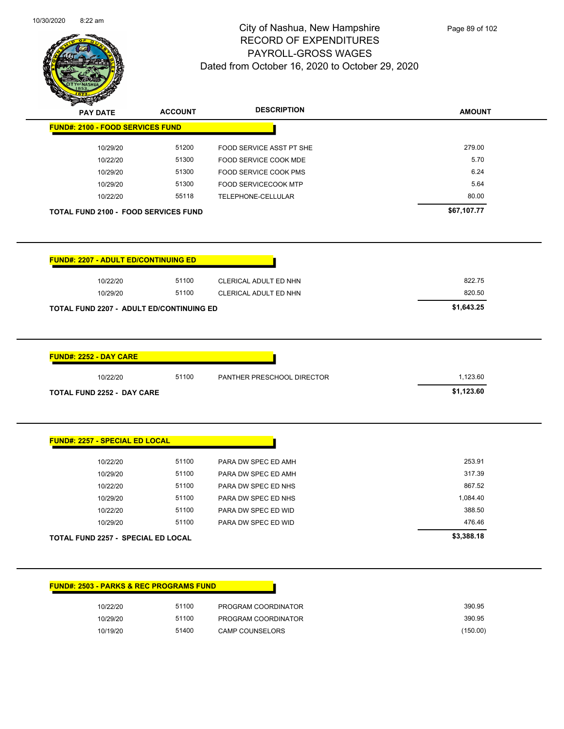City of Nashua, New Hampshire
RECORD OF EXPENDITURES
PAYROLL-GROSS WAGES
Dated from October 16, 2020 to October 29, 2020

| PAY DATE | ACCOUNT | DESCRIPTION | AMOUNT |
|---|---|---|---|
| **FUND#: 2100 - FOOD SERVICES FUND** | | | |
| 10/29/20 | 51200 | FOOD SERVICE ASST PT SHE | 279.00 |
| 10/22/20 | 51300 | FOOD SERVICE COOK MDE | 5.70 |
| 10/29/20 | 51300 | FOOD SERVICE COOK PMS | 6.24 |
| 10/29/20 | 51300 | FOOD SERVICECOOK MTP | 5.64 |
| 10/22/20 | 55118 | TELEPHONE-CELLULAR | 80.00 |
| **TOTAL FUND 2100 - FOOD SERVICES FUND** | | | **$67,107.77** |

| PAY DATE | ACCOUNT | DESCRIPTION | AMOUNT |
|---|---|---|---|
| **FUND#: 2207 - ADULT ED/CONTINUING ED** | | | |
| 10/22/20 | 51100 | CLERICAL ADULT ED NHN | 822.75 |
| 10/29/20 | 51100 | CLERICAL ADULT ED NHN | 820.50 |
| **TOTAL FUND 2207 - ADULT ED/CONTINUING ED** | | | **$1,643.25** |

| PAY DATE | ACCOUNT | DESCRIPTION | AMOUNT |
|---|---|---|---|
| **FUND#: 2252 - DAY CARE** | | | |
| 10/22/20 | 51100 | PANTHER PRESCHOOL DIRECTOR | 1,123.60 |
| **TOTAL FUND 2252 - DAY CARE** | | | **$1,123.60** |

| PAY DATE | ACCOUNT | DESCRIPTION | AMOUNT |
|---|---|---|---|
| **FUND#: 2257 - SPECIAL ED LOCAL** | | | |
| 10/22/20 | 51100 | PARA DW SPEC ED AMH | 253.91 |
| 10/29/20 | 51100 | PARA DW SPEC ED AMH | 317.39 |
| 10/22/20 | 51100 | PARA DW SPEC ED NHS | 867.52 |
| 10/29/20 | 51100 | PARA DW SPEC ED NHS | 1,084.40 |
| 10/22/20 | 51100 | PARA DW SPEC ED WID | 388.50 |
| 10/29/20 | 51100 | PARA DW SPEC ED WID | 476.46 |
| **TOTAL FUND 2257 - SPECIAL ED LOCAL** | | | **$3,388.18** |

| PAY DATE | ACCOUNT | DESCRIPTION | AMOUNT |
|---|---|---|---|
| **FUND#: 2503 - PARKS & REC PROGRAMS FUND** | | | |
| 10/22/20 | 51100 | PROGRAM COORDINATOR | 390.95 |
| 10/29/20 | 51100 | PROGRAM COORDINATOR | 390.95 |
| 10/19/20 | 51400 | CAMP COUNSELORS | (150.00) |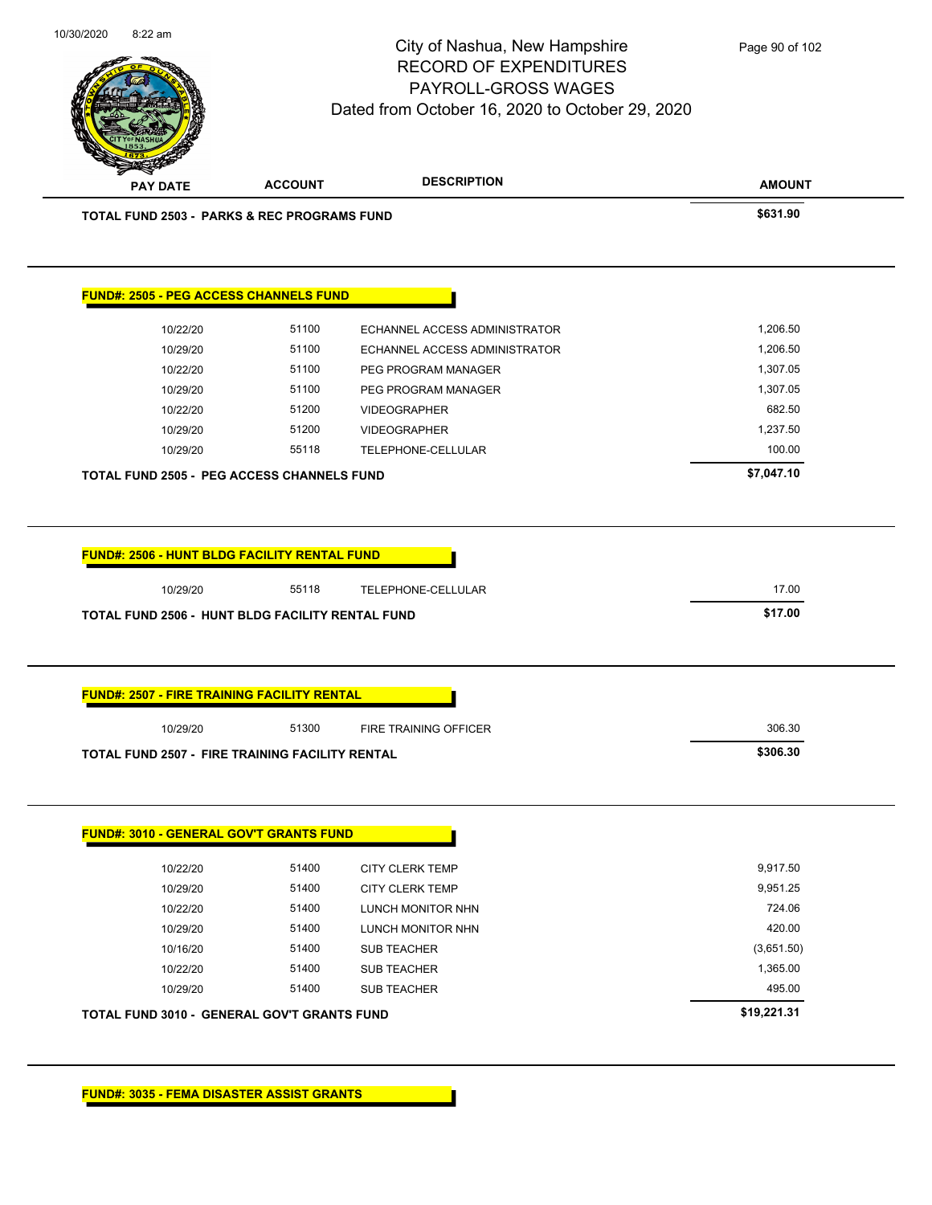# City of Nashua, New Hampshire
## RECORD OF EXPENDITURES
## PAYROLL-GROSS WAGES
### Dated from October 16, 2020 to October 29, 2020

| PAY DATE | ACCOUNT | DESCRIPTION | AMOUNT |
|---|---|---|---|
| **TOTAL FUND 2503 - PARKS & REC PROGRAMS FUND** | | | **$631.90** |

**FUND#: 2505 - PEG ACCESS CHANNELS FUND**

| PAY DATE | ACCOUNT | DESCRIPTION | AMOUNT |
|---|---|---|---|
| 10/22/20 | 51100 | ECHANNEL ACCESS ADMINISTRATOR | 1,206.50 |
| 10/29/20 | 51100 | ECHANNEL ACCESS ADMINISTRATOR | 1,206.50 |
| 10/22/20 | 51100 | PEG PROGRAM MANAGER | 1,307.05 |
| 10/29/20 | 51100 | PEG PROGRAM MANAGER | 1,307.05 |
| 10/22/20 | 51200 | VIDEOGRAPHER | 682.50 |
| 10/29/20 | 51200 | VIDEOGRAPHER | 1,237.50 |
| 10/29/20 | 55118 | TELEPHONE-CELLULAR | 100.00 |
| **TOTAL FUND 2505 - PEG ACCESS CHANNELS FUND** | | | **$7,047.10** |

**FUND#: 2506 - HUNT BLDG FACILITY RENTAL FUND**

| PAY DATE | ACCOUNT | DESCRIPTION | AMOUNT |
|---|---|---|---|
| 10/29/20 | 55118 | TELEPHONE-CELLULAR | 17.00 |
| **TOTAL FUND 2506 - HUNT BLDG FACILITY RENTAL FUND** | | | **$17.00** |

**FUND#: 2507 - FIRE TRAINING FACILITY RENTAL**

| PAY DATE | ACCOUNT | DESCRIPTION | AMOUNT |
|---|---|---|---|
| 10/29/20 | 51300 | FIRE TRAINING OFFICER | 306.30 |
| **TOTAL FUND 2507 - FIRE TRAINING FACILITY RENTAL** | | | **$306.30** |

**FUND#: 3010 - GENERAL GOV'T GRANTS FUND**

| PAY DATE | ACCOUNT | DESCRIPTION | AMOUNT |
|---|---|---|---|
| 10/22/20 | 51400 | CITY CLERK TEMP | 9,917.50 |
| 10/29/20 | 51400 | CITY CLERK TEMP | 9,951.25 |
| 10/22/20 | 51400 | LUNCH MONITOR NHN | 724.06 |
| 10/29/20 | 51400 | LUNCH MONITOR NHN | 420.00 |
| 10/16/20 | 51400 | SUB TEACHER | (3,651.50) |
| 10/22/20 | 51400 | SUB TEACHER | 1,365.00 |
| 10/29/20 | 51400 | SUB TEACHER | 495.00 |
| **TOTAL FUND 3010 - GENERAL GOV'T GRANTS FUND** | | | **$19,221.31** |

**FUND#: 3035 - FEMA DISASTER ASSIST GRANTS**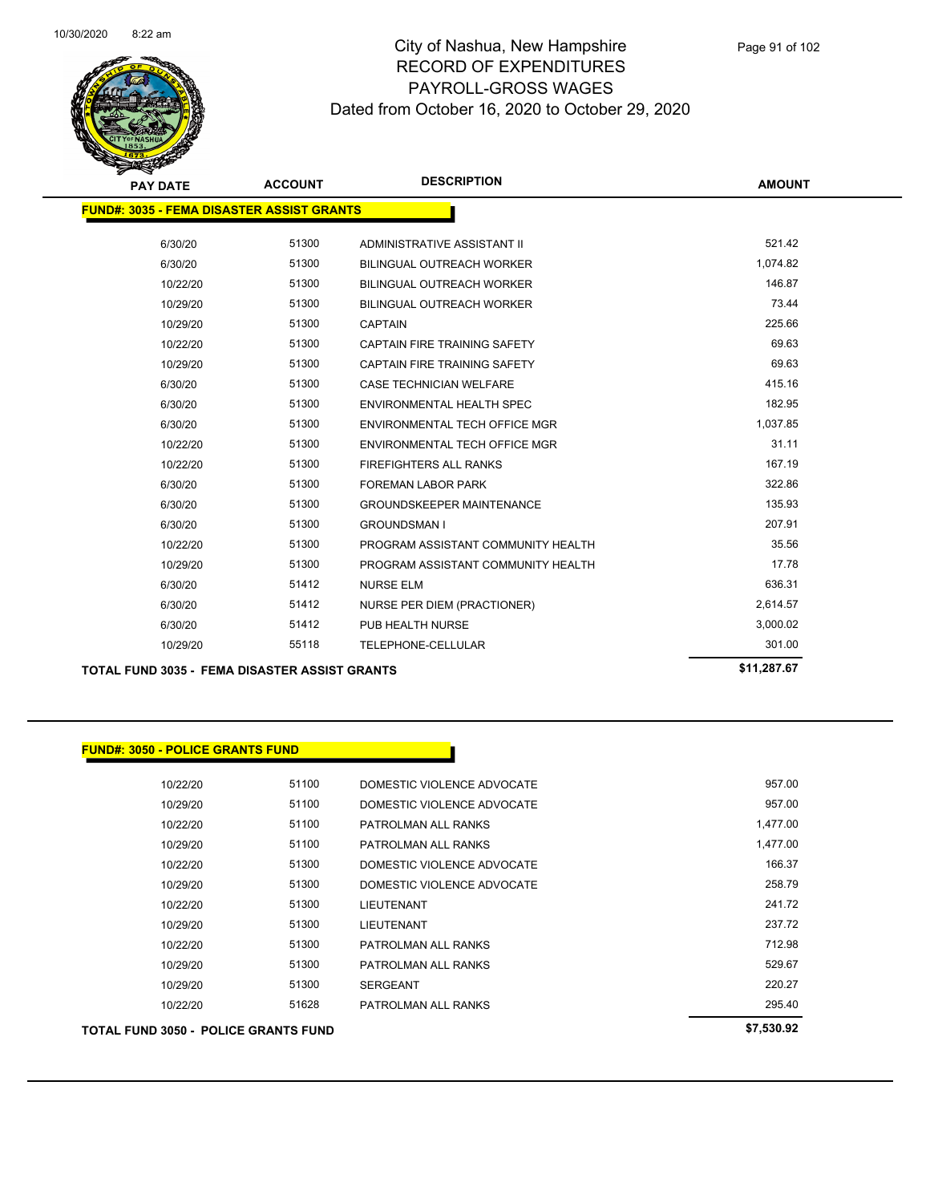# City of Nashua, New Hampshire
## RECORD OF EXPENDITURES
## PAYROLL-GROSS WAGES
### Dated from October 16, 2020 to October 29, 2020

**FUND#: 3035 - FEMA DISASTER ASSIST GRANTS**

| PAY DATE | ACCOUNT | DESCRIPTION | AMOUNT |
|---|---|---|---|
| 6/30/20 | 51300 | ADMINISTRATIVE ASSISTANT II | 521.42 |
| 6/30/20 | 51300 | BILINGUAL OUTREACH WORKER | 1,074.82 |
| 10/22/20 | 51300 | BILINGUAL OUTREACH WORKER | 146.87 |
| 10/29/20 | 51300 | BILINGUAL OUTREACH WORKER | 73.44 |
| 10/29/20 | 51300 | CAPTAIN | 225.66 |
| 10/22/20 | 51300 | CAPTAIN FIRE TRAINING SAFETY | 69.63 |
| 10/29/20 | 51300 | CAPTAIN FIRE TRAINING SAFETY | 69.63 |
| 6/30/20 | 51300 | CASE TECHNICIAN WELFARE | 415.16 |
| 6/30/20 | 51300 | ENVIRONMENTAL HEALTH SPEC | 182.95 |
| 6/30/20 | 51300 | ENVIRONMENTAL TECH OFFICE MGR | 1,037.85 |
| 10/22/20 | 51300 | ENVIRONMENTAL TECH OFFICE MGR | 31.11 |
| 10/22/20 | 51300 | FIREFIGHTERS ALL RANKS | 167.19 |
| 6/30/20 | 51300 | FOREMAN LABOR PARK | 322.86 |
| 6/30/20 | 51300 | GROUNDSKEEPER MAINTENANCE | 135.93 |
| 6/30/20 | 51300 | GROUNDSMAN I | 207.91 |
| 10/22/20 | 51300 | PROGRAM ASSISTANT COMMUNITY HEALTH | 35.56 |
| 10/29/20 | 51300 | PROGRAM ASSISTANT COMMUNITY HEALTH | 17.78 |
| 6/30/20 | 51412 | NURSE ELM | 636.31 |
| 6/30/20 | 51412 | NURSE PER DIEM (PRACTIONER) | 2,614.57 |
| 6/30/20 | 51412 | PUB HEALTH NURSE | 3,000.02 |
| 10/29/20 | 55118 | TELEPHONE-CELLULAR | 301.00 |
| **TOTAL FUND 3035 - FEMA DISASTER ASSIST GRANTS** | | | **$11,287.67** |

**FUND#: 3050 - POLICE GRANTS FUND**

| PAY DATE | ACCOUNT | DESCRIPTION | AMOUNT |
|---|---|---|---|
| 10/22/20 | 51100 | DOMESTIC VIOLENCE ADVOCATE | 957.00 |
| 10/29/20 | 51100 | DOMESTIC VIOLENCE ADVOCATE | 957.00 |
| 10/22/20 | 51100 | PATROLMAN ALL RANKS | 1,477.00 |
| 10/29/20 | 51100 | PATROLMAN ALL RANKS | 1,477.00 |
| 10/22/20 | 51300 | DOMESTIC VIOLENCE ADVOCATE | 166.37 |
| 10/29/20 | 51300 | DOMESTIC VIOLENCE ADVOCATE | 258.79 |
| 10/22/20 | 51300 | LIEUTENANT | 241.72 |
| 10/29/20 | 51300 | LIEUTENANT | 237.72 |
| 10/22/20 | 51300 | PATROLMAN ALL RANKS | 712.98 |
| 10/29/20 | 51300 | PATROLMAN ALL RANKS | 529.67 |
| 10/29/20 | 51300 | SERGEANT | 220.27 |
| 10/22/20 | 51628 | PATROLMAN ALL RANKS | 295.40 |
| **TOTAL FUND 3050 - POLICE GRANTS FUND** | | | **$7,530.92** |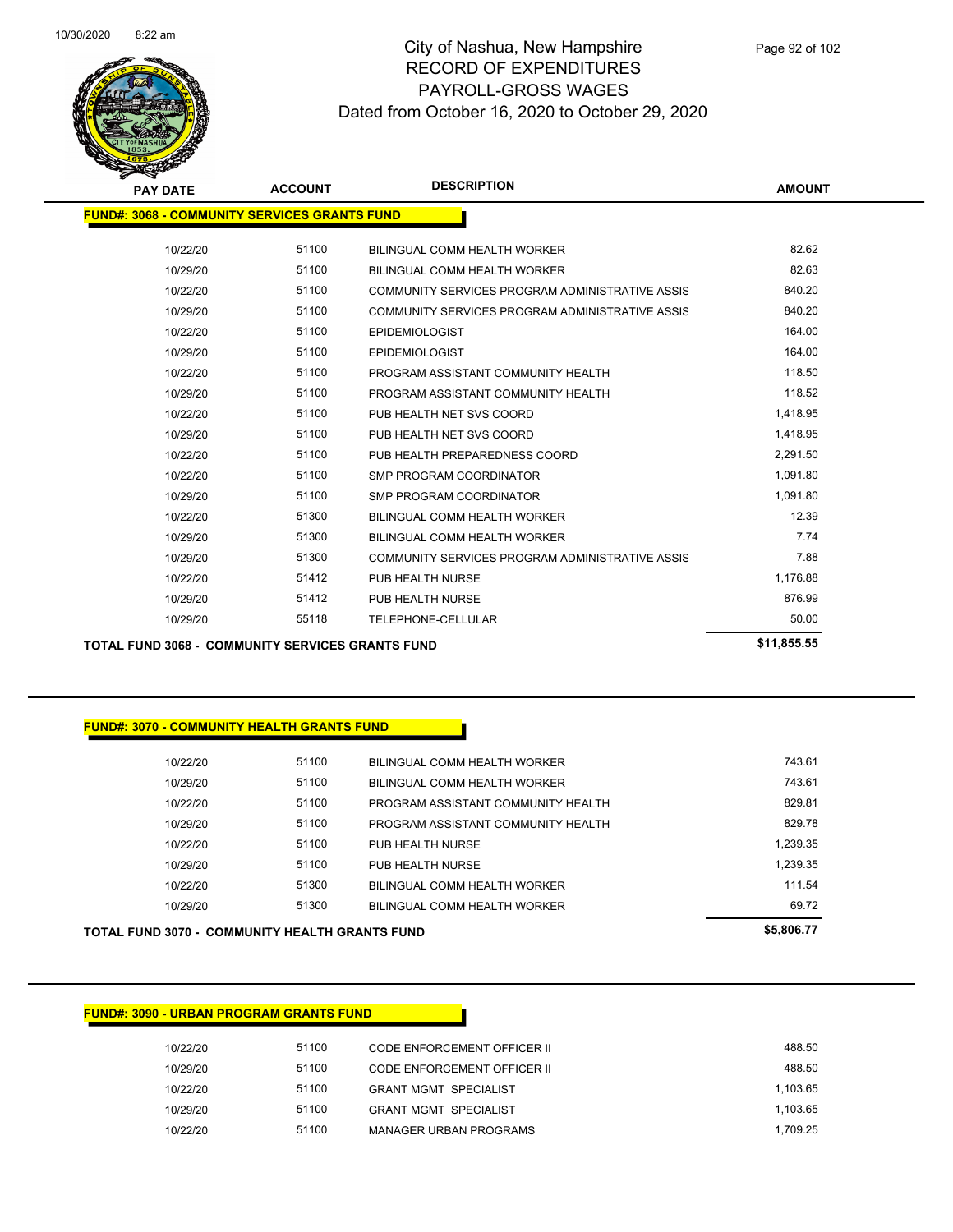# City of Nashua, New Hampshire
## RECORD OF EXPENDITURES
## PAYROLL-GROSS WAGES
### Dated from October 16, 2020 to October 29, 2020

**FUND#: 3068 - COMMUNITY SERVICES GRANTS FUND**

| PAY DATE | ACCOUNT | DESCRIPTION | AMOUNT |
|---|---|---|---|
| 10/22/20 | 51100 | BILINGUAL COMM HEALTH WORKER | 82.62 |
| 10/29/20 | 51100 | BILINGUAL COMM HEALTH WORKER | 82.63 |
| 10/22/20 | 51100 | COMMUNITY SERVICES PROGRAM ADMINISTRATIVE ASSIS | 840.20 |
| 10/29/20 | 51100 | COMMUNITY SERVICES PROGRAM ADMINISTRATIVE ASSIS | 840.20 |
| 10/22/20 | 51100 | EPIDEMIOLOGIST | 164.00 |
| 10/29/20 | 51100 | EPIDEMIOLOGIST | 164.00 |
| 10/22/20 | 51100 | PROGRAM ASSISTANT COMMUNITY HEALTH | 118.50 |
| 10/29/20 | 51100 | PROGRAM ASSISTANT COMMUNITY HEALTH | 118.52 |
| 10/22/20 | 51100 | PUB HEALTH NET SVS COORD | 1,418.95 |
| 10/29/20 | 51100 | PUB HEALTH NET SVS COORD | 1,418.95 |
| 10/22/20 | 51100 | PUB HEALTH PREPAREDNESS COORD | 2,291.50 |
| 10/22/20 | 51100 | SMP PROGRAM COORDINATOR | 1,091.80 |
| 10/29/20 | 51100 | SMP PROGRAM COORDINATOR | 1,091.80 |
| 10/22/20 | 51300 | BILINGUAL COMM HEALTH WORKER | 12.39 |
| 10/29/20 | 51300 | BILINGUAL COMM HEALTH WORKER | 7.74 |
| 10/29/20 | 51300 | COMMUNITY SERVICES PROGRAM ADMINISTRATIVE ASSIS | 7.88 |
| 10/22/20 | 51412 | PUB HEALTH NURSE | 1,176.88 |
| 10/29/20 | 51412 | PUB HEALTH NURSE | 876.99 |
| 10/29/20 | 55118 | TELEPHONE-CELLULAR | 50.00 |

**TOTAL FUND 3068 - COMMUNITY SERVICES GRANTS FUND** **$11,855.55**

**FUND#: 3070 - COMMUNITY HEALTH GRANTS FUND**

| PAY DATE | ACCOUNT | DESCRIPTION | AMOUNT |
|---|---|---|---|
| 10/22/20 | 51100 | BILINGUAL COMM HEALTH WORKER | 743.61 |
| 10/29/20 | 51100 | BILINGUAL COMM HEALTH WORKER | 743.61 |
| 10/22/20 | 51100 | PROGRAM ASSISTANT COMMUNITY HEALTH | 829.81 |
| 10/29/20 | 51100 | PROGRAM ASSISTANT COMMUNITY HEALTH | 829.78 |
| 10/22/20 | 51100 | PUB HEALTH NURSE | 1,239.35 |
| 10/29/20 | 51100 | PUB HEALTH NURSE | 1,239.35 |
| 10/22/20 | 51300 | BILINGUAL COMM HEALTH WORKER | 111.54 |
| 10/29/20 | 51300 | BILINGUAL COMM HEALTH WORKER | 69.72 |

**TOTAL FUND 3070 - COMMUNITY HEALTH GRANTS FUND** **$5,806.77**

**FUND#: 3090 - URBAN PROGRAM GRANTS FUND**

| PAY DATE | ACCOUNT | DESCRIPTION | AMOUNT |
|---|---|---|---|
| 10/22/20 | 51100 | CODE ENFORCEMENT OFFICER II | 488.50 |
| 10/29/20 | 51100 | CODE ENFORCEMENT OFFICER II | 488.50 |
| 10/22/20 | 51100 | GRANT MGMT SPECIALIST | 1,103.65 |
| 10/29/20 | 51100 | GRANT MGMT SPECIALIST | 1,103.65 |
| 10/22/20 | 51100 | MANAGER URBAN PROGRAMS | 1,709.25 |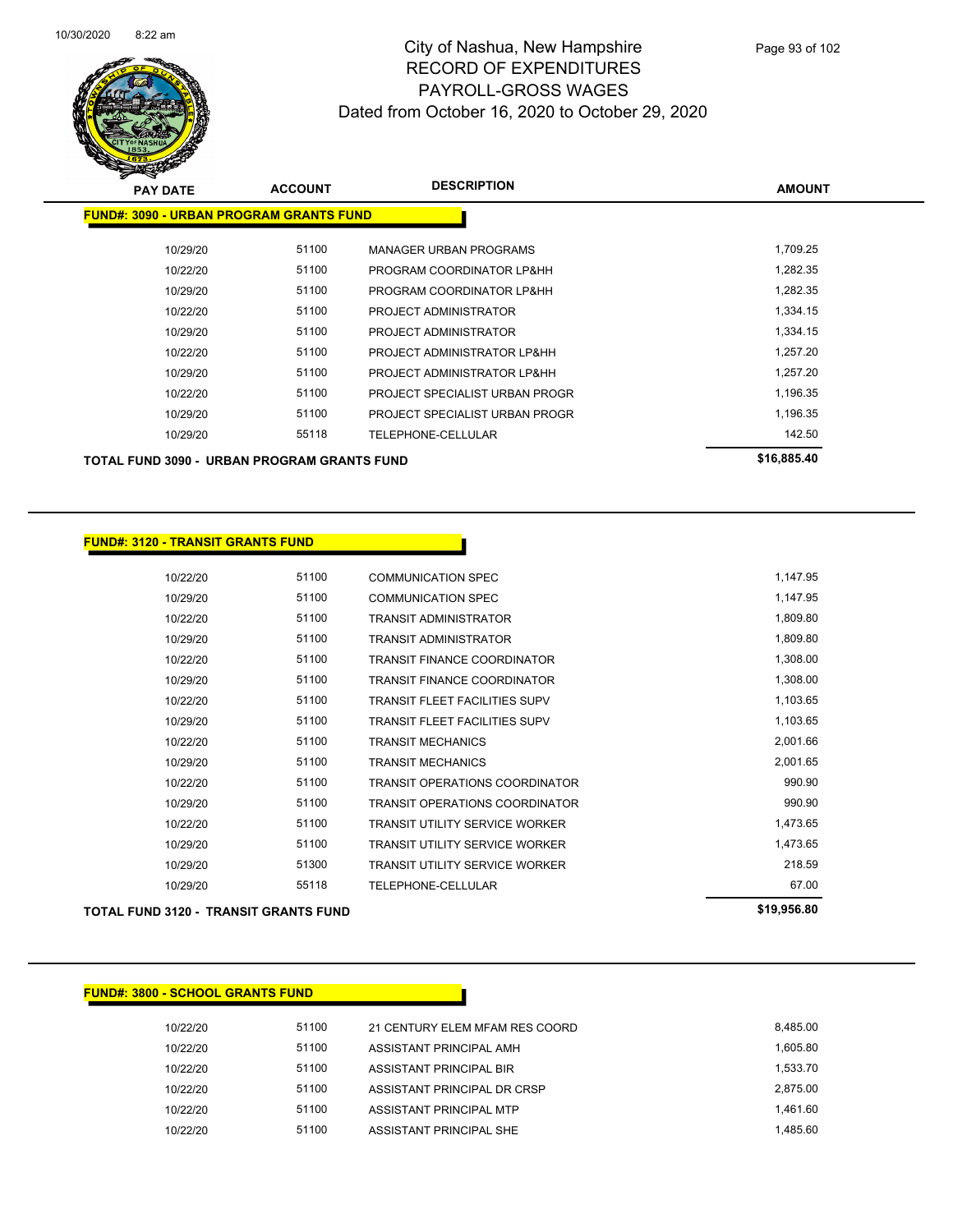# City of Nashua, New Hampshire
## RECORD OF EXPENDITURES
## PAYROLL-GROSS WAGES
## Dated from October 16, 2020 to October 29, 2020

| PAY DATE | ACCOUNT | DESCRIPTION | AMOUNT |
|---|---|---|---|
| **FUND#: 3090 - URBAN PROGRAM GRANTS FUND** | | | |
| 10/29/20 | 51100 | MANAGER URBAN PROGRAMS | 1,709.25 |
| 10/22/20 | 51100 | PROGRAM COORDINATOR LP&HH | 1,282.35 |
| 10/29/20 | 51100 | PROGRAM COORDINATOR LP&HH | 1,282.35 |
| 10/22/20 | 51100 | PROJECT ADMINISTRATOR | 1,334.15 |
| 10/29/20 | 51100 | PROJECT ADMINISTRATOR | 1,334.15 |
| 10/22/20 | 51100 | PROJECT ADMINISTRATOR LP&HH | 1,257.20 |
| 10/29/20 | 51100 | PROJECT ADMINISTRATOR LP&HH | 1,257.20 |
| 10/22/20 | 51100 | PROJECT SPECIALIST URBAN PROGR | 1,196.35 |
| 10/29/20 | 51100 | PROJECT SPECIALIST URBAN PROGR | 1,196.35 |
| 10/29/20 | 55118 | TELEPHONE-CELLULAR | 142.50 |
| **TOTAL FUND 3090 - URBAN PROGRAM GRANTS FUND** | | | **$16,885.40** |

| PAY DATE | ACCOUNT | DESCRIPTION | AMOUNT |
|---|---|---|---|
| **FUND#: 3120 - TRANSIT GRANTS FUND** | | | |
| 10/22/20 | 51100 | COMMUNICATION SPEC | 1,147.95 |
| 10/29/20 | 51100 | COMMUNICATION SPEC | 1,147.95 |
| 10/22/20 | 51100 | TRANSIT ADMINISTRATOR | 1,809.80 |
| 10/29/20 | 51100 | TRANSIT ADMINISTRATOR | 1,809.80 |
| 10/22/20 | 51100 | TRANSIT FINANCE COORDINATOR | 1,308.00 |
| 10/29/20 | 51100 | TRANSIT FINANCE COORDINATOR | 1,308.00 |
| 10/22/20 | 51100 | TRANSIT FLEET FACILITIES SUPV | 1,103.65 |
| 10/29/20 | 51100 | TRANSIT FLEET FACILITIES SUPV | 1,103.65 |
| 10/22/20 | 51100 | TRANSIT MECHANICS | 2,001.66 |
| 10/29/20 | 51100 | TRANSIT MECHANICS | 2,001.65 |
| 10/22/20 | 51100 | TRANSIT OPERATIONS COORDINATOR | 990.90 |
| 10/29/20 | 51100 | TRANSIT OPERATIONS COORDINATOR | 990.90 |
| 10/22/20 | 51100 | TRANSIT UTILITY SERVICE WORKER | 1,473.65 |
| 10/29/20 | 51100 | TRANSIT UTILITY SERVICE WORKER | 1,473.65 |
| 10/29/20 | 51300 | TRANSIT UTILITY SERVICE WORKER | 218.59 |
| 10/29/20 | 55118 | TELEPHONE-CELLULAR | 67.00 |
| **TOTAL FUND 3120 - TRANSIT GRANTS FUND** | | | **$19,956.80** |

| PAY DATE | ACCOUNT | DESCRIPTION | AMOUNT |
|---|---|---|---|
| **FUND#: 3800 - SCHOOL GRANTS FUND** | | | |
| 10/22/20 | 51100 | 21 CENTURY ELEM MFAM RES COORD | 8,485.00 |
| 10/22/20 | 51100 | ASSISTANT PRINCIPAL AMH | 1,605.80 |
| 10/22/20 | 51100 | ASSISTANT PRINCIPAL BIR | 1,533.70 |
| 10/22/20 | 51100 | ASSISTANT PRINCIPAL DR CRSP | 2,875.00 |
| 10/22/20 | 51100 | ASSISTANT PRINCIPAL MTP | 1,461.60 |
| 10/22/20 | 51100 | ASSISTANT PRINCIPAL SHE | 1,485.60 |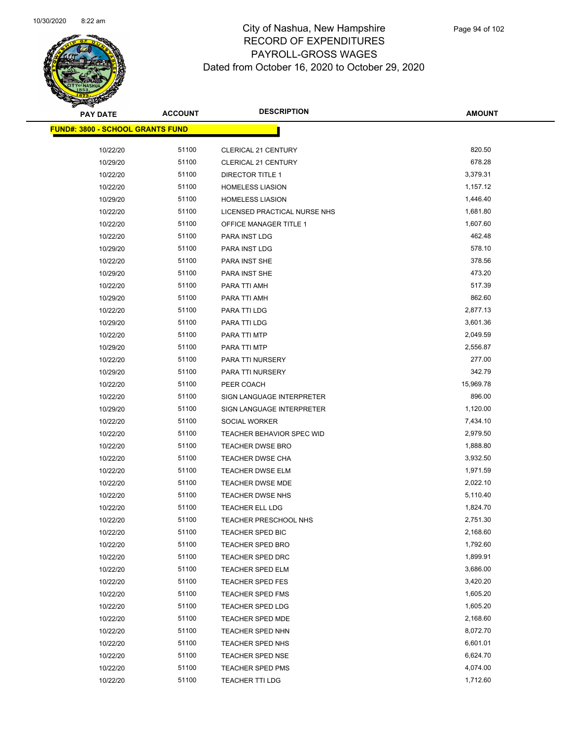# City of Nashua, New Hampshire
# RECORD OF EXPENDITURES
# PAYROLL-GROSS WAGES
## Dated from October 16, 2020 to October 29, 2020

| PAY DATE | ACCOUNT | DESCRIPTION | AMOUNT |
|---|---|---|---|
| **FUND#: 3800 - SCHOOL GRANTS FUND** | | | |
| 10/22/20 | 51100 | CLERICAL 21 CENTURY | 820.50 |
| 10/29/20 | 51100 | CLERICAL 21 CENTURY | 678.28 |
| 10/22/20 | 51100 | DIRECTOR TITLE 1 | 3,379.31 |
| 10/22/20 | 51100 | HOMELESS LIASION | 1,157.12 |
| 10/29/20 | 51100 | HOMELESS LIASION | 1,446.40 |
| 10/22/20 | 51100 | LICENSED PRACTICAL NURSE NHS | 1,681.80 |
| 10/22/20 | 51100 | OFFICE MANAGER TITLE 1 | 1,607.60 |
| 10/22/20 | 51100 | PARA INST LDG | 462.48 |
| 10/29/20 | 51100 | PARA INST LDG | 578.10 |
| 10/22/20 | 51100 | PARA INST SHE | 378.56 |
| 10/29/20 | 51100 | PARA INST SHE | 473.20 |
| 10/22/20 | 51100 | PARA TTI AMH | 517.39 |
| 10/29/20 | 51100 | PARA TTI AMH | 862.60 |
| 10/22/20 | 51100 | PARA TTI LDG | 2,877.13 |
| 10/29/20 | 51100 | PARA TTI LDG | 3,601.36 |
| 10/22/20 | 51100 | PARA TTI MTP | 2,049.59 |
| 10/29/20 | 51100 | PARA TTI MTP | 2,556.87 |
| 10/22/20 | 51100 | PARA TTI NURSERY | 277.00 |
| 10/29/20 | 51100 | PARA TTI NURSERY | 342.79 |
| 10/22/20 | 51100 | PEER COACH | 15,969.78 |
| 10/22/20 | 51100 | SIGN LANGUAGE INTERPRETER | 896.00 |
| 10/29/20 | 51100 | SIGN LANGUAGE INTERPRETER | 1,120.00 |
| 10/22/20 | 51100 | SOCIAL WORKER | 7,434.10 |
| 10/22/20 | 51100 | TEACHER BEHAVIOR SPEC WID | 2,979.50 |
| 10/22/20 | 51100 | TEACHER DWSE BRO | 1,888.80 |
| 10/22/20 | 51100 | TEACHER DWSE CHA | 3,932.50 |
| 10/22/20 | 51100 | TEACHER DWSE ELM | 1,971.59 |
| 10/22/20 | 51100 | TEACHER DWSE MDE | 2,022.10 |
| 10/22/20 | 51100 | TEACHER DWSE NHS | 5,110.40 |
| 10/22/20 | 51100 | TEACHER ELL LDG | 1,824.70 |
| 10/22/20 | 51100 | TEACHER PRESCHOOL NHS | 2,751.30 |
| 10/22/20 | 51100 | TEACHER SPED BIC | 2,168.60 |
| 10/22/20 | 51100 | TEACHER SPED BRO | 1,792.60 |
| 10/22/20 | 51100 | TEACHER SPED DRC | 1,899.91 |
| 10/22/20 | 51100 | TEACHER SPED ELM | 3,686.00 |
| 10/22/20 | 51100 | TEACHER SPED FES | 3,420.20 |
| 10/22/20 | 51100 | TEACHER SPED FMS | 1,605.20 |
| 10/22/20 | 51100 | TEACHER SPED LDG | 1,605.20 |
| 10/22/20 | 51100 | TEACHER SPED MDE | 2,168.60 |
| 10/22/20 | 51100 | TEACHER SPED NHN | 8,072.70 |
| 10/22/20 | 51100 | TEACHER SPED NHS | 6,601.01 |
| 10/22/20 | 51100 | TEACHER SPED NSE | 6,624.70 |
| 10/22/20 | 51100 | TEACHER SPED PMS | 4,074.00 |
| 10/22/20 | 51100 | TEACHER TTI LDG | 1,712.60 |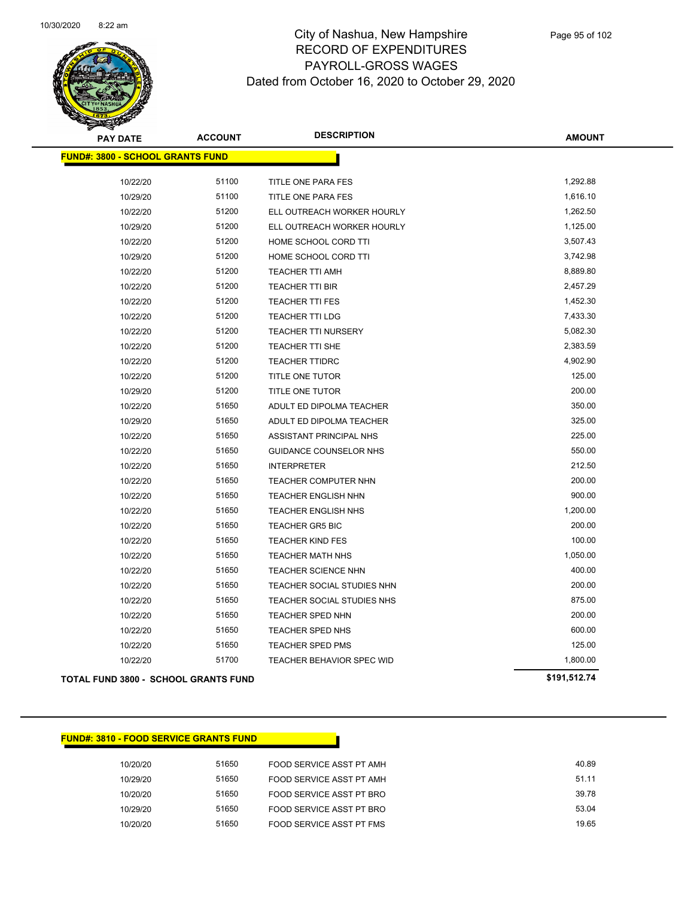# City of Nashua, New Hampshire
## RECORD OF EXPENDITURES
## PAYROLL-GROSS WAGES
## Dated from October 16, 2020 to October 29, 2020

10/30/2020 8:22 am

| PAY DATE | ACCOUNT | DESCRIPTION | AMOUNT |
|---|---|---|---|
| **FUND#: 3800 - SCHOOL GRANTS FUND** | | | |
| 10/22/20 | 51100 | TITLE ONE PARA FES | 1,292.88 |
| 10/29/20 | 51100 | TITLE ONE PARA FES | 1,616.10 |
| 10/22/20 | 51200 | ELL OUTREACH WORKER HOURLY | 1,262.50 |
| 10/29/20 | 51200 | ELL OUTREACH WORKER HOURLY | 1,125.00 |
| 10/22/20 | 51200 | HOME SCHOOL CORD TTI | 3,507.43 |
| 10/29/20 | 51200 | HOME SCHOOL CORD TTI | 3,742.98 |
| 10/22/20 | 51200 | TEACHER TTI AMH | 8,889.80 |
| 10/22/20 | 51200 | TEACHER TTI BIR | 2,457.29 |
| 10/22/20 | 51200 | TEACHER TTI FES | 1,452.30 |
| 10/22/20 | 51200 | TEACHER TTI LDG | 7,433.30 |
| 10/22/20 | 51200 | TEACHER TTI NURSERY | 5,082.30 |
| 10/22/20 | 51200 | TEACHER TTI SHE | 2,383.59 |
| 10/22/20 | 51200 | TEACHER TTIDRC | 4,902.90 |
| 10/22/20 | 51200 | TITLE ONE TUTOR | 125.00 |
| 10/29/20 | 51200 | TITLE ONE TUTOR | 200.00 |
| 10/22/20 | 51650 | ADULT ED DIPOLMA TEACHER | 350.00 |
| 10/29/20 | 51650 | ADULT ED DIPOLMA TEACHER | 325.00 |
| 10/22/20 | 51650 | ASSISTANT PRINCIPAL NHS | 225.00 |
| 10/22/20 | 51650 | GUIDANCE COUNSELOR NHS | 550.00 |
| 10/22/20 | 51650 | INTERPRETER | 212.50 |
| 10/22/20 | 51650 | TEACHER COMPUTER NHN | 200.00 |
| 10/22/20 | 51650 | TEACHER ENGLISH NHN | 900.00 |
| 10/22/20 | 51650 | TEACHER ENGLISH NHS | 1,200.00 |
| 10/22/20 | 51650 | TEACHER GR5 BIC | 200.00 |
| 10/22/20 | 51650 | TEACHER KIND FES | 100.00 |
| 10/22/20 | 51650 | TEACHER MATH NHS | 1,050.00 |
| 10/22/20 | 51650 | TEACHER SCIENCE NHN | 400.00 |
| 10/22/20 | 51650 | TEACHER SOCIAL STUDIES NHN | 200.00 |
| 10/22/20 | 51650 | TEACHER SOCIAL STUDIES NHS | 875.00 |
| 10/22/20 | 51650 | TEACHER SPED NHN | 200.00 |
| 10/22/20 | 51650 | TEACHER SPED NHS | 600.00 |
| 10/22/20 | 51650 | TEACHER SPED PMS | 125.00 |
| 10/22/20 | 51700 | TEACHER BEHAVIOR SPEC WID | 1,800.00 |
| **TOTAL FUND 3800 - SCHOOL GRANTS FUND** | | | **$191,512.74** |

| PAY DATE | ACCOUNT | DESCRIPTION | AMOUNT |
|---|---|---|---|
| **FUND#: 3810 - FOOD SERVICE GRANTS FUND** | | | |
| 10/20/20 | 51650 | FOOD SERVICE ASST PT AMH | 40.89 |
| 10/29/20 | 51650 | FOOD SERVICE ASST PT AMH | 51.11 |
| 10/20/20 | 51650 | FOOD SERVICE ASST PT BRO | 39.78 |
| 10/29/20 | 51650 | FOOD SERVICE ASST PT BRO | 53.04 |
| 10/20/20 | 51650 | FOOD SERVICE ASST PT FMS | 19.65 |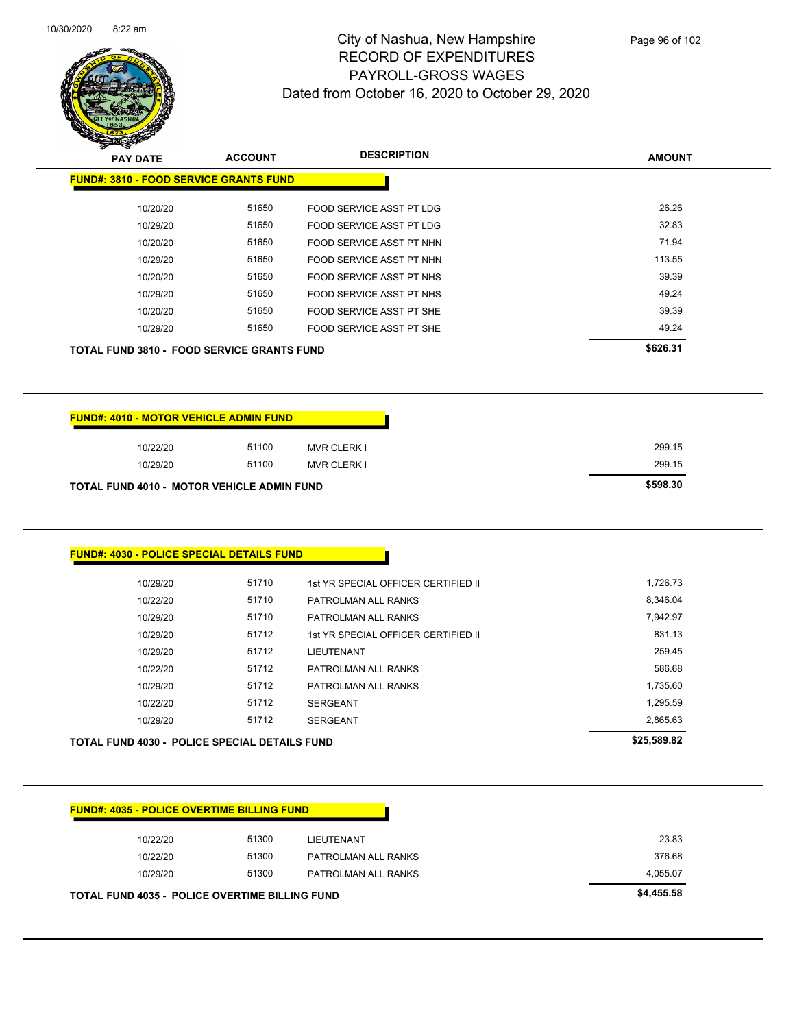# City of Nashua, New Hampshire
## RECORD OF EXPENDITURES
## PAYROLL-GROSS WAGES
### Dated from October 16, 2020 to October 29, 2020

**FUND#: 3810 - FOOD SERVICE GRANTS FUND**

| PAY DATE | ACCOUNT | DESCRIPTION | AMOUNT |
|---|---|---|---|
| 10/20/20 | 51650 | FOOD SERVICE ASST PT LDG | 26.26 |
| 10/29/20 | 51650 | FOOD SERVICE ASST PT LDG | 32.83 |
| 10/20/20 | 51650 | FOOD SERVICE ASST PT NHN | 71.94 |
| 10/29/20 | 51650 | FOOD SERVICE ASST PT NHN | 113.55 |
| 10/20/20 | 51650 | FOOD SERVICE ASST PT NHS | 39.39 |
| 10/29/20 | 51650 | FOOD SERVICE ASST PT NHS | 49.24 |
| 10/20/20 | 51650 | FOOD SERVICE ASST PT SHE | 39.39 |
| 10/29/20 | 51650 | FOOD SERVICE ASST PT SHE | 49.24 |
| **TOTAL FUND 3810 - FOOD SERVICE GRANTS FUND** | | | **$626.31** |

**FUND#: 4010 - MOTOR VEHICLE ADMIN FUND**

| PAY DATE | ACCOUNT | DESCRIPTION | AMOUNT |
|---|---|---|---|
| 10/22/20 | 51100 | MVR CLERK I | 299.15 |
| 10/29/20 | 51100 | MVR CLERK I | 299.15 |
| **TOTAL FUND 4010 - MOTOR VEHICLE ADMIN FUND** | | | **$598.30** |

**FUND#: 4030 - POLICE SPECIAL DETAILS FUND**

| PAY DATE | ACCOUNT | DESCRIPTION | AMOUNT |
|---|---|---|---|
| 10/29/20 | 51710 | 1st YR SPECIAL OFFICER CERTIFIED II | 1,726.73 |
| 10/22/20 | 51710 | PATROLMAN ALL RANKS | 8,346.04 |
| 10/29/20 | 51710 | PATROLMAN ALL RANKS | 7,942.97 |
| 10/29/20 | 51712 | 1st YR SPECIAL OFFICER CERTIFIED II | 831.13 |
| 10/29/20 | 51712 | LIEUTENANT | 259.45 |
| 10/22/20 | 51712 | PATROLMAN ALL RANKS | 586.68 |
| 10/29/20 | 51712 | PATROLMAN ALL RANKS | 1,735.60 |
| 10/22/20 | 51712 | SERGEANT | 1,295.59 |
| 10/29/20 | 51712 | SERGEANT | 2,865.63 |
| **TOTAL FUND 4030 - POLICE SPECIAL DETAILS FUND** | | | **$25,589.82** |

**FUND#: 4035 - POLICE OVERTIME BILLING FUND**

| PAY DATE | ACCOUNT | DESCRIPTION | AMOUNT |
|---|---|---|---|
| 10/22/20 | 51300 | LIEUTENANT | 23.83 |
| 10/22/20 | 51300 | PATROLMAN ALL RANKS | 376.68 |
| 10/29/20 | 51300 | PATROLMAN ALL RANKS | 4,055.07 |
| **TOTAL FUND 4035 - POLICE OVERTIME BILLING FUND** | | | **$4,455.58** |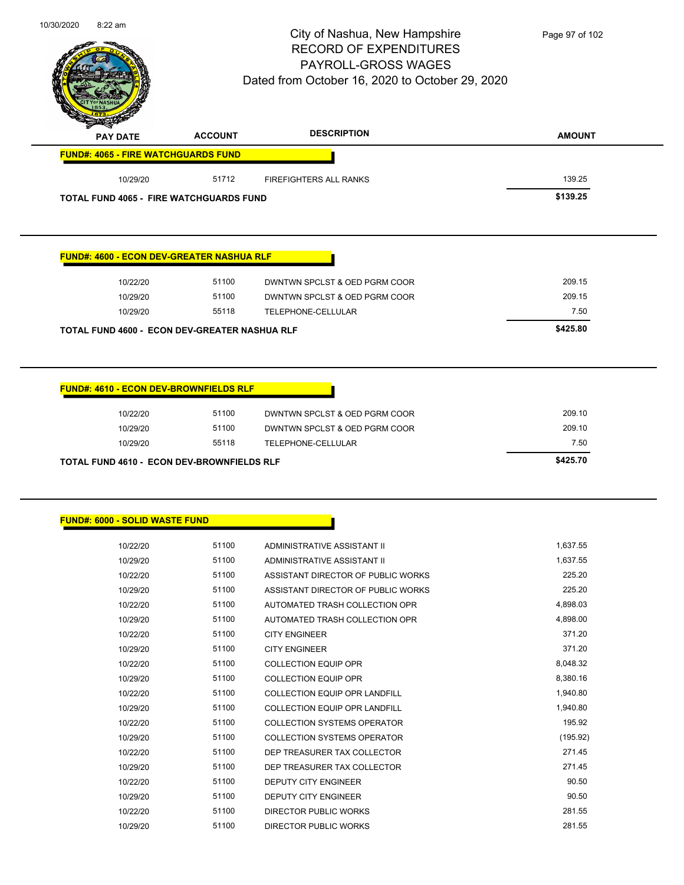# City of Nashua, New Hampshire
## RECORD OF EXPENDITURES
## PAYROLL-GROSS WAGES
### Dated from October 16, 2020 to October 29, 2020

| PAY DATE | ACCOUNT | DESCRIPTION | AMOUNT |
|---|---|---|---|
| **FUND#: 4065 - FIRE WATCHGUARDS FUND** | | | |
| 10/29/20 | 51712 | FIREFIGHTERS ALL RANKS | 139.25 |
| **TOTAL FUND 4065 - FIRE WATCHGUARDS FUND** | | | **$139.25** |

| PAY DATE | ACCOUNT | DESCRIPTION | AMOUNT |
|---|---|---|---|
| **FUND#: 4600 - ECON DEV-GREATER NASHUA RLF** | | | |
| 10/22/20 | 51100 | DWNTWN SPCLST & OED PGRM COOR | 209.15 |
| 10/29/20 | 51100 | DWNTWN SPCLST & OED PGRM COOR | 209.15 |
| 10/29/20 | 55118 | TELEPHONE-CELLULAR | 7.50 |
| **TOTAL FUND 4600 - ECON DEV-GREATER NASHUA RLF** | | | **$425.80** |

| PAY DATE | ACCOUNT | DESCRIPTION | AMOUNT |
|---|---|---|---|
| **FUND#: 4610 - ECON DEV-BROWNFIELDS RLF** | | | |
| 10/22/20 | 51100 | DWNTWN SPCLST & OED PGRM COOR | 209.10 |
| 10/29/20 | 51100 | DWNTWN SPCLST & OED PGRM COOR | 209.10 |
| 10/29/20 | 55118 | TELEPHONE-CELLULAR | 7.50 |
| **TOTAL FUND 4610 - ECON DEV-BROWNFIELDS RLF** | | | **$425.70** |

| PAY DATE | ACCOUNT | DESCRIPTION | AMOUNT |
|---|---|---|---|
| **FUND#: 6000 - SOLID WASTE FUND** | | | |
| 10/22/20 | 51100 | ADMINISTRATIVE ASSISTANT II | 1,637.55 |
| 10/29/20 | 51100 | ADMINISTRATIVE ASSISTANT II | 1,637.55 |
| 10/22/20 | 51100 | ASSISTANT DIRECTOR OF PUBLIC WORKS | 225.20 |
| 10/29/20 | 51100 | ASSISTANT DIRECTOR OF PUBLIC WORKS | 225.20 |
| 10/22/20 | 51100 | AUTOMATED TRASH COLLECTION OPR | 4,898.03 |
| 10/29/20 | 51100 | AUTOMATED TRASH COLLECTION OPR | 4,898.00 |
| 10/22/20 | 51100 | CITY ENGINEER | 371.20 |
| 10/29/20 | 51100 | CITY ENGINEER | 371.20 |
| 10/22/20 | 51100 | COLLECTION EQUIP OPR | 8,048.32 |
| 10/29/20 | 51100 | COLLECTION EQUIP OPR | 8,380.16 |
| 10/22/20 | 51100 | COLLECTION EQUIP OPR LANDFILL | 1,940.80 |
| 10/29/20 | 51100 | COLLECTION EQUIP OPR LANDFILL | 1,940.80 |
| 10/22/20 | 51100 | COLLECTION SYSTEMS OPERATOR | 195.92 |
| 10/29/20 | 51100 | COLLECTION SYSTEMS OPERATOR | (195.92) |
| 10/22/20 | 51100 | DEP TREASURER TAX COLLECTOR | 271.45 |
| 10/29/20 | 51100 | DEP TREASURER TAX COLLECTOR | 271.45 |
| 10/22/20 | 51100 | DEPUTY CITY ENGINEER | 90.50 |
| 10/29/20 | 51100 | DEPUTY CITY ENGINEER | 90.50 |
| 10/22/20 | 51100 | DIRECTOR PUBLIC WORKS | 281.55 |
| 10/29/20 | 51100 | DIRECTOR PUBLIC WORKS | 281.55 |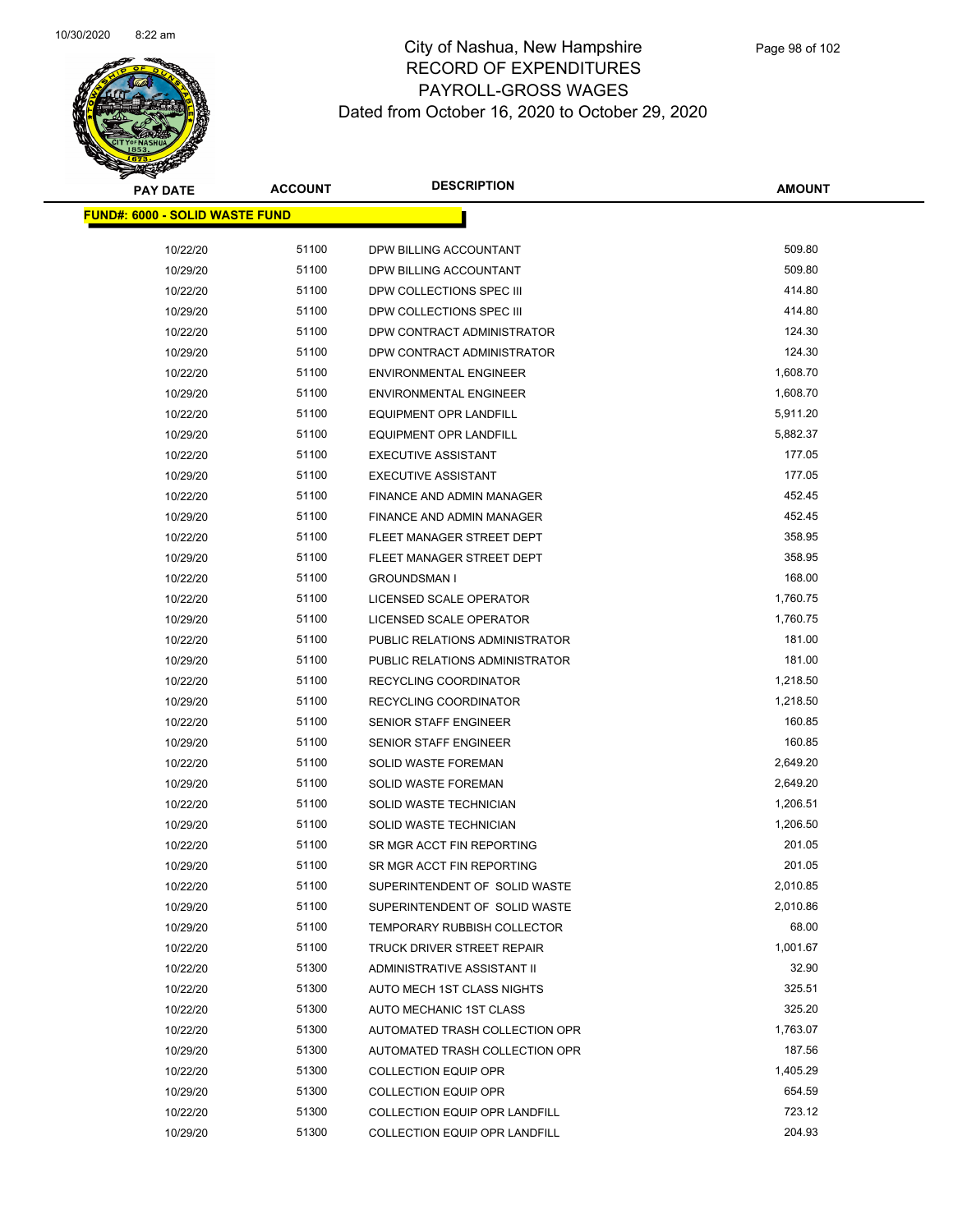# City of Nashua, New Hampshire
## RECORD OF EXPENDITURES
## PAYROLL-GROSS WAGES
## Dated from October 16, 2020 to October 29, 2020

| PAY DATE | ACCOUNT | DESCRIPTION | AMOUNT |
|---|---|---|---|
| **FUND#: 6000 - SOLID WASTE FUND** | | | |
| 10/22/20 | 51100 | DPW BILLING ACCOUNTANT | 509.80 |
| 10/29/20 | 51100 | DPW BILLING ACCOUNTANT | 509.80 |
| 10/22/20 | 51100 | DPW COLLECTIONS SPEC III | 414.80 |
| 10/29/20 | 51100 | DPW COLLECTIONS SPEC III | 414.80 |
| 10/22/20 | 51100 | DPW CONTRACT ADMINISTRATOR | 124.30 |
| 10/29/20 | 51100 | DPW CONTRACT ADMINISTRATOR | 124.30 |
| 10/22/20 | 51100 | ENVIRONMENTAL ENGINEER | 1,608.70 |
| 10/29/20 | 51100 | ENVIRONMENTAL ENGINEER | 1,608.70 |
| 10/22/20 | 51100 | EQUIPMENT OPR LANDFILL | 5,911.20 |
| 10/29/20 | 51100 | EQUIPMENT OPR LANDFILL | 5,882.37 |
| 10/22/20 | 51100 | EXECUTIVE ASSISTANT | 177.05 |
| 10/29/20 | 51100 | EXECUTIVE ASSISTANT | 177.05 |
| 10/22/20 | 51100 | FINANCE AND ADMIN MANAGER | 452.45 |
| 10/29/20 | 51100 | FINANCE AND ADMIN MANAGER | 452.45 |
| 10/22/20 | 51100 | FLEET MANAGER STREET DEPT | 358.95 |
| 10/29/20 | 51100 | FLEET MANAGER STREET DEPT | 358.95 |
| 10/22/20 | 51100 | GROUNDSMAN I | 168.00 |
| 10/22/20 | 51100 | LICENSED SCALE OPERATOR | 1,760.75 |
| 10/29/20 | 51100 | LICENSED SCALE OPERATOR | 1,760.75 |
| 10/22/20 | 51100 | PUBLIC RELATIONS ADMINISTRATOR | 181.00 |
| 10/29/20 | 51100 | PUBLIC RELATIONS ADMINISTRATOR | 181.00 |
| 10/22/20 | 51100 | RECYCLING COORDINATOR | 1,218.50 |
| 10/29/20 | 51100 | RECYCLING COORDINATOR | 1,218.50 |
| 10/22/20 | 51100 | SENIOR STAFF ENGINEER | 160.85 |
| 10/29/20 | 51100 | SENIOR STAFF ENGINEER | 160.85 |
| 10/22/20 | 51100 | SOLID WASTE FOREMAN | 2,649.20 |
| 10/29/20 | 51100 | SOLID WASTE FOREMAN | 2,649.20 |
| 10/22/20 | 51100 | SOLID WASTE TECHNICIAN | 1,206.51 |
| 10/29/20 | 51100 | SOLID WASTE TECHNICIAN | 1,206.50 |
| 10/22/20 | 51100 | SR MGR ACCT FIN REPORTING | 201.05 |
| 10/29/20 | 51100 | SR MGR ACCT FIN REPORTING | 201.05 |
| 10/22/20 | 51100 | SUPERINTENDENT OF SOLID WASTE | 2,010.85 |
| 10/29/20 | 51100 | SUPERINTENDENT OF SOLID WASTE | 2,010.86 |
| 10/29/20 | 51100 | TEMPORARY RUBBISH COLLECTOR | 68.00 |
| 10/22/20 | 51100 | TRUCK DRIVER STREET REPAIR | 1,001.67 |
| 10/22/20 | 51300 | ADMINISTRATIVE ASSISTANT II | 32.90 |
| 10/22/20 | 51300 | AUTO MECH 1ST CLASS NIGHTS | 325.51 |
| 10/22/20 | 51300 | AUTO MECHANIC 1ST CLASS | 325.20 |
| 10/22/20 | 51300 | AUTOMATED TRASH COLLECTION OPR | 1,763.07 |
| 10/29/20 | 51300 | AUTOMATED TRASH COLLECTION OPR | 187.56 |
| 10/22/20 | 51300 | COLLECTION EQUIP OPR | 1,405.29 |
| 10/29/20 | 51300 | COLLECTION EQUIP OPR | 654.59 |
| 10/22/20 | 51300 | COLLECTION EQUIP OPR LANDFILL | 723.12 |
| 10/29/20 | 51300 | COLLECTION EQUIP OPR LANDFILL | 204.93 |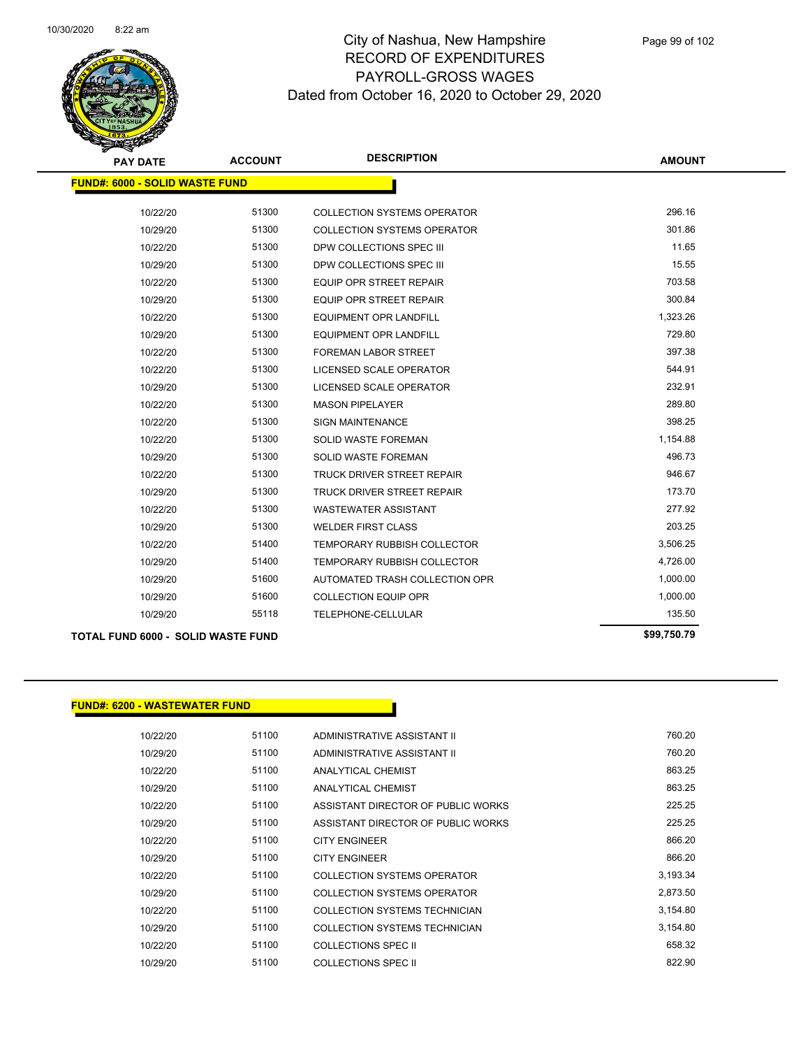# City of Nashua, New Hampshire
## RECORD OF EXPENDITURES
## PAYROLL-GROSS WAGES
### Dated from October 16, 2020 to October 29, 2020

| PAY DATE | ACCOUNT | DESCRIPTION | AMOUNT |
|---|---|---|---|
| **FUND#: 6000 - SOLID WASTE FUND** | | | |
| 10/22/20 | 51300 | COLLECTION SYSTEMS OPERATOR | 296.16 |
| 10/29/20 | 51300 | COLLECTION SYSTEMS OPERATOR | 301.86 |
| 10/22/20 | 51300 | DPW COLLECTIONS SPEC III | 11.65 |
| 10/29/20 | 51300 | DPW COLLECTIONS SPEC III | 15.55 |
| 10/22/20 | 51300 | EQUIP OPR STREET REPAIR | 703.58 |
| 10/29/20 | 51300 | EQUIP OPR STREET REPAIR | 300.84 |
| 10/22/20 | 51300 | EQUIPMENT OPR LANDFILL | 1,323.26 |
| 10/29/20 | 51300 | EQUIPMENT OPR LANDFILL | 729.80 |
| 10/22/20 | 51300 | FOREMAN LABOR STREET | 397.38 |
| 10/22/20 | 51300 | LICENSED SCALE OPERATOR | 544.91 |
| 10/29/20 | 51300 | LICENSED SCALE OPERATOR | 232.91 |
| 10/22/20 | 51300 | MASON PIPELAYER | 289.80 |
| 10/22/20 | 51300 | SIGN MAINTENANCE | 398.25 |
| 10/22/20 | 51300 | SOLID WASTE FOREMAN | 1,154.88 |
| 10/29/20 | 51300 | SOLID WASTE FOREMAN | 496.73 |
| 10/22/20 | 51300 | TRUCK DRIVER STREET REPAIR | 946.67 |
| 10/29/20 | 51300 | TRUCK DRIVER STREET REPAIR | 173.70 |
| 10/22/20 | 51300 | WASTEWATER ASSISTANT | 277.92 |
| 10/29/20 | 51300 | WELDER FIRST CLASS | 203.25 |
| 10/22/20 | 51400 | TEMPORARY RUBBISH COLLECTOR | 3,506.25 |
| 10/29/20 | 51400 | TEMPORARY RUBBISH COLLECTOR | 4,726.00 |
| 10/29/20 | 51600 | AUTOMATED TRASH COLLECTION OPR | 1,000.00 |
| 10/29/20 | 51600 | COLLECTION EQUIP OPR | 1,000.00 |
| 10/29/20 | 55118 | TELEPHONE-CELLULAR | 135.50 |
| **TOTAL FUND 6000 - SOLID WASTE FUND** | | | **$99,750.79** |

| PAY DATE | ACCOUNT | DESCRIPTION | AMOUNT |
|---|---|---|---|
| **FUND#: 6200 - WASTEWATER FUND** | | | |
| 10/22/20 | 51100 | ADMINISTRATIVE ASSISTANT II | 760.20 |
| 10/29/20 | 51100 | ADMINISTRATIVE ASSISTANT II | 760.20 |
| 10/22/20 | 51100 | ANALYTICAL CHEMIST | 863.25 |
| 10/29/20 | 51100 | ANALYTICAL CHEMIST | 863.25 |
| 10/22/20 | 51100 | ASSISTANT DIRECTOR OF PUBLIC WORKS | 225.25 |
| 10/29/20 | 51100 | ASSISTANT DIRECTOR OF PUBLIC WORKS | 225.25 |
| 10/22/20 | 51100 | CITY ENGINEER | 866.20 |
| 10/29/20 | 51100 | CITY ENGINEER | 866.20 |
| 10/22/20 | 51100 | COLLECTION SYSTEMS OPERATOR | 3,193.34 |
| 10/29/20 | 51100 | COLLECTION SYSTEMS OPERATOR | 2,873.50 |
| 10/22/20 | 51100 | COLLECTION SYSTEMS TECHNICIAN | 3,154.80 |
| 10/29/20 | 51100 | COLLECTION SYSTEMS TECHNICIAN | 3,154.80 |
| 10/22/20 | 51100 | COLLECTIONS SPEC II | 658.32 |
| 10/29/20 | 51100 | COLLECTIONS SPEC II | 822.90 |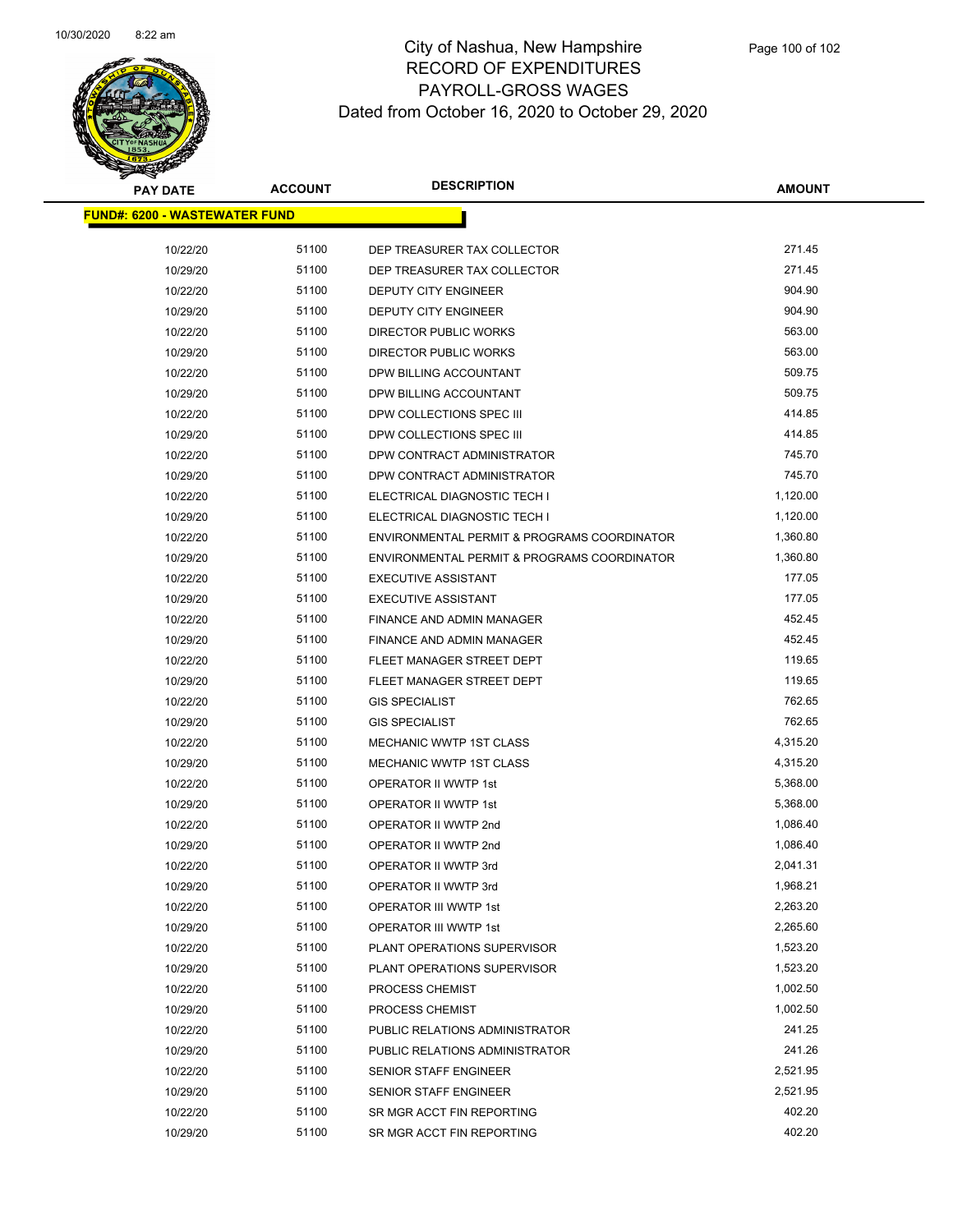# City of Nashua, New Hampshire
## RECORD OF EXPENDITURES
## PAYROLL-GROSS WAGES
## Dated from October 16, 2020 to October 29, 2020

| PAY DATE | ACCOUNT | DESCRIPTION | AMOUNT |
|---|---|---|---|
| **FUND#: 6200 - WASTEWATER FUND** | | | |
| 10/22/20 | 51100 | DEP TREASURER TAX COLLECTOR | 271.45 |
| 10/29/20 | 51100 | DEP TREASURER TAX COLLECTOR | 271.45 |
| 10/22/20 | 51100 | DEPUTY CITY ENGINEER | 904.90 |
| 10/29/20 | 51100 | DEPUTY CITY ENGINEER | 904.90 |
| 10/22/20 | 51100 | DIRECTOR PUBLIC WORKS | 563.00 |
| 10/29/20 | 51100 | DIRECTOR PUBLIC WORKS | 563.00 |
| 10/22/20 | 51100 | DPW BILLING ACCOUNTANT | 509.75 |
| 10/29/20 | 51100 | DPW BILLING ACCOUNTANT | 509.75 |
| 10/22/20 | 51100 | DPW COLLECTIONS SPEC III | 414.85 |
| 10/29/20 | 51100 | DPW COLLECTIONS SPEC III | 414.85 |
| 10/22/20 | 51100 | DPW CONTRACT ADMINISTRATOR | 745.70 |
| 10/29/20 | 51100 | DPW CONTRACT ADMINISTRATOR | 745.70 |
| 10/22/20 | 51100 | ELECTRICAL DIAGNOSTIC TECH I | 1,120.00 |
| 10/29/20 | 51100 | ELECTRICAL DIAGNOSTIC TECH I | 1,120.00 |
| 10/22/20 | 51100 | ENVIRONMENTAL PERMIT & PROGRAMS COORDINATOR | 1,360.80 |
| 10/29/20 | 51100 | ENVIRONMENTAL PERMIT & PROGRAMS COORDINATOR | 1,360.80 |
| 10/22/20 | 51100 | EXECUTIVE ASSISTANT | 177.05 |
| 10/29/20 | 51100 | EXECUTIVE ASSISTANT | 177.05 |
| 10/22/20 | 51100 | FINANCE AND ADMIN MANAGER | 452.45 |
| 10/29/20 | 51100 | FINANCE AND ADMIN MANAGER | 452.45 |
| 10/22/20 | 51100 | FLEET MANAGER STREET DEPT | 119.65 |
| 10/29/20 | 51100 | FLEET MANAGER STREET DEPT | 119.65 |
| 10/22/20 | 51100 | GIS SPECIALIST | 762.65 |
| 10/29/20 | 51100 | GIS SPECIALIST | 762.65 |
| 10/22/20 | 51100 | MECHANIC WWTP 1ST CLASS | 4,315.20 |
| 10/29/20 | 51100 | MECHANIC WWTP 1ST CLASS | 4,315.20 |
| 10/22/20 | 51100 | OPERATOR II WWTP 1st | 5,368.00 |
| 10/29/20 | 51100 | OPERATOR II WWTP 1st | 5,368.00 |
| 10/22/20 | 51100 | OPERATOR II WWTP 2nd | 1,086.40 |
| 10/29/20 | 51100 | OPERATOR II WWTP 2nd | 1,086.40 |
| 10/22/20 | 51100 | OPERATOR II WWTP 3rd | 2,041.31 |
| 10/29/20 | 51100 | OPERATOR II WWTP 3rd | 1,968.21 |
| 10/22/20 | 51100 | OPERATOR III WWTP 1st | 2,263.20 |
| 10/29/20 | 51100 | OPERATOR III WWTP 1st | 2,265.60 |
| 10/22/20 | 51100 | PLANT OPERATIONS SUPERVISOR | 1,523.20 |
| 10/29/20 | 51100 | PLANT OPERATIONS SUPERVISOR | 1,523.20 |
| 10/22/20 | 51100 | PROCESS CHEMIST | 1,002.50 |
| 10/29/20 | 51100 | PROCESS CHEMIST | 1,002.50 |
| 10/22/20 | 51100 | PUBLIC RELATIONS ADMINISTRATOR | 241.25 |
| 10/29/20 | 51100 | PUBLIC RELATIONS ADMINISTRATOR | 241.26 |
| 10/22/20 | 51100 | SENIOR STAFF ENGINEER | 2,521.95 |
| 10/29/20 | 51100 | SENIOR STAFF ENGINEER | 2,521.95 |
| 10/22/20 | 51100 | SR MGR ACCT FIN REPORTING | 402.20 |
| 10/29/20 | 51100 | SR MGR ACCT FIN REPORTING | 402.20 |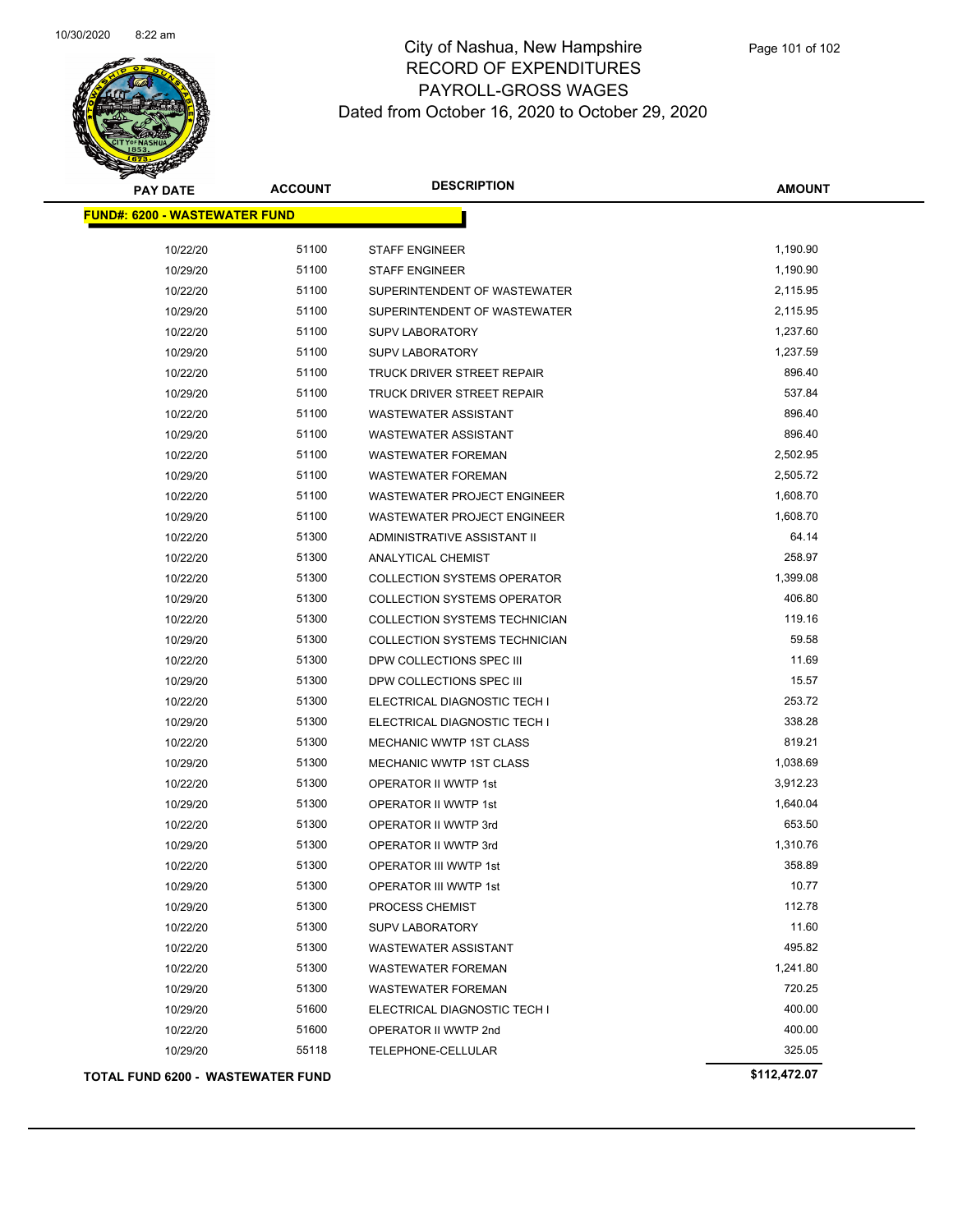# City of Nashua, New Hampshire
## RECORD OF EXPENDITURES
## PAYROLL-GROSS WAGES
### Dated from October 16, 2020 to October 29, 2020

| PAY DATE | ACCOUNT | DESCRIPTION | AMOUNT |
|---|---|---|---|
| **FUND#: 6200 - WASTEWATER FUND** | | | |
| 10/22/20 | 51100 | STAFF ENGINEER | 1,190.90 |
| 10/29/20 | 51100 | STAFF ENGINEER | 1,190.90 |
| 10/22/20 | 51100 | SUPERINTENDENT OF WASTEWATER | 2,115.95 |
| 10/29/20 | 51100 | SUPERINTENDENT OF WASTEWATER | 2,115.95 |
| 10/22/20 | 51100 | SUPV LABORATORY | 1,237.60 |
| 10/29/20 | 51100 | SUPV LABORATORY | 1,237.59 |
| 10/22/20 | 51100 | TRUCK DRIVER STREET REPAIR | 896.40 |
| 10/29/20 | 51100 | TRUCK DRIVER STREET REPAIR | 537.84 |
| 10/22/20 | 51100 | WASTEWATER ASSISTANT | 896.40 |
| 10/29/20 | 51100 | WASTEWATER ASSISTANT | 896.40 |
| 10/22/20 | 51100 | WASTEWATER FOREMAN | 2,502.95 |
| 10/29/20 | 51100 | WASTEWATER FOREMAN | 2,505.72 |
| 10/22/20 | 51100 | WASTEWATER PROJECT ENGINEER | 1,608.70 |
| 10/29/20 | 51100 | WASTEWATER PROJECT ENGINEER | 1,608.70 |
| 10/22/20 | 51300 | ADMINISTRATIVE ASSISTANT II | 64.14 |
| 10/22/20 | 51300 | ANALYTICAL CHEMIST | 258.97 |
| 10/22/20 | 51300 | COLLECTION SYSTEMS OPERATOR | 1,399.08 |
| 10/29/20 | 51300 | COLLECTION SYSTEMS OPERATOR | 406.80 |
| 10/22/20 | 51300 | COLLECTION SYSTEMS TECHNICIAN | 119.16 |
| 10/29/20 | 51300 | COLLECTION SYSTEMS TECHNICIAN | 59.58 |
| 10/22/20 | 51300 | DPW COLLECTIONS SPEC III | 11.69 |
| 10/29/20 | 51300 | DPW COLLECTIONS SPEC III | 15.57 |
| 10/22/20 | 51300 | ELECTRICAL DIAGNOSTIC TECH I | 253.72 |
| 10/29/20 | 51300 | ELECTRICAL DIAGNOSTIC TECH I | 338.28 |
| 10/22/20 | 51300 | MECHANIC WWTP 1ST CLASS | 819.21 |
| 10/29/20 | 51300 | MECHANIC WWTP 1ST CLASS | 1,038.69 |
| 10/22/20 | 51300 | OPERATOR II WWTP 1st | 3,912.23 |
| 10/29/20 | 51300 | OPERATOR II WWTP 1st | 1,640.04 |
| 10/22/20 | 51300 | OPERATOR II WWTP 3rd | 653.50 |
| 10/29/20 | 51300 | OPERATOR II WWTP 3rd | 1,310.76 |
| 10/22/20 | 51300 | OPERATOR III WWTP 1st | 358.89 |
| 10/29/20 | 51300 | OPERATOR III WWTP 1st | 10.77 |
| 10/29/20 | 51300 | PROCESS CHEMIST | 112.78 |
| 10/22/20 | 51300 | SUPV LABORATORY | 11.60 |
| 10/22/20 | 51300 | WASTEWATER ASSISTANT | 495.82 |
| 10/22/20 | 51300 | WASTEWATER FOREMAN | 1,241.80 |
| 10/29/20 | 51300 | WASTEWATER FOREMAN | 720.25 |
| 10/29/20 | 51600 | ELECTRICAL DIAGNOSTIC TECH I | 400.00 |
| 10/22/20 | 51600 | OPERATOR II WWTP 2nd | 400.00 |
| 10/29/20 | 55118 | TELEPHONE-CELLULAR | 325.05 |
| **TOTAL FUND 6200 - WASTEWATER FUND** | | | **$112,472.07** |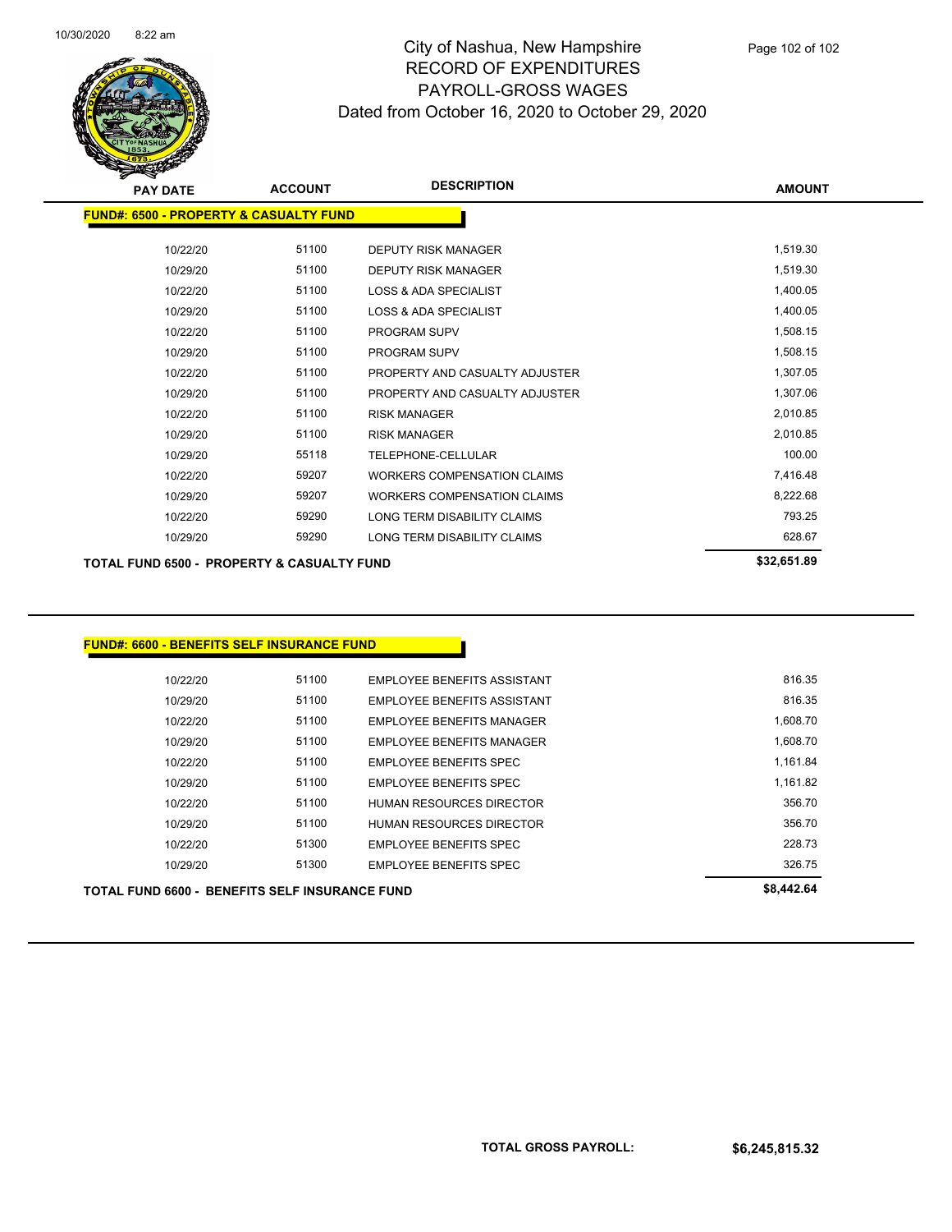# City of Nashua, New Hampshire
## RECORD OF EXPENDITURES
## PAYROLL-GROSS WAGES
### Dated from October 16, 2020 to October 29, 2020

| PAY DATE | ACCOUNT | DESCRIPTION | AMOUNT |
|---|---|---|---|
| **FUND#: 6500 - PROPERTY & CASUALTY FUND** | | | |
| 10/22/20 | 51100 | DEPUTY RISK MANAGER | 1,519.30 |
| 10/29/20 | 51100 | DEPUTY RISK MANAGER | 1,519.30 |
| 10/22/20 | 51100 | LOSS & ADA SPECIALIST | 1,400.05 |
| 10/29/20 | 51100 | LOSS & ADA SPECIALIST | 1,400.05 |
| 10/22/20 | 51100 | PROGRAM SUPV | 1,508.15 |
| 10/29/20 | 51100 | PROGRAM SUPV | 1,508.15 |
| 10/22/20 | 51100 | PROPERTY AND CASUALTY ADJUSTER | 1,307.05 |
| 10/29/20 | 51100 | PROPERTY AND CASUALTY ADJUSTER | 1,307.06 |
| 10/22/20 | 51100 | RISK MANAGER | 2,010.85 |
| 10/29/20 | 51100 | RISK MANAGER | 2,010.85 |
| 10/29/20 | 55118 | TELEPHONE-CELLULAR | 100.00 |
| 10/22/20 | 59207 | WORKERS COMPENSATION CLAIMS | 7,416.48 |
| 10/29/20 | 59207 | WORKERS COMPENSATION CLAIMS | 8,222.68 |
| 10/22/20 | 59290 | LONG TERM DISABILITY CLAIMS | 793.25 |
| 10/29/20 | 59290 | LONG TERM DISABILITY CLAIMS | 628.67 |
| **TOTAL FUND 6500 - PROPERTY & CASUALTY FUND** | | | **$32,651.89** |

| PAY DATE | ACCOUNT | DESCRIPTION | AMOUNT |
|---|---|---|---|
| **FUND#: 6600 - BENEFITS SELF INSURANCE FUND** | | | |
| 10/22/20 | 51100 | EMPLOYEE BENEFITS ASSISTANT | 816.35 |
| 10/29/20 | 51100 | EMPLOYEE BENEFITS ASSISTANT | 816.35 |
| 10/22/20 | 51100 | EMPLOYEE BENEFITS MANAGER | 1,608.70 |
| 10/29/20 | 51100 | EMPLOYEE BENEFITS MANAGER | 1,608.70 |
| 10/22/20 | 51100 | EMPLOYEE BENEFITS SPEC | 1,161.84 |
| 10/29/20 | 51100 | EMPLOYEE BENEFITS SPEC | 1,161.82 |
| 10/22/20 | 51100 | HUMAN RESOURCES DIRECTOR | 356.70 |
| 10/29/20 | 51100 | HUMAN RESOURCES DIRECTOR | 356.70 |
| 10/22/20 | 51300 | EMPLOYEE BENEFITS SPEC | 228.73 |
| 10/29/20 | 51300 | EMPLOYEE BENEFITS SPEC | 326.75 |
| **TOTAL FUND 6600 - BENEFITS SELF INSURANCE FUND** | | | **$8,442.64** |

**TOTAL GROSS PAYROLL: $6,245,815.32**